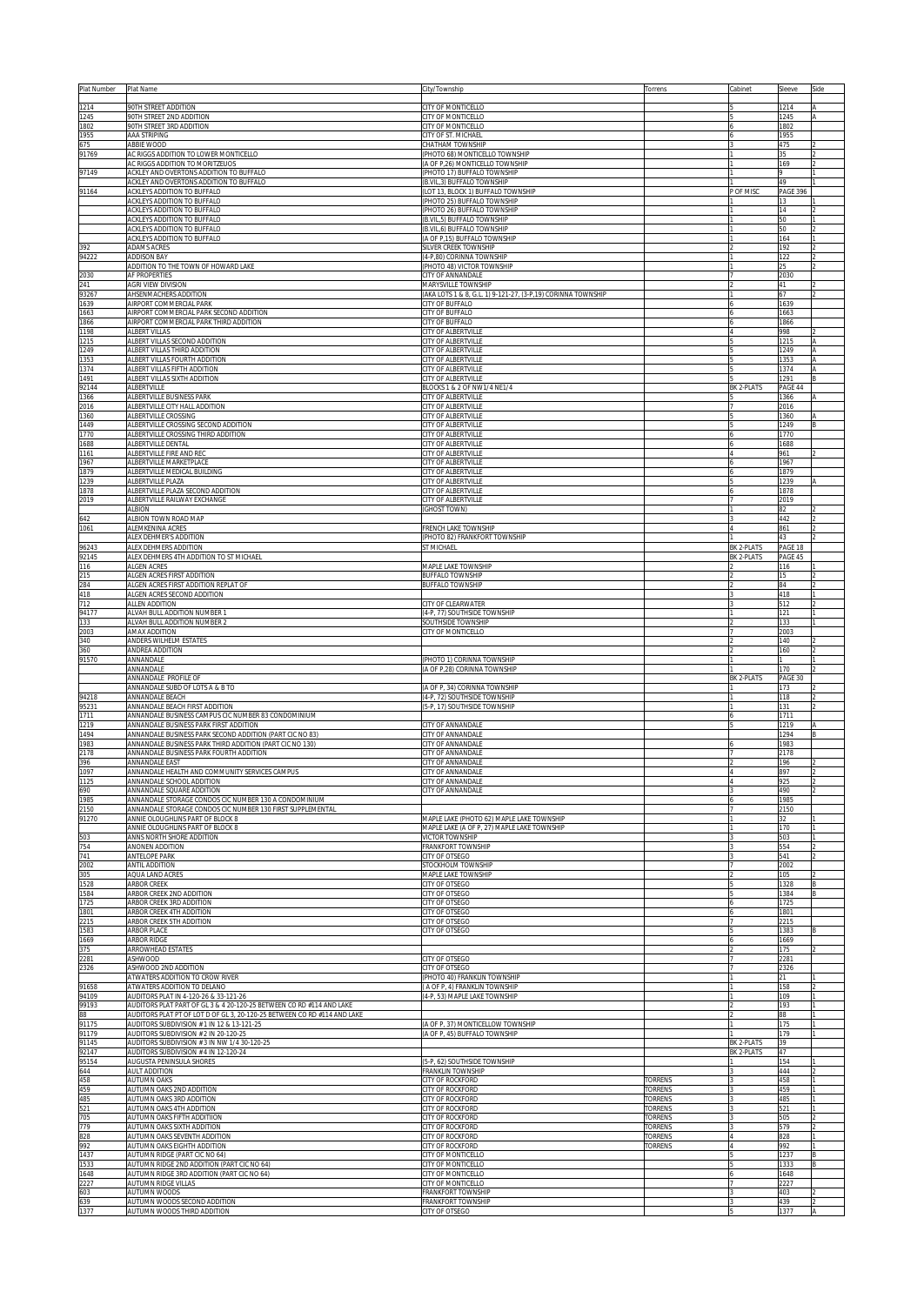| Plat Number | Plat Name | City/Township | Torrens | Cabinet | Sleeve | Side |
|---|---|---|---|---|---|---|
| 1214 | 90TH STREET ADDITION | CITY OF MONTICELLO | | 5 | 1214 | A |
| 1245 | 90TH STREET 2ND ADDITION | CITY OF MONTICELLO | | 5 | 1245 | A |
| 1802 | 90TH STREET 3RD ADDITION | CITY OF MONTICELLO | | 6 | 1802 | |
| 1955 | AAA STRIPING | CITY OF ST. MICHAEL | | 6 | 1955 | |
| 675 | ABBIE WOOD | CHATHAM TOWNSHIP | | 3 | 475 | 2 |
| 91769 | AC RIGGS ADDITION TO LOWER MONTICELLO | (PHOTO 68) MONTICELLO TOWNSHIP | | 1 | 35 | 2 |
| | AC RIGGS ADDITION TO MORITZEUOS | (A OF P,26) MONTICELLO TOWNSHIP | | 1 | 169 | 2 |
| 97149 | ACKLEY AND OVERTONS ADDITION TO BUFFALO | (PHOTO 17) BUFFALO TOWNSHIP | | 1 | 9 | 1 |
| | ACKLEY AND OVERTONS ADDITION TO BUFFALO | (B.VIL,3) BUFFALO TOWNSHIP | | 1 | 49 | 1 |
| 91164 | ACKLEYS ADDITION TO BUFFALO | (LOT 13, BLOCK 1) BUFFALO TOWNSHIP | | P OF MISC | PAGE 396 | |
| | ACKLEYS ADDITION TO BUFFALO | (PHOTO 25) BUFFALO TOWNSHIP | | 1 | 13 | 1 |
| | ACKLEYS ADDITION TO BUFFALO | (PHOTO 26) BUFFALO TOWNSHIP | | 1 | 14 | 2 |
| | ACKLEYS ADDITION TO BUFFALO | (B.VIL,5) BUFFALO TOWNSHIP | | 1 | 50 | 1 |
| | ACKLEYS ADDITION TO BUFFALO | (B.VIL,6) BUFFALO TOWNSHIP | | 1 | 50 | 2 |
| | ACKLEYS ADDITION TO BUFFALO | (A OF P,15) BUFFALO TOWNSHIP | | 1 | 164 | 1 |
| 392 | ADAMS ACRES | SILVER CREEK TOWNSHIP | | 2 | 192 | 2 |
| 94222 | ADDISON BAY | (4-P,80) CORINNA TOWNSHIP | | 1 | 122 | 2 |
| | ADDITION TO THE TOWN OF HOWARD LAKE | (PHOTO 48) VICTOR TOWNSHIP | | 1 | 25 | 2 |
| 2030 | AF PROPERTIES | CITY OF ANNANDALE | | 7 | 2030 | |
| 241 | AGRI VIEW DIVISION | MARYSVILLE TOWNSHIP | | 2 | 41 | 2 |
| 93267 | AHSENMACHERS ADDITION | (AKA LOTS 1 & 8, G.L. 1) 9-121-27, (3-P,19) CORINNA TOWNSHIP | | 1 | 67 | 2 |
| 1639 | AIRPORT COMMERCIAL PARK | CITY OF BUFFALO | | 6 | 1639 | |
| 1663 | AIRPORT COMMERCIAL PARK SECOND ADDITION | CITY OF BUFFALO | | 6 | 1663 | |
| 1866 | AIRPORT COMMERCIAL PARK THIRD ADDITION | CITY OF BUFFALO | | 6 | 1866 | |
| 1198 | ALBERT VILLAS | CITY OF ALBERTVILLE | | 4 | 998 | 2 |
| 1215 | ALBERT VILLAS SECOND ADDITION | CITY OF ALBERTVILLE | | 5 | 1215 | A |
| 1249 | ALBERT VILLAS THIRD ADDITION | CITY OF ALBERTVILLE | | 5 | 1249 | A |
| 1353 | ALBERT VILLAS FOURTH ADDITION | CITY OF ALBERTVILLE | | 5 | 1353 | A |
| 1374 | ALBERT VILLAS FIFTH ADDITION | CITY OF ALBERTVILLE | | 5 | 1374 | A |
| 1491 | ALBERT VILLAS SIXTH ADDITION | CITY OF ALBERTVILLE | | 5 | 1291 | B |
| 92144 | ALBERTVILLE | BLOCKS 1 & 2 OF NW1/4 NE1/4 | | BK 2-PLATS | PAGE 44 | |
| 1366 | ALBERTVILLE BUSINESS PARK | CITY OF ALBERTVILLE | | 5 | 1366 | A |
| 2016 | ALBERTVILLE CITY HALL ADDITION | CITY OF ALBERTVILLE | | 7 | 2016 | |
| 1360 | ALBERTVILLE CROSSING | CITY OF ALBERTVILLE | | 5 | 1360 | A |
| 1449 | ALBERTVILLE CROSSING SECOND ADDITION | CITY OF ALBERTVILLE | | 5 | 1249 | B |
| 1770 | ALBERTVILLE CROSSING THIRD ADDITION | CITY OF ALBERTVILLE | | 6 | 1770 | |
| 1688 | ALBERTVILLE DENTAL | CITY OF ALBERTVILLE | | 6 | 1688 | |
| 1161 | ALBERTVILLE FIRE AND REC | CITY OF ALBERTVILLE | | 4 | 961 | 2 |
| 1967 | ALBERTVILLE MARKETPLACE | CITY OF ALBERTVILLE | | 6 | 1967 | |
| 1879 | ALBERTVILLE MEDICAL BUILDING | CITY OF ALBERTVILLE | | 6 | 1879 | |
| 1239 | ALBERTVILLE PLAZA | CITY OF ALBERTVILLE | | 5 | 1239 | A |
| 1878 | ALBERTVILLE PLAZA SECOND ADDITION | CITY OF ALBERTVILLE | | 6 | 1878 | |
| 2019 | ALBERTVILLE RAILWAY EXCHANGE | CITY OF ALBERTVILLE | | 7 | 2019 | |
| | ALBION | (GHOST TOWN) | | 1 | 82 | 2 |
| 642 | ALBION TOWN ROAD MAP | | | 3 | 442 | 2 |
| 1061 | ALEMKENINA ACRES | FRENCH LAKE TOWNSHIP | | 4 | 861 | 2 |
| | ALEX DEHMER'S ADDITION | (PHOTO 82) FRANKFORT TOWNSHIP | | 1 | 43 | 2 |
| 96243 | ALEX DEHMERS ADDITION | ST MICHAEL | | BK 2-PLATS | PAGE 18 | |
| 92145 | ALEX DEHMERS 4TH ADDITION TO ST MICHAEL | | | BK 2-PLATS | PAGE 45 | |
| 116 | ALGEN ACRES | MAPLE LAKE TOWNSHIP | | 2 | 116 | 1 |
| 215 | ALGEN ACRES FIRST ADDITION | BUFFALO TOWNSHIP | | 2 | 15 | 2 |
| 284 | ALGEN ACRES FIRST ADDITION REPLAT OF | BUFFALO TOWNSHIP | | 2 | 84 | 2 |
| 418 | ALGEN ACRES SECOND ADDITION | | | 3 | 418 | 1 |
| 712 | ALLEN ADDITION | CITY OF CLEARWATER | | 3 | 512 | 2 |
| 94177 | ALVAH BULL ADDITION NUMBER 1 | (4-P, 77) SOUTHSIDE TOWNSHIP | | 1 | 121 | 1 |
| 133 | ALVAH BULL ADDITION NUMBER 2 | SOUTHSIDE TOWNSHIP | | 2 | 133 | 1 |
| 2003 | AMAX ADDITION | CITY OF MONTICELLO | | 7 | 2003 | |
| 340 | ANDERS WILHELM ESTATES | | | 2 | 140 | 2 |
| 360 | ANDREA ADDITION | | | 2 | 160 | 2 |
| 91570 | ANNANDALE | (PHOTO 1) CORINNA TOWNSHIP | | 1 | 1 | 1 |
| | ANNANDALE | (A OF P,28) CORINNA TOWNSHIP | | 1 | 170 | 2 |
| | ANNANDALE PROFILE OF | | | BK 2-PLATS | PAGE 30 | |
| | ANNANDALE SUBD OF LOTS A & B TO | (A OF P, 34) CORINNA TOWNSHIP | | 1 | 173 | 2 |
| 94218 | ANNANDALE BEACH | (4-P, 72) SOUTHSIDE TOWNSHIP | | 1 | 118 | 2 |
| 95231 | ANNANDALE BEACH FIRST ADDITION | (5-P, 17) SOUTHSIDE TOWNSHIP | | 1 | 131 | 2 |
| 1711 | ANNANDALE BUSINESS CAMPUS CIC NUMBER 83 CONDOMINIUM | | | 6 | 1711 | |
| 1219 | ANNANDALE BUSINESS PARK FIRST ADDITION | CITY OF ANNANDALE | | 5 | 1219 | A |
| 1494 | ANNANDALE BUSINESS PARK SECOND ADDITION (PART CIC NO 83) | CITY OF ANNANDALE | | | 1294 | B |
| 1983 | ANNANDALE BUSINESS PARK THIRD ADDITION (PART CIC NO 130) | CITY OF ANNANDALE | | 6 | 1983 | |
| 2178 | ANNANDALE BUSINESS PARK FOURTH ADDITION | CITY OF ANNANDALE | | 7 | 2178 | |
| 396 | ANNANDALE EAST | CITY OF ANNANDALE | | 2 | 196 | 2 |
| 1097 | ANNANDALE HEALTH AND COMMUNITY SERVICES CAMPUS | CITY OF ANNANDALE | | 4 | 897 | 2 |
| 1125 | ANNANDALE SCHOOL ADDITION | CITY OF ANNANDALE | | 4 | 925 | 2 |
| 690 | ANNANDALE SQUARE ADDITION | CITY OF ANNANDALE | | 3 | 490 | 2 |
| 1985 | ANNANDALE STORAGE CONDOS CIC NUMBER 130 A CONDOMINIUM | | | 6 | 1985 | |
| 2150 | ANNANDALE STORAGE CONDOS CIC NUMBER 130 FIRST SUPPLEMENTAL | | | 7 | 2150 | |
| 91270 | ANNIE OLOUGHLINS PART OF BLOCK 8 | MAPLE LAKE (PHOTO 62) MAPLE LAKE TOWNSHIP | | 1 | 32 | 1 |
| | ANNIE OLOUGHLINS PART OF BLOCK 8 | MAPLE LAKE (A OF P, 27) MAPLE LAKE TOWNSHIP | | 1 | 170 | 1 |
| 503 | ANNS NORTH SHORE ADDITION | VICTOR TOWNSHIP | | 3 | 503 | 1 |
| 754 | ANONEN ADDITION | FRANKFORT TOWNSHIP | | 3 | 554 | 2 |
| 741 | ANTELOPE PARK | CITY OF OTSEGO | | 3 | 541 | 2 |
| 2002 | ANTIL ADDITION | STOCKHOLM TOWNSHIP | | 7 | 2002 | |
| 305 | AQUA LAND ACRES | MAPLE LAKE TOWNSHIP | | 2 | 105 | 2 |
| 1528 | ARBOR CREEK | CITY OF OTSEGO | | 5 | 1328 | B |
| 1584 | ARBOR CREEK 2ND ADDITION | CITY OF OTSEGO | | 5 | 1384 | B |
| 1725 | ARBOR CREEK 3RD ADDITION | CITY OF OTSEGO | | 6 | 1725 | |
| 1801 | ARBOR CREEK 4TH ADDITION | CITY OF OTSEGO | | 6 | 1801 | |
| 2215 | ARBOR CREEK 5TH ADDITION | CITY OF OTSEGO | | 7 | 2215 | |
| 1583 | ARBOR PLACE | CITY OF OTSEGO | | 5 | 1383 | B |
| 1669 | ARBOR RIDGE | | | 6 | 1669 | |
| 375 | ARROWHEAD ESTATES | | | 2 | 175 | 2 |
| 2281 | ASHWOOD | CITY OF OTSEGO | | 7 | 2281 | |
| 2326 | ASHWOOD 2ND ADDITION | CITY OF OTSEGO | | 7 | 2326 | |
| | ATWATERS ADDITION TO CROW RIVER | (PHOTO 40) FRANKLIN TOWNSHIP | | 1 | 21 | 1 |
| 91658 | ATWATERS ADDITION TO DELANO | ( A OF P, 4) FRANKLIN TOWNSHIP | | 1 | 158 | 2 |
| 94109 | AUDITORS PLAT IN 4-120-26 & 33-121-26 | (4-P, 53) MAPLE LAKE TOWNSHIP | | 1 | 109 | 1 |
| 99193 | AUDITORS PLAT PART OF GL 3 & 4 20-120-25 BETWEEN CO RD #114 AND LAKE | | | 2 | 193 | 1 |
| 88 | AUDITORS PLAT PT OF LOT D OF GL 3, 20-120-25 BETWEEN CO RD #114 AND LAKE | | | 2 | 88 | 1 |
| 91175 | AUDITORS SUBDIVISION #1 IN 12 & 13-121-25 | (A OF P, 37) MONTICELLOW TOWNSHIP | | 1 | 175 | 1 |
| 91179 | AUDITORS SUBDIVISION #2 IN 20-120-25 | (A OF P, 45) BUFFALO TOWNSHIP | | 1 | 179 | 1 |
| 91145 | AUDITORS SUBDIVISION #3 IN NW 1/4 30-120-25 | | | BK 2-PLATS | 39 | |
| 92147 | AUDITORS SUBDIVISION #4 IN 12-120-24 | | | BK 2-PLATS | 47 | |
| 95154 | AUGUSTA PENINSULA SHORES | (5-P, 62) SOUTHSIDE TOWNSHIP | | 1 | 154 | 1 |
| 644 | AULT ADDITION | FRANKLIN TOWNSHIP | | 3 | 444 | 2 |
| 458 | AUTUMN OAKS | CITY OF ROCKFORD | TORRENS | 3 | 458 | 1 |
| 459 | AUTUMN OAKS 2ND ADDITION | CITY OF ROCKFORD | TORRENS | 3 | 459 | 1 |
| 485 | AUTUMN OAKS 3RD ADDITION | CITY OF ROCKFORD | TORRENS | 3 | 485 | 1 |
| 521 | AUTUMN OAKS 4TH ADDITION | CITY OF ROCKFORD | TORRENS | 3 | 521 | 1 |
| 705 | AUTUMN OAKS FIFTH ADDITIION | CITY OF ROCKFORD | TORRENS | 3 | 505 | 2 |
| 779 | AUTUMN OAKS SIXTH ADDITION | CITY OF ROCKFORD | TORRENS | 3 | 579 | 2 |
| 828 | AUTUMN OAKS SEVENTH ADDITION | CITY OF ROCKFORD | TORRENS | 4 | 828 | 1 |
| 992 | AUTUMN OAKS EIGHTH ADDITION | CITY OF ROCKFORD | TORRENS | 4 | 992 | 1 |
| 1437 | AUTUMN RIDGE (PART CIC NO 64) | CITY OF MONTICELLO | | 5 | 1237 | B |
| 1533 | AUTUMN RIDGE 2ND ADDITION (PART CIC NO 64) | CITY OF MONTICELLO | | 5 | 1333 | B |
| 1648 | AUTUMN RIDGE 3RD ADDITION (PART CIC NO 64) | CITY OF MONTICELLO | | 6 | 1648 | |
| 2227 | AUTUMN RIDGE VILLAS | CITY OF MONTICELLO | | 7 | 2227 | |
| 603 | AUTUMN WOODS | FRANKFORT TOWNSHIP | | 3 | 403 | 2 |
| 639 | AUTUMN WOODS SECOND ADDITION | FRANKFORT TOWNSHIP | | 3 | 439 | 2 |
| 1377 | AUTUMN WOODS THIRD ADDITION | CITY OF OTSEGO | | 5 | 1377 | A |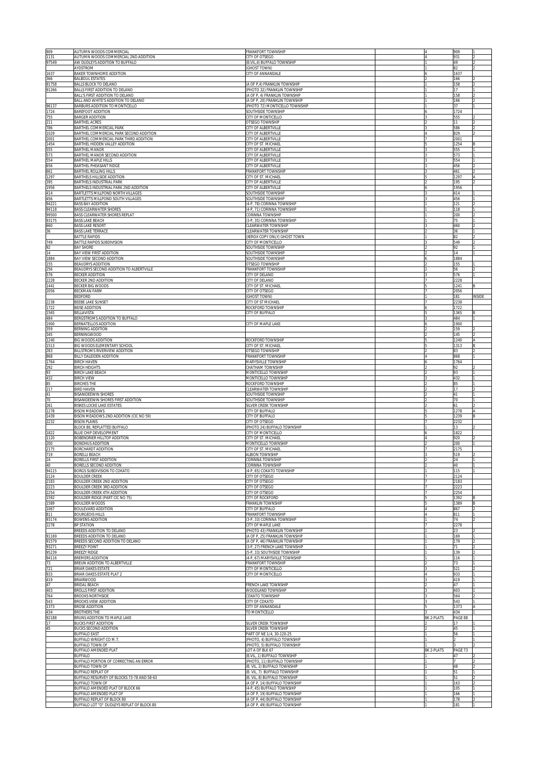| | | | | | | |
|---|---|---|---|---|---|---|
| 909 | AUTUMN WOODS COMMERCIAL | FRANKFORT TOWNSHIP | | 4 | 909 | 1 |
| 1131 | AUTUMN WOODS COMMERCIAL 2ND ADDITION | CITY OF OTSEGO | | 4 | 931 | 2 |
| 97549 | AW DUDLEYS ADDITION TO BUFFALO | (B.VIL,4) BUFFALO TOWNSHIP | | 1 | 49 | 2 |
| | AYDSTROM | (GHOST TOWN) | | 1 | 82 | 2 |
| 1637 | BAKER TOWNHOME ADDITION | CITY OF ANNANDALE | | 6 | 1637 | |
| 366 | BALBOUL ESTATES | | | 2 | 166 | 2 |
| 91758 | BALLS BLOCK TO DELANO | (A OF P,4) FRANKLIN TOWNSHIP | | 1 | 158 | 2 |
| 91266 | BALLS FIRST ADDITION TO DELANO | (PHOTO 32) FRANKLIN TOWNSHIP | | 1 | 17 | 1 |
| | BALL'S FIRST ADDITION TO DELANO | (A OF P, 4) FRANKLIN TOWNSHIP | | 1 | 158 | 2 |
| | BALL AND WHITE'S ADDITION TO DELANO | (A OF P, 20) FRANKLIN TOWNSHIP | | 1 | 166 | 2 |
| 96137 | BARBURS ADDITION TO MONTICELLO | (PHOTO 72) MONTICELLO TOWNSHIP | | 1 | 37 | 1 |
| 1724 | BAREFOOT ADDITION | SOUTHSIDE TOWNSHIP | | 6 | 1724 | |
| 755 | BARGER ADDITION | CITY OF MONTICELLO | | 3 | 555 | 2 |
| 211 | BARTHEL ACRES | OTSEGO TOWNSHIP | | 2 | 11 | 2 |
| 786 | BARTHEL COMMERCIAL PARK | CITY OF ALBERTVILLE | | 3 | 586 | 2 |
| 1029 | BARTHEL COMMERCIAL PARK SECOND ADDITION | CITY OF ALBERTVILLE | | 4 | 829 | 2 |
| 2001 | BARTHEL COMMERCIAL PARK THIRD ADDITION | CITY OF ALBERTVILLE | | 7 | 2001 | |
| 1454 | BARTHEL HIDDEN VALLEY ADDITION | CITY OF ST. MICHAEL | | 5 | 1254 | B |
| 555 | BARTHEL MANOR | CITY OF ALBERTVILLE | | 3 | 555 | 1 |
| 573 | BARTHEL MANOR SECOND ADDITION | CITY OF ALBERTVILLE | | 3 | 573 | 1 |
| 554 | BARTHEL MAPLE HILLS | CITY OF ALBERTVILLE | | 3 | 554 | 1 |
| 656 | BARTHEL PHEASANT RIDGE | CITY OF ALBERTVILLE | | 3 | 456 | 2 |
| 661 | BARTHEL ROLLING HILLS | FRANKFORT TOWNSHIP | | 3 | 461 | 2 |
| 1297 | BARTHELS HILLSIDE ADDITION | CITY OF ST. MICHAEL | | 5 | 1297 | A |
| 395 | BARTHELS INDUSTRIAL PARK | CITY OF ALBERTVILLE | | 2 | 195 | 2 |
| 1956 | BARTHELS INDUSTRIAL PARK 2ND ADDITION | CITY OF ALBERTVILLE | | 6 | 1956 | |
| 414 | BARTLETTS MILLPOND NORTH VILLAGES | SOUTHSIDE TOWNSHIP | | 3 | 414 | 1 |
| 456 | BARTLETTS MILLPOND SOUTH VILLAGES | SOUTHSIDE TOWNSHIP | | 3 | 456 | 1 |
| 94221 | BASS BAY ADDITION | (4-P, 78) CORINNA TOWNSHIP | | 1 | 121 | 2 |
| 94118 | BASS CLEARWATER SHORES | (4-P, 71) CORINNA TOWNSHIP | | 1 | 118 | 1 |
| 99500 | BASS CLEARWATER SHORES REPLAT | CORINNA TOWNSHIP | | 1 | 200 | 2 |
| 93175 | BASS LAKE BEACH | (3-P, 35) CORINNA TOWNSHIP | | 1 | 75 | 1 |
| 660 | BASS LAKE RESORT | CLEARWATER TOWNSHIP | | 3 | 460 | 2 |
| 36 | BASS LAKE TERRACE | CLEARWATER TOWNSHIP | | 2 | 36 | 1 |
| | BATTLE RAPIDS | (XEROX COPY ONLY) GHOST TOWN | | 1 | 82 | 2 |
| 749 | BATTLE RAPIDS SUBDIVISION | CITY OF MONTICELLO | | 3 | 549 | 2 |
| 92 | BAY SHORE | SOUTHSIDE TOWNSHIP | | 2 | 92 | 1 |
| 14 | BAY VIEW FIRST ADDITION | SOUTHSIDE TOWNSHIP | | 2 | 14 | 1 |
| 1884 | BAY VIEW SECOND ADDITION | SOUTHSIDE TOWNSHIP | | 6 | 1884 | |
| 155 | BEAUDRYS ADDITION | OTSEGO TOWNSHIP | | 2 | 155 | 1 |
| 256 | BEAUDRYS SECOND ADDITION TO ALBERTVILLE | FRANKFORT TOWNSHIP | | 2 | 56 | 2 |
| 576 | BECKER ADDITION | CITY OF DELANO | | 3 | 576 | 1 |
| 2228 | BECKER 2ND ADDITION | CITY OF DELANO | | 7 | 2228 | |
| 1441 | BECKER BIG WOODS | CITY OF ST. MICHAEL | | 5 | 1241 | B |
| 2056 | BECKMAN FARM | CITY OF OTSEGO | | 7 | 2056 | |
| | BEDFORD | (GHOST TOWN) | | 1 | 181 | INSIDE |
| 2238 | BEEBE LAKE SUNSET | CITY OF ST MICHAEL | | 7 | 2238 | |
| 1722 | BEISE ADDITION | ROCKFORD TOWNSHIP | | 6 | 1722 | |
| 1565 | BELLAVISTA | CITY OF BUFFALO | | 5 | 1365 | B |
| 484 | BERGSTROM S ADDITION TO BUFFALO | | | 3 | 484 | 1 |
| 1900 | BERNATELLOS ADDITION | CITY OF MAPLE LAKE | | 6 | 1900 | |
| 359 | BERNING ADDITION | | | 2 | 159 | 2 |
| 345 | BERNINGWOOD | | | 2 | 145 | 2 |
| 1240 | BIG WOODS ADDITION | ROCKFORD TOWNSHIP | | 5 | 1240 | A |
| 1513 | BIG WOODS ELEMENTARY SCHOOL | CITY OF ST. MICHAEL | | 5 | 1313 | B |
| 283 | BILLSTROMS RIVERVIEW ADDITION | OTSEGO TOWNSHIP | | 2 | 83 | 2 |
| 868 | BILLY DALEIDEN ADDITION | FRANKFORT TOWNSHIP | | 4 | 868 | 1 |
| 1764 | BIRCH HAVEN | MARYSVILLE TOWNSHIP | | 6 | 1764 | |
| 292 | BIRCH HEIGHTS | CHATHAM TOWNSHIP | | 2 | 92 | 2 |
| 93 | BIRCH LAKE BEACH | MONTICELLO TOWNSHIP | | 2 | 93 | 1 |
| 432 | BIRCH VIEW | MONTICELLO TOWNSHIP | | 3 | 432 | 1 |
| 85 | BIRCHES THE | ROCKFORD TOWNSHIP | | 2 | 85 | 1 |
| 217 | BIRD HAVEN | CLEARWATER TOWNSHIP | | 2 | 17 | 2 |
| 41 | BISANIDEEWIN SHORES | SOUTHSIDE TOWNSHIP | | 2 | 41 | 1 |
| 70 | BISANIDEEWIN SHORES FIRST ADDITION | SOUTHSIDE TOWNSHIP | | 2 | 70 | 1 |
| 261 | BISKES LOCKE LAKE ESTATES | SILVER CREEK TOWNSHIP | | 2 | 61 | 2 |
| 1278 | BISON MEADOWS | CITY OF BUFFALO | | 5 | 1278 | A |
| 1439 | BISON MEADOWS 2ND ADDITION (CIC NO 59) | CITY OF BUFFALO | | 5 | 1239 | B |
| 2232 | BISON PLAINS | CITY OF OTSEGO | | 7 | 2232 | |
| | BLOCK 80, REPLATTED BUFFALO | (PHOTO 24) BUFFALO TOWNSHIP | | 1 | 13 | 2 |
| 1822 | BLUE CHIP DEVELOPMENT | CITY OF MONTICELLO | | 6 | 1822 | |
| 1120 | BOBENDRIER HILLTOP ADDITION | CITY OF ST. MICHAEL | | 4 | 920 | 2 |
| 200 | BONDHUS ADDITION | MONTICELLO TOWNSHIP | | 2 | 200 | 1 |
| 2175 | BORCHARDT ADDITION | CITY OF ST. MICHAEL | | 7 | 2175 | |
| 719 | BORELLI BEACH | ALBION TOWNSHIP | | 3 | 519 | 2 |
| 24 | BORELLS FIRST ADDITION | CORINNA TOWNSHIP | | 2 | 24 | 1 |
| 40 | BORELLS SECOND ADDITION | CORINNA TOWNSHIP | | 2 | 40 | 1 |
| 94115 | BORGS SUBDIVISION TO COKATO | (4-P, 65) COKATO TOWNSHIP | | 1 | 115 | 1 |
| 2124 | BOULDER CREEK | CITY OF OTSEGO | | 7 | 2124 | |
| 2183 | BOULDER CREEK 2ND ADDITION | CITY OF OTSEGO | | 7 | 2183 | |
| 2223 | BOULDER CREEK 3RD ADDITION | CITY OF OTSEGO | | 7 | 2223 | |
| 2254 | BOULDER CREEK 4TH ADDITION | CITY OF OTSEGO | | 7 | 2254 | |
| 1592 | BOULDER RIDGE (PART CIC NO 75) | CITY OF ROCKFORD | | 5 | 1392 | B |
| 1589 | BOULDER WOODS | FRANKLIN TOWNSHIP | | 5 | 1389 | B |
| 1067 | BOULEVARD ADDITION | CITY OF BUFFALO | | 4 | 867 | 2 |
| 811 | BOURGEOIS HILLS | FRANKFORT TOWNSHIP | | 4 | 811 | 1 |
| 93174 | BOWENS ADDITION | (3-P, 33) CORINNA TOWNSHIP | | 1 | 74 | 2 |
| 2278 | BP STATION | CITY OF MAPLE LAKE | | 7 | 2278 | |
| | BREEDS ADDITION TO DELANO | (PHOTO 43) FRANKLIN TOWNSHIP | | 1 | 23 | 2 |
| 91169 | BREEDS ADDITION TO DELANO | (A OF P, 25) FRANKLIN TOWNSHIP | | 1 | 169 | 1 |
| 91579 | BREEDS SECOND ADDITION TO DELANO | (A OF P, 46) FRANKLIN TOWNSHIP | | 1 | 179 | 2 |
| 93271 | BREEZY POINT | (3-P, 27) FRENCH LAKE TOWNSHIP | | 1 | 71 | 2 |
| 95239 | BREEZY RIDGE | (5-P, 33) SOUTHSIDE TOWNSHIP | | 1 | 139 | 2 |
| 94116 | BREMERS ADDITION | (4-P, 67) MARYSVILLE TOWNSHIP | | 1 | 116 | 1 |
| 73 | BREUN ADDITION TO ALBERTVILLE | FRANKFORT TOWNSHIP | | 2 | 73 | 1 |
| 721 | BRIAR OAKES ESTATE | CITY OF MONTICELLO | | 3 | 521 | 2 |
| 933 | BRIAR OAKES ESTATE PLAT 2 | CITY OF MONTICELLO | | 4 | 933 | 1 |
| 419 | BRIARWOOD | | | 3 | 419 | 1 |
| 47 | BRIDAL BEACH | FRENCH LAKE TOWNSHIP | | 2 | 47 | 1 |
| 403 | BROLLS FIRST ADDITION | WOODLAND TOWNSHIP | | 3 | 403 | 1 |
| 764 | BROOKS NORTHSIDE | COKATO TOWNSHIP | | 3 | 564 | 2 |
| 543 | BROOKS VIEW ADDITION | CITY OF COKATO | | 3 | 543 | 1 |
| 1373 | BROSE ADDITION | CITY OF ANNANDALE | | 5 | 1373 | A |
| 434 | BROTHERS THE | TO MONTICELLO | | 3 | 434 | 1 |
| 92188 | BRUNS ADDITION TO MAPLE LAKE | | | BK 2-PLATS | PAGE 88 | |
| 17 | BUCKS FIRST ADDITION | SILVER CREEK TOWNSHIP | | 2 | 17 | 1 |
| 45 | BUCKS SECOND ADDITION | SILVER CREEK TOWNSHIP | | 2 | 45 | 1 |
| | BUFFALO EAST | PART OF NE 1/4, 30-120-25 | | 1 | 56 | 1 |
| | BUFFALO WRIGHT CO M.T. | (PHOTO, 4) BUFFALO TOWNSHIP | | 1 | 2 | 1 |
| | BUFFALO TOWN OF | (PHOTO, 5) BUFFALO TOWNSHIP | | 1 | 3 | 2 |
| | BUFFALO AMENDED PLAT | LOT A OF BLK 67 | | BK 2-PLATS | PAGE 73 | |
| | BUFFALO | (B.VIL, 1) BUFFALO TOWNSHIP | | 1 | 47 | 2 |
| | BUFFALO PORTION OF CORRECTING AN ERROR | (PHOTO, 11) BUFFALO TOWNSHIP | | 1 | 7 | 2 |
| | BUFFALO TOWN OF | (B. VIL, 2) BUFFALO TOWNSHIP | | 1 | 48 | 2 |
| | BUFFALO REPLAT OF | (B. VIL, 7) BUFFALO TOWNSHIP | | 1 | 51 | 1 |
| | BUFFALO RESURVEY OF BLOCKS 73-78 AND 58-63 | (B. VIL, 8) BUFFALO TOWNSHIP | | 1 | 51 | 2 |
| | BUFFALO TOWN OF | (A OF P, 14) BUFFALO TOWNSHIP | | 1 | 163 | 2 |
| | BUFFALO AMENDED PLAT OF BLOCK 66 | (4-P, 45) BUFFALO TOWNSHIP | | 1 | 105 | 1 |
| | BUFFALO AMENDED PLAT OF | (A OF P, 19) BUFFALO TOWNSHIP | | 1 | 166 | 1 |
| | BUFFALO REPLAT OF BLOCK 80 | (A OF P, 44) BUFFALO TOWNSHIP | | 1 | 178 | 2 |
| | BUFFALO LOT "D" DUDLEYS REPLAT OF BLOCK 80 | (A OF P, 49) BUFFALO TOWNSHIP | | 1 | 181 | 1 |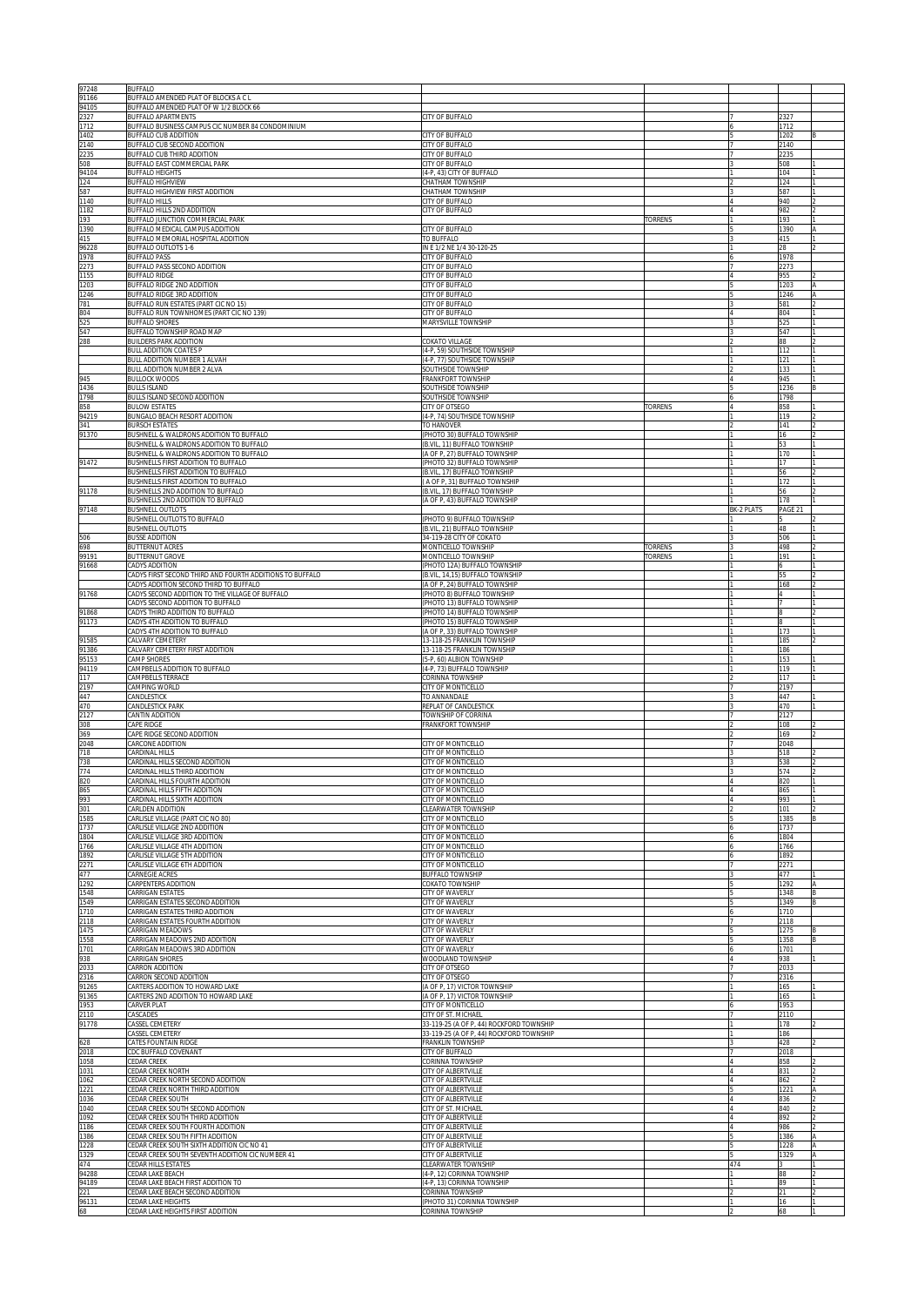| | | | | | | |
|---|---|---|---|---|---|---|
| 97248 | BUFFALO | | | | | |
| 91166 | BUFFALO AMENDED PLAT OF BLOCKS A C L | | | | | |
| 94105 | BUFFALO AMENDED PLAT OF W 1/2 BLOCK 66 | | | | | |
| 2327 | BUFFALO APARTMENTS | CITY OF BUFFALO | | 7 | 2327 | |
| 1712 | BUFFALO BUSINESS CAMPUS CIC NUMBER 84 CONDOMINIUM | | | 6 | 1712 | |
| 1402 | BUFFALO CUB ADDITION | CITY OF BUFFALO | | 5 | 1202 | B |
| 2140 | BUFFALO CUB SECOND ADDITION | CITY OF BUFFALO | | 7 | 2140 | |
| 2235 | BUFFALO CUB THIRD ADDITION | CITY OF BUFFALO | | 7 | 2235 | |
| 508 | BUFFALO EAST COMMERCIAL PARK | CITY OF BUFFALO | | 3 | 508 | 1 |
| 94104 | BUFFALO HEIGHTS | (4-P, 43) CITY OF BUFFALO | | 1 | 104 | 1 |
| 124 | BUFFALO HIGHVIEW | CHATHAM TOWNSHIP | | 2 | 124 | 1 |
| 587 | BUFFALO HIGHVIEW FIRST ADDITION | CHATHAM TOWNSHIP | | 3 | 587 | 1 |
| 1140 | BUFFALO HILLS | CITY OF BUFFALO | | 4 | 940 | 2 |
| 1182 | BUFFALO HILLS 2ND ADDITION | CITY OF BUFFALO | | 4 | 982 | 2 |
| 193 | BUFFALO JUNCTION COMMERCIAL PARK | | TORRENS | 1 | 193 | 1 |
| 1390 | BUFFALO MEDICAL CAMPUS ADDITION | CITY OF BUFFALO | | 5 | 1390 | A |
| 415 | BUFFALO MEMORIAL HOSPITAL ADDITION | TO BUFFALO | | 3 | 415 | 1 |
| 96228 | BUFFALO OUTLOTS 1-6 | IN E 1/2 NE 1/4 30-120-25 | | 1 | 28 | 2 |
| 1978 | BUFFALO PASS | CITY OF BUFFALO | | 6 | 1978 | |
| 2273 | BUFFALO PASS SECOND ADDITION | CITY OF BUFFALO | | 7 | 2273 | |
| 1155 | BUFFALO RIDGE | CITY OF BUFFALO | | 4 | 955 | 2 |
| 1203 | BUFFALO RIDGE 2ND ADDITION | CITY OF BUFFALO | | 5 | 1203 | A |
| 1246 | BUFFALO RIDGE 3RD ADDITION | CITY OF BUFFALO | | 5 | 1246 | A |
| 781 | BUFFALO RUN ESTATES (PART CIC NO 15) | CITY OF BUFFALO | | 3 | 581 | 2 |
| 804 | BUFFALO RUN TOWNHOMES (PART CIC NO 139) | CITY OF BUFFALO | | 4 | 804 | 1 |
| 525 | BUFFALO SHORES | MARYSVILLE TOWNSHIP | | 3 | 525 | 1 |
| 547 | BUFFALO TOWNSHIP ROAD MAP | | | 3 | 547 | 1 |
| 288 | BUILDERS PARK ADDITION | COKATO VILLAGE | | 2 | 88 | 2 |
| | BULL ADDITION COATES P | (4-P, 59) SOUTHSIDE TOWNSHIP | | 1 | 112 | 1 |
| | BULL ADDITION NUMBER 1 ALVAH | (4-P, 77) SOUTHSIDE TOWNSHIP | | 1 | 121 | 1 |
| | BULL ADDITION NUMBER 2 ALVA | SOUTHSIDE TOWNSHIP | | 2 | 133 | 1 |
| 945 | BULLOCK WOODS | FRANKFORT TOWNSHIP | | 4 | 945 | 1 |
| 1436 | BULLS ISLAND | SOUTHSIDE TOWNSHIP | | 5 | 1236 | B |
| 1798 | BULLS ISLAND SECOND ADDITION | SOUTHSIDE TOWNSHIP | | 6 | 1798 | |
| 858 | BULOW ESTATES | CITY OF OTSEGO | TORRENS | 4 | 858 | 1 |
| 94219 | BUNGALO BEACH RESORT ADDITION | (4-P, 74) SOUTHSIDE TOWNSHIP | | 1 | 119 | 2 |
| 341 | BURSCH ESTATES | TO HANOVER | | 2 | 141 | 2 |
| 91370 | BUSHNELL & WALDRONS ADDITION TO BUFFALO | (PHOTO 30) BUFFALO TOWNSHIP | | 1 | 16 | 2 |
| | BUSHNELL & WALDRONS ADDITION TO BUFFALO | (B.VIL, 11) BUFFALO TOWNSHIP | | 1 | 53 | 1 |
| | BUSHNELL & WALDRONS ADDITION TO BUFFALO | (A OF P, 27) BUFFALO TOWNSHIP | | 1 | 170 | 1 |
| 91472 | BUSHNELLS FIRST ADDITION TO BUFFALO | (PHOTO 32) BUFFALO TOWNSHIP | | 1 | 17 | 1 |
| | BUSHNELLS FIRST ADDITION TO BUFFALO | (B.VIL, 17) BUFFALO TOWNSHIP | | 1 | 56 | 2 |
| | BUSHNELLS FIRST ADDITION TO BUFFALO | ( A OF P, 31) BUFFALO TOWNSHIP | | 1 | 172 | 1 |
| 91178 | BUSHNELLS 2ND ADDITION TO BUFFALO | (B.VIL, 17) BUFFALO TOWNSHIP | | 1 | 56 | 2 |
| | BUSHNELLS 2ND ADDITION TO BUFFALO | (A OF P, 43) BUFFALO TOWNSHIP | | 1 | 178 | 1 |
| 97148 | BUSHNELL OUTLOTS | | | BK-2 PLATS | PAGE 21 | |
| | BUSHNELL OUTLOTS TO BUFFALO | (PHOTO 9) BUFFALO TOWNSHIP | | 1 | 5 | 2 |
| | BUSHNELL OUTLOTS | (B.VIL, 21) BUFFALO TOWNSHIP | | 1 | 48 | 1 |
| 506 | BUSSE ADDITION | 34-119-28 CITY OF COKATO | | 3 | 506 | 1 |
| 698 | BUTTERNUT ACRES | MONTICELLO TOWNSHIP | TORRENS | 3 | 498 | 2 |
| 99191 | BUTTERNUT GROVE | MONTICELLO TOWNSHIP | TORRENS | 1 | 191 | 1 |
| 91668 | CADYS ADDITION | (PHOTO 12A) BUFFALO TOWNSHIP | | 1 | 6 | 1 |
| | CADYS FIRST SECOND THIRD AND FOURTH ADDITIONS TO BUFFALO | (B.VIL, 14,15) BUFFALO TOWNSHIP | | 1 | 55 | 2 |
| | CADYS ADDITION SECOND THIRD TO BUFFALO | (A OF P, 24) BUFFALO TOWNSHIP | | 1 | 168 | 2 |
| 91768 | CADYS SECOND ADDITION TO THE VILLAGE OF BUFFALO | (PHOTO 8) BUFFALO TOWNSHIP | | 1 | 4 | 1 |
| | CADYS SECOND ADDITION TO BUFFALO | (PHOTO 13) BUFFALO TOWNSHIP | | 1 | 7 | 1 |
| 91868 | CADYS THIRD ADDITION TO BUFFALO | (PHOTO 14) BUFFALO TOWNSHIP | | 1 | 8 | 2 |
| 91173 | CADYS 4TH ADDITION TO BUFFALO | (PHOTO 15) BUFFALO TOWNSHIP | | 1 | 8 | 1 |
| | CADYS 4TH ADDITION TO BUFFALO | (A OF P, 33) BUFFALO TOWNSHIP | | 1 | 173 | 1 |
| 91585 | CALVARY CEMETERY | 13-118-25 FRANKLIN TOWNSHIP | | 1 | 185 | 2 |
| 91386 | CALVARY CEMETERY FIRST ADDITION | 13-118-25 FRANKLIN TOWNSHIP | | 1 | 186 | |
| 95153 | CAMP SHORES | (5-P, 60) ALBION TOWNSHIP | | 1 | 153 | 1 |
| 94119 | CAMPBELLS ADDITION TO BUFFALO | (4-P, 73) BUFFALO TOWNSHIP | | 1 | 119 | 1 |
| 117 | CAMPBELLS TERRACE | CORINNA TOWNSHIP | | 2 | 117 | 1 |
| 2197 | CAMPING WORLD | CITY OF MONTICELLO | | 7 | 2197 | |
| 447 | CANDLESTICK | TO ANNANDALE | | 3 | 447 | 1 |
| 470 | CANDLESTICK PARK | REPLAT OF CANDLESTICK | | 3 | 470 | 1 |
| 2127 | CANTIN ADDITION | TOWNSHIP OF CORRINA | | 7 | 2127 | |
| 308 | CAPE RIDGE | FRANKFORT TOWNSHIP | | 2 | 108 | 2 |
| 369 | CAPE RIDGE SECOND ADDITION | | | 2 | 169 | 2 |
| 2048 | CARCONE ADDITION | CITY OF MONTICELLO | | 7 | 2048 | |
| 718 | CARDINAL HILLS | CITY OF MONTICELLO | | 3 | 518 | 2 |
| 738 | CARDINAL HILLS SECOND ADDITION | CITY OF MONTICELLO | | 3 | 538 | 2 |
| 774 | CARDINAL HILLS THIRD ADDITION | CITY OF MONTICELLO | | 3 | 574 | 2 |
| 820 | CARDINAL HILLS FOURTH ADDITION | CITY OF MONTICELLO | | 4 | 820 | 1 |
| 865 | CARDINAL HILLS FIFTH ADDITION | CITY OF MONTICELLO | | 4 | 865 | 1 |
| 993 | CARDINAL HILLS SIXTH ADDITION | CITY OF MONTICELLO | | 4 | 993 | 1 |
| 301 | CARLDEN ADDITION | CLEARWATER TOWNSHIP | | 2 | 101 | 2 |
| 1585 | CARLISLE VILLAGE (PART CIC NO 80) | CITY OF MONTICELLO | | 5 | 1385 | B |
| 1737 | CARLISLE VILLAGE 2ND ADDITION | CITY OF MONTICELLO | | 6 | 1737 | |
| 1804 | CARLISLE VILLAGE 3RD ADDITION | CITY OF MONTICELLO | | 6 | 1804 | |
| 1766 | CARLISLE VILLAGE 4TH ADDITION | CITY OF MONTICELLO | | 6 | 1766 | |
| 1892 | CARLISLE VILLAGE 5TH ADDITION | CITY OF MONTICELLO | | 6 | 1892 | |
| 2271 | CARLISLE VILLAGE 6TH ADDITION | CITY OF MONTICELLO | | 7 | 2271 | |
| 477 | CARNEGIE ACRES | BUFFALO TOWNSHIP | | 3 | 477 | 1 |
| 1292 | CARPENTERS ADDITION | COKATO TOWNSHIP | | 5 | 1292 | A |
| 1548 | CARRIGAN ESTATES | CITY OF WAVERLY | | 5 | 1348 | B |
| 1549 | CARRIGAN ESTATES SECOND ADDITION | CITY OF WAVERLY | | 5 | 1349 | B |
| 1710 | CARRIGAN ESTATES THIRD ADDITION | CITY OF WAVERLY | | 6 | 1710 | |
| 2118 | CARRIGAN ESTATES FOURTH ADDITION | CITY OF WAVERLY | | 7 | 2118 | |
| 1475 | CARRIGAN MEADOWS | CITY OF WAVERLY | | 5 | 1275 | B |
| 1558 | CARRIGAN MEADOWS 2ND ADDITION | CITY OF WAVERLY | | 5 | 1358 | B |
| 1701 | CARRIGAN MEADOWS 3RD ADDITION | CITY OF WAVERLY | | 6 | 1701 | |
| 938 | CARRIGAN SHORES | WOODLAND TOWNSHIP | | 4 | 938 | 1 |
| 2033 | CARRON ADDITION | CITY OF OTSEGO | | 7 | 2033 | |
| 2316 | CARRON SECOND ADDITION | CITY OF OTSEGO | | 7 | 2316 | |
| 91265 | CARTERS ADDITION TO HOWARD LAKE | (A OF P, 17) VICTOR TOWNSHIP | | 1 | 165 | 1 |
| 91365 | CARTERS 2ND ADDITION TO HOWARD LAKE | (A OF P, 17) VICTOR TOWNSHIP | | 1 | 165 | 1 |
| 1953 | CARVER PLAT | CITY OF MONTICELLO | | 6 | 1953 | |
| 2110 | CASCADES | CITY OF ST. MICHAEL | | 7 | 2110 | |
| 91778 | CASSEL CEMETERY | 33-119-25 (A OF P, 44) ROCKFORD TOWNSHIP | | 1 | 178 | 2 |
| | CASSEL CEMETERY | 33-119-25 (A OF P, 44) ROCKFORD TOWNSHIP | | 1 | 186 | |
| 628 | CATES FOUNTAIN RIDGE | FRANKLIN TOWNSHIP | | 3 | 428 | 2 |
| 2018 | CDC BUFFALO COVENANT | CITY OF BUFFALO | | 7 | 2018 | |
| 1058 | CEDAR CREEK | CORINNA TOWNSHIP | | 4 | 858 | 2 |
| 1031 | CEDAR CREEK NORTH | CITY OF ALBERTVILLE | | 4 | 831 | 2 |
| 1062 | CEDAR CREEK NORTH SECOND ADDITION | CITY OF ALBERTVILLE | | 4 | 862 | 2 |
| 1221 | CEDAR CREEK NORTH THIRD ADDITION | CITY OF ALBERTVILLE | | 5 | 1221 | A |
| 1036 | CEDAR CREEK SOUTH | CITY OF ALBERTVILLE | | 4 | 836 | 2 |
| 1040 | CEDAR CREEK SOUTH SECOND ADDITION | CITY OF ST. MICHAEL | | 4 | 840 | 2 |
| 1092 | CEDAR CREEK SOUTH THIRD ADDITION | CITY OF ALBERTVILLE | | 4 | 892 | 2 |
| 1186 | CEDAR CREEK SOUTH FOURTH ADDITION | CITY OF ALBERTVILLE | | 4 | 986 | 2 |
| 1386 | CEDAR CREEK SOUTH FIFTH ADDITION | CITY OF ALBERTVILLE | | 5 | 1386 | A |
| 1228 | CEDAR CREEK SOUTH SIXTH ADDITION CIC NO 41 | CITY OF ALBERTVILLE | | 5 | 1228 | A |
| 1329 | CEDAR CREEK SOUTH SEVENTH ADDITION CIC NUMBER 41 | CITY OF ALBERTVILLE | | 5 | 1329 | A |
| 474 | CEDAR HILLS ESTATES | CLEARWATER TOWNSHIP | | 474 | 3 | 1 |
| 94288 | CEDAR LAKE BEACH | (4-P, 12) CORINNA TOWNSHIP | | 1 | 88 | 2 |
| 94189 | CEDAR LAKE BEACH FIRST ADDITION TO | (4-P, 13) CORINNA TOWNSHIP | | 1 | 89 | 1 |
| 221 | CEDAR LAKE BEACH SECOND ADDITION | CORINNA TOWNSHIP | | 2 | 21 | 2 |
| 96131 | CEDAR LAKE HEIGHTS | (PHOTO 31) CORINNA TOWNSHIP | | 1 | 16 | 1 |
| 68 | CEDAR LAKE HEIGHTS FIRST ADDITION | CORINNA TOWNSHIP | | 2 | 68 | 1 |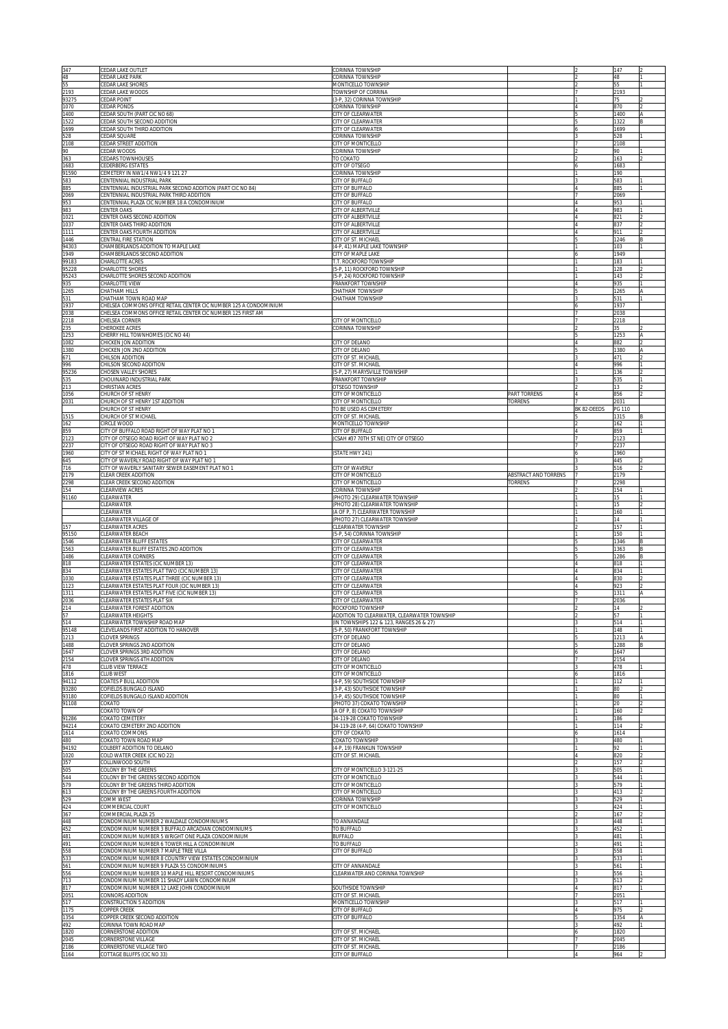| | | | | | | |
|---|---|---|---|---|---|---|
| 347 | CEDAR LAKE OUTLET | CORINNA TOWNSHIP | | 2 | 147 | 2 |
| 48 | CEDAR LAKE PARK | CORINNA TOWNSHIP | | 2 | 48 | 1 |
| 55 | CEDAR LAKE SHORES | MONTICELLO TOWNSHIP | | 2 | 55 | 1 |
| 2193 | CEDAR LAKE WOODS | TOWNSHIP OF CORRINA | | 7 | 2193 | |
| 93275 | CEDAR POINT | (3-P, 32) CORINNA TOWNSHIP | | 1 | 75 | 2 |
| 1070 | CEDAR PONDS | CORINNA TOWNSHIP | | 4 | 870 | 2 |
| 1400 | CEDAR SOUTH (PART CIC NO 68) | CITY OF CLEARWATER | | 5 | 1400 | A |
| 1522 | CEDAR SOUTH SECOND ADDITION | CITY OF CLEARWATER | | 5 | 1322 | B |
| 1699 | CEDAR SOUTH THIRD ADDITION | CITY OF CLEARWATER | | 6 | 1699 | |
| 528 | CEDAR SQUARE | CORINNA TOWNSHIP | | 3 | 528 | 1 |
| 2108 | CEDAR STREET ADDITION | CITY OF MONTICELLO | | 7 | 2108 | |
| 90 | CEDAR WOODS | CORINNA TOWNSHIP | | 2 | 90 | 1 |
| 363 | CEDARS TOWNHOUSES | TO COKATO | | 2 | 163 | 2 |
| 1683 | CEDERBERG ESTATES | CITY OF OTSEGO | | 6 | 1683 | |
| 91590 | CEMETERY IN NW1/4 NW1/4 9 121 27 | CORINNA TOWNSHIP | | 1 | 190 | |
| 583 | CENTENNIAL INDUSTRIAL PARK | CITY OF BUFFALO | | 3 | 583 | 1 |
| 885 | CENTENNIAL INDUSTRIAL PARK SECOND ADDITION (PART CIC NO 84) | CITY OF BUFFALO | | 4 | 885 | 1 |
| 2069 | CENTENNIAL INDUSTRIAL PARK THIRD ADDITION | CITY OF BUFFALO | | 7 | 2069 | |
| 953 | CENTENNIAL PLAZA CIC NUMBER 18 A CONDOMINIUM | CITY OF BUFFALO | | 4 | 953 | 1 |
| 983 | CENTER OAKS | CITY OF ALBERTVILLE | | 4 | 983 | 1 |
| 1021 | CENTER OAKS SECOND ADDITION | CITY OF ALBERTVILLE | | 4 | 821 | 2 |
| 1037 | CENTER OAKS THIRD ADDITION | CITY OF ALBERTVILLE | | 4 | 837 | 2 |
| 1111 | CENTER OAKS FOURTH ADDITION | CITY OF ALBERTVILLE | | 4 | 911 | 2 |
| 1446 | CENTRAL FIRE STATION | CITY OF ST. MICHAEL | | 5 | 1246 | B |
| 94303 | CHAMBERLANDS ADDITION TO MAPLE LAKE | (4-P, 41) MAPLE LAKE TOWNSHIP | | 1 | 103 | 1 |
| 1949 | CHAMBERLANDS SECOND ADDITION | CITY OF MAPLE LAKE | | 6 | 1949 | |
| 99183 | CHARLOTTE ACRES | T.T. ROCKFORD TOWNSHIP | | 1 | 183 | 1 |
| 95228 | CHARLOTTE SHORES | (5-P, 11) ROCKFORD TOWNSHIP | | 1 | 128 | 2 |
| 95243 | CHARLOTTE SHORES SECOND ADDITION | (5-P, 24) ROCKFORD TOWNSHIP | | 1 | 143 | 2 |
| 935 | CHARLOTTE VIEW | FRANKFORT TOWNSHIP | | 4 | 935 | 1 |
| 1265 | CHATHAM HILLS | CHATHAM TOWNSHIP | | 5 | 1265 | A |
| 531 | CHATHAM TOWN ROAD MAP | CHATHAM TOWNSHIP | | 3 | 531 | 1 |
| 1937 | CHELSEA COMMONS OFFICE RETAIL CENTER CIC NUMBER 125 A CONDOMINIUM | | | 6 | 1937 | |
| 2038 | CHELSEA COMMONS OFFICE RETAIL CENTER CIC NUMBER 125 FIRST AM | | | 7 | 2038 | |
| 2218 | CHELSEA CORNER | CITY OF MONTICELLO | | 7 | 2218 | |
| 235 | CHEROKEE ACRES | CORINNA TOWNSHIP | | 2 | 35 | 2 |
| 1253 | CHERRY HILL TOWNHOMES (CIC NO 44) | | | 5 | 1253 | A |
| 1082 | CHICKEN JON ADDITION | CITY OF DELANO | | 4 | 882 | 2 |
| 1380 | CHICKEN JON 2ND ADDITION | CITY OF DELANO | | 5 | 1380 | A |
| 671 | CHILSON ADDITION | CITY OF ST. MICHAEL | | 3 | 471 | 2 |
| 996 | CHILSON SECOND ADDITION | CITY OF ST. MICHAEL | | 4 | 996 | 1 |
| 95236 | CHOSEN VALLEY SHORES | (5-P, 27) MARYSVILLE TOWNSHIP | | 1 | 136 | 2 |
| 535 | CHOUINARD INDUSTRIAL PARK | FRANKFORT TOWNSHIP | | 3 | 535 | 1 |
| 213 | CHRISTIAN ACRES | OTSEGO TOWNSHIP | | 2 | 13 | 2 |
| 1056 | CHURCH OF ST HENRY | CITY OF MONTICELLO | PART TORRENS | 4 | 856 | 2 |
| 2031 | CHURCH OF ST HENRY 1ST ADDITION | CITY OF MONTICELLO | TORRENS | 7 | 2031 | |
| | CHURCH OF ST HENRY | TO BE USED AS CEMETERY | | BK 82-DEEDS | PG 110 | |
| 1515 | CHURCH OF ST MICHAEL | CITY OF ST. MICHAEL | | 5 | 1315 | B |
| 162 | CIRCLE WOOD | MONTICELLO TOWNSHIP | | 2 | 162 | 1 |
| 859 | CITY OF BUFFALO ROAD RIGHT OF WAY PLAT NO 1 | CITY OF BUFFALO | | 4 | 859 | 1 |
| 2123 | CITY OF OTSEGO ROAD RIGHT OF WAY PLAT NO 2 | (CSAH #37 70TH ST NE) CITY OF OTSEGO | | 7 | 2123 | |
| 2237 | CITY OF OTSEGO ROAD RIGHT OF WAY PLAT NO 3 | | | 7 | 2237 | |
| 1960 | CITY OF ST MICHAEL RIGHT OF WAY PLAT NO 1 | (STATE HWY 241) | | 6 | 1960 | |
| 645 | CITY OF WAVERLY ROAD RIGHT OF WAY PLAT NO 1 | | | 3 | 445 | 2 |
| 716 | CITY OF WAVERLY SANITARY SEWER EASEMENT PLAT NO 1 | CITY OF WAVERLY | | 3 | 516 | 2 |
| 2179 | CLEAR CREEK ADDITION | CITY OF MONTICELLO | ABSTRACT AND TORRENS | 7 | 2179 | |
| 2298 | CLEAR CREEK SECOND ADDITION | CITY OF MONTICELLO | TORRENS | 7 | 2298 | |
| 154 | CLEARVIEW ACRES | CORINNA TOWNSHIP | | 2 | 154 | 1 |
| 91160 | CLEARWATER | (PHOTO 29) CLEARWATER TOWNSHIP | | 1 | 15 | 1 |
| | CLEARWATER | (PHOTO 28) CLEARWATER TOWNSHIP | | 1 | 15 | 2 |
| | CLEARWATER | (A OF P, 7) CLEARWATER TOWNSHIP | | 1 | 160 | 1 |
| | CLEARWATER VILLAGE OF | (PHOTO 27) CLEARWATER TOWNSHIP | | 1 | 14 | 1 |
| 157 | CLEARWATER ACRES | CLEARWATER TOWNSHIP | | 2 | 157 | 1 |
| 95150 | CLEARWATER BEACH | (5-P, 54) CORINNA TOWNSHIP | | 1 | 150 | 1 |
| 1546 | CLEARWATER BLUFF ESTATES | CITY OF CLEARWATER | | 5 | 1346 | B |
| 1563 | CLEARWATER BLUFF ESTATES 2ND ADDITION | CITY OF CLEARWATER | | 5 | 1363 | B |
| 1486 | CLEARWATER CORNERS | CITY OF CLEARWATER | | 5 | 1286 | B |
| 818 | CLEARWATER ESTATES (CIC NUMBER 13) | CITY OF CLEARWATER | | 4 | 818 | 1 |
| 834 | CLEARWATER ESTATES PLAT TWO (CIC NUMBER 13) | CITY OF CLEARWATER | | 4 | 834 | 1 |
| 1030 | CLEARWATER ESTATES PLAT THREE (CIC NUMBER 13) | CITY OF CLEARWATER | | 4 | 830 | 2 |
| 1123 | CLEARWATER ESTATES PLAT FOUR (CIC NUMBER 13) | CITY OF CLEARWATER | | 4 | 923 | 2 |
| 1311 | CLEARWATER ESTATES PLAT FIVE (CIC NUMBER 13) | CITY OF CLEARWATER | | 5 | 1311 | A |
| 2036 | CLEARWATER ESTATES PLAT SIX | CITY OF CLEARWATER | | 7 | 2036 | |
| 214 | CLEARWATER FOREST ADDITION | ROCKFORD TOWNSHIP | | 2 | 14 | 2 |
| 57 | CLEARWATER HEIGHTS | ADDITION TO CLEARWATER, CLEARWATER TOWNSHIP | | 2 | 57 | 1 |
| 514 | CLEARWATER TOWNSHIP ROAD MAP | (IN TOWNSHIPS 122 & 123, RANGES 26 & 27) | | 3 | 514 | 1 |
| 95148 | CLEVELANDS FIRST ADDITION TO HANOVER | (5-P, 50) FRANKFORT TOWNSHIP | | 1 | 148 | 1 |
| 1213 | CLOVER SPRINGS | CITY OF DELANO | | 5 | 1213 | A |
| 1488 | CLOVER SPRINGS 2ND ADDITION | CITY OF DELANO | | 5 | 1288 | B |
| 1647 | CLOVER SPRINGS 3RD ADDITION | CITY OF DELANO | | 6 | 1647 | |
| 2154 | CLOVER SPRINGS 4TH ADDITION | CITY OF DELANO | | 7 | 2154 | |
| 478 | CLUB VIEW TERRACE | CITY OF MONTICELLO | | 3 | 478 | 1 |
| 1816 | CLUB WEST | CITY OF MONTICELLO | | 6 | 1816 | |
| 94112 | COATES P BULL ADDITION | (4-P, 59) SOUTHSIDE TOWNSHIP | | 1 | 112 | 1 |
| 93280 | COFIELDS BUNGALO ISLAND | (3-P, 43) SOUTHSIDE TOWNSHIP | | 1 | 80 | 2 |
| 93180 | COFIELDS BUNGALO ISLAND ADDITION | (3-P, 45) SOUTHSIDE TOWNSHIP | | 1 | 80 | 1 |
| 91108 | COKATO | (PHOTO 37) COKATO TOWNSHIP | | 1 | 20 | 2 |
| | COKATO TOWN OF | (A OF P, 8) COKATO TOWNSHIP | | 1 | 160 | 2 |
| 91286 | COKATO CEMETERY | 34-119-28 COKATO TOWNSHIP | | 1 | 186 | |
| 94214 | COKATO CEMETERY 2ND ADDITION | 34-119-28 (4-P, 64) COKATO TOWNSHIP | | 1 | 114 | 2 |
| 1614 | COKATO COMMONS | CITY OF COKATO | | 6 | 1614 | |
| 480 | COKATO TOWN ROAD MAP | COKATO TOWNSHIP | | 3 | 480 | 1 |
| 94192 | COLBERT ADDITION TO DELANO | (4-P, 19) FRANKLIN TOWNSHIP | | 1 | 92 | 1 |
| 1020 | COLD WATER CREEK (CIC NO 22) | CITY OF ST. MICHAEL | | 4 | 820 | 2 |
| 357 | COLLINWOOD SOUTH | | | 2 | 157 | 2 |
| 505 | COLONY BY THE GREENS | CITY OF MONTICELLO 3-121-25 | | 3 | 505 | 1 |
| 544 | COLONY BY THE GREENS SECOND ADDITION | CITY OF MONTICELLO | | 3 | 544 | 1 |
| 579 | COLONY BY THE GREENS THIRD ADDITION | CITY OF MONTICELLO | | 3 | 579 | 1 |
| 613 | COLONY BY THE GREENS FOURTH ADDITION | CITY OF MONTICELLO | | 3 | 413 | 2 |
| 529 | COMM WEST | CORINNA TOWNSHIP | | 3 | 529 | 1 |
| 424 | COMMERCIAL COURT | CITY OF MONTICELLO | | 3 | 424 | 1 |
| 367 | COMMERCIAL PLAZA 25 | | | 2 | 167 | 2 |
| 448 | CONDOMINIUM NUMBER 2 WALDALE CONDOMINIUMS | TO ANNANDALE | | 3 | 448 | 1 |
| 452 | CONDOMINIUM NUMBER 3 BUFFALO ARCADIAN CONDOMINIUMS | TO BUFFALO | | 3 | 452 | 1 |
| 481 | CONDOMINIUM NUMBER 5 WRIGHT ONE PLAZA CONDOMINIUM | BUFFALO | | 3 | 481 | 1 |
| 491 | CONDOMINIUM NUMBER 6 TOWER HILL A CONDOMINIUM | TO BUFFALO | | 3 | 491 | 1 |
| 558 | CONDOMINIUM NUMBER 7 MAPLE TREE VILLA | CITY OF BUFFALO | | 3 | 558 | 1 |
| 533 | CONDOMINIUM NUMBER 8 COUNTRY VIEW ESTATES CONDOMINIUM | | | 3 | 533 | 1 |
| 561 | CONDOMINIUM NUMBER 9 PLAZA 55 CONDOMINIUMS | CITY OF ANNANDALE | | 3 | 561 | 1 |
| 556 | CONDOMINIUM NUMBER 10 MAPLE HILL RESORT CONDOMINIUMS | CLEARWATER AND CORINNA TOWNSHIP | | 3 | 556 | 1 |
| 713 | CONDOMINIUM NUMBER 11 SHADY LAWN CONDOMINIUM | | | 3 | 513 | 2 |
| 817 | CONDOMINIUM NUMBER 12 LAKE JOHN CONDOMINIUM | SOUTHSIDE TOWNSHIP | | 4 | 817 | 1 |
| 2051 | CONNORS ADDITION | CITY OF ST. MICHAEL | | 7 | 2051 | |
| 517 | CONSTRUCTION 5 ADDITION | MONTICELLO TOWNSHIP | | 3 | 517 | 1 |
| 1175 | COPPER CREEK | CITY OF BUFFALO | | 4 | 975 | 2 |
| 1354 | COPPER CREEK SECOND ADDITION | CITY OF BUFFALO | | 5 | 1354 | A |
| 492 | CORINNA TOWN ROAD MAP | | | 3 | 492 | 1 |
| 1820 | CORNERSTONE ADDITION | CITY OF ST. MICHAEL | | 6 | 1820 | |
| 2045 | CORNERSTONE VILLAGE | CITY OF ST. MICHAEL | | 7 | 2045 | |
| 2186 | CORNERSTONE VILLAGE TWO | CITY OF ST. MICHAEL | | 7 | 2186 | |
| 1164 | COTTAGE BLUFFS (CIC NO 33) | CITY OF BUFFALO | | 4 | 964 | 2 |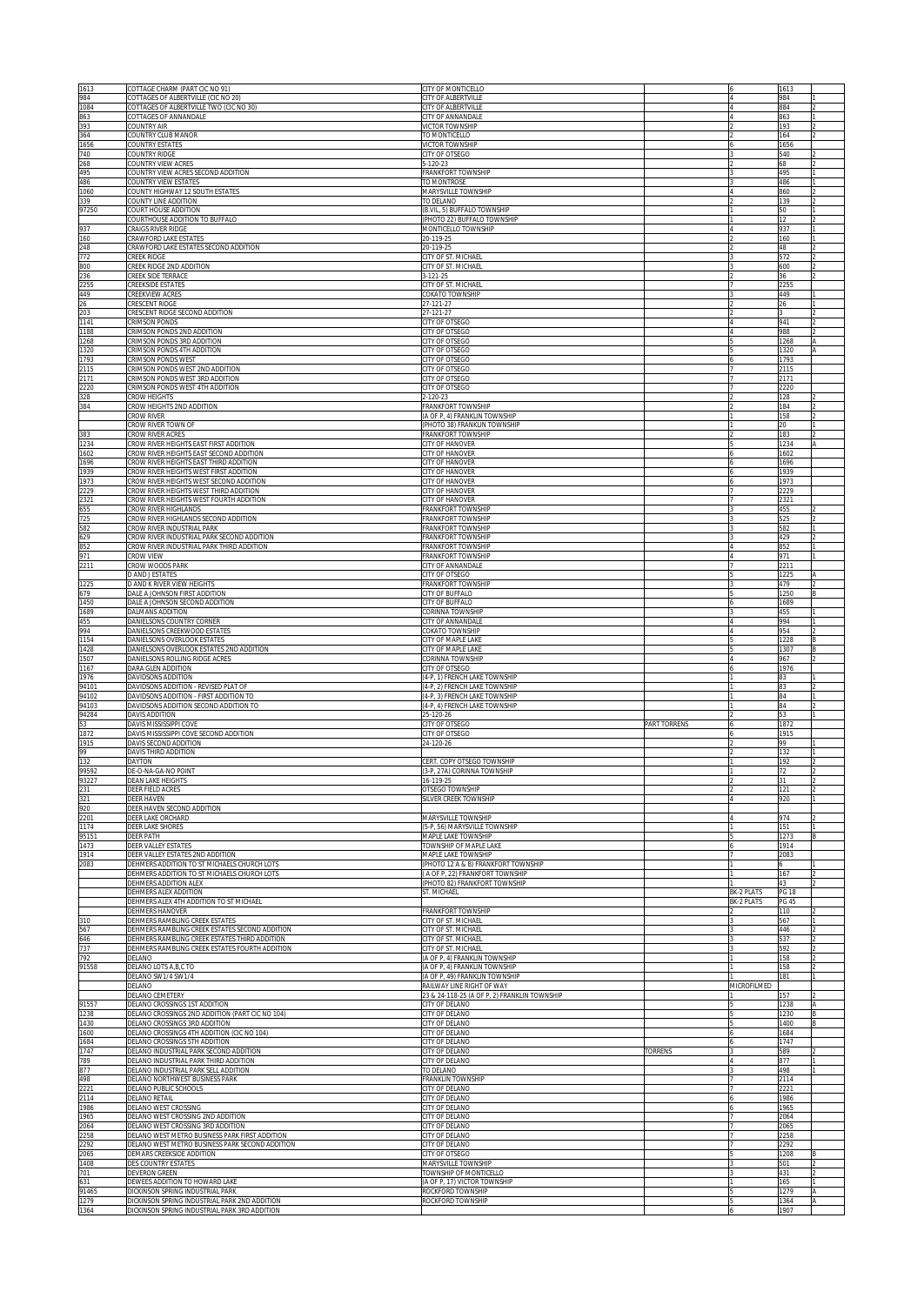| | | | | | | |
|---|---|---|---|---|---|---|
| 1613 | COTTAGE CHARM (PART CIC NO 91) | CITY OF MONTICELLO | | 6 | 1613 | |
| 984 | COTTAGES OF ALBERTVILLE (CIC NO 20) | CITY OF ALBERTVILLE | | 4 | 984 | 1 |
| 1084 | COTTAGES OF ALBERTVILLE TWO (CIC NO 30) | CITY OF ALBERTVILLE | | 4 | 884 | 2 |
| 863 | COTTAGES OF ANNANDALE | CITY OF ANNANDALE | | 4 | 863 | 1 |
| 393 | COUNTRY AIR | VICTOR TOWNSHIP | | 2 | 193 | 2 |
| 364 | COUNTRY CLUB MANOR | TO MONTICELLO | | 2 | 164 | 2 |
| 1656 | COUNTRY ESTATES | VICTOR TOWNSHIP | | 6 | 1656 | |
| 740 | COUNTRY RIDGE | CITY OF OTSEGO | | 3 | 540 | 2 |
| 268 | COUNTRY VIEW ACRES | 5-120-23 | | 2 | 68 | 2 |
| 495 | COUNTRY VIEW ACRES SECOND ADDITION | FRANKFORT TOWNSHIP | | 3 | 495 | 1 |
| 486 | COUNTRY VIEW ESTATES | TO MONTROSE | | 3 | 486 | 1 |
| 1060 | COUNTY HIGHWAY 12 SOUTH ESTATES | MARYSVILLE TOWNSHIP | | 4 | 860 | 2 |
| 339 | COUNTY LINE ADDITION | TO DELANO | | 2 | 139 | 2 |
| 97250 | COURT HOUSE ADDITION | (B.VIL, 5) BUFFALO TOWNSHIP | | 1 | 50 | 1 |
| | COURTHOUSE ADDITION TO BUFFALO | (PHOTO 22) BUFFALO TOWNSHIP | | 1 | 12 | 2 |
| 937 | CRAIGS RIVER RIDGE | MONTICELLO TOWNSHIP | | 4 | 937 | 1 |
| 160 | CRAWFORD LAKE ESTATES | 20-119-25 | | 2 | 160 | 1 |
| 248 | CRAWFORD LAKE ESTATES SECOND ADDITION | 20-119-25 | | 2 | 48 | 2 |
| 772 | CREEK RIDGE | CITY OF ST. MICHAEL | | 3 | 572 | 2 |
| 800 | CREEK RIDGE 2ND ADDITION | CITY OF ST. MICHAEL | | 3 | 600 | 2 |
| 236 | CREEK SIDE TERRACE | 3-121-25 | | 2 | 36 | 2 |
| 2255 | CREEKSIDE ESTATES | CITY OF ST. MICHAEL | | 7 | 2255 | |
| 449 | CREEKVIEW ACRES | COKATO TOWNSHIP | | 3 | 449 | 1 |
| 26 | CRESCENT RIDGE | 27-121-27 | | 2 | 26 | 1 |
| 203 | CRESCENT RIDGE SECOND ADDITION | 27-121-27 | | 2 | 3 | 2 |
| 1141 | CRIMSON PONDS | CITY OF OTSEGO | | 4 | 941 | 2 |
| 1188 | CRIMSON PONDS 2ND ADDITION | CITY OF OTSEGO | | 4 | 988 | 2 |
| 1268 | CRIMSON PONDS 3RD ADDITION | CITY OF OTSEGO | | 5 | 1268 | A |
| 1320 | CRIMSON PONDS 4TH ADDITION | CITY OF OTSEGO | | 5 | 1320 | A |
| 1793 | CRIMSON PONDS WEST | CITY OF OTSEGO | | 6 | 1793 | |
| 2115 | CRIMSON PONDS WEST 2ND ADDITION | CITY OF OTSEGO | | 7 | 2115 | |
| 2171 | CRIMSON PONDS WEST 3RD ADDITION | CITY OF OTSEGO | | 7 | 2171 | |
| 2220 | CRIMSON PONDS WEST 4TH ADDITION | CITY OF OTSEGO | | 7 | 2220 | |
| 328 | CROW HEIGHTS | 2-120-23 | | 2 | 128 | 2 |
| 384 | CROW HEIGHTS 2ND ADDITION | FRANKFORT TOWNSHIP | | 2 | 184 | 2 |
| | CROW RIVER | (A OF P, 4) FRANKLIN TOWNSHIP | | 1 | 158 | 2 |
| | CROW RIVER TOWN OF | (PHOTO 38) FRANKLIN TOWNSHIP | | 1 | 20 | 1 |
| 383 | CROW RIVER ACRES | FRANKFORT TOWNSHIP | | 2 | 183 | 2 |
| 1234 | CROW RIVER HEIGHTS EAST FIRST ADDITION | CITY OF HANOVER | | 5 | 1234 | A |
| 1602 | CROW RIVER HEIGHTS EAST SECOND ADDITION | CITY OF HANOVER | | 6 | 1602 | |
| 1696 | CROW RIVER HEIGHTS EAST THIRD ADDITION | CITY OF HANOVER | | 6 | 1696 | |
| 1939 | CROW RIVER HEIGHTS WEST FIRST ADDITION | CITY OF HANOVER | | 6 | 1939 | |
| 1973 | CROW RIVER HEIGHTS WEST SECOND ADDITION | CITY OF HANOVER | | 6 | 1973 | |
| 2229 | CROW RIVER HEIGHTS WEST THIRD ADDITION | CITY OF HANOVER | | 7 | 2229 | |
| 2321 | CROW RIVER HEIGHTS WEST FOURTH ADDITION | CITY OF HANOVER | | 7 | 2321 | |
| 655 | CROW RIVER HIGHLANDS | FRANKFORT TOWNSHIP | | 3 | 455 | 2 |
| 725 | CROW RIVER HIGHLANDS SECOND ADDITION | FRANKFORT TOWNSHIP | | 3 | 525 | 2 |
| 582 | CROW RIVER INDUSTRIAL PARK | FRANKFORT TOWNSHIP | | 3 | 582 | 1 |
| 629 | CROW RIVER INDUSTRIAL PARK SECOND ADDITION | FRANKFORT TOWNSHIP | | 3 | 429 | 2 |
| 852 | CROW RIVER INDUSTRIAL PARK THIRD ADDITION | FRANKFORT TOWNSHIP | | 4 | 852 | 1 |
| 971 | CROW VIEW | FRANKFORT TOWNSHIP | | 4 | 971 | 1 |
| 2211 | CROW WOODS PARK | CITY OF ANNANDALE | | 7 | 2211 | |
| | D AND J ESTATES | CITY OF OTSEGO | | 5 | 1225 | A |
| 1225 | D AND K RIVER VIEW HEIGHTS | FRANKFORT TOWNSHIP | | 3 | 479 | 2 |
| 679 | DALE A JOHNSON FIRST ADDITION | CITY OF BUFFALO | | 5 | 1250 | B |
| 1450 | DALE A JOHNSON SECOND ADDITION | CITY OF BUFFALO | | 6 | 1689 | |
| 1689 | DALMANS ADDITION | CORINNA TOWNSHIP | | 3 | 455 | 1 |
| 455 | DANIELSONS COUNTRY CORNER | CITY OF ANNANDALE | | 4 | 994 | 1 |
| 994 | DANIELSONS CREEKWOOD ESTATES | COKATO TOWNSHIP | | 4 | 954 | 2 |
| 1154 | DANIELSONS OVERLOOK ESTATES | CITY OF MAPLE LAKE | | 5 | 1228 | B |
| 1428 | DANIELSONS OVERLOOK ESTATES 2ND ADDITION | CITY OF MAPLE LAKE | | 5 | 1307 | B |
| 1507 | DANIELSONS ROLLING RIDGE ACRES | CORINNA TOWNSHIP | | 4 | 967 | 2 |
| 1167 | DARA GLEN ADDITION | CITY OF OTSEGO | | 6 | 1976 | |
| 1976 | DAVIDSONS ADDITION | (4-P, 1) FRENCH LAKE TOWNSHIP | | 1 | 83 | 1 |
| 94101 | DAVIDSONS ADDITION - REVISED PLAT OF | (4-P, 2) FRENCH LAKE TOWNSHIP | | 1 | 83 | 2 |
| 94102 | DAVIDSONS ADDITION - FIRST ADDITION TO | (4-P, 3) FRENCH LAKE TOWNSHIP | | 1 | 84 | 1 |
| 94103 | DAVIDSONS ADDITION SECOND ADDITION TO | (4-P, 4) FRENCH LAKE TOWNSHIP | | 1 | 84 | 2 |
| 94284 | DAVIS ADDITION | 25-120-26 | | 2 | 53 | 1 |
| 53 | DAVIS MISSISSIPPI COVE | CITY OF OTSEGO | PART TORRENS | 6 | 1872 | |
| 1872 | DAVIS MISSISSIPPI COVE SECOND ADDITION | CITY OF OTSEGO | | 6 | 1915 | |
| 1915 | DAVIS SECOND ADDITION | 24-120-26 | | 2 | 99 | 1 |
| 99 | DAVIS THIRD ADDITION | | | 2 | 132 | 1 |
| 132 | DAYTON | CERT. COPY OTSEGO TOWNSHIP | | 1 | 192 | 2 |
| 99592 | DE-O-NA-GA-NO POINT | (3-P, 27A) CORINNA TOWNSHIP | | 1 | 72 | 2 |
| 93227 | DEAN LAKE HEIGHTS | 16-119-25 | | 2 | 31 | 2 |
| 231 | DEER FIELD ACRES | OTSEGO TOWNSHIP | | 2 | 121 | 2 |
| 321 | DEER HAVEN | SILVER CREEK TOWNSHIP | | 4 | 920 | 1 |
| 920 | DEER HAVEN SECOND ADDITION | | | | | |
| 2201 | DEER LAKE ORCHARD | MARYSVILLE TOWNSHIP | | 4 | 974 | 2 |
| 1174 | DEER LAKE SHORES | (5-P, 56) MARYSVILLE TOWNSHIP | | 1 | 151 | 1 |
| 95151 | DEER PATH | MAPLE LAKE TOWNSHIP | | 5 | 1273 | B |
| 1473 | DEER VALLEY ESTATES | TOWNSHIP OF MAPLE LAKE | | 6 | 1914 | |
| 1914 | DEER VALLEY ESTATES 2ND ADDITION | MAPLE LAKE TOWNSHIP | | 7 | 2083 | |
| 2083 | DEHMERS ADDITION TO ST MICHAELS CHURCH LOTS | (PHOTO 12 A & B) FRANKFORT TOWNSHIP | | 1 | 6 | 1 |
| | DEHMERS ADDITION TO ST MICHAELS CHURCH LOTS | ( A OF P, 22) FRANKFORT TOWNSHIP | | 1 | 167 | 2 |
| | DEHMERS ADDITION ALEX | (PHOTO 82) FRANKFORT TOWNSHIP | | 1 | 43 | 2 |
| | DEHMERS ALEX ADDITION | ST. MICHAEL | | BK-2 PLATS | PG 18 | |
| | DEHMERS ALEX 4TH ADDITION TO ST MICHAEL | | | BK-2 PLATS | PG 45 | |
| | DEHMERS HANOVER | FRANKFORT TOWNSHIP | | 2 | 110 | 2 |
| 310 | DEHMERS RAMBLING CREEK ESTATES | CITY OF ST. MICHAEL | | 3 | 567 | 1 |
| 567 | DEHMERS RAMBLING CREEK ESTATES SECOND ADDITION | CITY OF ST. MICHAEL | | 3 | 446 | 2 |
| 646 | DEHMERS RAMBLING CREEK ESTATES THIRD ADDITION | CITY OF ST. MICHAEL | | 3 | 537 | 2 |
| 737 | DEHMERS RAMBLING CREEK ESTATES FOURTH ADDITION | CITY OF ST. MICHAEL | | 3 | 592 | 2 |
| 792 | DELANO | (A OF P, 4) FRANKLIN TOWNSHIP | | 1 | 158 | 2 |
| 91558 | DELANO LOTS A,B,C TO | (A OF P, 4) FRANKLIN TOWNSHIP | | 1 | 158 | 2 |
| | DELANO SW1/4 SW1/4 | (A OF P, 49) FRANKLIN TOWNSHIP | | 1 | 181 | 1 |
| | DELANO | RAILWAY LINE RIGHT OF WAY | | MICROFILMED | | |
| | DELANO CEMETERY | 23 & 24-118-25 (A OF P, 2) FRANKLIN TOWNSHIP | | 1 | 157 | 2 |
| 91557 | DELANO CROSSINGS 1ST ADDITION | CITY OF DELANO | | 5 | 1238 | A |
| 1238 | DELANO CROSSINGS 2ND ADDITION (PART CIC NO 104) | CITY OF DELANO | | 5 | 1230 | B |
| 1430 | DELANO CROSSINGS 3RD ADDITION | CITY OF DELANO | | 5 | 1400 | B |
| 1600 | DELANO CROSSINGS 4TH ADDITION (CIC NO 104) | CITY OF DELANO | | 6 | 1684 | |
| 1684 | DELANO CROSSINGS 5TH ADDITION | CITY OF DELANO | | 6 | 1747 | |
| 1747 | DELANO INDUSTRIAL PARK SECOND ADDITION | CITY OF DELANO | TORRENS | 3 | 589 | 2 |
| 789 | DELANO INDUSTRIAL PARK THIRD ADDITION | CITY OF DELANO | | 4 | 877 | 1 |
| 877 | DELANO INDUSTRIAL PARK SELL ADDITION | TO DELANO | | 3 | 498 | 1 |
| 498 | DELANO NORTHWEST BUSINESS PARK | FRANKLIN TOWNSHIP | | 7 | 2114 | |
| 2221 | DELANO PUBLIC SCHOOLS | CITY OF DELANO | | 7 | 2221 | |
| 2114 | DELANO RETAIL | CITY OF DELANO | | 6 | 1986 | |
| 1986 | DELANO WEST CROSSING | CITY OF DELANO | | 6 | 1965 | |
| 1965 | DELANO WEST CROSSING 2ND ADDITION | CITY OF DELANO | | 7 | 2064 | |
| 2064 | DELANO WEST CROSSING 3RD ADDITION | CITY OF DELANO | | 7 | 2065 | |
| 2258 | DELANO WEST METRO BUSINESS PARK FIRST ADDITION | CITY OF DELANO | | 7 | 2258 | |
| 2292 | DELANO WEST METRO BUSINESS PARK SECOND ADDITION | CITY OF DELANO | | 7 | 2292 | |
| 2065 | DEMARS CREEKSIDE ADDITION | CITY OF OTSEGO | | 5 | 1208 | B |
| 1408 | DES COUNTRY ESTATES | MARYSVILLE TOWNSHIP | | 3 | 501 | 2 |
| 701 | DEVERON GREEN | TOWNSHIP OF MONTICELLO | | 3 | 431 | 2 |
| 631 | DEWEES ADDITION TO HOWARD LAKE | (A OF P, 17) VICTOR TOWNSHIP | | 1 | 165 | 1 |
| 91465 | DICKINSON SPRING INDUSTRIAL PARK | ROCKFORD TOWNSHIP | | 5 | 1279 | A |
| 1279 | DICKINSON SPRING INDUSTRIAL PARK 2ND ADDITION | ROCKFORD TOWNSHIP | | 5 | 1364 | A |
| 1364 | DICKINSON SPRING INDUSTRIAL PARK 3RD ADDITION | | | 6 | 1907 | |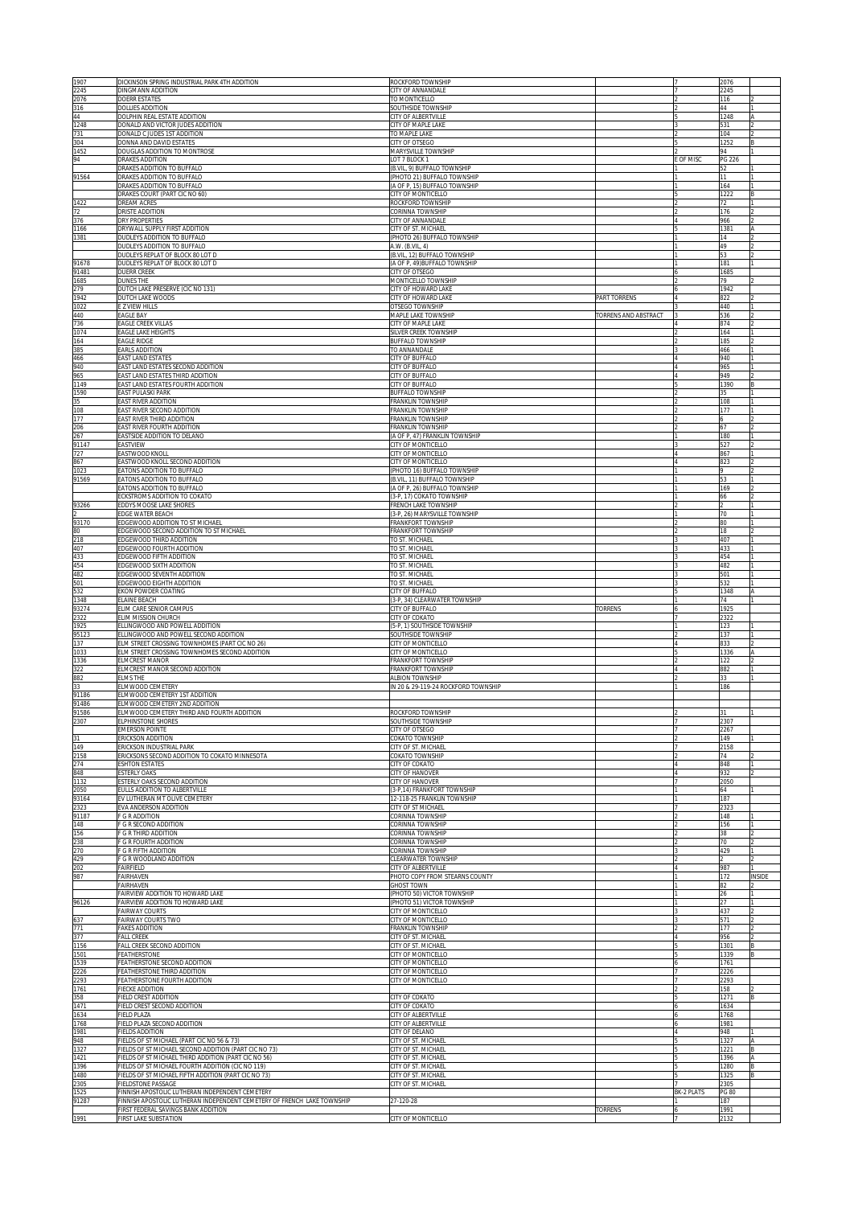| | | | | | | |
|---|---|---|---|---|---|---|
| 1907 | DICKINSON SPRING INDUSTRIAL PARK 4TH ADDITION | ROCKFORD TOWNSHIP | | 7 | 2076 | |
| 2245 | DINGMANN ADDITION | CITY OF ANNANDALE | | 7 | 2245 | |
| 2076 | DOERR ESTATES | TO MONTICELLO | | 2 | 116 | 2 |
| 316 | DOLLIES ADDITION | SOUTHSIDE TOWNSHIP | | 2 | 44 | 1 |
| 44 | DOLPHIN REAL ESTATE ADDITION | CITY OF ALBERTVILLE | | 5 | 1248 | A |
| 1248 | DONALD AND VICTOR JUDES ADDITION | CITY OF MAPLE LAKE | | 3 | 531 | 2 |
| 731 | DONALD C JUDES 1ST ADDITION | TO MAPLE LAKE | | 2 | 104 | 2 |
| 304 | DONNA AND DAVID ESTATES | CITY OF OTSEGO | | 5 | 1252 | B |
| 1452 | DOUGLAS ADDITION TO MONTROSE | MARYSVILLE TOWNSHIP | | 2 | 94 | 1 |
| 94 | DRAKES ADDITION | LOT 7 BLOCK 1 | | E OF MISC | PG 226 | |
| | DRAKES ADDITION TO BUFFALO | (B.VIL, 9) BUFFALO TOWNSHIP | | 1 | 52 | 1 |
| 91564 | DRAKES ADDITION TO BUFFALO | (PHOTO 21) BUFFALO TOWNSHIP | | 1 | 11 | 1 |
| | DRAKES ADDITION TO BUFFALO | (A OF P, 15) BUFFALO TOWNSHIP | | 1 | 164 | 1 |
| | DRAKES COURT (PART CIC NO 60) | CITY OF MONTICELLO | | 5 | 1222 | B |
| 1422 | DREAM ACRES | ROCKFORD TOWNSHIP | | 2 | 72 | 1 |
| 72 | DRISTE ADDITION | CORINNA TOWNSHIP | | 2 | 176 | 2 |
| 376 | DRY PROPERTIES | CITY OF ANNANDALE | | 4 | 966 | 2 |
| 1166 | DRYWALL SUPPLY FIRST ADDITION | CITY OF ST. MICHAEL | | 5 | 1381 | A |
| 1381 | DUDLEYS ADDITION TO BUFFALO | (PHOTO 26) BUFFALO TOWNSHIP | | 1 | 14 | 2 |
| | DUDLEYS ADDITION TO BUFFALO | A.W. (B.VIL, 4) | | 1 | 49 | 2 |
| | DUDLEYS REPLAT OF BLOCK 80 LOT D | (B.VIL, 12) BUFFALO TOWNSHIP | | 1 | 53 | 2 |
| 91678 | DUDLEYS REPLAT OF BLOCK 80 LOT D | (A OF P, 49)BUFFALO TOWNSHIP | | 1 | 181 | 1 |
| 91481 | DUERR CREEK | CITY OF OTSEGO | | 6 | 1685 | |
| 1685 | DUNES THE | MONTICELLO TOWNSHIP | | 2 | 79 | 2 |
| 279 | DUTCH LAKE PRESERVE (CIC NO 131) | CITY OF HOWARD LAKE | | 6 | 1942 | |
| 1942 | DUTCH LAKE WOODS | CITY OF HOWARD LAKE | PART TORRENS | 4 | 822 | 2 |
| 1022 | E Z VIEW HILLS | OTSEGO TOWNSHIP | | 3 | 440 | 1 |
| 440 | EAGLE BAY | MAPLE LAKE TOWNSHIP | TORRENS AND ABSTRACT | 3 | 536 | 2 |
| 736 | EAGLE CREEK VILLAS | CITY OF MAPLE LAKE | | 4 | 874 | 2 |
| 1074 | EAGLE LAKE HEIGHTS | SILVER CREEK TOWNSHIP | | 2 | 164 | 1 |
| 164 | EAGLE RIDGE | BUFFALO TOWNSHIP | | 2 | 185 | 2 |
| 385 | EARLS ADDITION | TO ANNANDALE | | 3 | 466 | 1 |
| 466 | EAST LAND ESTATES | CITY OF BUFFALO | | 4 | 940 | 1 |
| 940 | EAST LAND ESTATES SECOND ADDITION | CITY OF BUFFALO | | 4 | 965 | 1 |
| 965 | EAST LAND ESTATES THIRD ADDITION | CITY OF BUFFALO | | 4 | 949 | 2 |
| 1149 | EAST LAND ESTATES FOURTH ADDITION | CITY OF BUFFALO | | 5 | 1390 | B |
| 1590 | EAST PULASKI PARK | BUFFALO TOWNSHIP | | 2 | 35 | 1 |
| 35 | EAST RIVER ADDITION | FRANKLIN TOWNSHIP | | 2 | 108 | 1 |
| 108 | EAST RIVER SECOND ADDITION | FRANKLIN TOWNSHIP | | 2 | 177 | 1 |
| 177 | EAST RIVER THIRD ADDITION | FRANKLIN TOWNSHIP | | 2 | 6 | 2 |
| 206 | EAST RIVER FOURTH ADDITION | FRANKLIN TOWNSHIP | | 2 | 67 | 2 |
| 267 | EASTSIDE ADDITION TO DELANO | (A OF P, 47) FRANKLIN TOWNSHIP | | 1 | 180 | 1 |
| 91147 | EASTVIEW | CITY OF MONTICELLO | | 3 | 527 | 2 |
| 727 | EASTWOOD KNOLL | CITY OF MONTICELLO | | 4 | 867 | 1 |
| 867 | EASTWOOD KNOLL SECOND ADDITION | CITY OF MONTICELLO | | 4 | 823 | 2 |
| 1023 | EATONS ADDITION TO BUFFALO | (PHOTO 16) BUFFALO TOWNSHIP | | 1 | 9 | 2 |
| 91569 | EATONS ADDITION TO BUFFALO | (B.VIL, 11) BUFFALO TOWNSHIP | | 1 | 53 | 1 |
| | EATONS ADDITION TO BUFFALO | (A OF P, 26) BUFFALO TOWNSHIP | | 1 | 169 | 2 |
| | ECKSTROMS ADDITION TO COKATO | (3-P, 17) COKATO TOWNSHIP | | 1 | 66 | 2 |
| 93266 | EDDYS MOOSE LAKE SHORES | FRENCH LAKE TOWNSHIP | | 2 | 2 | 1 |
| 2 | EDGE WATER BEACH | (3-P, 26) MARYSVILLE TOWNSHIP | | 1 | 70 | 1 |
| 93170 | EDGEWOOD ADDITION TO ST MICHAEL | FRANKFORT TOWNSHIP | | 2 | 80 | 1 |
| 80 | EDGEWOOD SECOND ADDITION TO ST MICHAEL | FRANKFORT TOWNSHIP | | 2 | 18 | 2 |
| 218 | EDGEWOOD THIRD ADDITION | TO ST. MICHAEL | | 3 | 407 | 1 |
| 407 | EDGEWOOD FOURTH ADDITION | TO ST. MICHAEL | | 3 | 433 | 1 |
| 433 | EDGEWOOD FIFTH ADDITION | TO ST. MICHAEL | | 3 | 454 | 1 |
| 454 | EDGEWOOD SIXTH ADDITION | TO ST. MICHAEL | | 3 | 482 | 1 |
| 482 | EDGEWOOD SEVENTH ADDITION | TO ST. MICHAEL | | 3 | 501 | 1 |
| 501 | EDGEWOOD EIGHTH ADDITION | TO ST. MICHAEL | | 3 | 532 | 1 |
| 532 | EKON POWDER COATING | CITY OF BUFFALO | | 5 | 1348 | A |
| 1348 | ELAINE BEACH | (3-P, 34) CLEARWATER TOWNSHIP | | 1 | 74 | 1 |
| 93274 | ELIM CARE SENIOR CAMPUS | CITY OF BUFFALO | TORRENS | 6 | 1925 | |
| 2322 | ELIM MISSION CHURCH | CITY OF COKATO | | 7 | 2322 | |
| 1925 | ELLINGWOOD AND POWELL ADDITION | (5-P, 1) SOUTHSIDE TOWNSHIP | | 1 | 123 | 1 |
| 95123 | ELLINGWOOD AND POWELL SECOND ADDITION | SOUTHSIDE TOWNSHIP | | 2 | 137 | 1 |
| 137 | ELM STREET CROSSING TOWNHOMES (PART CIC NO 26) | CITY OF MONTICELLO | | 4 | 833 | 2 |
| 1033 | ELM STREET CROSSING TOWNHOMES SECOND ADDITION | CITY OF MONTICELLO | | 5 | 1336 | A |
| 1336 | ELMCREST MANOR | FRANKFORT TOWNSHIP | | 2 | 122 | 2 |
| 322 | ELMCREST MANOR SECOND ADDITION | FRANKFORT TOWNSHIP | | 4 | 882 | 1 |
| 882 | ELMS THE | ALBION TOWNSHIP | | 2 | 33 | 1 |
| 33 | ELMWOOD CEMETERY | IN 20 & 29-119-24 ROCKFORD TOWNSHIP | | 1 | 186 | |
| 91186 | ELMWOOD CEMETERY 1ST ADDITION | | | | | |
| 91486 | ELMWOOD CEMETERY 2ND ADDITION | | | | | |
| 91586 | ELMWOOD CEMETERY THIRD AND FOURTH ADDITION | ROCKFORD TOWNSHIP | | 2 | 31 | 1 |
| 2307 | ELPHINSTONE SHORES | SOUTHSIDE TOWNSHIP | | 7 | 2307 | |
| | EMERSON POINTE | CITY OF OTSEGO | | 7 | 2267 | |
| 31 | ERICKSON ADDITION | COKATO TOWNSHIP | | 2 | 149 | 1 |
| 149 | ERICKSON INDUSTRIAL PARK | CITY OF ST. MICHAEL | | 7 | 2158 | |
| 2158 | ERICKSONS SECOND ADDITION TO COKATO MINNESOTA | COKATO TOWNSHIP | | 2 | 74 | 2 |
| 274 | ESHTON ESTATES | CITY OF COKATO | | 4 | 848 | 1 |
| 848 | ESTERLY OAKS | CITY OF HANOVER | | 4 | 932 | 2 |
| 1132 | ESTERLY OAKS SECOND ADDITION | CITY OF HANOVER | | 7 | 2050 | |
| 2050 | EULLS ADDITION TO ALBERTVILLE | (3-P,14) FRANKFORT TOWNSHIP | | 1 | 64 | 1 |
| 93164 | EV LUTHERAN MT OLIVE CEMETERY | 12-118-25 FRANKLIN TOWNSHIP | | 1 | 187 | |
| 2323 | EVA ANDERSON ADDITION | CITY OF ST MICHAEL | | 7 | 2323 | |
| 91187 | F G R ADDITION | CORINNA TOWNSHIP | | 2 | 148 | 1 |
| 148 | F G R SECOND ADDITION | CORINNA TOWNSHIP | | 2 | 156 | 1 |
| 156 | F G R THIRD ADDITION | CORINNA TOWNSHIP | | 2 | 38 | 2 |
| 238 | F G R FOURTH ADDITION | CORINNA TOWNSHIP | | 2 | 70 | 2 |
| 270 | F G R FIFTH ADDITION | CORINNA TOWNSHIP | | 3 | 429 | 1 |
| 429 | F G R WOODLAND ADDITION | CLEARWATER TOWNSHIP | | 2 | 2 | 2 |
| 202 | FAIRFIELD | CITY OF ALBERTVILLE | | 4 | 987 | 1 |
| 987 | FAIRHAVEN | PHOTO COPY FROM STEARNS COUNTY | | 1 | 172 | INSIDE |
| | FAIRHAVEN | GHOST TOWN | | 1 | 82 | 2 |
| | FAIRVIEW ADDITION TO HOWARD LAKE | (PHOTO 50) VICTOR TOWNSHIP | | 1 | 26 | 1 |
| 96126 | FAIRVIEW ADDITION TO HOWARD LAKE | (PHOTO 51) VICTOR TOWNSHIP | | 1 | 27 | 1 |
| | FAIRWAY COURTS | CITY OF MONTICELLO | | 3 | 437 | 2 |
| 637 | FAIRWAY COURTS TWO | CITY OF MONTICELLO | | 3 | 571 | 2 |
| 771 | FAKES ADDITION | FRANKLIN TOWNSHIP | | 2 | 177 | 2 |
| 377 | FALL CREEK | CITY OF ST. MICHAEL | | 4 | 956 | 2 |
| 1156 | FALL CREEK SECOND ADDITION | CITY OF ST. MICHAEL | | 5 | 1301 | B |
| 1501 | FEATHERSTONE | CITY OF MONTICELLO | | 5 | 1339 | B |
| 1539 | FEATHERSTONE SECOND ADDITION | CITY OF MONTICELLO | | 6 | 1761 | |
| 2226 | FEATHERSTONE THIRD ADDITION | CITY OF MONTICELLO | | 7 | 2226 | |
| 2293 | FEATHERSTONE FOURTH ADDITION | CITY OF MONTICELLO | | 7 | 2293 | |
| 1761 | FIECKE ADDITION | | | 2 | 158 | 2 |
| 358 | FIELD CREST ADDITION | CITY OF COKATO | | 5 | 1271 | B |
| 1471 | FIELD CREST SECOND ADDITION | CITY OF COKATO | | 6 | 1634 | |
| 1634 | FIELD PLAZA | CITY OF ALBERTVILLE | | 6 | 1768 | |
| 1768 | FIELD PLAZA SECOND ADDITION | CITY OF ALBERTVILLE | | 6 | 1981 | |
| 1981 | FIELDS ADDITION | CITY OF DELANO | | 4 | 948 | 1 |
| 948 | FIELDS OF ST MICHAEL (PART CIC NO 56 & 73) | CITY OF ST. MICHAEL | | 5 | 1327 | A |
| 1327 | FIELDS OF ST MICHAEL SECOND ADDITION (PART CIC NO 73) | CITY OF ST. MICHAEL | | 5 | 1221 | B |
| 1421 | FIELDS OF ST MICHAEL THIRD ADDITION (PART CIC NO 56) | CITY OF ST. MICHAEL | | 5 | 1396 | A |
| 1396 | FIELDS OF ST MICHAEL FOURTH ADDITION (CIC NO 119) | CITY OF ST. MICHAEL | | 5 | 1280 | B |
| 1480 | FIELDS OF ST MICHAEL FIFTH ADDITION (PART CIC NO 73) | CITY OF ST. MICHAEL | | 5 | 1325 | B |
| 2305 | FIELDSTONE PASSAGE | CITY OF ST. MICHAEL | | | 2305 | |
| 1525 | FINNISH APOSTOLIC LUTHERAN INDEPENDENT CEMETERY | | | BK-2 PLATS | PG 80 | |
| 91287 | FINNISH APOSTOLIC LUTHERAN INDEPENDENT CEMETERY OF FRENCH LAKE TOWNSHIP | 27-120-28 | | 1 | 187 | |
| | FIRST FEDERAL SAVINGS BANK ADDITION | | TORRENS | 6 | 1991 | |
| 1991 | FIRST LAKE SUBSTATION | CITY OF MONTICELLO | | 7 | 2132 | |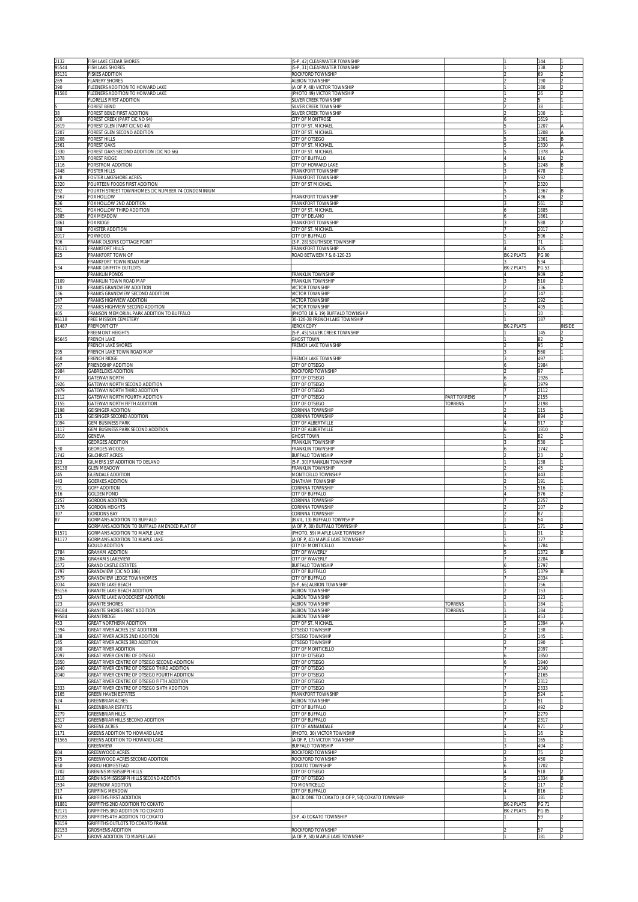| | | | | | | |
|---|---|---|---|---|---|---|
| 2132 | FISH LAKE CEDAR SHORES | (5-P, 42) CLEARWATER TOWNSHIP | | 1 | 144 | 1 |
| 95544 | FISH LAKE SHORES | (5-P, 31) CLEARWATER TOWNSHIP | | 1 | 138 | 2 |
| 95131 | FISKES ADDITION | ROCKFORD TOWNSHIP | | 2 | 69 | 2 |
| 269 | FLANERY SHORES | ALBION TOWNSHIP | | 2 | 190 | 2 |
| 390 | FLEENERS ADDITION TO HOWARD LAKE | (A OF P, 48) VICTOR TOWNSHIP | | 1 | 180 | 2 |
| 91580 | FLEENERS ADDITION TO HOWARD LAKE | (PHOTO 49) VICTOR TOWNSHIP | | 1 | 26 | 2 |
| | FLORELLS FIRST ADDITION | SILVER CREEK TOWNSHIP | | 2 | 5 | 1 |
| 5 | FOREST BEND | SILVER CREEK TOWNSHIP | | 2 | 38 | 1 |
| 38 | FOREST BEND FIRST ADDITION | SILVER CREEK TOWNSHIP | | 2 | 100 | 1 |
| 100 | FOREST CREEK (PART CIC NO 94) | CITY OF MONTROSE | | 6 | 1619 | |
| 1619 | FOREST GLEN (PART CIC NO 40) | CITY OF ST. MICHAEL | | 5 | 1207 | A |
| 1207 | FOREST GLEN SECOND ADDITION | CITY OF ST. MICHAEL | | 5 | 1208 | A |
| 1208 | FOREST HILLS | CITY OF OTSEGO | | 5 | 1361 | B |
| 1561 | FOREST OAKS | CITY OF ST. MICHAEL | | 5 | 1330 | A |
| 1330 | FOREST OAKS SECOND ADDITION (CIC NO 66) | CITY OF ST. MICHAEL | | 5 | 1378 | A |
| 1378 | FOREST RIDGE | CITY OF BUFFALO | | 4 | 916 | 2 |
| 1116 | FORSTROM ADDITION | CITY OF HOWARD LAKE | | 5 | 1248 | B |
| 1448 | FOSTER HILLS | FRANKFORT TOWNSHIP | | 3 | 478 | 2 |
| 678 | FOSTER LAKESHORE ACRES | FRANKFORT TOWNSHIP | | 3 | 592 | 1 |
| 2320 | FOURTEEN FOODS FIRST ADDITION | CITY OF ST MICHAEL | | 7 | 2320 | |
| 592 | FOURTH STREET TOWNHOMES CIC NUMBER 74 CONDOMINIUM | | | 5 | 1367 | B |
| 1567 | FOX HOLLOW | FRANKFORT TOWNSHIP | | 3 | 436 | 2 |
| 636 | FOX HOLLOW 2ND ADDITION | FRANKFORT TOWNSHIP | | 3 | 561 | 2 |
| 761 | FOX HOLLOW THIRD ADDITION | CITY OF ST. MICHAEL | | 6 | 1885 | |
| 1885 | FOX MEADOW | CITY OF DELANO | | 6 | 1861 | |
| 1861 | FOX RIDGE | FRANKFORT TOWNSHIP | | 3 | 588 | 2 |
| 788 | FOXSTER ADDITION | CITY OF ST. MICHAEL | | 7 | 2017 | |
| 2017 | FOXWOOD | CITY OF BUFFALO | | 3 | 506 | 2 |
| 706 | FRANK OLSONS COTTAGE POINT | (3-P, 28) SOUTHSIDE TOWNSHIP | | 1 | 71 | 1 |
| 93171 | FRANKFORT HILLS | FRANKFORT TOWNSHIP | | 4 | 825 | 1 |
| 825 | FRANKFORT TOWN OF | ROAD BETWEEN 7 & 8-120-23 | | BK-2 PLATS | PG 90 | |
| | FRANKFORT TOWN ROAD MAP | | | 3 | 534 | 1 |
| 534 | FRANK GRIFFITH OUTLOTS | | | BK-2 PLATS | PG 53 | |
| | FRANKLIN PONDS | FRANKLIN TOWNSHIP | | 4 | 909 | 2 |
| 1109 | FRANKLIN TOWN ROAD MAP | FRANKLIN TOWNSHIP | | 3 | 510 | 2 |
| 710 | FRANKS GRANDVIEW ADDITION | VICTOR TOWNSHIP | | 2 | 136 | 1 |
| 136 | FRANKS GRANDVIEW SECOND ADDITION | VICTOR TOWNSHIP | | 2 | 147 | 1 |
| 147 | FRANKS HIGHVIEW ADDITION | VICTOR TOWNSHIP | | 2 | 192 | 1 |
| 192 | FRANKS HIGHVIEW SECOND ADDITION | VICTOR TOWNSHIP | | 3 | 405 | 1 |
| 405 | FRANSON MEMORIAL PARK ADDITION TO BUFFALO | (PHOTO 18 & 19) BUFFALO TOWNSHIP | | 1 | 10 | 1 |
| 96118 | FREE MISSION CEMETERY | 30-120-28 FRENCH LAKE TOWNSHIP | | 1 | 187 | |
| 91487 | FREMONT CITY | XEROX COPY | | BK-2 PLATS | | INSIDE |
| | FREEMONT HEIGHTS | (5-P, 45) SILVER CREEK TOWNSHIP | | 1 | 145 | 2 |
| 95645 | FRENCH LAKE | GHOST TOWN | | 1 | 82 | 2 |
| | FRENCH LAKE SHORES | FRENCH LAKE TOWNSHIP | | 2 | 95 | 2 |
| 295 | FRENCH LAKE TOWN ROAD MAP | | | 3 | 560 | 1 |
| 560 | FRENCH RIDGE | FRENCH LAKE TOWNSHIP | | 3 | 497 | 1 |
| 497 | FRIENDSHIP ADDITION | CITY OF OTSEGO | | 6 | 1984 | |
| 1984 | GABRELCIKS ADDITION | ROCKFORD TOWNSHIP | | 2 | 97 | 1 |
| 97 | GATEWAY NORTH | CITY OF OTSEGO | | 6 | 1926 | |
| 1926 | GATEWAY NORTH SECOND ADDITION | CITY OF OTSEGO | | 6 | 1979 | |
| 1979 | GATEWAY NORTH THIRD ADDITION | CITY OF OTSEGO | | 7 | 2112 | |
| 2112 | GATEWAY NORTH FOURTH ADDITION | CITY OF OTSEGO | PART TORRENS | 7 | 2155 | |
| 2155 | GATEWAY NORTH FIFTH ADDITION | CITY OF OTSEGO | TORRENS | 7 | 2198 | |
| 2198 | GEISINGER ADDITION | CORINNA TOWNSHIP | | 2 | 115 | 1 |
| 115 | GEISINGER SECOND ADDITION | CORINNA TOWNSHIP | | 4 | 894 | 2 |
| 1094 | GEM BUSINESS PARK | CITY OF ALBERTVILLE | | 4 | 917 | 2 |
| 1117 | GEM BUSINESS PARK SECOND ADDITION | CITY OF ALBERTVILLE | | 6 | 1810 | |
| 1810 | GENEVA | GHOST TOWN | | 1 | 82 | 2 |
| | GEORGES ADDITION | FRANKLIN TOWNSHIP | | 3 | 530 | 1 |
| 530 | GEORGES WOODS | FRANKLIN TOWNSHIP | | 6 | 1742 | |
| 1742 | GILCHRIST ACRES | BUFFALO TOWNSHIP | | 2 | 23 | 2 |
| 223 | GILMERS 1ST ADDITION TO DELANO | (5-P, 30) FRANKLIN TOWNSHIP | | 1 | 138 | 1 |
| 95138 | GLEN MEADOW | FRANKLIN TOWNSHIP | | 2 | 45 | 2 |
| 245 | GLENDALE ADDITION | MONTICELLO TOWNSHIP | | 3 | 443 | 1 |
| 443 | GOERKES ADDITION | CHATHAM TOWNSHIP | | 2 | 191 | 1 |
| 191 | GOFF ADDITION | CORINNA TOWNSHIP | | 3 | 516 | 1 |
| 516 | GOLDEN POND | CITY OF BUFFALO | | 4 | 976 | 2 |
| 2257 | GORDON ADDITION | CORINNA TOWNSHIP | | 7 | 2257 | |
| 1176 | GORDON HEIGHTS | CORINNA TOWNSHIP | | 2 | 107 | 2 |
| 307 | GORDONS BAY | CORINNA TOWNSHIP | | 2 | 87 | 1 |
| 87 | GORMANS ADDITION TO BUFFALO | (B.VIL, 13) BUFFALO TOWNSHIP | | 1 | 54 | 1 |
| | GORMANS ADDITION TO BUFFALO AMENDED PLAT OF | (A OF P, 30) BUFFALO TOWNSHIP | | 1 | 171 | 2 |
| 91571 | GORMANS ADDITION TO MAPLE LAKE | (PHOTO, 59) MAPLE LAKE TOWNSHIP | | 1 | 31 | 2 |
| 91177 | GORMANS ADDITION TO MAPLE LAKE | (A OF P, 41) MAPLE LAKE TOWNSHIP | | 1 | 177 | 1 |
| | GOULD ADDITION | CITY OF MONTICELLO | | 6 | 1784 | |
| 1784 | GRAHAM ADDITION | CITY OF WAVERLY | | 5 | 1372 | B |
| 2284 | GRAHAMS LAKEVIEW | CITY OF WAVERLY | | 7 | 2284 | |
| 1572 | GRAND CASTLE ESTATES | BUFFALO TOWNSHIP | | 6 | 1797 | |
| 1797 | GRANDVIEW (CIC NO 106) | CITY OF BUFFALO | | 5 | 1379 | B |
| 1579 | GRANDVIEW LEDGE TOWNHOMES | CITY OF BUFFALO | | 7 | 2034 | |
| 2034 | GRANITE LAKE BEACH | (5-P, 66) ALBION TOWNSHIP | | 1 | 156 | 1 |
| 95156 | GRANITE LAKE BEACH ADDITION | ALBION TOWNSHIP | | 2 | 153 | 1 |
| 153 | GRANITE LAKE WOODCREST ADDITION | ALBION TOWNSHIP | | 2 | 123 | 1 |
| 123 | GRANITE SHORES | ALBION TOWNSHIP | TORRENS | 1 | 184 | 1 |
| 99184 | GRANITE SHORES FIRST ADDITION | ALBION TOWNSHIP | TORRENS | 1 | 184 | 2 |
| 99584 | GRANITRIDGE | ALBION TOWNSHIP | | 3 | 453 | 1 |
| 453 | GREAT NORTHERN ADDITION | CITY OF ST. MICHAEL | | 5 | 1394 | A |
| 1394 | GREAT RIVER ACRES 1ST ADDITION | OTSEGO TOWNSHIP | | 2 | 138 | 1 |
| 138 | GREAT RIVER ACRES 2ND ADDITION | OTSEGO TOWNSHIP | | 2 | 145 | 1 |
| 145 | GREAT RIVER ACRES 3RD ADDITION | OTSEGO TOWNSHIP | | 2 | 190 | 1 |
| 190 | GREAT RIVER ADDITION | CITY OF MONTICELLO | | 7 | 2097 | |
| 2097 | GREAT RIVER CENTRE OF OTSEGO | CITY OF OTSEGO | | 6 | 1850 | |
| 1850 | GREAT RIVER CENTRE OF OTSEGO SECOND ADDITION | CITY OF OTSEGO | | 6 | 1940 | |
| 1940 | GREAT RIVER CENTRE OF OTSEGO THIRD ADDITION | CITY OF OTSEGO | | 7 | 2040 | |
| 2040 | GREAT RIVER CENTRE OF OTSEGO FOURTH ADDITION | CITY OF OTSEGO | | 7 | 2165 | |
| | GREAT RIVER CENTRE OF OTSEGO FIFTH ADDITION | CITY OF OTSEGO | | 7 | 2312 | |
| 2333 | GREAT RIVER CENTRE OF OTSEGO SIXTH ADDITION | CITY OF OTSEGO | | 7 | 2333 | |
| 2165 | GREEN HAVEN ESTATES | FRANKFORT TOWNSHIP | | 3 | 524 | 1 |
| 524 | GREENBRIAR ACRES | ALBION TOWNSHIP | | 2 | 91 | 1 |
| 91 | GREENBRIAR ESTATES | CITY OF BUFFALO | | 3 | 492 | 2 |
| 2279 | GREENBRIAR HILLS | CITY OF BUFFALO | | 7 | 2279 | |
| 2317 | GREENBRIAR HILLS SECOND ADDITION | CITY OF BUFFALO | | 7 | 2317 | |
| 692 | GREENE ACRES | CITY OF ANNANDALE | | 4 | 971 | 2 |
| 1171 | GREENS ADDITION TO HOWARD LAKE | (PHOTO, 30) VICTOR TOWNSHIP | | 1 | 16 | 2 |
| 91565 | GREENS ADDITION TO HOWARD LAKE | (A OF P, 17) VICTOR TOWNSHIP | | 1 | 165 | 1 |
| | GREENVIEW | BUFFALO TOWNSHIP | | 3 | 404 | 2 |
| 604 | GREENWOOD ACRES | ROCKFORD TOWNSHIP | | 2 | 75 | 2 |
| 275 | GREENWOOD ACRES SECOND ADDITION | ROCKFORD TOWNSHIP | | 3 | 450 | 2 |
| 650 | GREKU HOMESTEAD | COKATO TOWNSHIP | | 6 | 1702 | |
| 1702 | GRENINS MISSISSIPPI HILLS | CITY OF OTSEGO | | 4 | 918 | 2 |
| 1118 | GRENINS MISSISSIPPI HILLS SECOND ADDITION | CITY OF OTSEGO | | 5 | 1334 | B |
| 1534 | GRIEFNOW ADDITION | TO MONTICELLO | | 2 | 117 | 2 |
| 317 | GRIFFING MEADOW | CITY OF BUFFALO | | 4 | 816 | 1 |
| 816 | GRIFFITHS FIRST ADDITION | BLOCK ONE TO COKATO (A OF P, 50) COKATO TOWNSHIP | | 1 | 181 | 2 |
| 91881 | GRIFFITHS 2ND ADDITION TO COKATO | | | BK-2 PLATS | PG 71 | |
| 92171 | GRIFFITHS 3RD ADDITION TO COKATO | | | BK-2 PLATS | PG 85 | |
| 92185 | GRIFFITHS 4TH ADDITION TO COKATO | (3-P, 4) COKATO TOWNSHIP | | 1 | 59 | 2 |
| 93159 | GRIFFITHS OUTLOTS TO COKATO FRANK | | | | | |
| 92153 | GROSHENS ADDITION | ROCKFORD TOWNSHIP | | 2 | 57 | 2 |
| 257 | GROVE ADDITION TO MAPLE LAKE | (A OF P, 50) MAPLE LAKE TOWNSHIP | | 1 | 181 | 2 |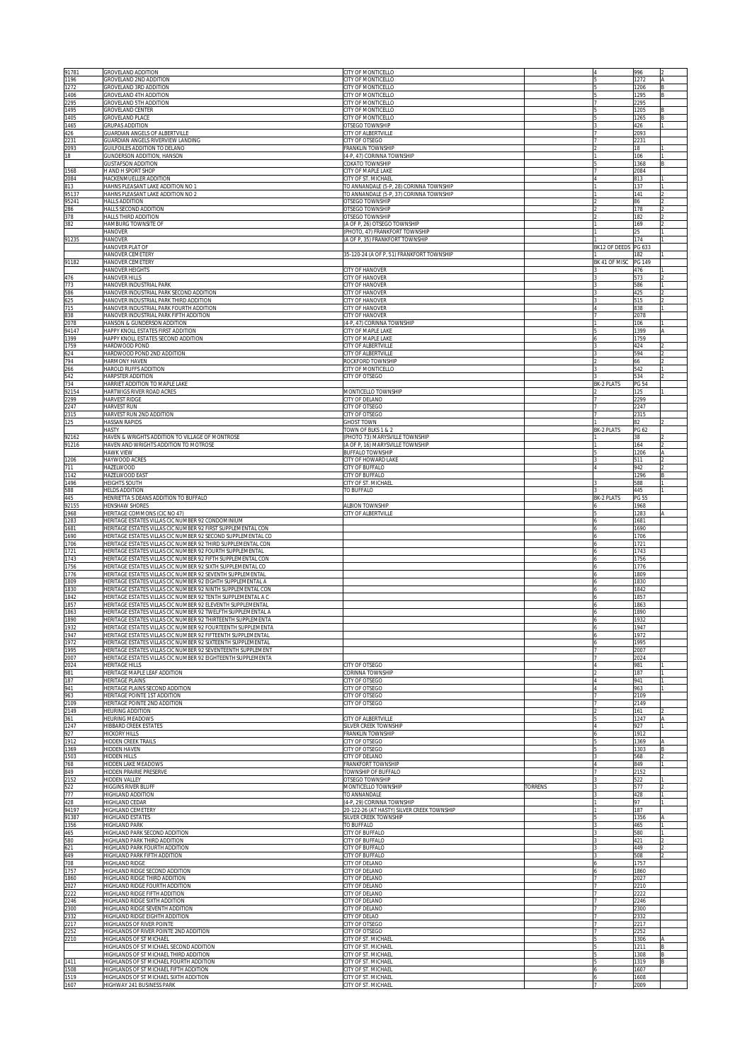| | | | | | | |
|---|---|---|---|---|---|---|
| 91781 | GROVELAND ADDITION | CITY OF MONTICELLO | | 4 | 996 | 2 |
| 1196 | GROVELAND 2ND ADDITION | CITY OF MONTICELLO | | 5 | 1272 | A |
| 1272 | GROVELAND 3RD ADDITION | CITY OF MONTICELLO | | 5 | 1206 | B |
| 1406 | GROVELAND 4TH ADDITION | CITY OF MONTICELLO | | 5 | 1295 | B |
| 2295 | GROVELAND 5TH ADDITION | CITY OF MONTICELLO | | 7 | 2295 | |
| 1495 | GROVELAND CENTER | CITY OF MONTICELLO | | 5 | 1205 | B |
| 1405 | GROVELAND PLACE | CITY OF MONTICELLO | | 5 | 1265 | B |
| 1465 | GRUPAS ADDITION | OTSEGO TOWNSHIP | | 3 | 426 | 1 |
| 426 | GUARDIAN ANGELS OF ALBERTVILLE | CITY OF ALBERTVILLE | | 7 | 2093 | |
| 2231 | GUARDIAN ANGELS RIVERVIEW LANDING | CITY OF OTSEGO | | 7 | 2231 | |
| 2093 | GUILFOILES ADDITION TO DELANO | FRANKLIN TOWNSHIP | | 2 | 18 | 1 |
| 18 | GUNDERSON ADDITION, HANSON | (4-P, 47) CORINNA TOWNSHIP | | 1 | 106 | 1 |
| | GUSTAFSON ADDITION | COKATO TOWNSHIP | | 5 | 1368 | B |
| 1568 | H AND H SPORT SHOP | CITY OF MAPLE LAKE | | 7 | 2084 | |
| 2084 | HACKENMUELLER ADDITION | CITY OF ST. MICHAEL | | 4 | 813 | 1 |
| 813 | HAHNS PLEASANT LAKE ADDITION NO 1 | TO ANNANDALE (5-P, 28) CORINNA TOWNSHIP | | 1 | 137 | 1 |
| 95137 | HAHNS PLEASANT LAKE ADDITION NO 2 | TO ANNANDALE (5-P, 37) CORINNA TOWNSHIP | | 1 | 141 | 2 |
| 95241 | HALLS ADDITION | OTSEGO TOWNSHIP | | 2 | 86 | 2 |
| 286 | HALLS SECOND ADDITION | OTSEGO TOWNSHIP | | 2 | 178 | 2 |
| 378 | HALLS THIRD ADDITION | OTSEGO TOWNSHIP | | 2 | 182 | 2 |
| 382 | HAMBURG TOWNSITE OF | (A OF P, 26) OTSEGO TOWNSHIP | | 1 | 169 | 2 |
| | HANOVER | (PHOTO, 47) FRANKFORT TOWNSHIP | | 1 | 25 | 1 |
| 91235 | HANOVER | (A OF P, 35) FRANKFORT TOWNSHIP | | 1 | 174 | 1 |
| | HANOVER PLAT OF | | | BK12 OF DEEDS | PG 633 | |
| | HANOVER CEMETERY | 35-120-24 (A OF P, 51) FRANKFORT TOWNSHIP | | 1 | 182 | 1 |
| 91182 | HANOVER CEMETERY | | | BK 41 OF MISC | PG 149 | |
| | HANOVER HEIGHTS | CITY OF HANOVER | | 3 | 476 | 1 |
| 476 | HANOVER HILLS | CITY OF HANOVER | | 3 | 573 | 2 |
| 773 | HANOVER INDUSTRIAL PARK | CITY OF HANOVER | | 3 | 586 | 1 |
| 586 | HANOVER INDUSTRIAL PARK SECOND ADDITION | CITY OF HANOVER | | 3 | 425 | 2 |
| 625 | HANOVER INDUSTRIAL PARK THIRD ADDITION | CITY OF HANOVER | | 3 | 515 | 2 |
| 715 | HANOVER INDUSTRIAL PARK FOURTH ADDITION | CITY OF HANOVER | | 4 | 838 | 1 |
| 838 | HANOVER INDUSTRIAL PARK FIFTH ADDITION | CITY OF HANOVER | | 7 | 2078 | |
| 2078 | HANSON & GUNDERSON ADDITION | (4-P, 47) CORINNA TOWNSHIP | | 1 | 106 | 1 |
| 94147 | HAPPY KNOLL ESTATES FIRST ADDITION | CITY OF MAPLE LAKE | | 5 | 1399 | A |
| 1399 | HAPPY KNOLL ESTATES SECOND ADDITION | CITY OF MAPLE LAKE | | 6 | 1759 | |
| 1759 | HARDWOOD POND | CITY OF ALBERTVILLE | | 3 | 424 | 2 |
| 624 | HARDWOOD POND 2ND ADDITION | CITY OF ALBERTVILLE | | 3 | 594 | 2 |
| 794 | HARMONY HAVEN | ROCKFORD TOWNSHIP | | 2 | 66 | 2 |
| 266 | HAROLD RUFFS ADDITION | CITY OF MONTICELLO | | 3 | 542 | 1 |
| 542 | HARPSTER ADDITION | CITY OF OTSEGO | | 3 | 534 | 2 |
| 734 | HARRIET ADDITION TO MAPLE LAKE | | | BK-2 PLATS | PG 54 | |
| 92154 | HARTWIGS RIVER ROAD ACRES | MONTICELLO TOWNSHIP | | 2 | 125 | 1 |
| 2299 | HARVEST RIDGE | CITY OF DELANO | | 7 | 2299 | |
| 2247 | HARVEST RUN | CITY OF OTSEGO | | 7 | 2247 | |
| 2315 | HARVEST RUN 2ND ADDITION | CITY OF OTSEGO | | 7 | 2315 | |
| 125 | HASSAN RAPIDS | GHOST TOWN | | 1 | 82 | 2 |
| | HASTY | TOWN OF BLKS 1 & 2 | | BK-2 PLATS | PG 62 | |
| 92162 | HAVEN & WRIGHTS ADDITION TO VILLAGE OF MONTROSE | (PHOTO 73) MARYSVILLE TOWNSHIP | | 1 | 38 | 2 |
| 91216 | HAVEN AND WRIGHTS ADDITION TO MOTROSE | (A OF P, 16) MARYSVILLE TOWNSHIP | | 1 | 164 | 2 |
| | HAWK VIEW | BUFFALO TOWNSHIP | | 5 | 1206 | A |
| 1206 | HAYWOOD ACRES | CITY OF HOWARD LAKE | | 3 | 511 | 2 |
| 711 | HAZELWOOD | CITY OF BUFFALO | | 4 | 942 | 2 |
| 1142 | HAZELWOOD EAST | CITY OF BUFFALO | | | 1296 | B |
| 1496 | HEIGHTS SOUTH | CITY OF ST. MICHAEL | | 3 | 588 | 1 |
| 588 | HELDS ADDITION | TO BUFFALO | | 3 | 445 | 1 |
| 445 | HENRIETTA S DEANS ADDITION TO BUFFALO | | | BK-2 PLATS | PG 55 | |
| 92155 | HENSHAW SHORES | ALBION TOWNSHIP | | 6 | 1968 | |
| 1968 | HERITAGE COMMONS (CIC NO 47) | CITY OF ALBERTVILLE | | 5 | 1283 | A |
| 1283 | HERITAGE ESTATES VILLAS CIC NUMBER 92 CONDOMINIUM | | | 6 | 1681 | |
| 1681 | HERITAGE ESTATES VILLAS CIC NUMBER 92 FIRST SUPPLEMENTAL CON | | | 6 | 1690 | |
| 1690 | HERITAGE ESTATES VILLAS CIC NUMBER 92 SECOND SUPPLEMENTAL CO | | | 6 | 1706 | |
| 1706 | HERITAGE ESTATES VILLAS CIC NUMBER 92 THIRD SUPPLEMENTAL CON | | | 6 | 1721 | |
| 1721 | HERITAGE ESTATES VILLAS CIC NUMBER 92 FOURTH SUPPLEMENTAL | | | 6 | 1743 | |
| 1743 | HERITAGE ESTATES VILLAS CIC NUMBER 92 FIFTH SUPPLEMENTAL CON | | | 6 | 1756 | |
| 1756 | HERITAGE ESTATES VILLAS CIC NUMBER 92 SIXTH SUPPLEMENTAL CO | | | 6 | 1776 | |
| 1776 | HERITAGE ESTATES VILLAS CIC NUMBER 92 SEVENTH SUPPLEMENTAL | | | 6 | 1809 | |
| 1809 | HERITAGE ESTATES VILLAS CIC NUMBER 92 EIGHTH SUPPLEMENTAL A | | | 6 | 1830 | |
| 1830 | HERITAGE ESTATES VILLAS CIC NUMBER 92 NINTH SUPPLEMENTAL CON | | | 6 | 1842 | |
| 1842 | HERITAGE ESTATES VILLAS CIC NUMBER 92 TENTH SUPPLEMENTAL A C | | | 6 | 1857 | |
| 1857 | HERITAGE ESTATES VILLAS CIC NUMBER 92 ELEVENTH SUPPLEMENTAL | | | 6 | 1863 | |
| 1863 | HERITAGE ESTATES VILLAS CIC NUMBER 92 TWELFTH SUPPLEMENTAL A | | | 6 | 1890 | |
| 1890 | HERITAGE ESTATES VILLAS CIC NUMBER 92 THIRTEENTH SUPPLEMENTA | | | 6 | 1932 | |
| 1932 | HERITAGE ESTATES VILLAS CIC NUMBER 92 FOURTEENTH SUPPLEMENTA | | | 6 | 1947 | |
| 1947 | HERITAGE ESTATES VILLAS CIC NUMBER 92 FIFTEENTH SUPPLEMENTAL | | | 6 | 1972 | |
| 1972 | HERITAGE ESTATES VILLAS CIC NUMBER 92 SIXTEENTH SUPPLEMENTAL | | | 6 | 1995 | |
| 1995 | HERITAGE ESTATES VILLAS CIC NUMBER 92 SEVENTEENTH SUPPLEMENT | | | 7 | 2007 | |
| 2007 | HERITAGE ESTATES VILLAS CIC NUMBER 92 EIGHTEENTH SUPPLEMENTA | | | 7 | 2024 | |
| 2024 | HERITAGE HILLS | CITY OF OTSEGO | | 4 | 981 | 1 |
| 981 | HERITAGE MAPLE LEAF ADDITION | CORINNA TOWNSHIP | | 2 | 187 | 1 |
| 187 | HERITAGE PLAINS | CITY OF OTSEGO | | 4 | 941 | 1 |
| 941 | HERITAGE PLAINS SECOND ADDITION | CITY OF OTSEGO | | 4 | 963 | 1 |
| 963 | HERITAGE POINTE 1ST ADDITION | CITY OF OTSEGO | | 7 | 2109 | |
| 2109 | HERITAGE POINTE 2ND ADDITION | CITY OF OTSEGO | | 7 | 2149 | |
| 2149 | HEURING ADDITION | | | 2 | 161 | 2 |
| 361 | HEURING MEADOWS | CITY OF ALBERTVILLE | | 5 | 1247 | A |
| 1247 | HIBBARD CREEK ESTATES | SILVER CREEK TOWNSHIP | | 4 | 927 | 1 |
| 927 | HICKORY HILLS | FRANKLIN TOWNSHIP | | 6 | 1912 | |
| 1912 | HIDDEN CREEK TRAILS | CITY OF OTSEGO | | 5 | 1369 | A |
| 1369 | HIDDEN HAVEN | CITY OF OTSEGO | | 5 | 1303 | B |
| 1503 | HIDDEN HILLS | CITY OF DELANO | | 3 | 568 | 2 |
| 768 | HIDDEN LAKE MEADOWS | FRANKFORT TOWNSHIP | | 4 | 849 | 1 |
| 849 | HIDDEN PRAIRIE PRESERVE | TOWNSHIP OF BUFFALO | | 7 | 2152 | |
| 2152 | HIDDEN VALLEY | OTSEGO TOWNSHIP | | 3 | 522 | 1 |
| 522 | HIGGINS RIVER BLUFF | MONTICELLO TOWNSHIP | TORRENS | 3 | 577 | 2 |
| 777 | HIGHLAND ADDITION | TO ANNANDALE | | 3 | 428 | 1 |
| 428 | HIGHLAND CEDAR | (4-P, 29) CORINNA TOWNSHIP | | 1 | 97 | 1 |
| 94197 | HIGHLAND CEMETERY | 20-122-26 (AT HASTY) SILVER CREEK TOWNSHIP | | 1 | 187 | |
| 91387 | HIGHLAND ESTATES | SILVER CREEK TOWNSHIP | | 5 | 1356 | A |
| 1356 | HIGHLAND PARK | TO BUFFALO | | 3 | 465 | 1 |
| 465 | HIGHLAND PARK SECOND ADDITION | CITY OF BUFFALO | | 3 | 580 | 1 |
| 580 | HIGHLAND PARK THIRD ADDITION | CITY OF BUFFALO | | 3 | 421 | 2 |
| 621 | HIGHLAND PARK FOURTH ADDITION | CITY OF BUFFALO | | 3 | 449 | 2 |
| 649 | HIGHLAND PARK FIFTH ADDITION | CITY OF BUFFALO | | 3 | 508 | 2 |
| 708 | HIGHLAND RIDGE | CITY OF DELANO | | 6 | 1757 | |
| 1757 | HIGHLAND RIDGE SECOND ADDITION | CITY OF DELANO | | 6 | 1860 | |
| 1860 | HIGHLAND RIDGE THIRD ADDITION | CITY OF DELANO | | 7 | 2027 | |
| 2027 | HIGHLAND RIDGE FOURTH ADDITION | CITY OF DELANO | | 7 | 2210 | |
| 2222 | HIGHLAND RIDGE FIFTH ADDITION | CITY OF DELANO | | 7 | 2222 | |
| 2246 | HIGHLAND RIDGE SIXTH ADDITION | CITY OF DELANO | | 7 | 2246 | |
| 2300 | HIGHLAND RIDGE SEVENTH ADDITION | CITY OF DELANO | | 7 | 2300 | |
| 2332 | HIGHLAND RIDGE EIGHTH ADDITION | CITY OF DELAO | | 7 | 2332 | |
| 2217 | HIGHLANDS OF RIVER POINTE | CITY OF OTSEGO | | 7 | 2217 | |
| 2252 | HIGHLANDS OF RIVER POINTE 2ND ADDITION | CITY OF OTSEGO | | 7 | 2252 | |
| 2210 | HIGHLANDS OF ST MICHAEL | CITY OF ST. MICHAEL | | 5 | 1306 | A |
| | HIGHLANDS OF ST MICHAEL SECOND ADDITION | CITY OF ST. MICHAEL | | 5 | 1211 | B |
| | HIGHLANDS OF ST MICHAEL THIRD ADDITION | CITY OF ST. MICHAEL | | 5 | 1308 | B |
| 1411 | HIGHLANDS OF ST MICHAEL FOURTH ADDITION | CITY OF ST. MICHAEL | | 5 | 1319 | B |
| 1508 | HIGHLANDS OF ST MICHAEL FIFTH ADDITION | CITY OF ST. MICHAEL | | 6 | 1607 | |
| 1519 | HIGHLANDS OF ST MICHAEL SIXTH ADDITION | CITY OF ST. MICHAEL | | 6 | 1608 | |
| 1607 | HIGHWAY 241 BUSINESS PARK | CITY OF ST. MICHAEL | | 7 | 2009 | |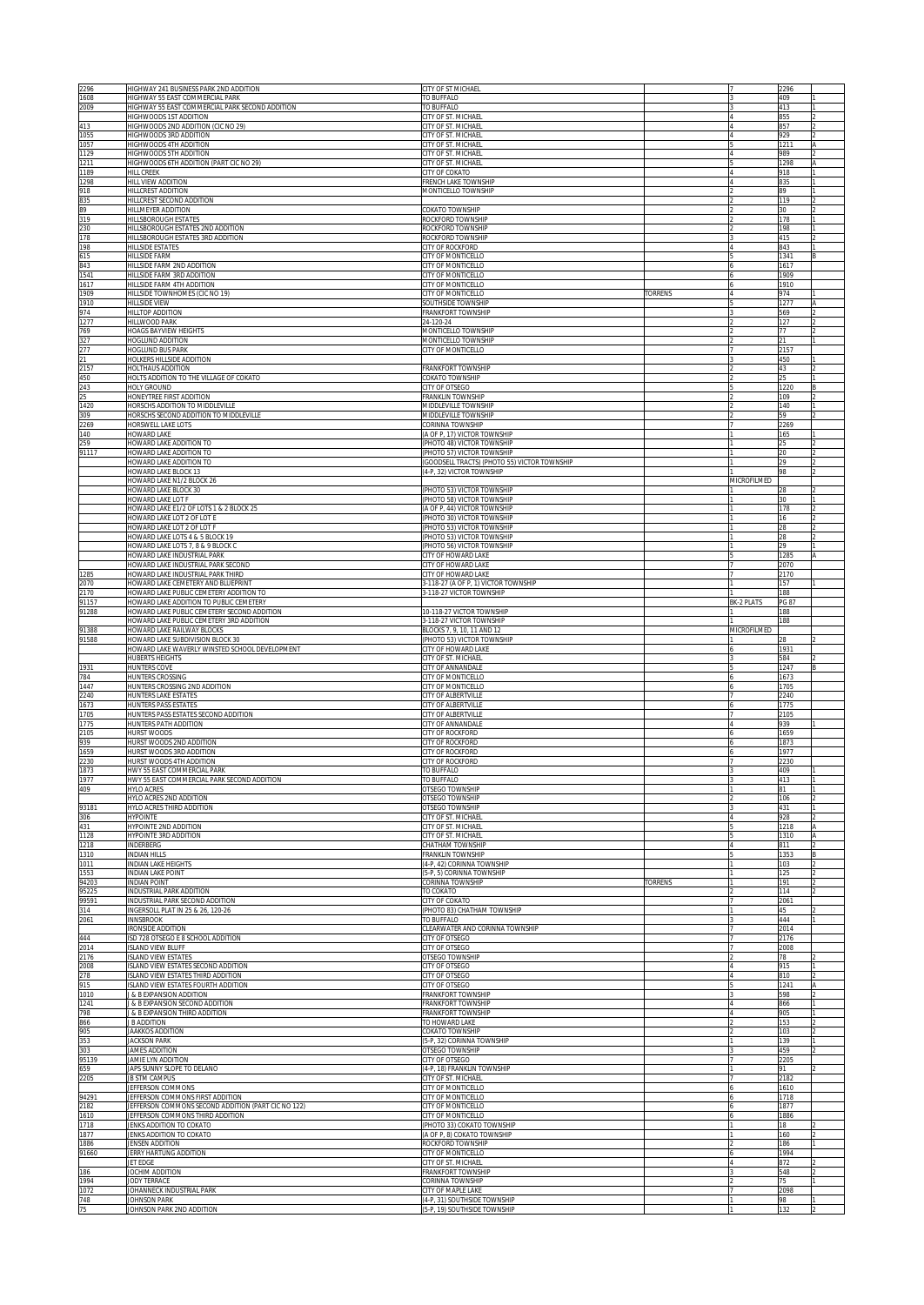| | | | | | | |
|---|---|---|---|---|---|---|
| 2296 | HIGHWAY 241 BUSINESS PARK 2ND ADDITION | CITY OF ST MICHAEL | | 7 | 2296 | |
| 1608 | HIGHWAY 55 EAST COMMERCIAL PARK | TO BUFFALO | | 3 | 409 | 1 |
| 2009 | HIGHWAY 55 EAST COMMERCIAL PARK SECOND ADDITION | TO BUFFALO | | 3 | 413 | 1 |
| | HIGHWOODS 1ST ADDITION | CITY OF ST. MICHAEL | | 4 | 855 | 2 |
| 413 | HIGHWOODS 2ND ADDITION (CIC NO 29) | CITY OF ST. MICHAEL | | 4 | 857 | 2 |
| 1055 | HIGHWOODS 3RD ADDITION | CITY OF ST. MICHAEL | | 4 | 929 | 2 |
| 1057 | HIGHWOODS 4TH ADDITION | CITY OF ST. MICHAEL | | 5 | 1211 | A |
| 1129 | HIGHWOODS 5TH ADDITION | CITY OF ST. MICHAEL | | 4 | 989 | 2 |
| 1211 | HIGHWOODS 6TH ADDITION (PART CIC NO 29) | CITY OF ST. MICHAEL | | 5 | 1298 | A |
| 1189 | HILL CREEK | CITY OF COKATO | | 4 | 918 | 1 |
| 1298 | HILL VIEW ADDITION | FRENCH LAKE TOWNSHIP | | 4 | 835 | 1 |
| 918 | HILLCREST ADDITION | MONTICELLO TOWNSHIP | | 2 | 89 | 1 |
| 835 | HILLCREST SECOND ADDITION | | | 2 | 119 | 2 |
| 89 | HILLMEYER ADDITION | COKATO TOWNSHIP | | 2 | 30 | 2 |
| 319 | HILLSBOROUGH ESTATES | ROCKFORD TOWNSHIP | | 2 | 178 | 1 |
| 230 | HILLSBOROUGH ESTATES 2ND ADDITION | ROCKFORD TOWNSHIP | | 2 | 198 | 1 |
| 178 | HILLSBOROUGH ESTATES 3RD ADDITION | ROCKFORD TOWNSHIP | | 3 | 415 | 2 |
| 198 | HILLSIDE ESTATES | CITY OF ROCKFORD | | 4 | 843 | 1 |
| 615 | HILLSIDE FARM | CITY OF MONTICELLO | | 5 | 1341 | B |
| 843 | HILLSIDE FARM 2ND ADDITION | CITY OF MONTICELLO | | 6 | 1617 | |
| 1541 | HILLSIDE FARM 3RD ADDITION | CITY OF MONTICELLO | | 6 | 1909 | |
| 1617 | HILLSIDE FARM 4TH ADDITION | CITY OF MONTICELLO | | 6 | 1910 | |
| 1909 | HILLSIDE TOWNHOMES (CIC NO 19) | CITY OF MONTICELLO | TORRENS | 4 | 974 | 1 |
| 1910 | HILLSIDE VIEW | SOUTHSIDE TOWNSHIP | | 5 | 1277 | A |
| 974 | HILLTOP ADDITION | FRANKFORT TOWNSHIP | | 3 | 569 | 2 |
| 1277 | HILLWOOD PARK | 24-120-24 | | 2 | 127 | 2 |
| 769 | HOAGS BAYVIEW HEIGHTS | MONTICELLO TOWNSHIP | | 2 | 77 | 2 |
| 327 | HOGLUND ADDITION | MONTICELLO TOWNSHIP | | 2 | 21 | 1 |
| 277 | HOGLUND BUS PARK | CITY OF MONTICELLO | | 7 | 2157 | |
| 21 | HOLKERS HILLSIDE ADDITION | | | 3 | 450 | 1 |
| 2157 | HOLTHAUS ADDITION | FRANKFORT TOWNSHIP | | 2 | 43 | 2 |
| 450 | HOLTS ADDITION TO THE VILLAGE OF COKATO | COKATO TOWNSHIP | | 2 | 25 | 1 |
| 243 | HOLY GROUND | CITY OF OTSEGO | | 5 | 1220 | B |
| 25 | HONEYTREE FIRST ADDITION | FRANKLIN TOWNSHIP | | 2 | 109 | 2 |
| 1420 | HORSCHS ADDITION TO MIDDLEVILLE | MIDDLEVILLE TOWNSHIP | | 2 | 140 | 1 |
| 309 | HORSCHS SECOND ADDITION TO MIDDLEVILLE | MIDDLEVILLE TOWNSHIP | | 2 | 59 | 2 |
| 2269 | HORSWELL LAKE LOTS | CORINNA TOWNSHIP | | 7 | 2269 | |
| 140 | HOWARD LAKE | (A OF P, 17) VICTOR TOWNSHIP | | 1 | 165 | 1 |
| 259 | HOWARD LAKE ADDITION TO | (PHOTO 48) VICTOR TOWNSHIP | | 1 | 25 | 2 |
| 91117 | HOWARD LAKE ADDITION TO | (PHOTO 57) VICTOR TOWNSHIP | | 1 | 20 | 2 |
| | HOWARD LAKE ADDITION TO | (GOODSELL TRACTS) (PHOTO 55) VICTOR TOWNSHIP | | 1 | 29 | 2 |
| | HOWARD LAKE BLOCK 13 | (4-P, 32) VICTOR TOWNSHIP | | 1 | 98 | 2 |
| | HOWARD LAKE N1/2 BLOCK 26 | | | MICROFILMED | | |
| | HOWARD LAKE BLOCK 30 | (PHOTO 53) VICTOR TOWNSHIP | | 1 | 28 | 2 |
| | HOWARD LAKE LOT F | (PHOTO 58) VICTOR TOWNSHIP | | 1 | 30 | 1 |
| | HOWARD LAKE E1/2 OF LOTS 1 & 2 BLOCK 25 | (A OF P, 44) VICTOR TOWNSHIP | | 1 | 178 | 2 |
| | HOWARD LAKE LOT 2 OF LOT E | (PHOTO 30) VICTOR TOWNSHIP | | 1 | 16 | 2 |
| | HOWARD LAKE LOT 2 OF LOT F | (PHOTO 53) VICTOR TOWNSHIP | | 1 | 28 | 2 |
| | HOWARD LAKE LOTS 4 & 5 BLOCK 19 | (PHOTO 53) VICTOR TOWNSHIP | | 1 | 28 | 2 |
| | HOWARD LAKE LOTS 7, 8 & 9 BLOCK C | (PHOTO 56) VICTOR TOWNSHIP | | 1 | 29 | 1 |
| | HOWARD LAKE INDUSTRIAL PARK | CITY OF HOWARD LAKE | | 5 | 1285 | A |
| | HOWARD LAKE INDUSTRIAL PARK SECOND | CITY OF HOWARD LAKE | | 7 | 2070 | |
| 1285 | HOWARD LAKE INDUSTRIAL PARK THIRD | CITY OF HOWARD LAKE | | 7 | 2170 | |
| 2070 | HOWARD LAKE CEMETERY AND BLUEPRINT | 3-118-27 (A OF P, 1) VICTOR TOWNSHIP | | 1 | 157 | 1 |
| 2170 | HOWARD LAKE PUBLIC CEMETERY ADDITION TO | 3-118-27 VICTOR TOWNSHIP | | 1 | 188 | |
| 91157 | HOWARD LAKE ADDITION TO PUBLIC CEMETERY | | | BK-2 PLATS | PG 87 | |
| 91288 | HOWARD LAKE PUBLIC CEMETERY SECOND ADDITION | 10-118-27 VICTOR TOWNSHIP | | 1 | 188 | |
| | HOWARD LAKE PUBLIC CEMETERY 3RD ADDITION | 3-118-27 VICTOR TOWNSHIP | | 1 | 188 | |
| 91388 | HOWARD LAKE RAILWAY BLOCKS | BLOCKS 7, 9, 10, 11 AND 12 | | MICROFILMED | | |
| 91588 | HOWARD LAKE SUBDIVISION BLOCK 30 | (PHOTO 53) VICTOR TOWNSHIP | | 1 | 28 | 2 |
| | HOWARD LAKE WAVERLY WINSTED SCHOOL DEVELOPMENT | CITY OF HOWARD LAKE | | 6 | 1931 | |
| | HUBERTS HEIGHTS | CITY OF ST. MICHAEL | | 3 | 584 | 2 |
| 1931 | HUNTERS COVE | CITY OF ANNANDALE | | 5 | 1247 | B |
| 784 | HUNTERS CROSSING | CITY OF MONTICELLO | | 6 | 1673 | |
| 1447 | HUNTERS CROSSING 2ND ADDITION | CITY OF MONTICELLO | | 6 | 1705 | |
| 2240 | HUNTERS LAKE ESTATES | CITY OF ALBERTVILLE | | 7 | 2240 | |
| 1673 | HUNTERS PASS ESTATES | CITY OF ALBERTVILLE | | 6 | 1775 | |
| 1705 | HUNTERS PASS ESTATES SECOND ADDITION | CITY OF ALBERTVILLE | | 7 | 2105 | |
| 1775 | HUNTERS PATH ADDITION | CITY OF ANNANDALE | | 4 | 939 | 1 |
| 2105 | HURST WOODS | CITY OF ROCKFORD | | 6 | 1659 | |
| 939 | HURST WOODS 2ND ADDITION | CITY OF ROCKFORD | | 6 | 1873 | |
| 1659 | HURST WOODS 3RD ADDITION | CITY OF ROCKFORD | | 6 | 1977 | |
| 2230 | HURST WOODS 4TH ADDITION | CITY OF ROCKFORD | | 7 | 2230 | |
| 1873 | HWY 55 EAST COMMERCIAL PARK | TO BUFFALO | | 3 | 409 | 1 |
| 1977 | HWY 55 EAST COMMERCIAL PARK SECOND ADDITION | TO BUFFALO | | 3 | 413 | 1 |
| 409 | HYLO ACRES | OTSEGO TOWNSHIP | | 1 | 81 | 1 |
| | HYLO ACRES 2ND ADDITION | OTSEGO TOWNSHIP | | 2 | 106 | 2 |
| 93181 | HYLO ACRES THIRD ADDITION | OTSEGO TOWNSHIP | | 3 | 431 | 1 |
| 306 | HYPOINTE | CITY OF ST. MICHAEL | | 4 | 928 | 2 |
| 431 | HYPOINTE 2ND ADDITION | CITY OF ST. MICHAEL | | 5 | 1218 | A |
| 1128 | HYPOINTE 3RD ADDITION | CITY OF ST. MICHAEL | | 5 | 1310 | A |
| 1218 | INDERBERG | CHATHAM TOWNSHIP | | 4 | 811 | 2 |
| 1310 | INDIAN HILLS | FRANKLIN TOWNSHIP | | 5 | 1353 | B |
| 1011 | INDIAN LAKE HEIGHTS | (4-P, 42) CORINNA TOWNSHIP | | 1 | 103 | 2 |
| 1553 | INDIAN LAKE POINT | (5-P, 5) CORINNA TOWNSHIP | | 1 | 125 | 2 |
| 94203 | INDIAN POINT | CORINNA TOWNSHIP | TORRENS | 1 | 191 | 2 |
| 95225 | INDUSTRIAL PARK ADDITION | TO COKATO | | 2 | 114 | 2 |
| 99591 | INDUSTRIAL PARK SECOND ADDITION | CITY OF COKATO | | 7 | 2061 | |
| 314 | INGERSOLL PLAT IN 25 & 26, 120-26 | (PHOTO 83) CHATHAM TOWNSHIP | | 1 | 45 | 2 |
| 2061 | INNSBROOK | TO BUFFALO | | 3 | 444 | 1 |
| | IRONSIDE ADDITION | CLEARWATER AND CORINNA TOWNSHIP | | 7 | 2014 | |
| 444 | ISD 728 OTSEGO E B SCHOOL ADDITION | CITY OF OTSEGO | | 7 | 2176 | |
| 2014 | ISLAND VIEW BLUFF | CITY OF OTSEGO | | 7 | 2008 | |
| 2176 | ISLAND VIEW ESTATES | OTSEGO TOWNSHIP | | 2 | 78 | 2 |
| 2008 | ISLAND VIEW ESTATES SECOND ADDITION | CITY OF OTSEGO | | 4 | 915 | 1 |
| 278 | ISLAND VIEW ESTATES THIRD ADDITION | CITY OF OTSEGO | | 4 | 810 | 2 |
| 915 | ISLAND VIEW ESTATES FOURTH ADDITION | CITY OF OTSEGO | | 5 | 1241 | A |
| 1010 | J & B EXPANSION ADDITION | FRANKFORT TOWNSHIP | | 3 | 598 | 2 |
| 1241 | J & B EXPANSION SECOND ADDITION | FRANKFORT TOWNSHIP | | 4 | 866 | 1 |
| 798 | J & B EXPANSION THIRD ADDITION | FRANKFORT TOWNSHIP | | 4 | 905 | 1 |
| 866 | J B ADDITION | TO HOWARD LAKE | | 2 | 153 | 2 |
| 905 | JAAKKOS ADDITION | COKATO TOWNSHIP | | 2 | 103 | 2 |
| 353 | JACKSON PARK | (5-P, 32) CORINNA TOWNSHIP | | 1 | 139 | 1 |
| 303 | JAMES ADDITION | OTSEGO TOWNSHIP | | 3 | 459 | 2 |
| 95139 | JAMIE LYN ADDITION | CITY OF OTSEGO | | 7 | 2205 | |
| 659 | JAPS SUNNY SLOPE TO DELANO | (4-P, 18) FRANKLIN TOWNSHIP | | 1 | 91 | 2 |
| 2205 | JB STM CAMPUS | CITY OF ST. MICHAEL | | 7 | 2182 | |
| | JEFFERSON COMMONS | CITY OF MONTICELLO | | 6 | 1610 | |
| 94291 | JEFFERSON COMMONS FIRST ADDITION | CITY OF MONTICELLO | | 6 | 1718 | |
| 2182 | JEFFERSON COMMONS SECOND ADDITION (PART CIC NO 122) | CITY OF MONTICELLO | | 6 | 1877 | |
| 1610 | JEFFERSON COMMONS THIRD ADDITION | CITY OF MONTICELLO | | 6 | 1886 | |
| 1718 | JENKS ADDITION TO COKATO | (PHOTO 33) COKATO TOWNSHIP | | 1 | 18 | 2 |
| 1877 | JENKS ADDITION TO COKATO | (A OF P, 8) COKATO TOWNSHIP | | 1 | 160 | 2 |
| 1886 | JENSEN ADDITION | ROCKFORD TOWNSHIP | | 2 | 186 | 1 |
| 91660 | JERRY HARTUNG ADDITION | CITY OF MONTICELLO | | 6 | 1994 | |
| | JET EDGE | CITY OF ST. MICHAEL | | 4 | 872 | 2 |
| 186 | JOCHIM ADDITION | FRANKFORT TOWNSHIP | | 3 | 548 | 2 |
| 1994 | JODY TERRACE | CORINNA TOWNSHIP | | 2 | 75 | 1 |
| 1072 | JOHANNECK INDUSTRIAL PARK | CITY OF MAPLE LAKE | | 7 | 2098 | |
| 748 | JOHNSON PARK | (4-P, 31) SOUTHSIDE TOWNSHIP | | 1 | 98 | 1 |
| 75 | JOHNSON PARK 2ND ADDITION | (5-P, 19) SOUTHSIDE TOWNSHIP | | 1 | 132 | 2 |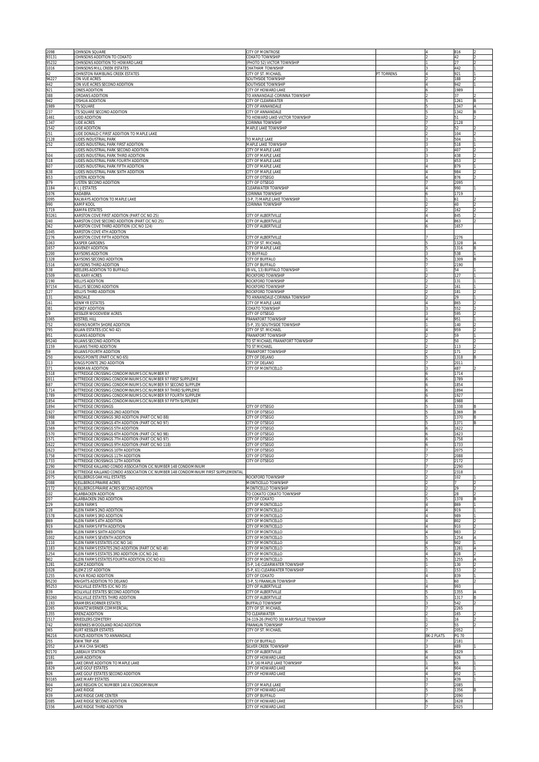| | | | | | | |
|---|---|---|---|---|---|---|
| 2098 | JOHNSON SQUARE | CITY OF MONTROSE | | 4 | 816 | 2 |
| 93131 | JOHNSONS ADDITION TO COKATO | COKATO TOWNSHIP | | 2 | 42 | 2 |
| 95232 | JOHNSONS ADDITION TO HOWARD LAKE | (PHOTO 52) VICTOR TOWNSHIP | | 1 | 27 | 2 |
| 1016 | JOHNSONS MILL CREEK ESTATES | CHATHAM TOWNSHIP | | 3 | 442 | 1 |
| 42 | JOHNSTON RAMBLING CREEK ESTATES | CITY OF ST. MICHAEL | PT TORRENS | 4 | 921 | 1 |
| 96227 | JON VUE ACRES | SOUTHSIDE TOWNSHIP | | 2 | 188 | 2 |
| 442 | JON VUE ACRES SECOND ADDITION | SOUTHSIDE TOWNSHIP | | 4 | 942 | 1 |
| 921 | JONES ADDITION | CITY OF HOWARD LAKE | | 6 | 1989 | |
| 388 | JORDANS ADDITION | TO ANNANDALE-CORINNA TOWNSHIP | | 2 | 37 | 2 |
| 942 | JOSHUA ADDITION | CITY OF CLEARWATER | | 5 | 1261 | B |
| 1989 | JTS SQUARE | CITY OF ANNANDALE | | 5 | 1347 | A |
| 237 | JTS SQUARE SECOND ADDITION | CITY OF ANNANDALE | | 5 | 1342 | B |
| 1461 | JUDD ADDITION | TO HOWARD LAKE-VICTOR TOWNSHIP | | 2 | 51 | 2 |
| 1347 | JUDE ACRES | CORINNA TOWNSHIP | | 7 | 2128 | |
| 1542 | JUDE ADDITION | MAPLE LAKE TOWNSHIP | | 2 | 52 | 2 |
| 251 | JUDE DONALD C FIRST ADDITION TO MAPLE LAKE | | | 2 | 104 | 2 |
| 2128 | JUDES INDUSTRIAL PARK | TO MAPLE LAKE | | 3 | 504 | 1 |
| 252 | JUDES INDUSTRIAL PARK FIRST ADDITION | MAPLE LAKE TOWNSHIP | | 3 | 518 | 1 |
| | JUDES INDUSTRIAL PARK SECOND ADDITION | CITY OF MAPLE LAKE | | 3 | 407 | 2 |
| 504 | JUDES INDUSTRIAL PARK THIRD ADDITION | CITY OF MAPLE LAKE | | 3 | 438 | 2 |
| 518 | JUDES INDUSTRIAL PARK FOURTH ADDITION | CITY OF MAPLE LAKE | | 3 | 453 | 2 |
| 607 | JUDES INDUSTRIAL PARK FIFTH ADDITION | CITY OF MAPLE LAKE | | 4 | 879 | 1 |
| 638 | JUDES INDUSTRIAL PARK SIXTH ADDITION | CITY OF MAPLE LAKE | | 4 | 984 | 2 |
| 653 | JUSTEN ADDITION | CITY OF OTSEGO | | 4 | 876 | 2 |
| 879 | JUSTEN SECOND ADDITION | CITY OF OTSEGO | | 7 | 2095 | |
| 1184 | K L J ESTATES | CLEARWATER TOWNSHIP | | 4 | 990 | 1 |
| 1076 | KADABRA | CORINNA TOWNSHIP | | 6 | 1719 | |
| 2095 | KALWAYS ADDITION TO MAPLE LAKE | (3-P, 7) MAPLE LAKE TOWNSHIP | | 1 | 61 | 2 |
| 990 | KAMP KOOL | CORINNA TOWNSHIP | | 2 | 40 | 2 |
| 1719 | KAMPA ESTATES | | | 2 | 162 | 2 |
| 93261 | KARSTON COVE FIRST ADDITION (PART CIC NO 25) | CITY OF ALBERTVILLE | | 4 | 845 | 2 |
| 240 | KARSTON COVE SECOND ADDITION (PART CIC NO 25) | CITY OF ALBERTVILLE | | 4 | 863 | 2 |
| 362 | KARSTON COVE THIRD ADDITION (CIC NO 124) | CITY OF ALBERTVILLE | | 6 | 1657 | |
| 1045 | KARSTON COVE 4TH ADDITION | | | | | |
| 2276 | KARSTON COVE FIFTH ADDITION | CITY OF ALBERTVILLE | | 7 | 2276 | |
| 1063 | KASPER GARDENS | CITY OF ST. MICHAEL | | 5 | 1328 | A |
| 1657 | KAVENEY ADDITION | CITY OF MAPLE LAKE | | 5 | 1316 | B |
| 2200 | KAYSONS ADDITION | TO BUFFALO | | 3 | 538 | 1 |
| 1328 | KAYSONS SECOND ADDITION | CITY OF BUFFALO | | 5 | 1309 | B |
| 1516 | KAYSONS THIRD ADDITION | CITY OF BUFFALO | | 7 | 2190 | |
| 538 | KEELERS ADDITION TO BUFFALO | (B-VIL, 13) BUFFALO TOWNSHIP | | 1 | 54 | 1 |
| 1509 | KEL KARY ACRES | ROCKFORD TOWNSHIP | | 2 | 127 | 1 |
| 2190 | KELLYS ADDITION | ROCKFORD TOWNSHIP | | 2 | 131 | 1 |
| 97154 | KELLYS SECOND ADDITION | ROCKFORD TOWNSHIP | | 2 | 161 | 1 |
| 127 | KELLYS THIRD ADDITION | ROCKFORD TOWNSHIP | | 2 | 181 | 2 |
| 131 | KENDALE | TO ANNANDALE-CORINNA TOWNSHIP | | 2 | 29 | 1 |
| 161 | KENMYR ESTATES | CITY OF MAPLE LAKE | | 4 | 865 | 2 |
| 381 | KESKEY ADDITION | COKATO TOWNSHIP | | 3 | 552 | 2 |
| 29 | KESSLER WOODVIEW ACRES | CITY OF OTSEGO | | 3 | 595 | 2 |
| 1065 | KESTREL HILL | FRANKFORT TOWNSHIP | | 4 | 951 | 1 |
| 752 | KIEHNS NORTH SHORE ADDITION | (5-P, 35) SOUTHSIDE TOWNSHIP | | 1 | 140 | 2 |
| 795 | KILIAN ESTATES (CIC NO 42) | CITY OF ST. MICHAEL | | 4 | 959 | 2 |
| 951 | KILIANS ADDITION | FRANKFORT TOWNSHIP | | 2 | 59 | 1 |
| 95240 | KILIANS SECOND ADDITION | TO ST MICHAEL FRANKFORT TOWNSHIP | | 2 | 50 | 2 |
| 1159 | KILIANS THIRD ADDITION | TO ST MICHAEL | | 2 | 113 | 2 |
| 59 | KILIANS FOURTH ADDITION | FRANKFORT TOWNSHIP | | 2 | 171 | 2 |
| 250 | KINGS POINTE (PART CIC NO 65) | CITY OF DELANO | | 5 | 1318 | B |
| 313 | KINGS POINTE 2ND ADDITION | CITY OF DELANO | | 7 | 2011 | |
| 371 | KIRKMAN ADDITION | CITY OF MONTICELLO | | 3 | 487 | 2 |
| 1518 | KITTREDGE CROSSING CONDOMINIUMS CIC NUMBER 97 | | | 6 | 1714 | |
| 2011 | KITTREDGE CROSSING CONDOMINIUMS CIC NUMBER 97 FIRST SUPPLEME | | | 6 | 1789 | |
| 687 | KITTREDGE CROSSING CONDOMINIUMS CIC NUMBER 97 SECOND SUPPLEM | | | 6 | 1854 | |
| 1714 | KITTREDGE CROSSING CONDOMINIUMS CIC NUMBER 97 THIRD SUPPLEME | | | 6 | 1894 | |
| 1789 | KITTREDGE CROSSING CONDOMINIUMS CIC NUMBER 97 FOURTH SUPPLEM | | | 6 | 1927 | |
| 1854 | KITTREDGE CROSSING CONDOMINIUMS CIC NUMBER 97 FIFTH SUPPLEME | | | 6 | 1988 | |
| 1894 | KITTREDGE CROSSINGS | CITY OF OTSEGO | | 5 | 1338 | B |
| 1927 | KITTREDGE CROSSINGS 2ND ADDITION | CITY OF OTSEGO | | 5 | 1369 | B |
| 1988 | KITTREDGE CROSSINGS 3RD ADDITION (PART CIC NO 88) | CITY OF OTSEGO | | 5 | 1370 | B |
| 1538 | KITTREDGE CROSSINGS 4TH ADDITION (PART CIC NO 97) | CITY OF OTSEGO | | 5 | 1371 | B |
| 1569 | KITTREDGE CROSSINGS 5TH ADDITION | CITY OF OTSEGO | | 6 | 1622 | |
| 1570 | KITTREDGE CROSSINGS 6TH ADDITION (PART CIC NO 98) | CITY OF OTSEGO | | 6 | 1623 | |
| 1571 | KITTREDGE CROSSINGS 7TH ADDITION (PART CIC NO 97) | CITY OF OTSEGO | | 6 | 1758 | |
| 1622 | KITTREDGE CROSSINGS 9TH ADDITION (PART CIC NO 118) | CITY OF OTSEGO | | 6 | 1733 | |
| 1623 | KITTREDGE CROSSINGS 10TH ADDITION | CITY OF OTSEGO | | 7 | 2075 | |
| 1758 | KITTREDGE CROSSINGS 11TH ADDITION | CITY OF OTSEGO | | 7 | 2088 | |
| 1733 | KITTREDGE CROSSINGS 12TH ADDITION | CITY OF OTSEGO | | 7 | 2172 | |
| 2290 | KITTREDGE KALLAND CONDO ASSOCIATION CIC NUMBER 148 CONDOMINIUM | | | 7 | 2290 | |
| 2318 | KITTREDGE KALLAND CONDO ASSOCIATION CIC NUMBER 148 CONDOMINIUM FIRST SUPPLEMENTAL | | | 7 | 2318 | |
| 2075 | KJELLBERGS OAK HILL ESTATES | ROCKFORD TOWNSHIP | | 2 | 102 | 1 |
| 2088 | KJELLBERGS PRAIRIE ACRES | MONTICELLO TOWNSHIP | | 2 | 7 | 2 |
| 2172 | KJELLBERGS PRAIRIE ACRES SECOND ADDITION | MONTICELLO TOWNSHIP | | 2 | 29 | 2 |
| 102 | KLARBACKEN ADDITION | TO COKATO COKATO TOWNSHIP | | 2 | 28 | 2 |
| 207 | KLARBACKEN 2ND ADDITION | CITY OF COKATO | | 5 | 1378 | B |
| 229 | KLEIN FARMS | CITY OF MONTICELLO | | 4 | 869 | 1 |
| 228 | KLEIN FARMS 2ND ADDITION | CITY OF MONTICELLO | | 4 | 919 | 1 |
| 1578 | KLEIN FARMS 3RD ADDITION | CITY OF MONTICELLO | | 4 | 989 | 1 |
| 869 | KLEIN FARMS 4TH ADDITION | CITY OF MONTICELLO | | 4 | 802 | 2 |
| 919 | KLEIN FARMS FIFTH ADDITION | CITY OF MONTICELLO | | 4 | 910 | 2 |
| 989 | KLEIN FARMS SIXTH ADDITION | CITY OF MONTICELLO | | 4 | 983 | 2 |
| 1002 | KLEIN FARMS SEVENTH ADDITION | CITY OF MONTICELLO | | 5 | 1254 | A |
| 1110 | KLEIN FARMS ESTATES (CIC NO 14) | CITY OF MONTICELLO | | 4 | 902 | 1 |
| 1183 | KLEIN FARMS ESTATES 2ND ADDITION (PART CIC NO 48) | CITY OF MONTICELLO | | 5 | 1281 | A |
| 1254 | KLEIN FARMS ESTATES 3RD ADDITION (CIC NO 24) | CITY OF MONTICELLO | | 4 | 828 | 2 |
| 902 | KLEIN FARMS ESTATES FOURTH ADDITION (CIC NO 61) | CITY OF MONTICELLO | | 5 | 1255 | A |
| 1281 | KLEMZ ADDITION | (5-P, 14) CLEARWATER TOWNSHIP | | 1 | 130 | 2 |
| 1028 | KLEMZ 1ST ADDITION | (5-P, 61) CLEARWATER TOWNSHIP | | 1 | 153 | 2 |
| 1255 | KLYVA ROAD ADDITION | CITY OF COKATO | | 4 | 839 | 1 |
| 95230 | KNIGHTS ADDITION TO DELANO | (3-P, 5) FRANKLIN TOWNSHIP | | 1 | 60 | 2 |
| 95253 | KOLLVILLE ESTATES (CIC NO 35) | CITY OF ALBERTVILLE | | 4 | 993 | |
| 839 | KOLLVILLE ESTATES SECOND ADDITION | CITY OF ALBERTVILLE | | 5 | 1355 | A |
| 93260 | KOLLVILLE ESTATES THIRD ADDITION | CITY OF ALBERTVILLE | | 5 | 1317 | B |
| 1193 | KRAMERS KORNER ESTATES | BUFFALO TOWNSHIP | | 3 | 542 | 2 |
| 2265 | KRANTZ WERNER COMMERCIAL | CITY OF ST. MICHAEL | | 7 | 2265 | |
| 1355 | KRENZ ADDITION | TO CLEARWATER | | 2 | 165 | 2 |
| 1517 | KRIEDLERS CEMETERY | 24-119-26 (PHOTO 30) MARYSVILLE TOWNSHIP | | 1 | 16 | 2 |
| 742 | KRIENKES WOODLAND ROAD ADDITION | FRANKLIN TOWNSHIP | | 2 | 55 | 2 |
| 365 | KURT KESSLER ESTATES | CITY OF ST. MICHAEL | | 7 | 2052 | |
| 96216 | KURZS ADDITION TO ANNANDALE | | | BK-2 PLATS | PG 70 | |
| 255 | KWIK TRIP 458 | CITY OF BUFFALO | | 7 | 2181 | |
| 2052 | LA MA CHA SHORES | SILVER CREEK TOWNSHIP | | 3 | 489 | 1 |
| 92170 | LABEAUX STATION | CITY OF ALBERTVILLE | | 6 | 1829 | |
| 2181 | LAHR ADDITION | CITY OF HOWARD LAKE | | 4 | 926 | 1 |
| 489 | LAKE DRIVE ADDITION TO MAPLE LAKE | (3-P, 16) MAPLE LAKE TOWNSHIP | | 1 | 65 | 1 |
| 1829 | LAKE GOLF ESTATES | CITY OF HOWARD LAKE | | 4 | 904 | 1 |
| 926 | LAKE GOLF ESTATES SECOND ADDITION | CITY OF HOWARD LAKE | | 4 | 952 | 1 |
| 93165 | LAKE MARY ESTATES | | | 3 | 439 | 1 |
| 904 | LAKE REGION CIC NUMBER 140 A CONDOMINIUM | CITY OF MAPLE LAKE | | 7 | 2085 | |
| 952 | LAKE RIDGE | CITY OF HOWARD LAKE | | 5 | 1356 | B |
| 439 | LAKE RIDGE CARE CENTER | CITY OF BUFFALO | | 7 | 2090 | |
| 2085 | LAKE RIDGE SECOND ADDITION | CITY OF HOWARD LAKE | | 6 | 1628 | |
| 1556 | LAKE RIDGE THIRD ADDITION | CITY OF HOWARD LAKE | | 7 | 2025 | |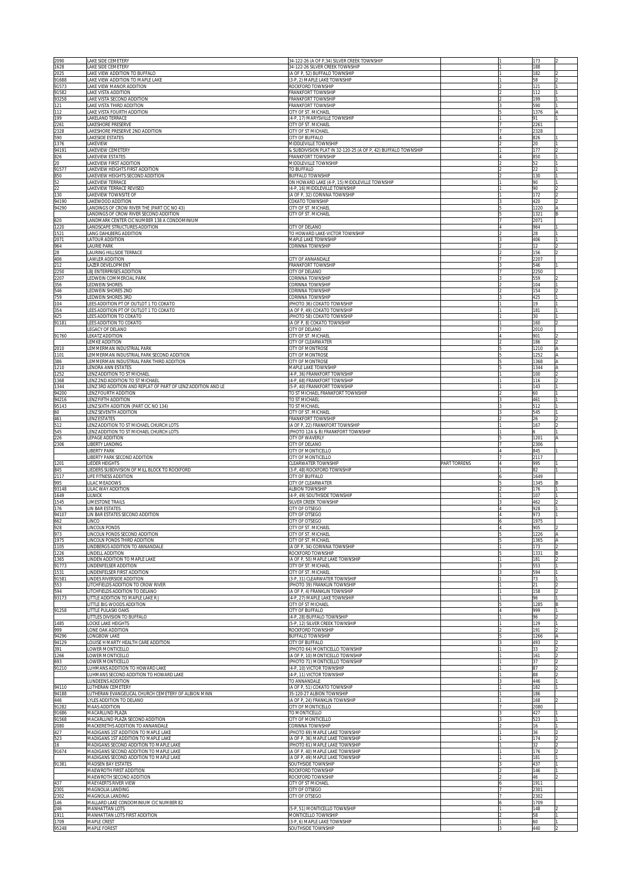| | | | | | | |
|---|---|---|---|---|---|---|
| 2090 | LAKE SIDE CEMETERY | 34-122-26 (A OF P,34) SILVER CREEK TOWNSHIP | | 1 | 173 | 2 |
| 1628 | LAKE SIDE CEMETERY | 34-122-26 SILVER CREEK TOWNSHIP | | 1 | 188 | |
| 2025 | LAKE VIEW ADDITION TO BUFFALO | (A OF P, 52) BUFFALO TOWNSHIP | | 1 | 182 | 2 |
| 91688 | LAKE VIEW ADDITION TO MAPLE LAKE | (3-P, 2) MAPLE LAKE TOWNSHIP | | 1 | 58 | 2 |
| 91573 | LAKE VIEW MANOR ADDITION | ROCKFORD TOWNSHIP | | 2 | 121 | 1 |
| 91582 | LAKE VISTA ADDITION | FRANKFORT TOWNSHIP | | 2 | 112 | 1 |
| 93258 | LAKE VISTA SECOND ADDITION | FRANKFORT TOWNSHIP | | 2 | 199 | 1 |
| 121 | LAKE VISTA THIRD ADDITION | FRANKFORT TOWNSHIP | | 3 | 590 | 1 |
| 112 | LAKE VISTA FOURTH ADDITION | CITY OF ST. MICHAEL | | 5 | 1376 | A |
| 199 | LAKELAND TERRACE | (4-P, 17) MARYSVILLE TOWNSHIP | | 1 | 91 | 1 |
| 2261 | LAKESHORE PRESERVE | CITY OF ST. MICHAEL | | 7 | 2261 | |
| 2328 | LAKESHORE PRESERVE 2ND ADDITION | CITY OF ST MICHAEL | | 7 | 2328 | |
| 590 | LAKESIDE ESTATES | CITY OF BUFFALO | | 4 | 826 | 1 |
| 1376 | LAKEVIEW | MIDDLEVILLE TOWNSHIP | | 2 | 20 | 1 |
| 94191 | LAKEVIEW CEMETERY | & SUBDIVISION PLAT IN 32-120-25 (A OF P, 42) BUFFALO TOWNSHIP | | 1 | 177 | 2 |
| 826 | LAKEVIEW ESTATES | FRANKFORT TOWNSHIP | | 4 | 850 | 1 |
| 20 | LAKEVIEW FIRST ADDITION | MIDDLEVILLE TOWNSHIP | | 2 | 52 | 1 |
| 91577 | LAKEVIEW HEIGHTS FIRST ADDITION | TO BUFFALO | | 2 | 22 | 1 |
| 850 | LAKEVIEW HEIGHTS SECOND ADDITION | BUFFALO TOWNSHIP | | 2 | 130 | 1 |
| 52 | LAKEVIEW TERRACE | ON HOWARD LAKE (4-P, 15) MIDDLEVILLE TOWNSHIP | | 1 | 90 | 1 |
| 22 | LAKEVIEW TERRACE REVISED | (4-P, 16) MIDDLEVILLE TOWNSHIP | | 1 | 90 | 2 |
| 130 | LAKEVIEW TOWNSITE OF | (A OF P, 32) CORINNA TOWNSHIP | | 1 | 172 | 2 |
| 94190 | LAKEWOOD ADDITION | COKATO TOWNSHIP | | 3 | 420 | 2 |
| 94290 | LANDINGS OF CROW RIVER THE (PART CIC NO 43) | CITY OF ST. MICHAEL | | 5 | 1220 | A |
| | LANDINGS OF CROW RIVER SECOND ADDITION | CITY OF ST. MICHAEL | | 5 | 1321 | B |
| 620 | LANDMARK CENTER CIC NUMBER 138 A CONDOMINIUM | | | 7 | 2071 | |
| 1220 | LANDSCAPE STRUCTURES ADDITION | CITY OF DELANO | | 4 | 964 | 1 |
| 1521 | LANG DAHLBERG ADDITION | TO HOWARD LAKE-VICTOR TOWNSHIP | | 2 | 28 | 1 |
| 2071 | LATOUR ADDITION | MAPLE LAKE TOWNSHIP | | 3 | 406 | 1 |
| 964 | LAURIE PARK | CORINNA TOWNSHIP | | 2 | 12 | 2 |
| 28 | LAURING HILLSIDE TERRACE | | | 2 | 156 | 2 |
| 406 | LAWLER ADDITION | CITY OF ANNANDALE | | 7 | 2207 | |
| 212 | LAZER DEVELOPMENT | FRANKFORT TOWNSHIP | | 3 | 546 | 1 |
| 2250 | LBJ ENTERPRISES ADDITION | CITY OF DELANO | | 7 | 2250 | |
| 2207 | LEDWEIN COMMERCIAL PARK | CORINNA TOWNSHIP | | 3 | 559 | 2 |
| 356 | LEDWEIN SHORES | CORINNA TOWNSHIP | | 2 | 104 | 1 |
| 546 | LEDWEIN SHORES 2ND | CORINNA TOWNSHIP | | 2 | 154 | 2 |
| 759 | LEDWEIN SHORES 3RD | CORINNA TOWNSHIP | | 3 | 425 | 1 |
| 104 | LEES ADDITION PT OF OUTLOT 1 TO COKATO | (PHOTO 36) COKATO TOWNSHIP | | 1 | 19 | 1 |
| 354 | LEES ADDITION PT OF OUTLOT 1 TO COKATO | (A OF P, 49) COKATO TOWNSHIP | | 1 | 181 | 1 |
| 425 | LEES ADDITION TO COKATO | (PHOTO 58) COKATO TOWNSHIP | | 1 | 30 | 1 |
| 91181 | LEES ADDITION TO COKATO | (A OF P, 8) COKATO TOWNSHIP | | 1 | 160 | 2 |
| | LEGACY OF DELANO | CITY OF DELANO | | 7 | 2010 | |
| 91760 | LEKATZ ADDITION | CITY OF ST. MICHAEL | | 4 | 901 | 2 |
| | LEMKE ADDITION | CITY OF CLEARWATER | | 2 | 186 | 2 |
| 2010 | LEMMERMAN INDUSTRIAL PARK | CITY OF MONTROSE | | 5 | 1210 | A |
| 1101 | LEMMERMAN INDUSTRIAL PARK SECOND ADDITION | CITY OF MONTROSE | | 5 | 1252 | A |
| 386 | LEMMERMAN INDUSTRIAL PARK THIRD ADDITION | CITY OF MONTROSE | | 5 | 1368 | A |
| 1210 | LENORA ANN ESTATES | MAPLE LAKE TOWNSHIP | | 5 | 1344 | A |
| 1252 | LENZ ADDITION TO ST MICHAEL | (4-P, 36) FRANKFORT TOWNSHIP | | 1 | 100 | 2 |
| 1368 | LENZ 2ND ADDITION TO ST MICHAEL | (4-P, 68) FRANKFORT TOWNSHIP | | 1 | 116 | 2 |
| 1344 | LENZ 3RD ADDITION AND REPLAT OF PART OF LENZ ADDITION AND LE | (5-P, 40) FRANKFORT TOWNSHIP | | 1 | 143 | 1 |
| 94200 | LENZ FOURTH ADDITION | TO ST MICHAEL FRANKFORT TOWNSHIP | | 2 | 60 | 1 |
| 94216 | LENZ FIFTH ADDITION | TO ST MICHAEL | | 3 | 461 | 1 |
| 95143 | LENZ SIXTH ADDITION (PART CIC NO 134) | TO ST MICHAEL | | 3 | 512 | 1 |
| 60 | LENZ SEVENTH ADDITION | CITY OF ST. MICHAEL | | 3 | 545 | 1 |
| 461 | LENZ ESTATES | FRANKFORT TOWNSHIP | | 2 | 26 | 2 |
| 512 | LENZ ADDITION TO ST MICHAEL CHURCH LOTS | (A OF P, 22) FRANKFORT TOWNSHIP | | 1 | 167 | 2 |
| 545 | LENZ ADDITION TO ST MICHAEL CHURCH LOTS | (PHOTO 12A & B) FRANKFORT TOWNSHIP | | 1 | 6 | 1 |
| 226 | LEPAGE ADDITION | CITY OF WAVERLY | | 5 | 1201 | A |
| 2306 | LIBERTY LANDING | CITY OF DELANO | | 7 | 2306 | |
| | LIBERTY PARK | CITY OF MONTICELLO | | 4 | 845 | 1 |
| | LIBERTY PARK SECOND ADDITION | CITY OF MONTICELLO | | 7 | 2117 | |
| 1201 | LIEDER HEIGHTS | CLEARWATER TOWNSHIP | PART TORRENS | 4 | 995 | 1 |
| 845 | LIEDERS SUBDIVISION OF MILL BLOCK TO ROCKFORD | (3-P, 48) ROCKFORD TOWNSHIP | | 1 | 82 | 1 |
| 2117 | LIFE FITNESS ADDITION | CITY OF BUFFALO | | 6 | 1649 | |
| 995 | LILAC MEADOWS | CITY OF CLEARWATER | | 5 | 1345 | B |
| 93148 | LILAC WAY ADDITION | ALBION TOWNSHIP | | 2 | 176 | 1 |
| 1649 | LILNICK | (4-P, 49) SOUTHSIDE TOWNSHIP | | 1 | 107 | 1 |
| 1545 | LIMESTONE TRAILS | SILVER CREEK TOWNSHIP | | 3 | 462 | 2 |
| 176 | LIN BAR ESTATES | CITY OF OTSEGO | | 4 | 928 | 1 |
| 94107 | LIN BAR ESTATES SECOND ADDITION | CITY OF OTSEGO | | 4 | 973 | 1 |
| 662 | LINCO | CITY OF OTSEGO | | 6 | 1975 | |
| 928 | LINCOLN PONDS | CITY OF ST. MICHAEL | | 4 | 905 | 2 |
| 973 | LINCOLN PONDS SECOND ADDITION | CITY OF ST. MICHAEL | | 5 | 1226 | A |
| 1975 | LINCOLN PONDS THIRD ADDITION | CITY OF ST. MICHAEL | | 5 | 1365 | A |
| 1105 | LINDBERGS ADDITION TO ANNANDALE | (A OF P, 34) CORINNA TOWNSHIP | | 1 | 173 | 2 |
| 1226 | LINDELL ADDITION | ROCKFORD TOWNSHIP | | 5 | 1331 | B |
| 1365 | LINDEN ADDITION TO MAPLE LAKE | (A OF P, 50) MAPLE LAKE TOWNSHIP | | 1 | 181 | 2 |
| 91773 | LINDENFELSER ADDITION | CITY OF ST. MICHAEL | | 3 | 553 | 1 |
| 1531 | LINDENFELSER FIRST ADDITION | CITY OF ST. MICHAEL | | 3 | 594 | 1 |
| 91581 | LINDES RIVERSIDE ADDITION | (3-P, 31) CLEARWATER TOWNSHIP | | 1 | 73 | 1 |
| 553 | LITCHFIELDS ADDITION TO CROW RIVER | (PHOTO 39) FRANKLIN TOWNSHIP | | 1 | 21 | 2 |
| 594 | LITCHFIELDS ADDITION TO DELANO | (A OF P, 4) FRANKLIN TOWNSHIP | | 1 | 158 | 2 |
| 93173 | LITTLE ADDITION TO MAPLE LAKE R J | (4-P, 27) MAPLE LAKE TOWNSHIP | | 1 | 96 | 1 |
| | LITTLE BIG WOODS ADDITION | CITY OF ST MICHAEL | | 5 | 1285 | B |
| 91258 | LITTLE PULASKI OAKS | CITY OF BUFFALO | | 4 | 999 | 1 |
| | LITTLES DIVISION TO BUFFALO | (4-P, 28) BUFFALO TOWNSHIP | | 1 | 96 | 2 |
| 1485 | LOCKE LAKE HEIGHTS | (5-P, 12) SILVER CREEK TOWNSHIP | | 1 | 129 | 1 |
| 999 | LONE OAK ADDITION | ROCKFORD TOWNSHIP | | 2 | 191 | 2 |
| 94296 | LONGBOW LAKE | BUFFALO TOWNSHIP | | 5 | 1266 | A |
| 94129 | LOUISE H MARTY HEALTH CARE ADDITION | CITY OF BUFFALO | | 3 | 493 | 2 |
| 391 | LOWER MONTICELLO | (PHOTO 64) MONTICELLO TOWNSHIP | | 1 | 33 | 2 |
| 1266 | LOWER MONTICELLO | (A OF P, 10) MONTICELLO TOWNSHIP | | 1 | 161 | 2 |
| 693 | LOWER MONTICELLO | (PHOTO 71) MONTICELLO TOWNSHIP | | 1 | 37 | 2 |
| 91210 | LUHMANS ADDITION TO HOWARD LAKE | (4-P, 10) VICTOR TOWNSHIP | | 1 | 87 | 2 |
| | LUHMANS SECOND ADDITION TO HOWARD LAKE | (4-P, 11) VICTOR TOWNSHIP | | 1 | 88 | 2 |
| | LUNDEENS ADDITION | TO ANNANDALE | | 3 | 446 | 1 |
| 94110 | LUTHERAN CEMETERY | (A OF P, 51) COKATO TOWNSHIP | | 1 | 182 | 1 |
| 94188 | LUTHERAN EVANGELICAL CHURCH CEMETERY OF ALBION MINN | 35-120-27 ALBION TOWNSHIP | | 1 | 186 | |
| 446 | LYLES ADDITION TO DELANO | (A OF P, 24) FRANKLIN TOWNSHIP | | 1 | 168 | 2 |
| 91282 | MAAS ADDITION | CITY OF MONTICELLO | | 7 | 2080 | |
| 91686 | MACARLUND PLAZA | TO MONTICELLO | | 3 | 427 | 1 |
| 91568 | MACARLUND PLAZA SECOND ADDITION | CITY OF MONTICELLO | | 3 | 523 | 1 |
| 2080 | MACKERETHS ADDITION TO ANNANDALE | CORINNA TOWNSHIP | | 2 | 16 | 1 |
| 427 | MADIGANS 1ST ADDITION TO MAPLE LAKE | (PHOTO 69) MAPLE LAKE TOWNSHIP | | 1 | 36 | 2 |
| 523 | MADIGANS 1ST ADDITION TO MAPLE LAKE | (A OF P, 36) MAPLE LAKE TOWNSHIP | | 1 | 174 | 2 |
| 16 | MADIGANS SECOND ADDITION TO MAPLE LAKE | (PHOTO 61) MAPLE LAKE TOWNSHIP | | 1 | 32 | 2 |
| 91674 | MADIGANS SECOND ADDITION TO MAPLE LAKE | (A OF P, 40) MAPLE LAKE TOWNSHIP | | 1 | 176 | 2 |
| | MADIGANS SECOND ADDITION TO MAPLE LAKE | (A OF P, 49) MAPLE LAKE TOWNSHIP | | 1 | 181 | 1 |
| 91381 | MADSEN BAY ESTATES | SOUTHSIDE TOWNSHIP | | 3 | 437 | 1 |
| | MAEWROTH FIRST ADDITION | ROCKFORD TOWNSHIP | | 2 | 146 | 1 |
| | MAEWROTH SECOND ADDITION | ROCKFORD TOWNSHIP | | 2 | 46 | 2 |
| 437 | MAEYAERTS RIVER VIEW | CITY OF ST MICHAEL | | 6 | 1911 | |
| 2301 | MAGNOLIA LANDING | CITY OF OTSEGO | | 7 | 2301 | |
| 2302 | MAGNOLIA LANDING | CITY OF OTSEGO | | 7 | 2302 | |
| 146 | MALLARD LAKE CONDOMINIUM CIC NUMBER 82 | | | 6 | 1709 | |
| 246 | MANHATTAN LOTS | (5-P, 51) MONTICELLO TOWNSHIP | | 1 | 148 | 2 |
| 1911 | MANHATTAN LOTS FIRST ADDITION | MONTICELLO TOWNSHIP | | 2 | 58 | 1 |
| 1709 | MAPLE CREST | (3-P, 6) MAPLE LAKE TOWNSHIP | | 1 | 60 | 1 |
| 95248 | MAPLE FOREST | SOUTHSIDE TOWNSHIP | | 3 | 440 | 2 |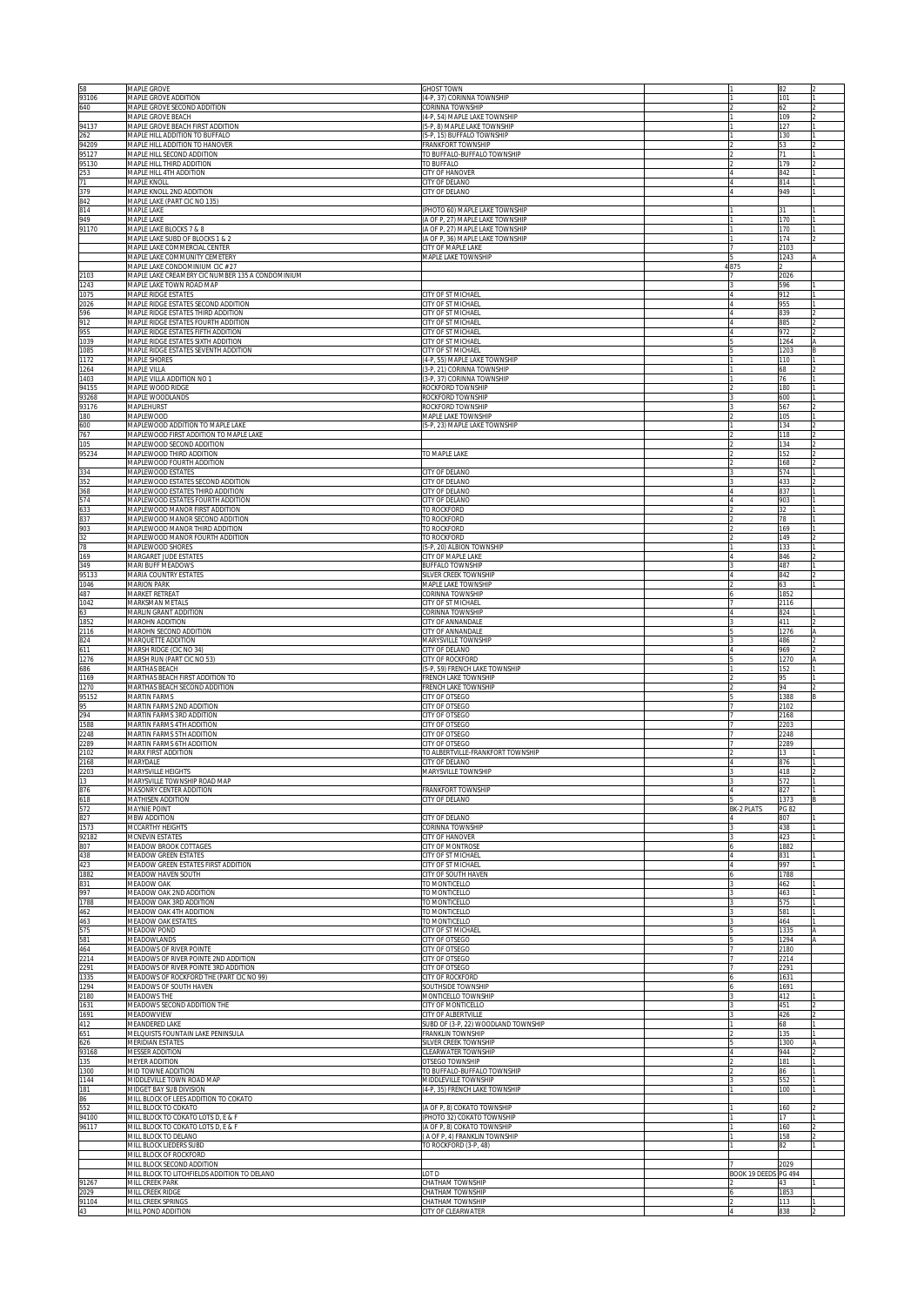| | | | | | | |
|---|---|---|---|---|---|---|
| 58 | MAPLE GROVE | GHOST TOWN | | 1 | 82 | 2 |
| 93106 | MAPLE GROVE ADDITION | (4-P, 37) CORINNA TOWNSHIP | | 1 | 101 | 1 |
| 640 | MAPLE GROVE SECOND ADDITION | CORINNA TOWNSHIP | | 2 | 62 | 2 |
| | MAPLE GROVE BEACH | (4-P, 54) MAPLE LAKE TOWNSHIP | | 1 | 109 | 2 |
| 94137 | MAPLE GROVE BEACH FIRST ADDITION | (5-P, 8) MAPLE LAKE TOWNSHIP | | 1 | 127 | 1 |
| 262 | MAPLE HILL ADDITION TO BUFFALO | (5-P, 15) BUFFALO TOWNSHIP | | 1 | 130 | 1 |
| 94209 | MAPLE HILL ADDITION TO HANOVER | FRANKFORT TOWNSHIP | | 2 | 53 | 2 |
| 95127 | MAPLE HILL SECOND ADDITION | TO BUFFALO-BUFFALO TOWNSHIP | | 2 | 71 | 1 |
| 95130 | MAPLE HILL THIRD ADDITION | TO BUFFALO | | 2 | 179 | 2 |
| 253 | MAPLE HILL 4TH ADDITION | CITY OF HANOVER | | 4 | 842 | 1 |
| 71 | MAPLE KNOLL | CITY OF DELANO | | 4 | 814 | 1 |
| 379 | MAPLE KNOLL 2ND ADDITION | CITY OF DELANO | | 4 | 949 | 1 |
| 842 | MAPLE LAKE (PART CIC NO 135) | | | | | |
| 814 | MAPLE LAKE | (PHOTO 60) MAPLE LAKE TOWNSHIP | | 1 | 31 | 1 |
| 949 | MAPLE LAKE | (A OF P, 27) MAPLE LAKE TOWNSHIP | | 1 | 170 | 1 |
| 91170 | MAPLE LAKE BLOCKS 7 & 8 | (A OF P, 27) MAPLE LAKE TOWNSHIP | | 1 | 170 | 1 |
| | MAPLE LAKE SUBD OF BLOCKS 1 & 2 | (A OF P, 36) MAPLE LAKE TOWNSHIP | | 1 | 174 | 2 |
| | MAPLE LAKE COMMERCIAL CENTER | CITY OF MAPLE LAKE | | 7 | 2103 | |
| | MAPLE LAKE COMMUNITY CEMETERY | MAPLE LAKE TOWNSHIP | | 5 | 1243 | A |
| | MAPLE LAKE CONDOMINIUM CIC #27 | | | 4 875 | 2 | |
| 2103 | MAPLE LAKE CREAMERY CIC NUMBER 135 A CONDOMINIUM | | | 7 | 2026 | |
| 1243 | MAPLE LAKE TOWN ROAD MAP | | | 3 | 596 | 1 |
| 1075 | MAPLE RIDGE ESTATES | CITY OF ST MICHAEL | | 4 | 912 | 1 |
| 2026 | MAPLE RIDGE ESTATES SECOND ADDITION | CITY OF ST MICHAEL | | 4 | 955 | 1 |
| 596 | MAPLE RIDGE ESTATES THIRD ADDITION | CITY OF ST MICHAEL | | 4 | 839 | 2 |
| 912 | MAPLE RIDGE ESTATES FOURTH ADDITION | CITY OF ST MICHAEL | | 4 | 885 | 2 |
| 955 | MAPLE RIDGE ESTATES FIFTH ADDITION | CITY OF ST MICHAEL | | 4 | 972 | 2 |
| 1039 | MAPLE RIDGE ESTATES SIXTH ADDITION | CITY OF ST MICHAEL | | 5 | 1264 | A |
| 1085 | MAPLE RIDGE ESTATES SEVENTH ADDITION | CITY OF ST MICHAEL | | 5 | 1203 | B |
| 1172 | MAPLE SHORES | (4-P, 55) MAPLE LAKE TOWNSHIP | | 1 | 110 | 1 |
| 1264 | MAPLE VILLA | (3-P, 21) CORINNA TOWNSHIP | | 1 | 68 | 2 |
| 1403 | MAPLE VILLA ADDITION NO 1 | (3-P, 37) CORINNA TOWNSHIP | | 1 | 76 | 1 |
| 94155 | MAPLE WOOD RIDGE | ROCKFORD TOWNSHIP | | 2 | 180 | 1 |
| 93268 | MAPLE WOODLANDS | ROCKFORD TOWNSHIP | | 3 | 600 | 1 |
| 93176 | MAPLEHURST | ROCKFORD TOWNSHIP | | 3 | 567 | 2 |
| 180 | MAPLEWOOD | MAPLE LAKE TOWNSHIP | | 2 | 105 | 1 |
| 600 | MAPLEWOOD ADDITION TO MAPLE LAKE | (5-P, 23) MAPLE LAKE TOWNSHIP | | 1 | 134 | 2 |
| 767 | MAPLEWOOD FIRST ADDITION TO MAPLE LAKE | | | 2 | 118 | 2 |
| 105 | MAPLEWOOD SECOND ADDITION | | | 2 | 134 | 2 |
| 95234 | MAPLEWOOD THIRD ADDITION | TO MAPLE LAKE | | 2 | 152 | 2 |
| | MAPLEWOOD FOURTH ADDITION | | | 2 | 168 | 2 |
| 334 | MAPLEWOOD ESTATES | CITY OF DELANO | | 3 | 574 | 1 |
| 352 | MAPLEWOOD ESTATES SECOND ADDITION | CITY OF DELANO | | 3 | 433 | 2 |
| 368 | MAPLEWOOD ESTATES THIRD ADDITION | CITY OF DELANO | | 4 | 837 | 1 |
| 574 | MAPLEWOOD ESTATES FOURTH ADDITION | CITY OF DELANO | | 4 | 903 | 1 |
| 633 | MAPLEWOOD MANOR FIRST ADDITION | TO ROCKFORD | | 2 | 32 | 1 |
| 837 | MAPLEWOOD MANOR SECOND ADDITION | TO ROCKFORD | | 2 | 78 | 1 |
| 903 | MAPLEWOOD MANOR THIRD ADDITION | TO ROCKFORD | | 2 | 169 | 1 |
| 32 | MAPLEWOOD MANOR FOURTH ADDITION | TO ROCKFORD | | 2 | 149 | 2 |
| 78 | MAPLEWOOD SHORES | (5-P, 20) ALBION TOWNSHIP | | 1 | 133 | 1 |
| 169 | MARGARET JUDE ESTATES | CITY OF MAPLE LAKE | | 4 | 846 | 2 |
| 349 | MARI BUFF MEADOWS | BUFFALO TOWNSHIP | | 3 | 487 | 1 |
| 95133 | MARIA COUNTRY ESTATES | SILVER CREEK TOWNSHIP | | 4 | 842 | 2 |
| 1046 | MARION PARK | MAPLE LAKE TOWNSHIP | | 2 | 63 | 1 |
| 487 | MARKET RETREAT | CORINNA TOWNSHIP | | 6 | 1852 | |
| 1042 | MARKSMAN METALS | CITY OF ST MICHAEL | | 7 | 2116 | |
| 63 | MARLIN GRANT ADDITION | CORINNA TOWNSHIP | | 4 | 824 | 1 |
| 1852 | MAROHN ADDITION | CITY OF ANNANDALE | | 3 | 411 | 2 |
| 2116 | MAROHN SECOND ADDITION | CITY OF ANNANDALE | | 5 | 1276 | A |
| 824 | MARQUETTE ADDITION | MARYSVILLE TOWNSHIP | | 3 | 486 | 2 |
| 611 | MARSH RIDGE (CIC NO 34) | CITY OF DELANO | | 4 | 969 | 2 |
| 1276 | MARSH RUN (PART CIC NO 53) | CITY OF ROCKFORD | | 5 | 1270 | A |
| 686 | MARTHAS BEACH | (5-P, 59) FRENCH LAKE TOWNSHIP | | 1 | 152 | 1 |
| 1169 | MARTHAS BEACH FIRST ADDITION TO | FRENCH LAKE TOWNSHIP | | 2 | 95 | 1 |
| 1270 | MARTHAS BEACH SECOND ADDITION | FRENCH LAKE TOWNSHIP | | 2 | 94 | 2 |
| 95152 | MARTIN FARMS | CITY OF OTSEGO | | 5 | 1388 | B |
| 95 | MARTIN FARMS 2ND ADDITION | CITY OF OTSEGO | | 7 | 2102 | |
| 294 | MARTIN FARMS 3RD ADDITION | CITY OF OTSEGO | | 7 | 2168 | |
| 1588 | MARTIN FARMS 4TH ADDITION | CITY OF OTSEGO | | 7 | 2203 | |
| 2248 | MARTIN FARMS 5TH ADDITION | CITY OF OTSEGO | | 7 | 2248 | |
| 2289 | MARTIN FARMS 6TH ADDITION | CITY OF OTSEGO | | 7 | 2289 | |
| 2102 | MARX FIRST ADDITION | TO ALBERTVILLE-FRANKFORT TOWNSHIP | | 2 | 13 | 1 |
| 2168 | MARYDALE | CITY OF DELANO | | 4 | 876 | 1 |
| 2203 | MARYSVILLE HEIGHTS | MARYSVILLE TOWNSHIP | | 3 | 418 | 2 |
| 13 | MARYSVILLE TOWNSHIP ROAD MAP | | | 3 | 572 | 1 |
| 876 | MASONRY CENTER ADDITION | FRANKFORT TOWNSHIP | | 4 | 827 | 1 |
| 618 | MATHISEN ADDITION | CITY OF DELANO | | 5 | 1373 | B |
| 572 | MAYNIE POINT | | | BK-2 PLATS | PG 82 | |
| 827 | MBW ADDITION | CITY OF DELANO | | 4 | 807 | 1 |
| 1573 | MCCARTHY HEIGHTS | CORINNA TOWNSHIP | | 3 | 438 | 1 |
| 92182 | MCNEVIN ESTATES | CITY OF HANOVER | | 3 | 423 | 1 |
| 807 | MEADOW BROOK COTTAGES | CITY OF MONTROSE | | 6 | 1882 | |
| 438 | MEADOW GREEN ESTATES | CITY OF ST MICHAEL | | 4 | 831 | 1 |
| 423 | MEADOW GREEN ESTATES FIRST ADDITION | CITY OF ST MICHAEL | | 4 | 997 | 1 |
| 1882 | MEADOW HAVEN SOUTH | CITY OF SOUTH HAVEN | | 6 | 1788 | |
| 831 | MEADOW OAK | TO MONTICELLO | | 3 | 462 | 1 |
| 997 | MEADOW OAK 2ND ADDITION | TO MONTICELLO | | 3 | 463 | 1 |
| 1788 | MEADOW OAK 3RD ADDITION | TO MONTICELLO | | 3 | 575 | 1 |
| 462 | MEADOW OAK 4TH ADDITION | TO MONTICELLO | | 3 | 581 | 1 |
| 463 | MEADOW OAK ESTATES | TO MONTICELLO | | 3 | 464 | 1 |
| 575 | MEADOW POND | CITY OF ST MICHAEL | | 5 | 1335 | A |
| 581 | MEADOWLANDS | CITY OF OTSEGO | | 5 | 1294 | A |
| 464 | MEADOWS OF RIVER POINTE | CITY OF OTSEGO | | 7 | 2180 | |
| 2214 | MEADOWS OF RIVER POINTE 2ND ADDITION | CITY OF OTSEGO | | 7 | 2214 | |
| 2291 | MEADOWS OF RIVER POINTE 3RD ADDITION | CITY OF OTSEGO | | 7 | 2291 | |
| 1335 | MEADOWS OF ROCKFORD THE (PART CIC NO 99) | CITY OF ROCKFORD | | 6 | 1631 | |
| 1294 | MEADOWS OF SOUTH HAVEN | SOUTHSIDE TOWNSHIP | | 6 | 1691 | |
| 2180 | MEADOWS THE | MONTICELLO TOWNSHIP | | 3 | 412 | 1 |
| 1631 | MEADOWS SECOND ADDITION THE | CITY OF MONTICELLO | | 3 | 451 | 2 |
| 1691 | MEADOWVIEW | CITY OF ALBERTVILLE | | 3 | 426 | 2 |
| 412 | MEANDERED LAKE | SUBD OF (3-P, 22) WOODLAND TOWNSHIP | | 1 | 68 | 1 |
| 651 | MELQUISTS FOUNTAIN LAKE PENINSULA | FRANKLIN TOWNSHIP | | 2 | 135 | 1 |
| 626 | MERIDIAN ESTATES | SILVER CREEK TOWNSHIP | | 5 | 1300 | A |
| 93168 | MESSER ADDITION | CLEARWATER TOWNSHIP | | 4 | 944 | 2 |
| 135 | MEYER ADDITION | OTSEGO TOWNSHIP | | 2 | 181 | 1 |
| 1300 | MID TOWNE ADDITION | TO BUFFALO-BUFFALO TOWNSHIP | | 2 | 86 | 1 |
| 1144 | MIDDLEVILLE TOWN ROAD MAP | MIDDLEVILLE TOWNSHIP | | 3 | 552 | 1 |
| 181 | MIDGET BAY SUB DIVISION | (4-P, 35) FRENCH LAKE TOWNSHIP | | 1 | 100 | 1 |
| 86 | MILL BLOCK OF LEES ADDITION TO COKATO | | | | | |
| 552 | MILL BLOCK TO COKATO | (A OF P, 8) COKATO TOWNSHIP | | 1 | 160 | 2 |
| 94100 | MILL BLOCK TO COKATO LOTS D, E & F | (PHOTO 32) COKATO TOWNSHIP | | 1 | 17 | 1 |
| 96117 | MILL BLOCK TO COKATO LOTS D, E & F | (A OF P, 8) COKATO TOWNSHIP | | 1 | 160 | 2 |
| | MILL BLOCK TO DELANO | (A OF P, 4) FRANKLIN TOWNSHIP | | 1 | 158 | 2 |
| | MILL BLOCK LIEDERS SUBD | TO ROCKFORD (3-P, 48) | | 1 | 82 | 1 |
| | MILL BLOCK OF ROCKFORD | | | | | |
| | MILL BLOCK SECOND ADDITION | | | 7 | 2029 | |
| | MILL BLOCK TO LITCHFIELDS ADDITION TO DELANO | LOT D | | BOOK 19 DEEDS | PG 494 | |
| 91267 | MILL CREEK PARK | CHATHAM TOWNSHIP | | 2 | 43 | 1 |
| 2029 | MILL CREEK RIDGE | CHATHAM TOWNSHIP | | 6 | 1853 | |
| 91104 | MILL CREEK SPRINGS | CHATHAM TOWNSHIP | | 2 | 113 | 1 |
| 43 | MILL POND ADDITION | CITY OF CLEARWATER | | 4 | 838 | 2 |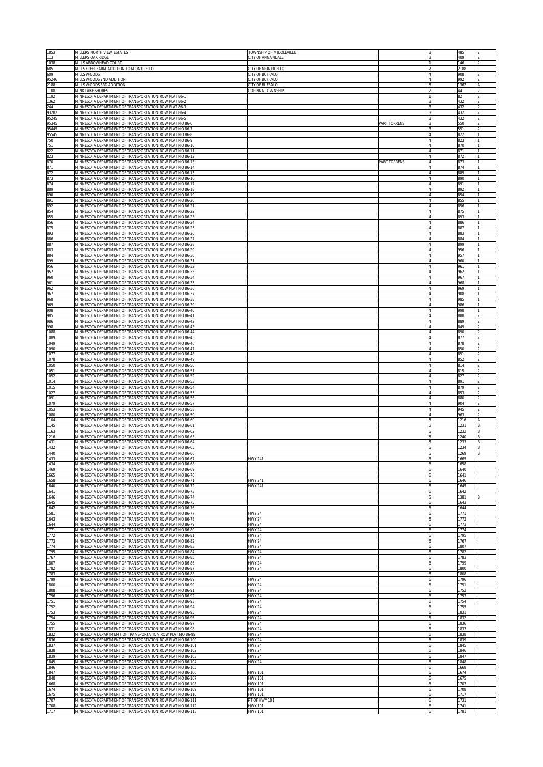| | | | | | | |
|---|---|---|---|---|---|---|
| 1853 | MILLERS NORTH VIEW ESTATES | TOWNSHIP OF MIDDLEVILLE | | 3 | 485 | 2 |
| 113 | MILLERS OAK RIDGE | CITY OF ANNANDALE | | 3 | 409 | 2 |
| 1038 | MILLS ARROWHEAD COURT | | | 1 | 146 | 2 |
| 685 | MILLS FLEET FARM ADDITION TO MONTICELLO | CITY OF MONTICELLO | | 7 | 2188 | |
| 609 | MILLS WOODS | CITY OF BUFFALO | | 4 | 908 | 2 |
| 95246 | MILLS WOODS 2ND ADDITION | CITY OF BUFFALO | | 4 | 992 | 2 |
| 2188 | MILLS WOODS 3RD ADDITION | CITY OF BUFFALO | | 5 | 1362 | A |
| 1108 | MINK LAKE SHORES | CORINNA TOWNSHIP | | 2 | 44 | 2 |
| 1192 | MINNESOTA DEPARTMENT OF TRANSPORTATION ROW PLAT 86-1 | | | 1 | 82 | 2 |
| 1362 | MINNESOTA DEPARTMENT OF TRANSPORTATION ROW PLAT 86-2 | | | 3 | 432 | 2 |
| 244 | MINNESOTA DEPARTMENT OF TRANSPORTATION ROW PLAT 86-3 | | | 3 | 432 | 2 |
| 93282 | MINNESOTA DEPARTMENT OF TRANSPORTATION ROW PLAT 86-4 | | | 3 | 432 | 2 |
| 95245 | MINNESOTA DEPARTMENT OF TRANSPORTATION ROW PLAT 86-5 | | | 3 | 432 | 2 |
| 95345 | MINNESOTA DEPARTMENT OF TRANSPORTATION ROW PLAT NO 86-6 | | PART TORRENS | 3 | 550 | 2 |
| 95445 | MINNESOTA DEPARTMENT OF TRANSPORTATION ROW PLAT NO 86-7 | | | 3 | 551 | 2 |
| 95545 | MINNESOTA DEPARTMENT OF TRANSPORTATION ROW PLAT NO 86-8 | | | 4 | 822 | 1 |
| 750 | MINNESOTA DEPARTMENT OF TRANSPORTATION ROW PLAT NO 86-9 | | | 4 | 823 | 1 |
| 751 | MINNESOTA DEPARTMENT OF TRANSPORTATION ROW PLAT NO 86-10 | | | 4 | 870 | 1 |
| 822 | MINNESOTA DEPARTMENT OF TRANSPORTATION ROW PLAT NO 86-11 | | | 4 | 871 | 1 |
| 823 | MINNESOTA DEPARTMENT OF TRANSPORTATION ROW PLAT NO 86-12 | | | 4 | 872 | 1 |
| 870 | MINNESOTA DEPARTMENT OF TRANSPORTATION ROW PLAT NO 86-13 | | PART TORRENS | 4 | 873 | 1 |
| 871 | MINNESOTA DEPARTMENT OF TRANSPORTATION ROW PLAT NO 86-14 | | | 4 | 874 | 1 |
| 872 | MINNESOTA DEPARTMENT OF TRANSPORTATION ROW PLAT NO 86-15 | | | 4 | 889 | 1 |
| 873 | MINNESOTA DEPARTMENT OF TRANSPORTATION ROW PLAT NO 86-16 | | | 4 | 890 | 1 |
| 874 | MINNESOTA DEPARTMENT OF TRANSPORTATION ROW PLAT NO 86-17 | | | 4 | 891 | 1 |
| 889 | MINNESOTA DEPARTMENT OF TRANSPORTATION ROW PLAT NO 86-18 | | | 4 | 892 | 1 |
| 890 | MINNESOTA DEPARTMENT OF TRANSPORTATION ROW PLAT NO 86-19 | | | 4 | 854 | 1 |
| 891 | MINNESOTA DEPARTMENT OF TRANSPORTATION ROW PLAT NO 86-20 | | | 4 | 855 | 1 |
| 892 | MINNESOTA DEPARTMENT OF TRANSPORTATION ROW PLAT NO 86-21 | | | 4 | 856 | 1 |
| 854 | MINNESOTA DEPARTMENT OF TRANSPORTATION ROW PLAT NO 86-22 | | | 4 | 875 | 1 |
| 855 | MINNESOTA DEPARTMENT OF TRANSPORTATION ROW PLAT NO 86-23 | | | 4 | 893 | 1 |
| 856 | MINNESOTA DEPARTMENT OF TRANSPORTATION ROW PLAT NO 86-24 | | | 4 | 886 | 1 |
| 875 | MINNESOTA DEPARTMENT OF TRANSPORTATION ROW PLAT NO 86-25 | | | 4 | 887 | 1 |
| 893 | MINNESOTA DEPARTMENT OF TRANSPORTATION ROW PLAT NO 86-26 | | | 4 | 883 | 1 |
| 886 | MINNESOTA DEPARTMENT OF TRANSPORTATION ROW PLAT NO 86-27 | | | 4 | 884 | 1 |
| 887 | MINNESOTA DEPARTMENT OF TRANSPORTATION ROW PLAT NO 86-28 | | | 4 | 899 | 1 |
| 883 | MINNESOTA DEPARTMENT OF TRANSPORTATION ROW PLAT NO 86-29 | | | 4 | 956 | 1 |
| 884 | MINNESOTA DEPARTMENT OF TRANSPORTATION ROW PLAT NO 86-30 | | | 4 | 957 | 1 |
| 899 | MINNESOTA DEPARTMENT OF TRANSPORTATION ROW PLAT NO 86-31 | | | 4 | 960 | 1 |
| 956 | MINNESOTA DEPARTMENT OF TRANSPORTATION ROW PLAT NO 86-32 | | | 4 | 961 | 1 |
| 957 | MINNESOTA DEPARTMENT OF TRANSPORTATION ROW PLAT NO 86-33 | | | 4 | 962 | 1 |
| 960 | MINNESOTA DEPARTMENT OF TRANSPORTATION ROW PLAT NO 86-34 | | | 4 | 967 | 1 |
| 961 | MINNESOTA DEPARTMENT OF TRANSPORTATION ROW PLAT NO 86-35 | | | 4 | 968 | 1 |
| 962 | MINNESOTA DEPARTMENT OF TRANSPORTATION ROW PLAT NO 86-36 | | | 4 | 969 | 1 |
| 967 | MINNESOTA DEPARTMENT OF TRANSPORTATION ROW PLAT NO 86-37 | | | 4 | 908 | 1 |
| 968 | MINNESOTA DEPARTMENT OF TRANSPORTATION ROW PLAT NO 86-38 | | | 4 | 985 | 1 |
| 969 | MINNESOTA DEPARTMENT OF TRANSPORTATION ROW PLAT NO 86-39 | | | 4 | 986 | 1 |
| 908 | MINNESOTA DEPARTMENT OF TRANSPORTATION ROW PLAT NO 86-40 | | | 4 | 998 | 1 |
| 985 | MINNESOTA DEPARTMENT OF TRANSPORTATION ROW PLAT NO 86-41 | | | 4 | 888 | 2 |
| 986 | MINNESOTA DEPARTMENT OF TRANSPORTATION ROW PLAT NO 86-42 | | | 4 | 889 | 2 |
| 998 | MINNESOTA DEPARTMENT OF TRANSPORTATION ROW PLAT NO 86-43 | | | 4 | 849 | 2 |
| 1088 | MINNESOTA DEPARTMENT OF TRANSPORTATION ROW PLAT NO 86-44 | | | 4 | 890 | 2 |
| 1089 | MINNESOTA DEPARTMENT OF TRANSPORTATION ROW PLAT NO 86-45 | | | 4 | 877 | 2 |
| 1049 | MINNESOTA DEPARTMENT OF TRANSPORTATION ROW PLAT NO 86-46 | | | 4 | 878 | 2 |
| 1090 | MINNESOTA DEPARTMENT OF TRANSPORTATION ROW PLAT NO 86-47 | | | 4 | 850 | 2 |
| 1077 | MINNESOTA DEPARTMENT OF TRANSPORTATION ROW PLAT NO 86-48 | | | 4 | 851 | 2 |
| 1078 | MINNESOTA DEPARTMENT OF TRANSPORTATION ROW PLAT NO 86-49 | | | 4 | 852 | 2 |
| 1050 | MINNESOTA DEPARTMENT OF TRANSPORTATION ROW PLAT NO 86-50 | | | 4 | 814 | 2 |
| 1051 | MINNESOTA DEPARTMENT OF TRANSPORTATION ROW PLAT NO 86-51 | | | 4 | 815 | 2 |
| 1052 | MINNESOTA DEPARTMENT OF TRANSPORTATION ROW PLAT NO 86-52 | | | 4 | 827 | 2 |
| 1014 | MINNESOTA DEPARTMENT OF TRANSPORTATION ROW PLAT NO 86-53 | | | 4 | 891 | 2 |
| 1015 | MINNESOTA DEPARTMENT OF TRANSPORTATION ROW PLAT NO 86-54 | | | 4 | 879 | 2 |
| 1027 | MINNESOTA DEPARTMENT OF TRANSPORTATION ROW PLAT NO 86-55 | | | 4 | 853 | 2 |
| 1091 | MINNESOTA DEPARTMENT OF TRANSPORTATION ROW PLAT NO 86-56 | | | 4 | 880 | 2 |
| 1079 | MINNESOTA DEPARTMENT OF TRANSPORTATION ROW PLAT NO 86-57 | | | 4 | 904 | 2 |
| 1053 | MINNESOTA DEPARTMENT OF TRANSPORTATION ROW PLAT NO 86-58 | | | 4 | 945 | 2 |
| 1080 | MINNESOTA DEPARTMENT OF TRANSPORTATION ROW PLAT NO 86-59 | | | 4 | 963 | 2 |
| 1104 | MINNESOTA DEPARTMENT OF TRANSPORTATION ROW PLAT NO 86-60 | | | 5 | 1216 | A |
| 1145 | MINNESOTA DEPARTMENT OF TRANSPORTATION ROW PLAT NO 86-61 | | | 5 | 1231 | B |
| 1163 | MINNESOTA DEPARTMENT OF TRANSPORTATION ROW PLAT NO 86-62 | | | 5 | 1232 | B |
| 1216 | MINNESOTA DEPARTMENT OF TRANSPORTATION ROW PLAT NO 86-63 | | | 5 | 1240 | B |
| 1431 | MINNESOTA DEPARTMENT OF TRANSPORTATION ROW PLAT NO 86-64 | | | 5 | 1233 | B |
| 1432 | MINNESOTA DEPARTMENT OF TRANSPORTATION ROW PLAT NO 86-65 | | | 5 | 1234 | B |
| 1440 | MINNESOTA DEPARTMENT OF TRANSPORTATION ROW PLAT NO 86-66 | | | 5 | 1269 | B |
| 1433 | MINNESOTA DEPARTMENT OF TRANSPORTATION ROW PLAT NO 86-67 | HWY 241 | | 6 | 1665 | |
| 1434 | MINNESOTA DEPARTMENT OF TRANSPORTATION ROW PLAT NO 86-68 | | | 6 | 1658 | |
| 1469 | MINNESOTA DEPARTMENT OF TRANSPORTATION ROW PLAT NO 86-69 | | | 6 | 1640 | |
| 1665 | MINNESOTA DEPARTMENT OF TRANSPORTATION ROW PLAT NO 86-70 | | | 6 | 1641 | |
| 1658 | MINNESOTA DEPARTMENT OF TRANSPORTATION ROW PLAT NO 86-71 | HWY 241 | | 6 | 1646 | |
| 1640 | MINNESOTA DEPARTMENT OF TRANSPORTATION ROW PLAT NO 86-72 | HWY 241 | | 6 | 1645 | |
| 1641 | MINNESOTA DEPARTMENT OF TRANSPORTATION ROW PLAT NO 86-73 | | | 6 | 1642 | |
| 1646 | MINNESOTA DEPARTMENT OF TRANSPORTATION ROW PLAT NO 86-74 | | | 5 | 1381 | B |
| 1645 | MINNESOTA DEPARTMENT OF TRANSPORTATION ROW PLAT NO 86-75 | | | 6 | 1643 | |
| 1642 | MINNESOTA DEPARTMENT OF TRANSPORTATION ROW PLAT NO 86-76 | | | 6 | 1644 | |
| 1581 | MINNESOTA DEPARTMENT OF TRANSPORTATION ROW PLAT NO 86-77 | HWY 24 | | 6 | 1771 | |
| 1643 | MINNESOTA DEPARTMENT OF TRANSPORTATION ROW PLAT NO 86-78 | HWY 24 | | 6 | 1772 | |
| 1644 | MINNESOTA DEPARTMENT OF TRANSPORTATION ROW PLAT NO 86-79 | HWY 24 | | 6 | 1773 | |
| 1771 | MINNESOTA DEPARTMENT OF TRANSPORTATION ROW PLAT NO 86-80 | HWY 24 | | 6 | 1774 | |
| 1772 | MINNESOTA DEPARTMENT OF TRANSPORTATION ROW PLAT NO 86-81 | HWY 24 | | 6 | 1795 | |
| 1773 | MINNESOTA DEPARTMENT OF TRANSPORTATION ROW PLAT NO 86-82 | HWY 24 | | 6 | 1767 | |
| 1774 | MINNESOTA DEPARTMENT OF TRANSPORTATION ROW PLAT NO 86-83 | HWY 24 | | 6 | 1807 | |
| 1795 | MINNESOTA DEPARTMENT OF TRANSPORTATION ROW PLAT NO 86-84 | HWY 24 | | 6 | 1782 | |
| 1767 | MINNESOTA DEPARTMENT OF TRANSPORTATION ROW PLAT NO 86-85 | HWY 24 | | 6 | 1783 | |
| 1807 | MINNESOTA DEPARTMENT OF TRANSPORTATION ROW PLAT NO 86-86 | HWY 24 | | 6 | 1799 | |
| 1782 | MINNESOTA DEPARTMENT OF TRANSPORTATION ROW PLAT NO 86-87 | HWY 24 | | 6 | 1800 | |
| 1783 | MINNESOTA DEPARTMENT OF TRANSPORTATION ROW PLAT NO 86-88 | | | 6 | 1808 | |
| 1799 | MINNESOTA DEPARTMENT OF TRANSPORTATION ROW PLAT NO 86-89 | HWY 24 | | 6 | 1796 | |
| 1800 | MINNESOTA DEPARTMENT OF TRANSPORTATION ROW PLAT NO 86-90 | HWY 24 | | 6 | 1751 | |
| 1808 | MINNESOTA DEPARTMENT OF TRANSPORTATION ROW PLAT NO 86-91 | HWY 24 | | 6 | 1752 | |
| 1796 | MINNESOTA DEPARTMENT OF TRANSPORTATION ROW PLAT NO 86-92 | HWY 24 | | 6 | 1753 | |
| 1751 | MINNESOTA DEPARTMENT OF TRANSPORTATION ROW PLAT NO 86-93 | HWY 24 | | 6 | 1754 | |
| 1752 | MINNESOTA DEPARTMENT OF TRANSPORTATION ROW PLAT NO 86-94 | HWY 24 | | 6 | 1755 | |
| 1753 | MINNESOTA DEPARTMENT OF TRANSPORTATION ROW PLAT NO 86-95 | HWY 24 | | 6 | 1831 | |
| 1754 | MINNESOTA DEPARTMENT OF TRANSPORTATION ROW PLAT NO 86-96 | HWY 24 | | 6 | 1832 | |
| 1755 | MINNESOTA DEPARTMENT OF TRANSPORTATION ROW PLAT NO 86-97 | HWY 24 | | 6 | 1836 | |
| 1831 | MINNESOTA DEPARTMENT OF TRANSPORTATION ROW PLAT NO 86-98 | HWY 24 | | 6 | 1837 | |
| 1832 | MINNESOTA DEPARTMEMT OF TRANSPORTATION ROW PLAT NO 86-99 | HWY 24 | | 6 | 1838 | |
| 1836 | MINNESOTA DEPARTMENT OF TRANSPORTATION ROW PLAT NO 86-100 | HWY 24 | | 6 | 1839 | |
| 1837 | MINNESOTA DEPARTMENT OF TRANSPORTATION ROW PLAT NO 86-101 | HWY 24 | | 6 | 1845 | |
| 1838 | MINNESOTA DEPARTMENT OF TRANSPORTATION ROW PLAT NO 86-102 | HWY 24 | | 6 | 1846 | |
| 1839 | MINNESOTA DEPARTMENT OF TRANSPORTATION ROW PLAT NO 86-103 | HWY 24 | | 6 | 1847 | |
| 1845 | MINNESOTA DEPARTMENT OF TRANSPORTATION ROW PLAT NO 86-104 | HWY 24 | | 6 | 1848 | |
| 1846 | MINNESOTA DEPARTMENT OF TRANSPORTATION ROW PLAT NO 86-105 | | | 6 | 1668 | |
| 1847 | MINNESOTA DEPARTMENT OF TRANSPORTATION ROW PLAT NO 86-106 | HWY 101 | | 6 | 1674 | |
| 1848 | MINNESOTA DEPARTMENT OF TRANSPORTATION ROW PLAT NO 86-107 | HWY 101 | | 6 | 1675 | |
| 1668 | MINNESOTA DEPARTMENT OF TRANSPORTATION ROW PLAT NO 86-108 | HWY 101 | | 6 | 1707 | |
| 1674 | MINNESOTA DEPARTMENT OF TRANSPORTATION ROW PLAT NO 86-109 | HWY 101 | | 6 | 1708 | |
| 1675 | MINNESOTA DEPARTMENT OF TRANSPORTATION ROW PLAT NO 86-110 | HWY 101 | | 6 | 1717 | |
| 1707 | MINNESOTA DEPARTMENT OF TRANSPORTATION ROW PLAT NO 86-111 | PT OF HWY 101 | | 6 | 1731 | |
| 1708 | MINNESOTA DEPARTMENT OF TRANSPORTATION ROW PLAT NO 86-112 | HWY 101 | | 6 | 1741 | |
| 1717 | MINNESOTA DEPARTMENT OF TRANSPORTATION ROW PLAT NO 86-113 | HWY 101 | | 6 | 1781 | |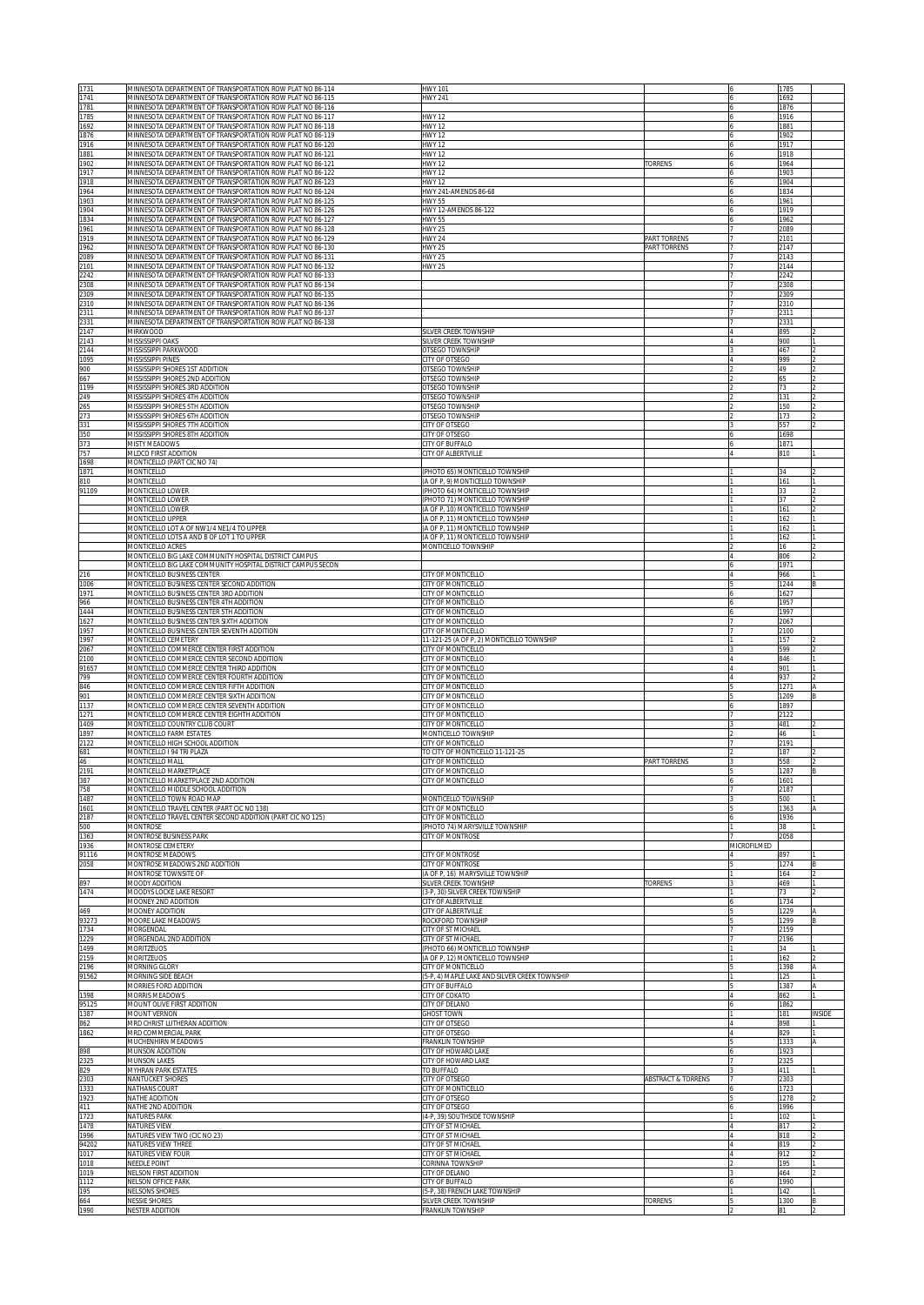| | | | | | | |
|---|---|---|---|---|---|---|
| 1731 | MINNESOTA DEPARTMENT OF TRANSPORTATION ROW PLAT NO 86-114 | HWY 101 | | 6 | 1785 | |
| 1741 | MINNESOTA DEPARTMENT OF TRANSPORTATION ROW PLAT NO 86-115 | HWY 241 | | 6 | 1692 | |
| 1781 | MINNESOTA DEPARTMENT OF TRANSPORTATION ROW PLAT NO 86-116 | | | 6 | 1876 | |
| 1785 | MINNESOTA DEPARTMENT OF TRANSPORTATION ROW PLAT NO 86-117 | HWY 12 | | 6 | 1916 | |
| 1692 | MINNESOTA DEPARTMENT OF TRANSPORTATION ROW PLAT NO 86-118 | HWY 12 | | 6 | 1881 | |
| 1876 | MINNESOTA DEPARTMENT OF TRANSPORTATION ROW PLAT NO 86-119 | HWY 12 | | 6 | 1902 | |
| 1916 | MINNESOTA DEPARTMENT OF TRANSPORTATION ROW PLAT NO 86-120 | HWY 12 | | 6 | 1917 | |
| 1881 | MINNESOTA DEPARTMENT OF TRANSPORTATION ROW PLAT NO 86-121 | HWY 12 | | 6 | 1918 | |
| 1902 | MINNESOTA DEPARTMENT OF TRANSPORTATION ROW PLAT NO 86-121 | HWY 12 | TORRENS | 6 | 1964 | |
| 1917 | MINNESOTA DEPARTMENT OF TRANSPORTATION ROW PLAT NO 86-122 | HWY 12 | | 6 | 1903 | |
| 1918 | MINNESOTA DEPARTMENT OF TRANSPORTATION ROW PLAT NO 86-123 | HWY 12 | | 6 | 1904 | |
| 1964 | MINNESOTA DEPARTMENT OF TRANSPORTATION ROW PLAT NO 86-124 | HWY 241-AMENDS 86-68 | | 6 | 1834 | |
| 1903 | MINNESOTA DEPARTMENT OF TRANSPORTATION ROW PLAT NO 86-125 | HWY 55 | | 6 | 1961 | |
| 1904 | MINNESOTA DEPARTMENT OF TRANSPORTATION ROW PLAT NO 86-126 | HWY 12-AMENDS 86-122 | | 6 | 1919 | |
| 1834 | MINNESOTA DEPARTMENT OF TRANSPORTATION ROW PLAT NO 86-127 | HWY 55 | | 6 | 1962 | |
| 1961 | MINNESOTA DEPARTMENT OF TRANSPORTATION ROW PLAT NO 86-128 | HWY 25 | | 7 | 2089 | |
| 1919 | MINNESOTA DEPARTMENT OF TRANSPORTATION ROW PLAT NO 86-129 | HWY 24 | PART TORRENS | 7 | 2101 | |
| 1962 | MINNESOTA DEPARTMENT OF TRANSPORTATION ROW PLAT NO 86-130 | HWY 25 | PART TORRENS | 7 | 2147 | |
| 2089 | MINNESOTA DEPARTMENT OF TRANSPORTATION ROW PLAT NO 86-131 | HWY 25 | | 7 | 2143 | |
| 2101 | MINNESOTA DEPARTMENT OF TRANSPORTATION ROW PLAT NO 86-132 | HWY 25 | | 7 | 2144 | |
| 2242 | MINNESOTA DEPARTMENT OF TRANSPORTATION ROW PLAT NO 86-133 | | | 7 | 2242 | |
| 2308 | MINNESOTA DEPARTMENT OF TRANSPORTATION ROW PLAT NO 86-134 | | | 7 | 2308 | |
| 2309 | MINNESOTA DEPARTMENT OF TRANSPORTATION ROW PLAT NO 86-135 | | | 7 | 2309 | |
| 2310 | MINNESOTA DEPARTMENT OF TRANSPORTATION ROW PLAT NO 86-136 | | | 7 | 2310 | |
| 2311 | MINNESOTA DEPARTMENT OF TRANSPORTATION ROW PLAT NO 86-137 | | | 7 | 2311 | |
| 2331 | MINNESOTA DEPARTMENT OF TRANSPORTATION ROW PLAT NO 86-138 | | | 7 | 2331 | |
| 2147 | MIRKWOOD | SILVER CREEK TOWNSHIP | | 4 | 895 | 2 |
| 2143 | MISSISSIPPI OAKS | SILVER CREEK TOWNSHIP | | 4 | 900 | 1 |
| 2144 | MISSISSIPPI PARKWOOD | OTSEGO TOWNSHIP | | 3 | 467 | 2 |
| 1095 | MISSISSIPPI PINES | CITY OF OTSEGO | | 4 | 999 | 2 |
| 900 | MISSISSIPPI SHORES 1ST ADDITION | OTSEGO TOWNSHIP | | 2 | 49 | 2 |
| 667 | MISSISSIPPI SHORES 2ND ADDITION | OTSEGO TOWNSHIP | | 2 | 65 | 2 |
| 1199 | MISSISSIPPI SHORES 3RD ADDITION | OTSEGO TOWNSHIP | | 2 | 73 | 2 |
| 249 | MISSISSIPPI SHORES 4TH ADDITION | OTSEGO TOWNSHIP | | 2 | 131 | 2 |
| 265 | MISSISSIPPI SHORES 5TH ADDITION | OTSEGO TOWNSHIP | | 2 | 150 | 2 |
| 273 | MISSISSIPPI SHORES 6TH ADDITION | OTSEGO TOWNSHIP | | 2 | 173 | 2 |
| 331 | MISSISSIPPI SHORES 7TH ADDITION | CITY OF OTSEGO | | 3 | 557 | 2 |
| 350 | MISSISSIPPI SHORES 8TH ADDITION | CITY OF OTSEGO | | 6 | 1698 | |
| 373 | MISTY MEADOWS | CITY OF BUFFALO | | 6 | 1871 | |
| 757 | MLDCO FIRST ADDITION | CITY OF ALBERTVILLE | | 4 | 810 | 1 |
| 1698 | MONTICELLO (PART CIC NO 74) | | | | | |
| 1871 | MONTICELLO | (PHOTO 65) MONTICELLO TOWNSHIP | | 1 | 34 | 2 |
| 810 | MONTICELLO | (A OF P, 9) MONTICELLO TOWNSHIP | | 1 | 161 | 1 |
| 91109 | MONTICELLO LOWER | (PHOTO 64) MONTICELLO TOWNSHIP | | 1 | 33 | 2 |
| | MONTICELLO LOWER | (PHOTO 71) MONTICELLO TOWNSHIP | | 1 | 37 | 2 |
| | MONTICELLO LOWER | (A OF P, 10) MONTICELLO TOWNSHIP | | 1 | 161 | 2 |
| | MONTICELLO UPPER | (A OF P, 11) MONTICELLO TOWNSHIP | | 1 | 162 | 1 |
| | MONTICELLO LOT A OF NW1/4 NE1/4 TO UPPER | (A OF P, 11) MONTICELLO TOWNSHIP | | 1 | 162 | 1 |
| | MONTICELLO LOTS A AND B OF LOT 1 TO UPPER | (A OF P, 11) MONTICELLO TOWNSHIP | | 1 | 162 | 1 |
| | MONTICELLO ACRES | MONTICELLO TOWNSHIP | | 2 | 16 | 2 |
| | MONTICELLO BIG LAKE COMMUNITY HOSPITAL DISTRICT CAMPUS | | | 4 | 806 | 2 |
| | MONTICELLO BIG LAKE COMMUNITY HOSPITAL DISTRICT CAMPUS SECON | | | 6 | 1971 | |
| 216 | MONTICELLO BUSINESS CENTER | CITY OF MONTICELLO | | 4 | 966 | 1 |
| 1006 | MONTICELLO BUSINESS CENTER SECOND ADDITION | CITY OF MONTICELLO | | 5 | 1244 | B |
| 1971 | MONTICELLO BUSINESS CENTER 3RD ADDITION | CITY OF MONTICELLO | | 6 | 1627 | |
| 966 | MONTICELLO BUSINESS CENTER 4TH ADDITION | CITY OF MONTICELLO | | 6 | 1957 | |
| 1444 | MONTICELLO BUSINESS CENTER 5TH ADDITION | CITY OF MONTICELLO | | 6 | 1997 | |
| 1627 | MONTICELLO BUSINESS CENTER SIXTH ADDITION | CITY OF MONTICELLO | | 7 | 2067 | |
| 1957 | MONTICELLO BUSINESS CENTER SEVENTH ADDITION | CITY OF MONTICELLO | | 7 | 2100 | |
| 1997 | MONTICELLO CEMETERY | 11-121-25 (A OF P, 2) MONTICELLO TOWNSHIP | | 1 | 157 | 2 |
| 2067 | MONTICELLO COMMERCE CENTER FIRST ADDITION | CITY OF MONTICELLO | | 3 | 599 | 2 |
| 2100 | MONTICELLO COMMERCE CENTER SECOND ADDITION | CITY OF MONTICELLO | | 4 | 846 | 1 |
| 91657 | MONTICELLO COMMERCE CENTER THIRD ADDITION | CITY OF MONTICELLO | | 4 | 901 | 1 |
| 799 | MONTICELLO COMMERCE CENTER FOURTH ADDITION | CITY OF MONTICELLO | | 4 | 937 | 2 |
| 846 | MONTICELLO COMMERCE CENTER FIFTH ADDITION | CITY OF MONTICELLO | | 5 | 1271 | A |
| 901 | MONTICELLO COMMERCE CENTER SIXTH ADDITION | CITY OF MONTICELLO | | 5 | 1209 | B |
| 1137 | MONTICELLO COMMERCE CENTER SEVENTH ADDITION | CITY OF MONTICELLO | | 6 | 1897 | |
| 1271 | MONTICELLO COMMERCE CENTER EIGHTH ADDITION | CITY OF MONTICELLO | | 7 | 2122 | |
| 1409 | MONTICELLO COUNTRY CLUB COURT | CITY OF MONTICELLO | | 3 | 481 | 2 |
| 1897 | MONTICELLO FARM ESTATES | MONTICELLO TOWNSHIP | | 2 | 46 | 1 |
| 2122 | MONTICELLO HIGH SCHOOL ADDITION | CITY OF MONTICELLO | | 7 | 2191 | |
| 681 | MONTICELLO I 94 TRI PLAZA | TO CITY OF MONTICELLO 11-121-25 | | 2 | 187 | 2 |
| 46 | MONTICELLO MALL | CITY OF MONTICELLO | PART TORRENS | 3 | 558 | 2 |
| 2191 | MONTICELLO MARKETPLACE | CITY OF MONTICELLO | | 5 | 1287 | B |
| 387 | MONTICELLO MARKETPLACE 2ND ADDITION | CITY OF MONTICELLO | | 6 | 1601 | |
| 758 | MONTICELLO MIDDLE SCHOOL ADDITION | | | 7 | 2187 | |
| 1487 | MONTICELLO TOWN ROAD MAP | MONTICELLO TOWNSHIP | | 3 | 500 | 1 |
| 1601 | MONTICELLO TRAVEL CENTER (PART CIC NO 138) | CITY OF MONTICELLO | | 5 | 1363 | A |
| 2187 | MONTICELLO TRAVEL CENTER SECOND ADDITION (PART CIC NO 125) | CITY OF MONTICELLO | | 6 | 1936 | |
| 500 | MONTROSE | (PHOTO 74) MARYSVILLE TOWNSHIP | | 1 | 38 | 1 |
| 1363 | MONTROSE BUSINESS PARK | CITY OF MONTROSE | | 7 | 2058 | |
| 1936 | MONTROSE CEMETERY | | | MICROFILMED | | |
| 91116 | MONTROSE MEADOWS | CITY OF MONTROSE | | 4 | 897 | 1 |
| 2058 | MONTROSE MEADOWS 2ND ADDITION | CITY OF MONTROSE | | 5 | 1274 | B |
| | MONTROSE TOWNSITE OF | (A OF P, 16) MARYSVILLE TOWNSHIP | | 1 | 164 | 2 |
| 897 | MOODY ADDITION | SILVER CREEK TOWNSHIP | TORRENS | 3 | 469 | 1 |
| 1474 | MOODYS LOCKE LAKE RESORT | (3-P, 30) SILVER CREEK TOWNSHIP | | 1 | 73 | 2 |
| | MOONEY 2ND ADDITION | CITY OF ALBERTVILLE | | 6 | 1734 | |
| 469 | MOONEY ADDITION | CITY OF ALBERTVILLE | | 5 | 1229 | A |
| 93273 | MOORE LAKE MEADOWS | ROCKFORD TOWNSHIP | | 5 | 1299 | B |
| 1734 | MORGENDAL | CITY OF ST MICHAEL | | 7 | 2159 | |
| 1229 | MORGENDAL 2ND ADDITION | CITY OF ST MICHAEL | | 7 | 2196 | |
| 1499 | MORITZEUOS | (PHOTO 66) MONTICELLO TOWNSHIP | | 1 | 34 | 1 |
| 2159 | MORITZEUOS | (A OF P, 12) MONTICELLO TOWNSHIP | | 1 | 162 | 2 |
| 2196 | MORNING GLORY | CITY OF MONTICELLO | | 5 | 1398 | A |
| 91562 | MORNING SIDE BEACH | (5-P, 4) MAPLE LAKE AND SILVER CREEK TOWNSHIP | | 1 | 125 | 1 |
| | MORRIES FORD ADDITION | CITY OF BUFFALO | | 5 | 1387 | A |
| 1398 | MORRIS MEADOWS | CITY OF COKATO | | 4 | 862 | 1 |
| 95125 | MOUNT OLIVE FIRST ADDITION | CITY OF DELANO | | 6 | 1862 | |
| 1387 | MOUNT VERNON | GHOST TOWN | | 1 | 181 | INSIDE |
| 862 | MRD CHRIST LUTHERAN ADDITION | CITY OF OTSEGO | | 4 | 898 | 1 |
| 1862 | MRD COMMERCIAL PARK | CITY OF OTSEGO | | 4 | 829 | 1 |
| | MUCHENHIRN MEADOWS | FRANKLIN TOWNSHIP | | 5 | 1333 | A |
| 898 | MUNSON ADDITION | CITY OF HOWARD LAKE | | 6 | 1923 | |
| 2325 | MUNSON LAKES | CITY OF HOWARD LAKE | | 7 | 2325 | |
| 829 | MYHRAN PARK ESTATES | TO BUFFALO | | 3 | 411 | 1 |
| 2303 | NANTUCKET SHORES | CITY OF OTSEGO | ABSTRACT & TORRENS | 7 | 2303 | |
| 1333 | NATHANS COURT | CITY OF MONTICELLO | | 6 | 1723 | |
| 1923 | NATHE ADDITION | CITY OF OTSEGO | | 5 | 1278 | 2 |
| 411 | NATHE 2ND ADDITION | CITY OF OTSEGO | | 6 | 1996 | |
| 1723 | NATURES PARK | (4-P, 39) SOUTHSIDE TOWNSHIP | | 1 | 102 | 1 |
| 1478 | NATURES VIEW | CITY OF ST MICHAEL | | 4 | 817 | 2 |
| 1996 | NATURES VIEW TWO (CIC NO 23) | CITY OF ST MICHAEL | | 4 | 818 | 2 |
| 94202 | NATURES VIEW THREE | CITY OF ST MICHAEL | | 4 | 819 | 2 |
| 1017 | NATURES VIEW FOUR | CITY OF ST MICHAEL | | 4 | 912 | 2 |
| 1018 | NEEDLE POINT | CORINNA TOWNSHIP | | 2 | 195 | 1 |
| 1019 | NELSON FIRST ADDITION | CITY OF DELANO | | 3 | 464 | 2 |
| 1112 | NELSON OFFICE PARK | CITY OF BUFFALO | | 6 | 1990 | |
| 195 | NELSONS SHORES | (5-P, 38) FRENCH LAKE TOWNSHIP | | 1 | 142 | 1 |
| 664 | NESSIE SHORES | SILVER CREEK TOWNSHIP | TORRENS | 5 | 1300 | B |
| 1990 | NESTER ADDITION | FRANKLIN TOWNSHIP | | 2 | 81 | 2 |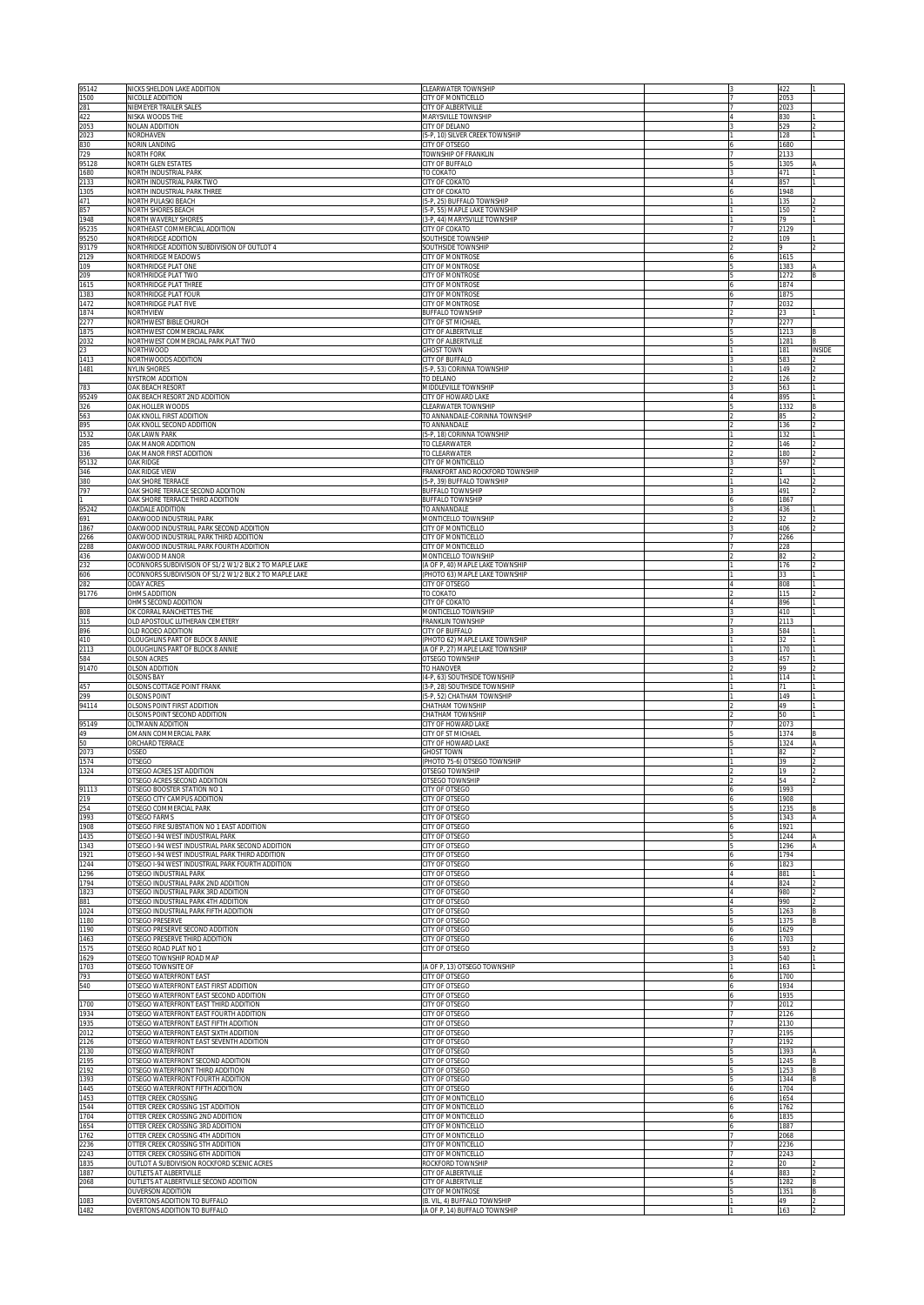| | | | | | | |
|---|---|---|---|---|---|---|
| 95142 | NICKS SHELDON LAKE ADDITION | CLEARWATER TOWNSHIP | | 3 | 422 | 1 |
| 1500 | NICOLLE ADDITION | CITY OF MONTICELLO | | 7 | 2053 | |
| 281 | NIEMEYER TRAILER SALES | CITY OF ALBERTVILLE | | 7 | 2023 | |
| 422 | NISKA WOODS THE | MARYSVILLE TOWNSHIP | | 4 | 830 | 1 |
| 2053 | NOLAN ADDITION | CITY OF DELANO | | 3 | 529 | 2 |
| 2023 | NORDHAVEN | (5-P, 10) SILVER CREEK TOWNSHIP | | 1 | 128 | 1 |
| 830 | NORIN LANDING | CITY OF OTSEGO | | 6 | 1680 | |
| 729 | NORTH FORK | TOWNSHIP OF FRANKLIN | | 7 | 2133 | |
| 95128 | NORTH GLEN ESTATES | CITY OF BUFFALO | | 5 | 1305 | A |
| 1680 | NORTH INDUSTRIAL PARK | TO COKATO | | 3 | 471 | 1 |
| 2133 | NORTH INDUSTRIAL PARK TWO | CITY OF COKATO | | 4 | 857 | 1 |
| 1305 | NORTH INDUSTRIAL PARK THREE | CITY OF COKATO | | 6 | 1948 | |
| 471 | NORTH PULASKI BEACH | (5-P, 25) BUFFALO TOWNSHIP | | 1 | 135 | 2 |
| 857 | NORTH SHORES BEACH | (5-P, 55) MAPLE LAKE TOWNSHIP | | 1 | 150 | 2 |
| 1948 | NORTH WAVERLY SHORES | (3-P, 44) MARYSVILLE TOWNSHIP | | 1 | 79 | 1 |
| 95235 | NORTHEAST COMMERCIAL ADDITION | CITY OF COKATO | | 7 | 2129 | |
| 95250 | NORTHRIDGE ADDITION | SOUTHSIDE TOWNSHIP | | 2 | 109 | 1 |
| 93179 | NORTHRIDGE ADDITION SUBDIVISION OF OUTLOT 4 | SOUTHSIDE TOWNSHIP | | 2 | 9 | 2 |
| 2129 | NORTHRIDGE MEADOWS | CITY OF MONTROSE | | 6 | 1615 | |
| 109 | NORTHRIDGE PLAT ONE | CITY OF MONTROSE | | 5 | 1383 | A |
| 209 | NORTHRIDGE PLAT TWO | CITY OF MONTROSE | | 5 | 1272 | B |
| 1615 | NORTHRIDGE PLAT THREE | CITY OF MONTROSE | | 6 | 1874 | |
| 1383 | NORTHRIDGE PLAT FOUR | CITY OF MONTROSE | | 6 | 1875 | |
| 1472 | NORTHRIDGE PLAT FIVE | CITY OF MONTROSE | | 7 | 2032 | |
| 1874 | NORTHVIEW | BUFFALO TOWNSHIP | | 2 | 23 | 1 |
| 2277 | NORTHWEST BIBLE CHURCH | CITY OF ST MICHAEL | | 7 | 2277 | |
| 1875 | NORTHWEST COMMERCIAL PARK | CITY OF ALBERTVILLE | | 5 | 1213 | B |
| 2032 | NORTHWEST COMMERCIAL PARK PLAT TWO | CITY OF ALBERTVILLE | | 5 | 1281 | B |
| 23 | NORTHWOOD | GHOST TOWN | | 1 | 181 | INSIDE |
| 1413 | NORTHWOODS ADDITION | CITY OF BUFFALO | | 3 | 583 | 2 |
| 1481 | NYLIN SHORES | (5-P, 53) CORINNA TOWNSHIP | | 1 | 149 | 2 |
| | NYSTROM ADDITION | TO DELANO | | 2 | 126 | 2 |
| 783 | OAK BEACH RESORT | MIDDLEVILLE TOWNSHIP | | 3 | 563 | 1 |
| 95249 | OAK BEACH RESORT 2ND ADDITION | CITY OF HOWARD LAKE | | 4 | 895 | 1 |
| 326 | OAK HOLLER WOODS | CLEARWATER TOWNSHIP | | 5 | 1332 | B |
| 563 | OAK KNOLL FIRST ADDITION | TO ANNANDALE-CORINNA TOWNSHIP | | 2 | 85 | 2 |
| 895 | OAK KNOLL SECOND ADDITION | TO ANNANDALE | | 2 | 136 | 2 |
| 1532 | OAK LAWN PARK | (5-P, 18) CORINNA TOWNSHIP | | 1 | 132 | 1 |
| 285 | OAK MANOR ADDITION | TO CLEARWATER | | 2 | 146 | 2 |
| 336 | OAK MANOR FIRST ADDITION | TO CLEARWATER | | 2 | 180 | 2 |
| 95132 | OAK RIDGE | CITY OF MONTICELLO | | 3 | 597 | 2 |
| 346 | OAK RIDGE VIEW | FRANKFORT AND ROCKFORD TOWNSHIP | | 2 | 1 | 1 |
| 380 | OAK SHORE TERRACE | (5-P, 39) BUFFALO TOWNSHIP | | 1 | 142 | 2 |
| 797 | OAK SHORE TERRACE SECOND ADDITION | BUFFALO TOWNSHIP | | 3 | 491 | 2 |
| 1 | OAK SHORE TERRACE THIRD ADDITION | BUFFALO TOWNSHIP | | 6 | 1867 | |
| 95242 | OAKDALE ADDITION | TO ANNANDALE | | 3 | 436 | 1 |
| 691 | OAKWOOD INDUSTRIAL PARK | MONTICELLO TOWNSHIP | | 2 | 32 | 2 |
| 1867 | OAKWOOD INDUSTRIAL PARK SECOND ADDITION | CITY OF MONTICELLO | | 3 | 406 | 2 |
| 2266 | OAKWOOD INDUSTRIAL PARK THIRD ADDITION | CITY OF MONTICELLO | | 7 | 2266 | |
| 2288 | OAKWOOD INDUSTRIAL PARK FOURTH ADDITION | CITY OF MONTICELLO | | 7 | 228 | |
| 436 | OAKWOOD MANOR | MONTICELLO TOWNSHIP | | 2 | 82 | 2 |
| 232 | OCONNORS SUBDIVISION OF S1/2 W1/2 BLK 2 TO MAPLE LAKE | (A OF P, 40) MAPLE LAKE TOWNSHIP | | 1 | 176 | 2 |
| 606 | OCONNORS SUBDIVISION OF S1/2 W1/2 BLK 2 TO MAPLE LAKE | (PHOTO 63) MAPLE LAKE TOWNSHIP | | 1 | 33 | 1 |
| 282 | ODAY ACRES | CITY OF OTSEGO | | 4 | 808 | 1 |
| 91776 | OHMS ADDITION | TO COKATO | | 2 | 115 | 2 |
| | OHMS SECOND ADDITION | CITY OF COKATO | | 4 | 896 | 1 |
| 808 | OK CORRAL RANCHETTES THE | MONTICELLO TOWNSHIP | | 3 | 410 | 1 |
| 315 | OLD APOSTOLIC LUTHERAN CEMETERY | FRANKLIN TOWNSHIP | | 7 | 2113 | |
| 896 | OLD RODEO ADDITION | CITY OF BUFFALO | | 3 | 584 | 1 |
| 410 | OLOUGHLINS PART OF BLOCK 8 ANNIE | (PHOTO 62) MAPLE LAKE TOWNSHIP | | 1 | 32 | 1 |
| 2113 | OLOUGHLINS PART OF BLOCK 8 ANNIE | (A OF P, 27) MAPLE LAKE TOWNSHIP | | 1 | 170 | 1 |
| 584 | OLSON ACRES | OTSEGO TOWNSHIP | | 3 | 457 | 1 |
| 91470 | OLSON ADDITION | TO HANOVER | | 2 | 99 | 2 |
| | OLSONS BAY | (4-P, 63) SOUTHSIDE TOWNSHIP | | 1 | 114 | 1 |
| 457 | OLSONS COTTAGE POINT FRANK | (3-P, 28) SOUTHSIDE TOWNSHIP | | 1 | 71 | 1 |
| 299 | OLSONS POINT | (5-P, 52) CHATHAM TOWNSHIP | | 1 | 149 | 1 |
| 94114 | OLSONS POINT FIRST ADDITION | CHATHAM TOWNSHIP | | 2 | 49 | 1 |
| | OLSONS POINT SECOND ADDITION | CHATHAM TOWNSHIP | | 2 | 50 | 1 |
| 95149 | OLTMANN ADDITION | CITY OF HOWARD LAKE | | 7 | 2073 | |
| 49 | OMANN COMMERCIAL PARK | CITY OF ST MICHAEL | | 5 | 1374 | B |
| 50 | ORCHARD TERRACE | CITY OF HOWARD LAKE | | 5 | 1324 | A |
| 2073 | OSSEO | GHOST TOWN | | 1 | 82 | 2 |
| 1574 | OTSEGO | (PHOTO 75-6) OTSEGO TOWNSHIP | | 1 | 39 | 2 |
| 1324 | OTSEGO ACRES 1ST ADDITION | OTSEGO TOWNSHIP | | 2 | 19 | 2 |
| | OTSEGO ACRES SECOND ADDITION | OTSEGO TOWNSHIP | | 2 | 54 | 2 |
| 91113 | OTSEGO BOOSTER STATION NO 1 | CITY OF OTSEGO | | 6 | 1993 | |
| 219 | OTSEGO CITY CAMPUS ADDITION | CITY OF OTSEGO | | 6 | 1908 | |
| 254 | OTSEGO COMMERCIAL PARK | CITY OF OTSEGO | | 5 | 1235 | B |
| 1993 | OTSEGO FARMS | CITY OF OTSEGO | | 5 | 1343 | A |
| 1908 | OTSEGO FIRE SUBSTATION NO 1 EAST ADDITION | CITY OF OTSEGO | | 6 | 1921 | |
| 1435 | OTSEGO I-94 WEST INDUSTRIAL PARK | CITY OF OTSEGO | | 5 | 1244 | A |
| 1343 | OTSEGO I-94 WEST INDUSTRIAL PARK SECOND ADDITION | CITY OF OTSEGO | | 5 | 1296 | A |
| 1921 | OTSEGO I-94 WEST INDUSTRIAL PARK THIRD ADDITION | CITY OF OTSEGO | | 6 | 1794 | |
| 1244 | OTSEGO I-94 WEST INDUSTRIAL PARK FOURTH ADDITION | CITY OF OTSEGO | | 6 | 1823 | |
| 1296 | OTSEGO INDUSTRIAL PARK | CITY OF OTSEGO | | 4 | 881 | 1 |
| 1794 | OTSEGO INDUSTRIAL PARK 2ND ADDITION | CITY OF OTSEGO | | 4 | 824 | 2 |
| 1823 | OTSEGO INDUSTRIAL PARK 3RD ADDITION | CITY OF OTSEGO | | 4 | 980 | 2 |
| 881 | OTSEGO INDUSTRIAL PARK 4TH ADDITION | CITY OF OTSEGO | | 4 | 990 | 2 |
| 1024 | OTSEGO INDUSTRIAL PARK FIFTH ADDITION | CITY OF OTSEGO | | 5 | 1263 | B |
| 1180 | OTSEGO PRESERVE | CITY OF OTSEGO | | 5 | 1375 | B |
| 1190 | OTSEGO PRESERVE SECOND ADDITION | CITY OF OTSEGO | | 6 | 1629 | |
| 1463 | OTSEGO PRESERVE THIRD ADDITION | CITY OF OTSEGO | | 6 | 1703 | |
| 1575 | OTSEGO ROAD PLAT NO 1 | CITY OF OTSEGO | | 3 | 593 | 2 |
| 1629 | OTSEGO TOWNSHIP ROAD MAP | | | 3 | 540 | 1 |
| 1703 | OTSEGO TOWNSITE OF | (A OF P, 13) OTSEGO TOWNSHIP | | 1 | 163 | 1 |
| 793 | OTSEGO WATERFRONT EAST | CITY OF OTSEGO | | 6 | 1700 | |
| 540 | OTSEGO WATERFRONT EAST FIRST ADDITION | CITY OF OTSEGO | | 6 | 1934 | |
| | OTSEGO WATERFRONT EAST SECOND ADDITION | CITY OF OTSEGO | | 6 | 1935 | |
| 1700 | OTSEGO WATERFRONT EAST THIRD ADDITION | CITY OF OTSEGO | | 7 | 2012 | |
| 1934 | OTSEGO WATERFRONT EAST FOURTH ADDITION | CITY OF OTSEGO | | 7 | 2126 | |
| 1935 | OTSEGO WATERFRONT EAST FIFTH ADDITION | CITY OF OTSEGO | | 7 | 2130 | |
| 2012 | OTSEGO WATERFRONT EAST SIXTH ADDITION | CITY OF OTSEGO | | 7 | 2195 | |
| 2126 | OTSEGO WATERFRONT EAST SEVENTH ADDITION | CITY OF OTSEGO | | 7 | 2192 | |
| 2130 | OTSEGO WATERFRONT | CITY OF OTSEGO | | 5 | 1393 | A |
| 2195 | OTSEGO WATERFRONT SECOND ADDITION | CITY OF OTSEGO | | 5 | 1245 | B |
| 2192 | OTSEGO WATERFRONT THIRD ADDITION | CITY OF OTSEGO | | 5 | 1253 | B |
| 1393 | OTSEGO WATERFRONT FOURTH ADDITION | CITY OF OTSEGO | | 5 | 1344 | B |
| 1445 | OTSEGO WATERFRONT FIFTH ADDITION | CITY OF OTSEGO | | 6 | 1704 | |
| 1453 | OTTER CREEK CROSSING | CITY OF MONTICELLO | | 6 | 1654 | |
| 1544 | OTTER CREEK CROSSING 1ST ADDITION | CITY OF MONTICELLO | | 6 | 1762 | |
| 1704 | OTTER CREEK CROSSING 2ND ADDITION | CITY OF MONTICELLO | | 6 | 1835 | |
| 1654 | OTTER CREEK CROSSING 3RD ADDITION | CITY OF MONTICELLO | | 6 | 1887 | |
| 1762 | OTTER CREEK CROSSING 4TH ADDITION | CITY OF MONTICELLO | | 7 | 2068 | |
| 2236 | OTTER CREEK CROSSING 5TH ADDITION | CITY OF MONTICELLO | | 7 | 2236 | |
| 2243 | OTTER CREEK CROSSING 6TH ADDITION | CITY OF MONTICELLO | | 7 | 2243 | |
| 1835 | OUTLOT A SUBDIVISION ROCKFORD SCENIC ACRES | ROCKFORD TOWNSHIP | | 2 | 20 | 2 |
| 1887 | OUTLETS AT ALBERTVILLE | CITY OF ALBERTVILLE | | 4 | 883 | 2 |
| 2068 | OUTLETS AT ALBERTVILLE SECOND ADDITION | CITY OF ALBERTVILLE | | 5 | 1282 | B |
| | OUVERSON ADDITION | CITY OF MONTROSE | | 5 | 1351 | B |
| 1083 | OVERTONS ADDITION TO BUFFALO | (B. VIL. 4) BUFFALO TOWNSHIP | | 1 | 49 | 2 |
| 1482 | OVERTONS ADDITION TO BUFFALO | (A OF P, 14) BUFFALO TOWNSHIP | | 1 | 163 | 2 |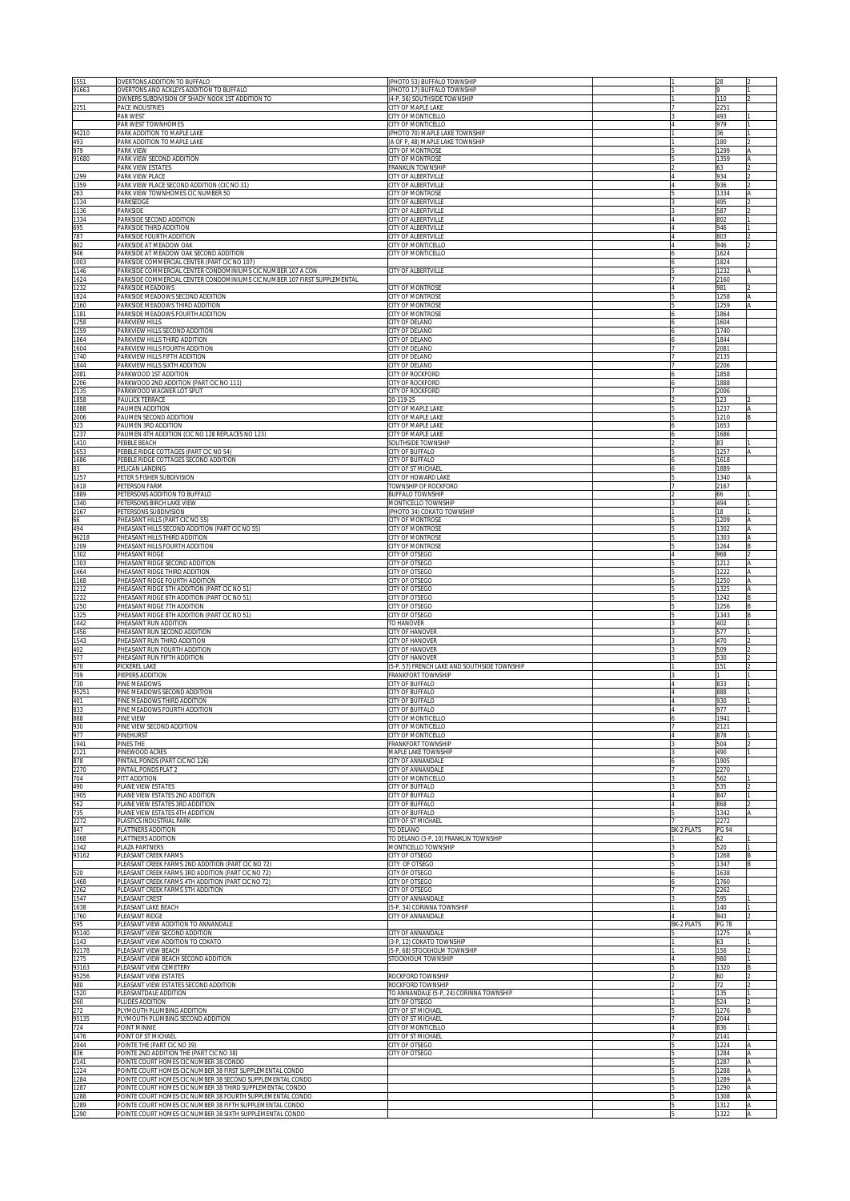| | | | | | | |
|---|---|---|---|---|---|---|
| 1551 | OVERTONS ADDITION TO BUFFALO | (PHOTO 53) BUFFALO TOWNSHIP | | 1 | 28 | 2 |
| 91663 | OVERTONS AND ACKLEYS ADDITION TO BUFFALO | (PHOTO 17) BUFFALO TOWNSHIP | | 1 | 9 | 1 |
| | OWNERS SUBDIVISION OF SHADY NOOK 1ST ADDITION TO | (4-P, 56) SOUTHSIDE TOWNSHIP | | 1 | 110 | 2 |
| 2251 | PACE INDUSTRIES | CITY OF MAPLE LAKE | | 7 | 2251 | |
| | PAR WEST | CITY OF MONTICELLO | | 3 | 493 | 1 |
| | PAR WEST TOWNHOMES | CITY OF MONTICELLO | | 4 | 979 | 1 |
| 94210 | PARK ADDITION TO MAPLE LAKE | (PHOTO 70) MAPLE LAKE TOWNSHIP | | 1 | 36 | 1 |
| 493 | PARK ADDITION TO MAPLE LAKE | (A OF P, 48) MAPLE LAKE TOWNSHIP | | 1 | 180 | 2 |
| 979 | PARK VIEW | CITY OF MONTROSE | | 5 | 1299 | A |
| 91680 | PARK VIEW SECOND ADDITION | CITY OF MONTROSE | | 5 | 1359 | A |
| | PARK VIEW ESTATES | FRANKLIN TOWNSHIP | | 2 | 63 | 2 |
| 1299 | PARK VIEW PLACE | CITY OF ALBERTVILLE | | 4 | 934 | 2 |
| 1359 | PARK VIEW PLACE SECOND ADDITION (CIC NO 31) | CITY OF ALBERTVILLE | | 4 | 936 | 2 |
| 263 | PARK VIEW TOWNHOMES CIC NUMBER 50 | CITY OF MONTROSE | | 5 | 1334 | A |
| 1134 | PARKSEDGE | CITY OF ALBERTVILLE | | 3 | 495 | 2 |
| 1136 | PARKSIDE | CITY OF ALBERTVILLE | | 3 | 587 | 2 |
| 1334 | PARKSIDE SECOND ADDITION | CITY OF ALBERTVILLE | | 4 | 802 | 1 |
| 695 | PARKSIDE THIRD ADDITION | CITY OF ALBERTVILLE | | 4 | 946 | 1 |
| 787 | PARKSIDE FOURTH ADDITION | CITY OF ALBERTVILLE | | 4 | 803 | 2 |
| 802 | PARKSIDE AT MEADOW OAK | CITY OF MONTICELLO | | 4 | 946 | 2 |
| 946 | PARKSIDE AT MEADOW OAK SECOND ADDITION | CITY OF MONTICELLO | | 6 | 1624 | |
| 1003 | PARKSIDE COMMERCIAL CENTER (PART CIC NO 107) | | | 6 | 1824 | |
| 1146 | PARKSIDE COMMERCIAL CENTER CONDOMINIUMS CIC NUMBER 107 A CON | CITY OF ALBERTVILLE | | 5 | 1232 | A |
| 1624 | PARKSIDE COMMERCIAL CENTER CONDOMINIUMS CIC NUMBER 107 FIRST SUPPLEMENTAL | | | 7 | 2160 | |
| 1232 | PARKSIDE MEADOWS | CITY OF MONTROSE | | 4 | 981 | 2 |
| 1824 | PARKSIDE MEADOWS SECOND ADDITION | CITY OF MONTROSE | | 5 | 1258 | A |
| 2160 | PARKSIDE MEADOWS THIRD ADDITION | CITY OF MONTROSE | | 5 | 1259 | A |
| 1181 | PARKSIDE MEADOWS FOURTH ADDITION | CITY OF MONTROSE | | 6 | 1864 | |
| 1258 | PARKVIEW HILLS | CITY OF DELANO | | 6 | 1604 | |
| 1259 | PARKVIEW HILLS SECOND ADDITION | CITY OF DELANO | | 6 | 1740 | |
| 1864 | PARKVIEW HILLS THIRD ADDITION | CITY OF DELANO | | 6 | 1844 | |
| 1604 | PARKVIEW HILLS FOURTH ADDITION | CITY OF DELANO | | 7 | 2081 | |
| 1740 | PARKVIEW HILLS FIFTH ADDITION | CITY OF DELANO | | 7 | 2135 | |
| 1844 | PARKVIEW HILLS SIXTH ADDITION | CITY OF DELANO | | 7 | 2206 | |
| 2081 | PARKWOOD 1ST ADDITION | CITY OF ROCKFORD | | 6 | 1858 | |
| 2206 | PARKWOOD 2ND ADDITION (PART CIC NO 111) | CITY OF ROCKFORD | | 6 | 1888 | |
| 2135 | PARKWOOD WAGNER LOT SPLIT | CITY OF ROCKFORD | | 7 | 2006 | |
| 1858 | PAULICK TERRACE | 20-119-25 | | 2 | 123 | 2 |
| 1888 | PAUMEN ADDITION | CITY OF MAPLE LAKE | | 5 | 1237 | A |
| 2006 | PAUMEN SECOND ADDITION | CITY OF MAPLE LAKE | | 5 | 1210 | B |
| 323 | PAUMEN 3RD ADDITION | CITY OF MAPLE LAKE | | 6 | 1653 | |
| 1237 | PAUMEN 4TH ADDITION (CIC NO 128 REPLACES NO 123) | CITY OF MAPLE LAKE | | 6 | 1686 | |
| 1410 | PEBBLE BEACH | SOUTHSIDE TOWNSHIP | | 2 | 83 | 1 |
| 1653 | PEBBLE RIDGE COTTAGES (PART CIC NO 54) | CITY OF BUFFALO | | 5 | 1257 | A |
| 1686 | PEBBLE RIDGE COTTAGES SECOND ADDITION | CITY OF BUFFALO | | 6 | 1618 | |
| 83 | PELICAN LANDING | CITY OF ST MICHAEL | | 6 | 1889 | |
| 1257 | PETER S FISHER SUBDIVISION | CITY OF HOWARD LAKE | | 5 | 1340 | A |
| 1618 | PETERSON FARM | TOWNSHIP OF ROCKFORD | | 7 | 2167 | |
| 1889 | PETERSONS ADDITION TO BUFFALO | BUFFALO TOWNSHIP | | 2 | 66 | 1 |
| 1340 | PETERSONS BIRCH LAKE VIEW | MONTICELLO TOWNSHIP | | 3 | 494 | 1 |
| 2167 | PETERSONS SUBDIVISION | (PHOTO 34) COKATO TOWNSHIP | | 1 | 18 | 1 |
| 66 | PHEASANT HILLS (PART CIC NO 55) | CITY OF MONTROSE | | 5 | 1209 | A |
| 494 | PHEASANT HILLS SECOND ADDITION (PART CIC NO 55) | CITY OF MONTROSE | | 5 | 1302 | A |
| 96218 | PHEASANT HILLS THIRD ADDITION | CITY OF MONTROSE | | 5 | 1303 | A |
| 1209 | PHEASANT HILLS FOURTH ADDITION | CITY OF MONTROSE | | 5 | 1264 | B |
| 1302 | PHEASANT RIDGE | CITY OF OTSEGO | | 4 | 968 | 2 |
| 1303 | PHEASANT RIDGE SECOND ADDITION | CITY OF OTSEGO | | 5 | 1212 | A |
| 1464 | PHEASANT RIDGE THIRD ADDITION | CITY OF OTSEGO | | 5 | 1222 | A |
| 1168 | PHEASANT RIDGE FOURTH ADDITION | CITY OF OTSEGO | | 5 | 1250 | A |
| 1212 | PHEASANT RIDGE 5TH ADDITION (PART CIC NO 51) | CITY OF OTSEGO | | 5 | 1325 | A |
| 1222 | PHEASANT RIDGE 6TH ADDITION (PART CIC NO 51) | CITY OF OTSEGO | | 5 | 1242 | B |
| 1250 | PHEASANT RIDGE 7TH ADDITION | CITY OF OTSEGO | | 5 | 1256 | B |
| 1325 | PHEASANT RIDGE 8TH ADDITION (PART CIC NO 51) | CITY OF OTSEGO | | 5 | 1343 | B |
| 1442 | PHEASANT RUN ADDITION | TO HANOVER | | 3 | 402 | 1 |
| 1456 | PHEASANT RUN SECOND ADDITION | CITY OF HANOVER | | 3 | 577 | 1 |
| 1543 | PHEASANT RUN THIRD ADDITION | CITY OF HANOVER | | 3 | 470 | 2 |
| 402 | PHEASANT RUN FOURTH ADDITION | CITY OF HANOVER | | 3 | 509 | 2 |
| 577 | PHEASANT RUN FIFTH ADDITION | CITY OF HANOVER | | 3 | 530 | 2 |
| 670 | PICKEREL LAKE | (5-P, 57) FRENCH LAKE AND SOUTHSIDE TOWNSHIP | | 1 | 151 | 2 |
| 709 | PIEPERS ADDITION | FRANKFORT TOWNSHIP | | 3 | 1 | 1 |
| 730 | PINE MEADOWS | CITY OF BUFFALO | | 4 | 833 | 1 |
| 95251 | PINE MEADOWS SECOND ADDITION | CITY OF BUFFALO | | 4 | 888 | 1 |
| 401 | PINE MEADOWS THIRD ADDITION | CITY OF BUFFALO | | 4 | 930 | 1 |
| 833 | PINE MEADOWS FOURTH ADDITION | CITY OF BUFFALO | | 4 | 977 | 1 |
| 888 | PINE VIEW | CITY OF MONTICELLO | | 6 | 1941 | |
| 930 | PINE VIEW SECOND ADDITION | CITY OF MONTICELLO | | 7 | 2121 | |
| 977 | PINEHURST | CITY OF MONTICELLO | | 4 | 878 | 1 |
| 1941 | PINES THE | FRANKFORT TOWNSHIP | | 3 | 504 | 2 |
| 2121 | PINEWOOD ACRES | MAPLE LAKE TOWNSHIP | | 3 | 490 | 1 |
| 878 | PINTAIL PONDS (PART CIC NO 126) | CITY OF ANNANDALE | | 6 | 1905 | |
| 2270 | PINTAIL PONDS PLAT 2 | CITY OF ANNANDALE | | 7 | 2270 | |
| 704 | PITT ADDITION | CITY OF MONTICELLO | | 3 | 562 | 1 |
| 490 | PLANE VIEW ESTATES | CITY OF BUFFALO | | 3 | 535 | 2 |
| 1905 | PLANE VIEW ESTATES 2ND ADDITION | CITY OF BUFFALO | | 4 | 847 | 1 |
| 562 | PLANE VIEW ESTATES 3RD ADDITION | CITY OF BUFFALO | | 4 | 868 | 2 |
| 735 | PLANE VIEW ESTATES 4TH ADDITION | CITY OF BUFFALO | | 5 | 1342 | A |
| 2272 | PLASTICS INDUSTRIAL PARK | CITY OF ST MICHAEL | | 7 | 2272 | |
| 847 | PLATTNERS ADDITION | TO DELANO | | BK-2 PLATS | PG 94 | |
| 1068 | PLATTNERS ADDITION | TO DELANO (3-P, 10) FRANKLIN TOWNSHIP | | 1 | 62 | 1 |
| 1342 | PLAZA PARTNERS | MONTICELLO TOWNSHIP | | 3 | 520 | 1 |
| 93162 | PLEASANT CREEK FARMS | CITY OF OTSEGO | | 5 | 1268 | B |
| | PLEASANT CREEK FARMS 2ND ADDITION (PART CIC NO 72) | CITY OF OTSEGO | | 5 | 1347 | B |
| 520 | PLEASANT CREEK FARMS 3RD ADDITION (PART CIC NO 72) | CITY OF OTSEGO | | 6 | 1638 | |
| 1468 | PLEASANT CREEK FARMS 4TH ADDITION (PART CIC NO 72) | CITY OF OTSEGO | | 6 | 1760 | |
| 2262 | PLEASANT CREEK FARMS 5TH ADDITION | CITY OF OTSEGO | | 7 | 2262 | |
| 1547 | PLEASANT CREST | CITY OF ANNANDALE | | 3 | 595 | 1 |
| 1638 | PLEASANT LAKE BEACH | (5-P, 34) CORINNA TOWNSHIP | | 1 | 140 | 1 |
| 1760 | PLEASANT RIDGE | CITY OF ANNANDALE | | 4 | 943 | 2 |
| 595 | PLEASANT VIEW ADDITION TO ANNANDALE | | | BK-2 PLATS | PG 78 | |
| 95140 | PLEASANT VIEW SECOND ADDITION | CITY OF ANNANDALE | | 5 | 1275 | A |
| 1143 | PLEASANT VIEW ADDITION TO COKATO | (3-P, 12) COKATO TOWNSHIP | | 1 | 63 | 1 |
| 92178 | PLEASANT VIEW BEACH | (5-P, 68) STOCKHOLM TOWNSHIP | | 1 | 156 | 2 |
| 1275 | PLEASANT VIEW BEACH SECOND ADDITION | STOCKHOLM TOWNSHIP | | 4 | 980 | 1 |
| 93163 | PLEASANT VIEW CEMETERY | | | 5 | 1320 | B |
| 95256 | PLEASANT VIEW ESTATES | ROCKFORD TOWNSHIP | | 2 | 60 | 2 |
| 980 | PLEASANT VIEW ESTATES SECOND ADDITION | ROCKFORD TOWNSHIP | | 2 | 72 | 2 |
| 1520 | PLEASANTDALE ADDITION | TO ANNANDALE (5-P, 24) CORINNA TOWNSHIP | | 1 | 135 | 1 |
| 260 | PLUDES ADDITION | CITY OF OTSEGO | | 3 | 524 | 2 |
| 272 | PLYMOUTH PLUMBING ADDITION | CITY OF ST MICHAEL | | 5 | 1276 | B |
| 95135 | PLYMOUTH PLUMBING SECOND ADDITION | CITY OF ST MICHAEL | | 7 | 2044 | |
| 724 | POINT MINNIE | CITY OF MONTICELLO | | 4 | 836 | 1 |
| 1476 | POINT OF ST MICHAEL | CITY OF ST MICHAEL | | 7 | 2141 | |
| 2044 | POINTE THE (PART CIC NO 39) | CITY OF OTSEGO | | 5 | 1224 | A |
| 836 | POINTE 2ND ADDITION THE (PART CIC NO 38) | CITY OF OTSEGO | | 5 | 1284 | A |
| 2141 | POINTE COURT HOMES CIC NUMBER 38 CONDO | | | 5 | 1287 | A |
| 1224 | POINTE COURT HOMES CIC NUMBER 38 FIRST SUPPLEMENTAL CONDO | | | 5 | 1288 | A |
| 1284 | POINTE COURT HOMES CIC NUMBER 38 SECOND SUPPLEMENTAL CONDO | | | 5 | 1289 | A |
| 1287 | POINTE COURT HOMES CIC NUMBER 38 THIRD SUPPLEMENTAL CONDO | | | 5 | 1290 | A |
| 1288 | POINTE COURT HOMES CIC NUMBER 38 FOURTH SUPPLEMENTAL CONDO | | | 5 | 1308 | A |
| 1289 | POINTE COURT HOMES CIC NUMBER 38 FIFTH SUPPLEMENTAL CONDO | | | 5 | 1312 | A |
| 1290 | POINTE COURT HOMES CIC NUMBER 38 SIXTH SUPPLEMENTAL CONDO | | | 5 | 1322 | A |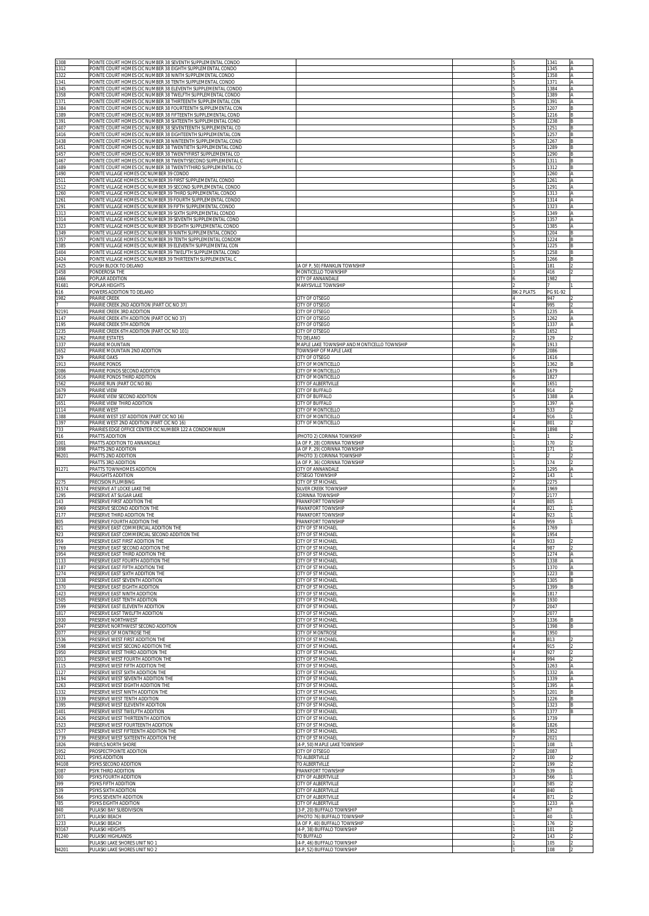| | | | | | | |
|---|---|---|---|---|---|---|
| 1308 | POINTE COURT HOMES CIC NUMBER 38 SEVENTH SUPPLEMENTAL CONDO | | | 5 | 1341 | A |
| 1312 | POINTE COURT HOMES CIC NUMBER 38 EIGHTH SUPPLEMENTAL CONDO | | | 5 | 1345 | A |
| 1322 | POINTE COURT HOMES CIC NUMBER 38 NINTH SUPPLEMENTAL CONDO | | | 5 | 1358 | A |
| 1341 | POINTE COURT HOMES CIC NUMBER 38 TENTH SUPPLEMENTAL CONDO | | | 5 | 1371 | A |
| 1345 | POINTE COURT HOMES CIC NUMBER 38 ELEVENTH SUPPLEMENTAL CONDO | | | 5 | 1384 | A |
| 1358 | POINTE COURT HOMES CIC NUMBER 38 TWELFTH SUPPLEMENTAL CONDO | | | 5 | 1389 | A |
| 1371 | POINTE COURT HOMES CIC NUMBER 38 THIRTEENTH SUPPLEMENTAL CON | | | 5 | 1391 | A |
| 1384 | POINTE COURT HOMES CIC NUMBER 38 FOURTEENTH SUPPLEMENTAL CON | | | 5 | 1207 | B |
| 1389 | POINTE COURT HOMES CIC NUMBER 38 FIFTEENTH SUPPLEMENTAL COND | | | 5 | 1216 | B |
| 1391 | POINTE COURT HOMES CIC NUMBER 38 SIXTEENTH SUPPLEMENTAL COND | | | 5 | 1238 | B |
| 1407 | POINTE COURT HOMES CIC NUMBER 38 SEVENTEENTH SUPPLEMENTAL CO | | | 5 | 1251 | B |
| 1416 | POINTE COURT HOMES CIC NUMBER 38 EIGHTEENTH SUPPLEMENTAL CON | | | 5 | 1257 | B |
| 1438 | POINTE COURT HOMES CIC NUMBER 38 NINTEENTH SUPPLEMENTAL COND | | | 5 | 1267 | B |
| 1451 | POINTE COURT HOMES CIC NUMBER 38 TWENTIETH SUPPLEMENTAL COND | | | 5 | 1289 | B |
| 1457 | POINTE COURT HOMES CIC NUMBER 38 TWENTYFIRST SUPPLEMENTAL CO | | | 5 | 1290 | B |
| 1467 | POINTE COURT HOMES CIC NUMBER 38 TWENTYSECOND SUPPLEMENTAL C | | | 5 | 1311 | B |
| 1489 | POINTE COURT HOMES CIC NUMBER 38 TWENTYTHIRD SUPPLEMENTAL CO | | | 5 | 1312 | B |
| 1490 | POINTE VILLAGE HOMES CIC NUMBER 39 CONDO | | | 5 | 1260 | A |
| 1511 | POINTE VILLAGE HOMES CIC NUMBER 39 FIRST SUPPLEMENTAL CONDO | | | 5 | 1261 | A |
| 1512 | POINTE VILLAGE HOMES CIC NUMBER 39 SECOND SUPPLEMENTAL CONDO | | | 5 | 1291 | A |
| 1260 | POINTE VILLAGE HOMES CIC NUMBER 39 THIRD SUPPLEMENTAL CONDO | | | 5 | 1313 | A |
| 1261 | POINTE VILLAGE HOMES CIC NUMBER 39 FOURTH SUPPLEMENTAL CONDO | | | 5 | 1314 | A |
| 1291 | POINTE VILLAGE HOMES CIC NUMBER 39 FIFTH SUPPLEMENTAL CONDO | | | 5 | 1323 | A |
| 1313 | POINTE VILLAGE HOMES CIC NUMBER 39 SIXTH SUPPLEMENTAL CONDO | | | 5 | 1349 | A |
| 1314 | POINTE VILLAGE HOMES CIC NUMBER 39 SEVENTH SUPPLEMENTAL COND | | | 5 | 1357 | A |
| 1323 | POINTE VILLAGE HOMES CIC NUMBER 39 EIGHTH SUPPLEMENTAL CONDO | | | 5 | 1385 | A |
| 1349 | POINTE VILLAGE HOMES CIC NUMBER 39 NINTH SUPPLEMENTAL CONDO | | | 5 | 1204 | B |
| 1357 | POINTE VILLAGE HOMES CIC NUMBER 39 TENTH SUPPLEMENTAL CONDOM | | | 5 | 1224 | B |
| 1385 | POINTE VILLAGE HOMES CIC NUMBER 39 ELEVENTH SUPPLEMENTAL CON | | | 5 | 1225 | B |
| 1404 | POINTE VILLAGE HOMES CIC NUMBER 39 TWELFTH SUPPLEMENTAL COND | | | 5 | 1258 | B |
| 1424 | POINTE VILLAGE HOMES CIC NUMBER 39 THIRTEENTH SUPPLEMENTAL C | | | 5 | 1266 | B |
| 1425 | POLISH BLOCK TO DELANO | (A OF P, 50) FRANKLIN TOWNSHIP | | 1 | 181 | 2 |
| 1458 | PONDEROSA THE | MONTICELLO TOWNSHIP | | 3 | 416 | 2 |
| 1466 | POPLAR ADDITION | CITY OF ANNANDALE | | 6 | 1982 | |
| 91681 | POPLAR HEIGHTS | MARYSVILLE TOWNSHIP | | 2 | 7 | 1 |
| 616 | POWERS ADDITION TO DELANO | | | BK-2 PLATS | PG 91-92 | |
| 1982 | PRAIRIE CREEK | CITY OF OTSEGO | | 4 | 947 | 2 |
| 7 | PRAIRIE CREEK 2ND ADDITION (PART CIC NO 37) | CITY OF OTSEGO | | 4 | 995 | 2 |
| 92191 | PRAIRIE CREEK 3RD ADDITION | CITY OF OTSEGO | | 5 | 1235 | A |
| 1147 | PRAIRIE CREEK 4TH ADDITION (PART CIC NO 37) | CITY OF OTSEGO | | 5 | 1262 | A |
| 1195 | PRAIRIE CREEK 5TH ADDITION | CITY OF OTSEGO | | 5 | 1337 | A |
| 1235 | PRAIRIE CREEK 6TH ADDITION (PART CIC NO 101) | CITY OF OTSEGO | | 6 | 1652 | |
| 1262 | PRAIRIE ESTATES | TO DELANO | | 2 | 129 | 2 |
| 1337 | PRAIRIE MOUNTAIN | MAPLE LAKE TOWNSHIP AND MONTICELLO TOWNSHIP | | 6 | 1913 | |
| 1652 | PRAIRIE MOUNTAIN 2ND ADDITION | TOWNSHIP OF MAPLE LAKE | | 7 | 2086 | |
| 329 | PRAIRIE OAKS | CITY OF OTSEGO | | 6 | 1616 | |
| 1913 | PRAIRIE PONDS | CITY OF MONTICELLO | | 5 | 1362 | B |
| 2086 | PRAIRIE PONDS SECOND ADDITION | CITY OF MONTICELLO | | 6 | 1679 | |
| 1616 | PRAIRIE PONDS THIRD ADDITION | CITY OF MONTICELLO | | 6 | 1827 | |
| 1562 | PRAIRIE RUN (PART CIC NO 86) | CITY OF ALBERTVILLE | | 6 | 1651 | |
| 1679 | PRAIRIE VIEW | CITY OF BUFFALO | | 4 | 914 | 2 |
| 1827 | PRAIRIE VIEW SECOND ADDITION | CITY OF BUFFALO | | 5 | 1388 | A |
| 1651 | PRAIRIE VIEW THIRD ADDITION | CITY OF BUFFALO | | 5 | 1397 | A |
| 1114 | PRAIRIE WEST | CITY OF MONTICELLO | | 3 | 533 | 2 |
| 1388 | PRAIRIE WEST 1ST ADDITION (PART CIC NO 16) | CITY OF MONTICELLO | | 4 | 916 | 1 |
| 1397 | PRAIRIE WEST 2ND ADDITION (PART CIC NO 16) | CITY OF MONTICELLO | | 4 | 801 | 2 |
| 733 | PRAIRIES EDGE OFFICE CENTER CIC NUMBER 122 A CONDOMINIUM | | | 6 | 1898 | |
| 916 | PRATTS ADDITION | (PHOTO 2) CORINNA TOWNSHIP | | 1 | 1 | 2 |
| 1001 | PRATTS ADDITION TO ANNANDALE | (A OF P, 28) CORINNA TOWNSHIP | | 1 | 170 | 2 |
| 1898 | PRATTS 2ND ADDITION | (A OF P, 29) CORINNA TOWNSHIP | | 1 | 171 | 1 |
| 96201 | PRATTS 2ND ADDITION | (PHOTO 3) CORINNA TOWNSHIP | | 1 | 2 | 2 |
| | PRATTS 3RD ADDITION | (A OF P, 36) CORINNA TOWNSHIP | | 1 | 174 | 2 |
| 91271 | PRATTS TOWNHOMES ADDITION | CITY OF ANNANDALE | | 5 | 1295 | A |
| | PRAUGHTS ADDITION | OTSEGO TOWNSHIP | | 2 | 143 | 1 |
| 2275 | PRECISION PLUMBING | CITY OF ST MICHAEL | | 7 | 2275 | |
| 91574 | PRESERVE AT LOCKE LAKE THE | SILVER CREEK TOWNSHIP | | 6 | 1969 | |
| 1295 | PRESERVE AT SUGAR LAKE | CORINNA TOWNSHIP | | 7 | 2177 | |
| 143 | PRESERVE FIRST ADDITION THE | FRANKFORT TOWNSHIP | | 4 | 805 | 1 |
| 1969 | PRESERVE SECOND ADDITION THE | FRANKFORT TOWNSHIP | | 4 | 821 | 1 |
| 2177 | PRESERVE THIRD ADDITION THE | FRANKFORT TOWNSHIP | | 4 | 923 | 1 |
| 805 | PRESERVE FOURTH ADDITION THE | FRANKFORT TOWNSHIP | | 4 | 959 | 1 |
| 821 | PRESERVE EAST COMMERCIAL ADDITION THE | CITY OF ST MICHAEL | | 6 | 1769 | |
| 923 | PRESERVE EAST COMMERCIAL SECOND ADDITION THE | CITY OF ST MICHAEL | | 6 | 1954 | |
| 959 | PRESERVE EAST FIRST ADDITION THE | CITY OF ST MICHAEL | | 4 | 933 | 2 |
| 1769 | PRESERVE EAST SECOND ADDITION THE | CITY OF ST MICHAEL | | 4 | 987 | 2 |
| 1954 | PRESERVE EAST THIRD ADDITION THE | CITY OF ST MICHAEL | | 5 | 1274 | A |
| 1133 | PRESERVE EAST FOURTH ADDITION THE | CITY OF ST MICHAEL | | 5 | 1338 | A |
| 1187 | PRESERVE EAST FIFTH ADDITION THE | CITY OF ST MICHAEL | | 5 | 1370 | A |
| 1274 | PRESERVE EAST SIXTH ADDITION THE | CITY OF ST MICHAEL | | 5 | 1223 | B |
| 1338 | PRESERVE EAST SEVENTH ADDITION | CITY OF ST MICHAEL | | 5 | 1305 | B |
| 1370 | PRESERVE EAST EIGHTH ADDITION | CITY OF ST MICHAEL | | 5 | 1399 | B |
| 1423 | PRESERVE EAST NINTH ADDITION | CITY OF ST MICHAEL | | 6 | 1817 | |
| 1505 | PRESERVE EAST TENTH ADDITION | CITY OF ST MICHAEL | | 6 | 1930 | |
| 1599 | PRESERVE EAST ELEVENTH ADDITION | CITY OF ST MICHAEL | | 7 | 2047 | |
| 1817 | PRESERVE EAST TWELFTH ADDITION | CITY OF ST MICHAEL | | 7 | 2077 | |
| 1930 | PRESERVE NORTHWEST | CITY OF ST MICHAEL | | 5 | 1336 | B |
| 2047 | PRESERVE NORTHWEST SECOND ADDITION | CITY OF ST MICHAEL | | 5 | 1398 | B |
| 2077 | PRESERVE OF MONTROSE THE | CITY OF MONTROSE | | 6 | 1950 | |
| 1536 | PRESERVE WEST FIRST ADDITION THE | CITY OF ST MICHAEL | | 4 | 813 | 2 |
| 1598 | PRESERVE WEST SECOND ADDITION THE | CITY OF ST MICHAEL | | 4 | 915 | 2 |
| 1950 | PRESERVE WEST THIRD ADDITION THE | CITY OF ST MICHAEL | | 4 | 927 | 2 |
| 1013 | PRESERVE WEST FOURTH ADDITION THE | CITY OF ST MICHAEL | | 4 | 994 | 2 |
| 1115 | PRESERVE WEST FIFTH ADDITION THE | CITY OF ST MICHAEL | | 5 | 1263 | A |
| 1127 | PRESERVE WEST SIXTH ADDITION THE | CITY OF ST MICHAEL | | 5 | 1332 | A |
| 1194 | PRESERVE WEST SEVENTH ADDITION THE | CITY OF ST MICHAEL | | 5 | 1339 | A |
| 1263 | PRESERVE WEST EIGHTH ADDITION THE | CITY OF ST MICHAEL | | 5 | 1395 | A |
| 1332 | PRESERVE WEST NINTH ADDITION THE | CITY OF ST MICHAEL | | 5 | 1201 | B |
| 1339 | PRESERVE WEST TENTH ADDITION | CITY OF ST MICHAEL | | 5 | 1226 | B |
| 1395 | PRESERVE WEST ELEVENTH ADDITION | CITY OF ST MICHAEL | | 5 | 1323 | B |
| 1401 | PRESERVE WEST TWELFTH ADDITION | CITY OF ST MICHAEL | | 5 | 1377 | B |
| 1426 | PRESERVE WEST THIRTEENTH ADDITION | CITY OF ST MICHAEL | | 6 | 1739 | |
| 1523 | PRESERVE WEST FOURTEENTH ADDITION | CITY OF ST MICHAEL | | 6 | 1826 | |
| 1577 | PRESERVE WEST FIFTEENTH ADDITION THE | CITY OF ST MICHAEL | | 6 | 1952 | |
| 1739 | PRESERVE WEST SIXTEENTH ADDITION THE | CITY OF ST MICHAEL | | 7 | 2021 | |
| 1826 | PRIBYLS NORTH SHORE | (4-P, 50) MAPLE LAKE TOWNSHIP | | 1 | 108 | 1 |
| 1952 | PROSPECTPOINTE ADDITION | CITY OF OTSEGO | | 7 | 2087 | |
| 2021 | PSYKS ADDITION | TO ALBERTVILLE | | 2 | 100 | 2 |
| 94108 | PSYKS SECOND ADDITION | TO ALBERTVILLE | | 2 | 199 | 2 |
| 2087 | PSYK THIRD ADDITION | FRANKFORT TOWNSHIP | | 3 | 539 | 1 |
| 300 | PSYKS FOURTH ADDITION | CITY OF ALBERTVILLE | | 3 | 566 | 1 |
| 399 | PSYKS FIFTH ADDITION | CITY OF ALBERTVILLE | | 3 | 585 | 2 |
| 539 | PSYKS SIXTH ADDITION | CITY OF ALBERTVILLE | | 4 | 840 | 1 |
| 566 | PSYKS SEVENTH ADDITION | CITY OF ALBERTVILLE | | 4 | 871 | 2 |
| 785 | PSYKS EIGHTH ADDITION | CITY OF ALBERTVILLE | | 5 | 1233 | A |
| 840 | PULASKI BAY SUBDIVISION | (3-P, 20) BUFFALO TOWNSHIP | | 1 | 67 | 1 |
| 1071 | PULASKI BEACH | (PHOTO 76) BUFFALO TOWNSHIP | | 1 | 40 | 1 |
| 1233 | PULASKI BEACH | (A OF P, 40) BUFFALO TOWNSHIP | | 1 | 176 | 2 |
| 93167 | PULASKI HEIGHTS | (4-P, 38) BUFFALO TOWNSHIP | | 1 | 101 | 2 |
| 91240 | PULASKI HIGHLANDS | TO BUFFALO | | 2 | 143 | 2 |
| | PULASKI LAKE SHORES UNIT NO 1 | (4-P, 46) BUFFALO TOWNSHIP | | 1 | 105 | 2 |
| 94201 | PULASKI LAKE SHORES UNIT NO 2 | (4-P, 52) BUFFALO TOWNSHIP | | 1 | 108 | 2 |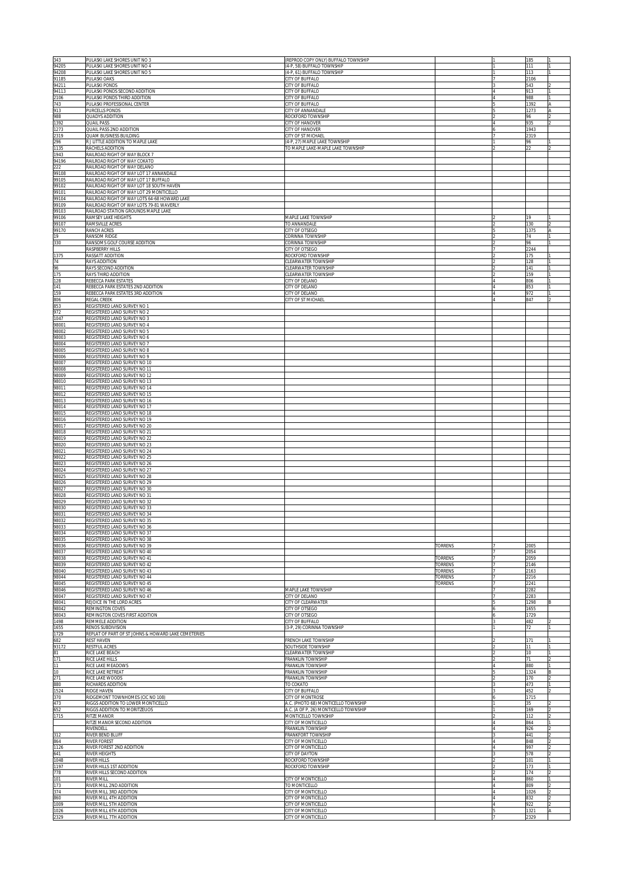| | | | | | | |
|---|---|---|---|---|---|---|
| 343 | PULASKI LAKE SHORES UNIT NO 3 | (REPROD COPY ONLY) BUFFALO TOWNSHIP | | 1 | 185 | 1 |
| 94205 | PULASKI LAKE SHORES UNIT NO 4 | (4-P, 58) BUFFALO TOWNSHIP | | 1 | 111 | 1 |
| 94208 | PULASKI LAKE SHORES UNIT NO 5 | (4-P, 61) BUFFALO TOWNSHIP | | 1 | 113 | 1 |
| 91185 | PULASKI OAKS | CITY OF BUFFALO | | 7 | 2106 | |
| 94211 | PULASKI PONDS | CITY OF BUFFALO | | 3 | 543 | 2 |
| 94113 | PULASKI PONDS SECOND ADDITION | CITY OF BUFFALO | | 4 | 913 | 1 |
| 2106 | PULASKI PONDS THIRD ADDITION | CITY OF BUFFALO | | 4 | 988 | 1 |
| 743 | PULASKI PROFESSIONAL CENTER | CITY OF BUFFALO | | 5 | 1392 | A |
| 913 | PURCELLS PONDS | CITY OF ANNANDALE | | 5 | 1273 | A |
| 988 | QUADYS ADDITION | ROCKFORD TOWNSHIP | | 2 | 96 | 2 |
| 1392 | QUAIL PASS | CITY OF HANOVER | | 4 | 935 | 2 |
| 1273 | QUAIL PASS 2ND ADDITION | CITY OF HANOVER | | 6 | 1943 | |
| 2319 | QUAM BUSINESS BUILDING | CITY OF ST MICHAEL | | 7 | 2319 | |
| 296 | R J LITTLE ADDITION TO MAPLE LAKE | (4-P, 27) MAPLE LAKE TOWNSHIP | | 1 | 96 | 1 |
| 1135 | RACHELS ADDITION | TO MAPLE LAKE-MAPLE LAKE TOWNSHIP | | 2 | 22 | 2 |
| 1943 | RAILROAD RIGHT OF WAY BLOCK 7 | | | | | |
| 94196 | RAILROAD RIGHT OF WAY COKATO | | | | | |
| 222 | RAILROAD RIGHT OF WAY DELANO | | | | | |
| 99108 | RAILROAD RIGHT OF WAY LOT 17 ANNANDALE | | | | | |
| 99105 | RAILROAD RIGHT OF WAY LOT 17 BUFFALO | | | | | |
| 99102 | RAILROAD RIGHT OF WAY LOT 18 SOUTH HAVEN | | | | | |
| 99101 | RAILROAD RIGHT OF WAY LOT 29 MONTICELLO | | | | | |
| 99104 | RAILROAD RIGHT OF WAY LOTS 64-68 HOWARD LAKE | | | | | |
| 99109 | RAILROAD RIGHT OF WAY LOTS 79-81 WAVERLY | | | | | |
| 99103 | RAILROAD STATION GROUNDS MAPLE LAKE | | | | | |
| 99106 | RAMSEY LAKE HEIGHTS | MAPLE LAKE TOWNSHIP | | 2 | 19 | 1 |
| 99107 | RAMSVILLE ACRES | TO ANNANDALE | | 2 | 130 | 2 |
| 99170 | RANCH ACRES | CITY OF OTSEGO | | 5 | 1375 | A |
| 19 | RANSOM RIDGE | CORINNA TOWNSHIP | | 2 | 74 | 1 |
| 330 | RANSOMS GOLF COURSE ADDITION | CORINNA TOWNSHIP | | 2 | 96 | 1 |
| | RASPBERRY HILLS | CITY OF OTSEGO | | 7 | 2244 | |
| 1375 | RASSATT ADDITION | ROCKFORD TOWNSHIP | | 2 | 175 | 1 |
| 74 | RAYS ADDITION | CLEARWATER TOWNSHIP | | 2 | 128 | 1 |
| 96 | RAYS SECOND ADDITION | CLEARWATER TOWNSHIP | | 2 | 141 | 1 |
| 175 | RAYS THIRD ADDITION | CLEARWATER TOWNSHIP | | 2 | 159 | 1 |
| 128 | REBECCA PARK ESTATES | CITY OF DELANO | | 4 | 806 | 1 |
| 141 | REBECCA PARK ESTATES 2ND ADDITION | CITY OF DELANO | | 4 | 853 | 1 |
| 159 | REBECCA PARK ESTATES 3RD ADDITION | CITY OF DELANO | | 4 | 972 | 1 |
| 806 | REGAL CREEK | CITY OF ST MICHAEL | | 4 | 847 | 2 |
| 853 | REGISTERED LAND SURVEY NO 1 | | | | | |
| 972 | REGISTERED LAND SURVEY NO 2 | | | | | |
| 1047 | REGISTERED LAND SURVEY NO 3 | | | | | |
| 98001 | REGISTERED LAND SURVEY NO 4 | | | | | |
| 98002 | REGISTERED LAND SURVEY NO 5 | | | | | |
| 98003 | REGISTERED LAND SURVEY NO 6 | | | | | |
| 98004 | REGISTERED LAND SURVEY NO 7 | | | | | |
| 98005 | REGISTERED LAND SURVEY NO 8 | | | | | |
| 98006 | REGISTERED LAND SURVEY NO 9 | | | | | |
| 98007 | REGISTERED LAND SURVEY NO 10 | | | | | |
| 98008 | REGISTERED LAND SURVEY NO 11 | | | | | |
| 98009 | REGISTERED LAND SURVEY NO 12 | | | | | |
| 98010 | REGISTERED LAND SURVEY NO 13 | | | | | |
| 98011 | REGISTERED LAND SURVEY NO 14 | | | | | |
| 98012 | REGISTERED LAND SURVEY NO 15 | | | | | |
| 98013 | REGISTERED LAND SURVEY NO 16 | | | | | |
| 98014 | REGISTERED LAND SURVEY NO 17 | | | | | |
| 98015 | REGISTERED LAND SURVEY NO 18 | | | | | |
| 98016 | REGISTERED LAND SURVEY NO 19 | | | | | |
| 98017 | REGISTERED LAND SURVEY NO 20 | | | | | |
| 98018 | REGISTERED LAND SURVEY NO 21 | | | | | |
| 98019 | REGISTERED LAND SURVEY NO 22 | | | | | |
| 98020 | REGISTERED LAND SURVEY NO 23 | | | | | |
| 98021 | REGISTERED LAND SURVEY NO 24 | | | | | |
| 98022 | REGISTERED LAND SURVEY NO 25 | | | | | |
| 98023 | REGISTERED LAND SURVEY NO 26 | | | | | |
| 98024 | REGISTERED LAND SURVEY NO 27 | | | | | |
| 98025 | REGISTERED LAND SURVEY NO 28 | | | | | |
| 98026 | REGISTERED LAND SURVEY NO 29 | | | | | |
| 98027 | REGISTERED LAND SURVEY NO 30 | | | | | |
| 98028 | REGISTERED LAND SURVEY NO 31 | | | | | |
| 98029 | REGISTERED LAND SURVEY NO 32 | | | | | |
| 98030 | REGISTERED LAND SURVEY NO 33 | | | | | |
| 98031 | REGISTERED LAND SURVEY NO 34 | | | | | |
| 98032 | REGISTERED LAND SURVEY NO 35 | | | | | |
| 98033 | REGISTERED LAND SURVEY NO 36 | | | | | |
| 98034 | REGISTERED LAND SURVEY NO 37 | | | | | |
| 98035 | REGISTERED LAND SURVEY NO 38 | | | | | |
| 98036 | REGISTERED LAND SURVEY NO 39 | | TORRENS | 7 | 2005 | |
| 98037 | REGISTERED LAND SURVEY NO 40 | | | 7 | 2054 | |
| 98038 | REGISTERED LAND SURVEY NO 41 | | TORRENS | 7 | 2059 | |
| 98039 | REGISTERED LAND SURVEY NO 42 | | TORRENS | 7 | 2146 | |
| 98040 | REGISTERED LAND SURVEY NO 43 | | TORRENS | 7 | 2163 | |
| 98044 | REGISTERED LAND SURVEY NO 44 | | TORRENS | 7 | 2216 | |
| 98045 | REGISTERED LAND SURVEY NO 45 | | TORRENS | 7 | 2241 | |
| 98046 | REGISTERED LAND SURVEY NO 46 | MAPLE LAKE TOWNSHIP | | 7 | 2282 | |
| 98047 | REGISTERED LAND SURVEY NO 47 | CITY OF DELANO | | 7 | 2283 | |
| 98041 | REJOICE IN THE LORD ACRES | CITY OF CLEARWATER | | 5 | 1298 | B |
| 98042 | REMINGTON COVES | CITY OF OTSEGO | | 6 | 1655 | |
| 98043 | REMINGTON COVES FIRST ADDITION | CITY OF OTSEGO | | 6 | 1729 | |
| 1498 | REMMELE ADDITION | CITY OF BUFFALO | | 3 | 482 | 2 |
| 1655 | RENOS SUBDIVISION | (3-P, 29) CORINNA TOWNSHIP | | 1 | 72 | 1 |
| 1729 | REPLAT OF PART OF ST JOHNS & HOWARD LAKE CEMETERIES | | | | | |
| 682 | REST HAVEN | FRENCH LAKE TOWNSHIP | | 2 | 171 | 1 |
| 93172 | RESTFUL ACRES | SOUTHSIDE TOWNSHIP | | 2 | 11 | 1 |
| 81 | RICE LAKE BEACH | CLEARWATER TOWNSHIP | | 2 | 10 | 1 |
| 171 | RICE LAKE HILLS | FRANKLIN TOWNSHIP | | 2 | 71 | 2 |
| 11 | RICE LAKE MEADOWS | FRANKLIN TOWNSHIP | | 4 | 880 | 1 |
| 10 | RICE LAKE RETREAT | FRANKLIN TOWNSHIP | | 5 | 1324 | B |
| 271 | RICE LAKE WOODS | FRANKLIN TOWNSHIP | | 2 | 170 | 2 |
| 880 | RICHARDS ADDITION | TO COKATO | | 3 | 473 | 1 |
| 1524 | RIDGE HAVEN | CITY OF BUFFALO | | 3 | 452 | 2 |
| 370 | RIDGEMONT TOWNHOMES (CIC NO 108) | CITY OF MONTROSE | | 6 | 1715 | |
| 473 | RIGGS ADDITION TO LOWER MONTICELLO | A.C. (PHOTO 68) MONTICELLO TOWNSHIP | | 1 | 35 | 2 |
| 652 | RIGGS ADDITION TO MORITZEUOS | A.C. (A OF P, 26) MONTICELLO TOWNSHIP | | 1 | 169 | 2 |
| 1715 | RITZE MANOR | MONTICELLO TOWNSHIP | | 2 | 112 | 2 |
| | RITZE MANOR SECOND ADDITION | CITY OF MONTICELLO | | 4 | 864 | 1 |
| | RIVENDELL | FRANKLIN TOWNSHIP | | 4 | 926 | 2 |
| 312 | RIVER BEND BLUFF | FRANKFORT TOWNSHIP | | 3 | 441 | 2 |
| 864 | RIVER FOREST | CITY OF MONTICELLO | | 4 | 848 | 2 |
| 1126 | RIVER FOREST 2ND ADDITION | CITY OF MONTICELLO | | 4 | 997 | 2 |
| 641 | RIVER HEIGHTS | CITY OF DAYTON | | 3 | 578 | 2 |
| 1048 | RIVER HILLS | ROCKFORD TOWNSHIP | | 2 | 101 | 1 |
| 1197 | RIVER HILLS 1ST ADDITION | ROCKFORD TOWNSHIP | | 2 | 173 | 1 |
| 778 | RIVER HILLS SECOND ADDITION | | | 2 | 174 | 2 |
| 101 | RIVER MILL | CITY OF MONTICELLO | | 4 | 860 | 1 |
| 173 | RIVER MILL 2ND ADDITION | TO MONTICELLO | | 4 | 809 | 2 |
| 374 | RIVER MILL 3RD ADDITION | CITY OF MONTICELLO | | 4 | 1026 | 2 |
| 860 | RIVER MILL 4TH ADDITION | CITY OF MONTICELLO | | 4 | 832 | 2 |
| 1009 | RIVER MILL 5TH ADDITION | CITY OF MONTICELLO | | 4 | 922 | 2 |
| 1026 | RIVER MILL 6TH ADDITION | CITY OF MONTICELLO | | 5 | 1321 | A |
| 2329 | RIVER MILL 7TH ADDITION | CITY OF MONTICELLO | | 7 | 2329 | |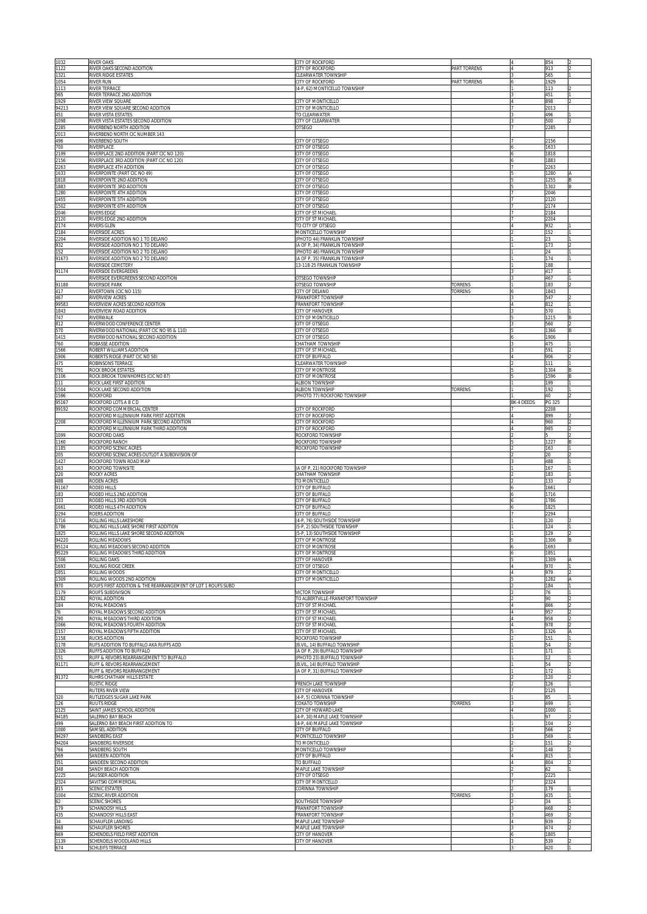| | | | | | | |
|---|---|---|---|---|---|---|
| 1032 | RIVER OAKS | CITY OF ROCKFORD | | 4 | 854 | 2 |
| 1122 | RIVER OAKS SECOND ADDITION | CITY OF ROCKFORD | PART TORRENS | 4 | 913 | 2 |
| 1321 | RIVER RIDGE ESTATES | CLEARWATER TOWNSHIP | | 3 | 565 | 1 |
| 1054 | RIVER RUN | CITY OF ROCKFORD | PART TORRENS | 6 | 1929 | |
| 1113 | RIVER TERRACE | (4-P, 62) MONTICELLO TOWNSHIP | | 1 | 113 | 2 |
| 565 | RIVER TERRACE 2ND ADDITION | | | 3 | 451 | 1 |
| 1929 | RIVER VIEW SQUARE | CITY OF MONTICELLO | | 4 | 898 | 2 |
| 94213 | RIVER VIEW SQUARE SECOND ADDITION | CITY OF MONTICELLO | | 7 | 2013 | |
| 451 | RIVER VISTA ESTATES | TO CLEARWATER | | 3 | 496 | 1 |
| 1098 | RIVER VISTA ESTATES SECOND ADDITION | CITY OF CLEARWATER | | 3 | 500 | 2 |
| 2285 | RIVERBEND NORTH ADDITION | OTSEGO | | 7 | 2285 | |
| 2013 | RIVERBEND NORTH CIC NUMBER 143 | | | | | |
| 496 | RIVERBEND SOUTH | CITY OF OTSEGO | | 7 | 2156 | |
| 700 | RIVERPLACE | CITY OF OTSEGO | | 6 | 1633 | |
| 2199 | RIVERPLACE 2ND ADDITION (PART CIC NO 120) | CITY OF OTSEGO | | 6 | 1818 | |
| 2156 | RIVERPLACE 3RD ADDITION (PART CIC NO 120) | CITY OF OTSEGO | | 6 | 1883 | |
| 2263 | RIVERPLACE 4TH ADDITION | CITY OF OTSEGO | | 7 | 2263 | |
| 1633 | RIVERPOINTE (PART CIC NO 49) | CITY OF OTSEGO | | 5 | 1280 | A |
| 1818 | RIVERPOINTE 2ND ADDITION | CITY OF OTSEGO | | 5 | 1255 | B |
| 1883 | RIVERPOINTE 3RD ADDITION | CITY OF OTSEGO | | 5 | 1302 | B |
| 1280 | RIVERPOINTE 4TH ADDITION | CITY OF OTSEGO | | 7 | 2046 | |
| 1455 | RIVERPOINTE 5TH ADDITION | CITY OF OTSEGO | | 7 | 2120 | |
| 1502 | RIVERPOINTE 6TH ADDITION | CITY OF OTSEGO | | 7 | 2174 | |
| 2046 | RIVERS EDGE | CITY OF ST MICHAEL | | 7 | 2184 | |
| 2120 | RIVERS EDGE 2ND ADDITION | CITY OF ST MICHAEL | | 7 | 2204 | |
| 2174 | RIVERS GLEN | TO CITY OF OTSEGO | | 4 | 932 | 1 |
| 2184 | RIVERSIDE ACRES | MONTICELLO TOWNSHIP | | 2 | 152 | 1 |
| 2204 | RIVERSIDE ADDITION NO 1 TO DELANO | (PHOTO 44) FRANKLIN TOWNSHIP | | 1 | 23 | 1 |
| 932 | RIVERSIDE ADDITION NO 1 TO DELANO | (A OF P, 34) FRANKLIN TOWNSHIP | | 1 | 173 | 2 |
| 152 | RIVERSIDE ADDITION NO 2 TO DELANO | (PHOTO 46) FRANKLIN TOWNSHIP | | 1 | 24 | 1 |
| 91673 | RIVERSIDE ADDITION NO 2 TO DELANO | (A OF P, 35) FRANKLIN TOWNSHIP | | 1 | 174 | 1 |
| | RIVERSIDE CEMETERY | 13-118-25 FRANKLIN TOWNSHIP | | 1 | 188 | |
| 91174 | RIVERSIDE EVERGREENS | | | 3 | 417 | 1 |
| | RIVERSIDE EVERGREENS SECOND ADDITION | OTSEGO TOWNSHIP | | 3 | 467 | 1 |
| 91188 | RIVERSIDE PARK | OTSEGO TOWNSHIP | TORRENS | 1 | 183 | 2 |
| 417 | RIVERTOWN (CIC NO 115) | CITY OF DELANO | TORRENS | 6 | 1843 | |
| 467 | RIVERVIEW ACRES | FRANKFORT TOWNSHIP | | 3 | 547 | 2 |
| 99583 | RIVERVIEW ACRES SECOND ADDITION | FRANKFORT TOWNSHIP | | 4 | 812 | 1 |
| 1843 | RIVERVIEW ROAD ADDITION | CITY OF HANOVER | | 3 | 570 | 1 |
| 747 | RIVERWALK | CITY OF MONTICELLO | | 5 | 1215 | B |
| 812 | RIVERWOOD CONFERENCE CENTER | CITY OF OTSEGO | | 3 | 560 | 2 |
| 570 | RIVERWOOD NATIONAL (PART CIC NO 95 & 110) | CITY OF OTSEGO | | 5 | 1366 | B |
| 1415 | RIVERWOOD NATIONAL SECOND ADDITION | CITY OF OTSEGO | | 6 | 1906 | |
| 760 | ROBASSE ADDITION | CHATHAM TOWNSHIP | | 3 | 475 | 1 |
| 1566 | ROBERT WILLIAMS ADDITION | CITY OF ST MICHAEL | | 3 | 591 | 2 |
| 1906 | ROBERTS RIDGE (PART CIC NO 58) | CITY OF BUFFALO | | 4 | 906 | 2 |
| 475 | ROBINSONS TERRACE | CLEARWATER TOWNSHIP | | 2 | 111 | 1 |
| 791 | ROCK BROOK ESTATES | CITY OF MONTROSE | | 5 | 1304 | B |
| 1106 | ROCK BROOK TOWNHOMES (CIC NO 87) | CITY OF MONTROSE | | 5 | 1596 | B |
| 111 | ROCK LAKE FIRST ADDITION | ALBION TOWNSHIP | | 1 | 199 | 1 |
| 1504 | ROCK LAKE SECOND ADDITION | ALBION TOWNSHIP | TORRENS | 1 | 192 | 1 |
| 1596 | ROCKFORD | (PHOTO 77) ROCKFORD TOWNSHIP | | 1 | 40 | 2 |
| 95167 | ROCKFORD LOTS A B C D | | | BK-4 DEEDS | PG 325 | |
| 99192 | ROCKFORD COMMERCIAL CENTER | CITY OF ROCKFORD | | 7 | 2208 | |
| | ROCKFORD MILLENNIUM PARK FIRST ADDITION | CITY OF ROCKFORD | | 4 | 899 | 2 |
| 2208 | ROCKFORD MILLENNIUM PARK SECOND ADDITION | CITY OF ROCKFORD | | 4 | 960 | 2 |
| | ROCKFORD MILLENNIUM PARK THIRD ADDITION | CITY OF ROCKFORD | | 4 | 985 | 2 |
| 1099 | ROCKFORD OAKS | ROCKFORD TOWNSHIP | | 2 | 5 | 2 |
| 1160 | ROCKFORD RANCH | ROCKFORD TOWNSHIP | | 5 | 1227 | B |
| 1185 | ROCKFORD SCENIC ACRES | ROCKFORD TOWNSHIP | | 2 | 163 | 1 |
| 205 | ROCKFORD SCENIC ACRES OUTLOT A SUBDIVISION OF | | | 2 | 20 | 2 |
| 1427 | ROCKFORD TOWN ROAD MAP | | | 3 | 488 | 1 |
| 163 | ROCKFORD TOWNSITE | (A OF P, 21) ROCKFORD TOWNSHIP | | 1 | 167 | 1 |
| 220 | ROCKY ACRES | CHATHAM TOWNSHIP | | 2 | 183 | 1 |
| 488 | RODEN ACRES | TO MONTICELLO | | 2 | 133 | 2 |
| 91167 | RODEO HILLS | CITY OF BUFFALO | | 6 | 1661 | |
| 183 | RODEO HILLS 2ND ADDITION | CITY OF BUFFALO | | 6 | 1716 | |
| 333 | RODEO HILLS 3RD ADDITION | CITY OF BUFFALO | | 6 | 1786 | |
| 1661 | RODEO HILLS 4TH ADDITION | CITY OF BUFFALO | | 6 | 1825 | |
| 2294 | ROERS ADDITION | CITY OF BUFFALO | | 7 | 2294 | |
| 1716 | ROLLING HILLS LAKESHORE | (4-P, 76) SOUTHSIDE TOWNSHIP | | 1 | 120 | 2 |
| 1786 | ROLLING HILLS LAKE SHORE FIRST ADDITION | (5-P, 2) SOUTHSIDE TOWNSHIP | | 1 | 124 | 1 |
| 1825 | ROLLING HILLS LAKE SHORE SECOND ADDITION | (5-P, 13) SOUTHSIDE TOWNSHIP | | 1 | 129 | 2 |
| 94220 | ROLLING MEADOWS | CITY OF MONTROSE | | 5 | 1306 | B |
| 95124 | ROLLING MEADOWS SECOND ADDITION | CITY OF MONTROSE | | 6 | 1693 | |
| 95229 | ROLLING MEADOWS THIRD ADDITION | CITY OF MONTROSE | | 6 | 1851 | |
| 1506 | ROLLING OAKS | CITY OF HANOVER | | 5 | 1309 | A |
| 1693 | ROLLING RIDGE CREEK | CITY OF OTSEGO | | 4 | 970 | 1 |
| 1851 | ROLLING WOODS | CITY OF MONTICELLO | | 4 | 979 | 2 |
| 1309 | ROLLING WOODS 2ND ADDITION | CITY OF MONTICELLO | | 5 | 1282 | A |
| 970 | ROUFS FIRST ADDITION & THE REARRANGEMENT OF LOT 1 ROUFS SUBD | | | 2 | 184 | 1 |
| 1179 | ROUFS SUBDIVISION | VICTOR TOWNSHIP | | 2 | 76 | 1 |
| 1282 | ROYAL ADDITION | TO ALBERTVILLE-FRANKFORT TOWNSHIP | | 2 | 90 | 2 |
| 184 | ROYAL MEADOWS | CITY OF ST MICHAEL | | 4 | 866 | 2 |
| 76 | ROYAL MEADOWS SECOND ADDITION | CITY OF ST MICHAEL | | 4 | 957 | 2 |
| 290 | ROYAL MEADOWS THIRD ADDITION | CITY OF ST MICHAEL | | 4 | 958 | 2 |
| 1066 | ROYAL MEADOWS FOURTH ADDITION | CITY OF ST MICHAEL | | 4 | 978 | 2 |
| 1157 | ROYAL MEADOWS FIFTH ADDITION | CITY OF ST MICHAEL | | 5 | 1326 | A |
| 1158 | RUCKS ADDITION | ROCKFORD TOWNSHIP | | 2 | 151 | 1 |
| 1178 | RUFS ADDITION TO BUFFALO AKA RUFFS ADD | (B.VIL, 14) BUFFALO TOWNSHIP | | 1 | 54 | 2 |
| 1326 | RUFFS ADDITION TO BUFFALO | (A OF P, 29) BUFFALO TOWNSHIP | | 1 | 171 | 1 |
| 151 | RUFF & REVORS REARRANGEMENT TO BUFFALO | (PHOTO 23) BUFFALO TOWNSHIP | | 1 | 12 | 1 |
| 91171 | RUFF & REVORS REARRANGEMENT | (B.VIL, 14) BUFFALO TOWNSHIP | | 1 | 54 | 2 |
| | RUFF & REVORS REARRANGEMENT | (A OF P, 31) BUFFALO TOWNSHIP | | 1 | 172 | 1 |
| 91372 | RUHRS CHATHAM HILLS ESTATE | | | 2 | 120 | 2 |
| | RUSTIC RIDGE | FRENCH LAKE TOWNSHIP | | 2 | 126 | 1 |
| | RUTERS RIVER VIEW | CITY OF HANOVER | | 7 | 2125 | |
| 320 | RUTLEDGES SUGAR LAKE PARK | (4-P, 5) CORINNA TOWNSHIP | | 1 | 85 | 1 |
| 126 | RUUTS RIDGE | COKATO TOWNSHIP | TORRENS | 3 | 499 | 1 |
| 2125 | SAINT JAMES SCHOOL ADDITION | CITY OF HOWARD LAKE | | 4 | 1000 | 1 |
| 94185 | SALERNO BAY BEACH | (4-P, 30) MAPLE LAKE TOWNSHIP | | 1 | 97 | 2 |
| 499 | SALERNO BAY BEACH FIRST ADDITION TO | (4-P, 44) MAPLE LAKE TOWNSHIP | | 1 | 104 | 2 |
| 1000 | SAMSEL ADDITION | CITY OF BUFFALO | | 3 | 566 | 2 |
| 94297 | SANDBERG EAST | MONTICELLO TOWNSHIP | | 3 | 569 | 1 |
| 94204 | SANDBERG RIVERSIDE | TO MONTICELLO | | 2 | 151 | 2 |
| 766 | SANDBERG SOUTH | MONTICELLO TOWNSHIP | | 2 | 148 | 2 |
| 569 | SANDEEN ADDITION | CITY OF BUFFALO | | 4 | 815 | 1 |
| 351 | SANDEEN SECOND ADDITION | TO BUFFALO | | 4 | 804 | 2 |
| 348 | SANDY BEACH ADDITION | MAPLE LAKE TOWNSHIP | | 2 | 62 | 1 |
| 2225 | SAUSSER ADDITION | CITY OF OTSEGO | | 7 | 2225 | |
| 2324 | SAVITSKI COMMERCIAL | CITY OF MONTCELLO | | 7 | 2324 | |
| 815 | SCENIC ESTATES | CORINNA TOWNSHIP | | 2 | 179 | 1 |
| 1004 | SCENIC RIVER ADDITION | | TORRENS | 3 | 435 | 1 |
| 62 | SCENIC SHORES | SOUTHSIDE TOWNSHIP | | 2 | 34 | 1 |
| 179 | SCHANDOSY HILLS | FRANKFORT TOWNSHIP | | 3 | 468 | 2 |
| 435 | SCHANDOSY HILLS EAST | FRANKFORT TOWNSHIP | | 3 | 469 | 2 |
| 34 | SCHAUFLER LANDING | MAPLE LAKE TOWNSHIP | | 4 | 939 | 2 |
| 668 | SCHAUFLER SHORES | MAPLE LAKE TOWNSHIP | | 3 | 474 | 2 |
| 669 | SCHENDELS FIELD FIRST ADDITION | CITY OF HANOVER | | 6 | 1805 | |
| 1139 | SCHENDELS WOODLAND HILLS | CITY OF HANOVER | | 3 | 539 | 2 |
| 674 | SCHLEIFS TERRACE | | | 3 | 420 | 1 |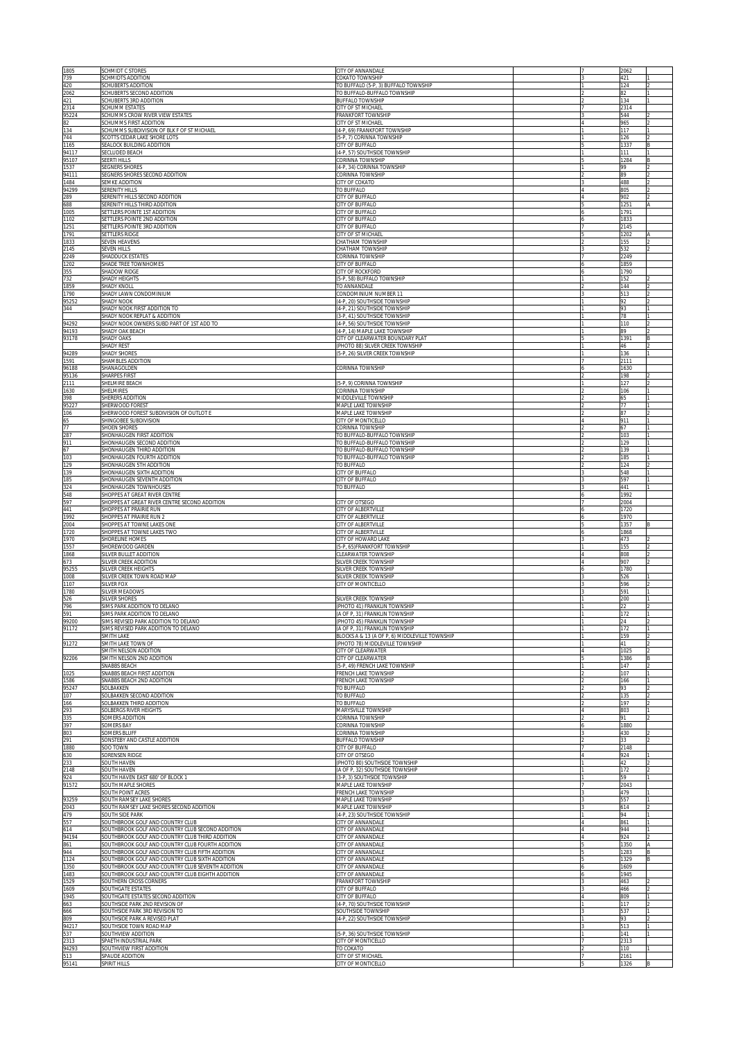| | | | | | | |
|---|---|---|---|---|---|---|
| 1805 | SCHMIDT C STORES | CITY OF ANNANDALE | | 7 | 2062 | |
| 739 | SCHMIDTS ADDITION | COKATO TOWNSHIP | | 3 | 421 | 1 |
| 420 | SCHUBERTS ADDITION | TO BUFFALO (5-P, 3) BUFFALO TOWNSHIP | | 1 | 124 | 2 |
| 2062 | SCHUBERTS SECOND ADDITION | TO BUFFALO-BUFFALO TOWNSHIP | | 2 | 82 | 1 |
| 421 | SCHUBERTS 3RD ADDITION | BUFFALO TOWNSHIP | | 2 | 134 | 1 |
| 2314 | SCHUMM ESTATES | CITY OF ST MICHAEL | | 7 | 2314 | |
| 95224 | SCHUMMS CROW RIVER VIEW ESTATES | FRANKFORT TOWNSHIP | | 3 | 544 | 2 |
| 82 | SCHUMMS FIRST ADDITION | CITY OF ST MICHAEL | | 4 | 965 | 2 |
| 134 | SCHUMMS SUBDIVISION OF BLK F OF ST MICHAEL | (4-P, 69) FRANKFORT TOWNSHIP | | 1 | 117 | 1 |
| 744 | SCOTTS CEDAR LAKE SHORE LOTS | (5-P, 7) CORINNA TOWNSHIP | | 1 | 126 | 2 |
| 1165 | SEALOCK BUILDING ADDITION | CITY OF BUFFALO | | 5 | 1337 | B |
| 94117 | SECLUDED BEACH | (4-P, 57) SOUTHSIDE TOWNSHIP | | 1 | 111 | 1 |
| 95107 | SEERTI HILLS | CORINNA TOWNSHIP | | 5 | 1284 | B |
| 1537 | SEGNERS SHORES | (4-P, 34) CORINNA TOWNSHIP | | 1 | 99 | 2 |
| 94111 | SEGNERS SHORES SECOND ADDITION | CORINNA TOWNSHIP | | 2 | 89 | 2 |
| 1484 | SEMKE ADDITION | CITY OF COKATO | | 3 | 488 | 2 |
| 94299 | SERENITY HILLS | TO BUFFALO | | 4 | 805 | 2 |
| 289 | SERENITY HILLS SECOND ADDITION | CITY OF BUFFALO | | 4 | 902 | 2 |
| 688 | SERENITY HILLS THIRD ADDITION | CITY OF BUFFALO | | 5 | 1251 | A |
| 1005 | SETTLERS POINTE 1ST ADDITION | CITY OF BUFFALO | | 6 | 1791 | |
| 1102 | SETTLERS POINTE 2ND ADDITION | CITY OF BUFFALO | | 6 | 1833 | |
| 1251 | SETTLERS POINTE 3RD ADDITION | CITY OF BUFFALO | | 7 | 2145 | |
| 1791 | SETTLERS RIDGE | CITY OF ST MICHAEL | | 5 | 1202 | A |
| 1833 | SEVEN HEAVENS | CHATHAM TOWNSHIP | | 2 | 155 | 2 |
| 2145 | SEVEN HILLS | CHATHAM TOWNSHIP | | 3 | 532 | 2 |
| 2249 | SHADDUCK ESTATES | CORINNA TOWNSHIP | | 7 | 2249 | |
| 1202 | SHADE TREE TOWNHOMES | CITY OF BUFFALO | | 6 | 1859 | |
| 355 | SHADOW RIDGE | CITY OF ROCKFORD | | 6 | 1790 | |
| 732 | SHADY HEIGHTS | (5-P, 58) BUFFALO TOWNSHIP | | 1 | 152 | 2 |
| 1859 | SHADY KNOLL | TO ANNANDALE | | 2 | 144 | 2 |
| 1790 | SHADY LAWN CONDOMINIUM | CONDOMINIUM NUMBER 11 | | 3 | 513 | 2 |
| 95252 | SHADY NOOK | (4-P, 20) SOUTHSIDE TOWNSHIP | | 1 | 92 | 2 |
| 344 | SHADY NOOK FIRST ADDITION TO | (4-P, 21) SOUTHSIDE TOWNSHIP | | 1 | 93 | 1 |
| | SHADY NOOK REPLAT & ADDITION | (3-P, 41) SOUTHSIDE TOWNSHIP | | 1 | 78 | 1 |
| 94292 | SHADY NOOK OWNERS SUBD PART OF 1ST ADD TO | (4-P, 56) SOUTHSIDE TOWNSHIP | | 1 | 110 | 2 |
| 94193 | SHADY OAK BEACH | (4-P, 14) MAPLE LAKE TOWNSHIP | | 1 | 89 | 2 |
| 93178 | SHADY OAKS | CITY OF CLEARWATER BOUNDARY PLAT | | 5 | 1391 | B |
| | SHADY REST | (PHOTO 88) SILVER CREEK TOWNSHIP | | 1 | 46 | 2 |
| 94289 | SHADY SHORES | (5-P, 26) SILVER CREEK TOWNSHIP | | 1 | 136 | 1 |
| 1591 | SHAMBLES ADDITION | | | 7 | 2111 | |
| 96188 | SHANAGOLDEN | CORINNA TOWNSHIP | | 6 | 1630 | |
| 95136 | SHARPES FIRST | | | 2 | 198 | 2 |
| 2111 | SHELMIRE BEACH | (5-P, 9) CORINNA TOWNSHIP | | 1 | 127 | 2 |
| 1630 | SHELMIRES | CORINNA TOWNSHIP | | 2 | 106 | 1 |
| 398 | SHERERS ADDITION | MIDDLEVILLE TOWNSHIP | | 2 | 65 | 1 |
| 95227 | SHERWOOD FOREST | MAPLE LAKE TOWNSHIP | | 2 | 77 | 1 |
| 106 | SHERWOOD FOREST SUBDIVISION OF OUTLOT E | MAPLE LAKE TOWNSHIP | | 2 | 87 | 2 |
| 65 | SHINGOBEE SUBDIVISION | CITY OF MONTICELLO | | 4 | 911 | 1 |
| 77 | SHOEN SHORES | CORINNA TOWNSHIP | | 2 | 67 | 1 |
| 287 | SHONHAUGEN FIRST ADDITION | TO BUFFALO-BUFFALO TOWNSHIP | | 2 | 103 | 1 |
| 911 | SHONHAUGEN SECOND ADDITION | TO BUFFALO-BUFFALO TOWNSHIP | | 2 | 129 | 1 |
| 67 | SHONHAUGEN THIRD ADDITION | TO BUFFALO-BUFFALO TOWNSHIP | | 2 | 139 | 1 |
| 103 | SHONHAUGEN FOURTH ADDITION | TO BUFFALO-BUFFALO TOWNSHIP | | 2 | 185 | 1 |
| 129 | SHONHAUGEN 5TH ADDITION | TO BUFFALO | | 2 | 124 | 2 |
| 139 | SHONHAUGEN SIXTH ADDITION | CITY OF BUFFALO | | 3 | 548 | 1 |
| 185 | SHONHAUGEN SEVENTH ADDITION | CITY OF BUFFALO | | 3 | 597 | 1 |
| 324 | SHONHAUGEN TOWNHOUSES | TO BUFFALO | | 3 | 441 | 1 |
| 548 | SHOPPES AT GREAT RIVER CENTRE | | | 6 | 1992 | |
| 597 | SHOPPES AT GREAT RIVER CENTRE SECOND ADDITION | CITY OF OTSEGO | | 7 | 2004 | |
| 441 | SHOPPES AT PRAIRIE RUN | CITY OF ALBERTVILLE | | 6 | 1720 | |
| 1992 | SHOPPES AT PRAIRIE RUN 2 | CITY OF ALBERTVILLE | | 6 | 1970 | |
| 2004 | SHOPPES AT TOWNE LAKES ONE | CITY OF ALBERTVILLE | | 5 | 1357 | B |
| 1720 | SHOPPES AT TOWNE LAKES TWO | CITY OF ALBERTVILLE | | 6 | 1868 | |
| 1970 | SHORELINE HOMES | CITY OF HOWARD LAKE | | 3 | 473 | 2 |
| 1557 | SHOREWOOD GARDEN | (5-P, 65)FRANKFORT TOWNSHIP | | 1 | 155 | 2 |
| 1868 | SILVER BULLET ADDITION | CLEARWATER TOWNSHIP | | 4 | 808 | 2 |
| 673 | SILVER CREEK ADDITION | SILVER CREEK TOWNSHIP | | 4 | 907 | 2 |
| 95255 | SILVER CREEK HEIGHTS | SILVER CREEK TOWNSHIP | | 6 | 1780 | |
| 1008 | SILVER CREEK TOWN ROAD MAP | SILVER CREEK TOWNSHIP | | 3 | 526 | 1 |
| 1107 | SILVER FOX | CITY OF MONTICELLO | | 3 | 596 | 2 |
| 1780 | SILVER MEADOWS | | | 3 | 591 | 1 |
| 526 | SILVER SHORES | SILVER CREEK TOWNSHIP | | 1 | 200 | 1 |
| 796 | SIMS PARK ADDITION TO DELANO | (PHOTO 41) FRANKLIN TOWNSHIP | | 1 | 22 | 2 |
| 591 | SIMS PARK ADDITION TO DELANO | (A OF P, 31) FRANKLIN TOWNSHIP | | 1 | 172 | 1 |
| 99200 | SIMS REVISED PARK ADDITION TO DELANO | (PHOTO 45) FRANKLIN TOWNSHIP | | 1 | 24 | 2 |
| 91172 | SIMS REVISED PARK ADDITION TO DELANO | (A OF P, 31) FRANKLIN TOWNSHIP | | 1 | 172 | 1 |
| | SMITH LAKE | BLOCKS A & 13 (A OF P, 6) MIDDLEVILLE TOWNSHIP | | 1 | 159 | 2 |
| 91272 | SMITH LAKE TOWN OF | (PHOTO 78) MIDDLEVILLE TOWNSHIP | | 1 | 41 | 2 |
| | SMITH NELSON ADDITION | CITY OF CLEARWATER | | 4 | 1025 | 2 |
| 92206 | SMITH NELSON 2ND ADDITION | CITY OF CLEARWATER | | 5 | 1386 | B |
| | SNABBS BEACH | (5-P, 49) FRENCH LAKE TOWNSHIP | | 1 | 147 | 2 |
| 1025 | SNABBS BEACH FIRST ADDITION | FRENCH LAKE TOWNSHIP | | 2 | 107 | 1 |
| 1586 | SNABBS BEACH 2ND ADDITION | FRENCH LAKE TOWNSHIP | | 2 | 166 | 1 |
| 95247 | SOLBAKKEN | TO BUFFALO | | 2 | 93 | 2 |
| 107 | SOLBAKKEN SECOND ADDITION | TO BUFFALO | | 2 | 135 | 2 |
| 166 | SOLBAKKEN THIRD ADDITION | TO BUFFALO | | 2 | 197 | 2 |
| 293 | SOLBERGS RIVER HEIGHTS | MARYSVILLE TOWNSHIP | | 4 | 803 | 1 |
| 335 | SOMERS ADDITION | CORINNA TOWNSHIP | | 2 | 91 | 2 |
| 397 | SOMERS BAY | CORINNA TOWNSHIP | | 6 | 1880 | |
| 803 | SOMERS BLUFF | CORINNA TOWNSHIP | | 3 | 430 | 2 |
| 291 | SONSTEBY AND CASTLE ADDITION | BUFFALO TOWNSHIP | | 2 | 33 | 2 |
| 1880 | SOO TOWN | CITY OF BUFFALO | | 7 | 2148 | |
| 630 | SORENSEN RIDGE | CITY OF OTSEGO | | 4 | 924 | 1 |
| 233 | SOUTH HAVEN | (PHOTO 80) SOUTHSIDE TOWNSHIP | | 1 | 42 | 2 |
| 2148 | SOUTH HAVEN | (A OF P, 32) SOUTHSIDE TOWNSHIP | | 1 | 172 | 2 |
| 924 | SOUTH HAVEN EAST 680' OF BLOCK 1 | (3-P, 3) SOUTHSIDE TOWNSHIP | | 1 | 59 | 1 |
| 91572 | SOUTH MAPLE SHORES | MAPLE LAKE TOWNSHIP | | 7 | 2043 | |
| | SOUTH POINT ACRES | FRENCH LAKE TOWNSHIP | | 3 | 479 | 1 |
| 93259 | SOUTH RAMSEY LAKE SHORES | MAPLE LAKE TOWNSHIP | | 3 | 557 | 1 |
| 2043 | SOUTH RAMSEY LAKE SHORES SECOND ADDITION | MAPLE LAKE TOWNSHIP | | 3 | 614 | 2 |
| 479 | SOUTH SIDE PARK | (4-P, 23) SOUTHSIDE TOWNSHIP | | 1 | 94 | 1 |
| 557 | SOUTHBROOK GOLF AND COUNTRY CLUB | CITY OF ANNANDALE | | 4 | 861 | 1 |
| 614 | SOUTHBROOK GOLF AND COUNTRY CLUB SECOND ADDITION | CITY OF ANNANDALE | | 4 | 944 | 1 |
| 94194 | SOUTHBROOK GOLF AND COUNTRY CLUB THIRD ADDITION | CITY OF ANNANDALE | | 4 | 924 | 2 |
| 861 | SOUTHBROOK GOLF AND COUNTRY CLUB FOURTH ADDITION | CITY OF ANNANDALE | | 5 | 1350 | A |
| 944 | SOUTHBROOK GOLF AND COUNTRY CLUB FIFTH ADDITION | CITY OF ANNANDALE | | 5 | 1283 | B |
| 1124 | SOUTHBROOK GOLF AND COUNTRY CLUB SIXTH ADDITION | CITY OF ANNANDALE | | 5 | 1329 | B |
| 1350 | SOUTHBROOK GOLF AND COUNTRY CLUB SEVENTH ADDITION | CITY OF ANNANDALE | | 6 | 1609 | |
| 1483 | SOUTHBROOK GOLF AND COUNTRY CLUB EIGHTH ADDITION | CITY OF ANNANDALE | | 6 | 1945 | |
| 1529 | SOUTHERN CROSS CORNERS | FRANKFORT TOWNSHIP | | 3 | 463 | 2 |
| 1609 | SOUTHGATE ESTATES | CITY OF BUFFALO | | 3 | 466 | 2 |
| 1945 | SOUTHGATE ESTATES SECOND ADDITION | CITY OF BUFFALO | | 4 | 809 | 1 |
| 663 | SOUTHSIDE PARK 2ND REVISION OF | (4-P, 70) SOUTHSIDE TOWNSHIP | | 1 | 117 | 2 |
| 666 | SOUTHSIDE PARK 3RD REVISION TO | SOUTHSIDE TOWNSHIP | | 3 | 537 | 1 |
| 809 | SOUTHSIDE PARK A REVISED PLAT | (4-P, 22) SOUTHSIDE TOWNSHIP | | 1 | 93 | 2 |
| 94217 | SOUTHSIDE TOWN ROAD MAP | | | 3 | 513 | 1 |
| 537 | SOUTHVIEW ADDITION | (5-P, 36) SOUTHSIDE TOWNSHIP | | 1 | 141 | 1 |
| 2313 | SPAETH INDUSTRIAL PARK | CITY OF MONTICELLO | | 7 | 2313 | |
| 94293 | SOUTHVIEW FIRST ADDITION | TO COKATO | | 2 | 110 | 1 |
| 513 | SPAUDE ADDITION | CITY OF ST MICHAEL | | 7 | 2161 | |
| 95141 | SPIRIT HILLS | CITY OF MONTICELLO | | 5 | 1326 | B |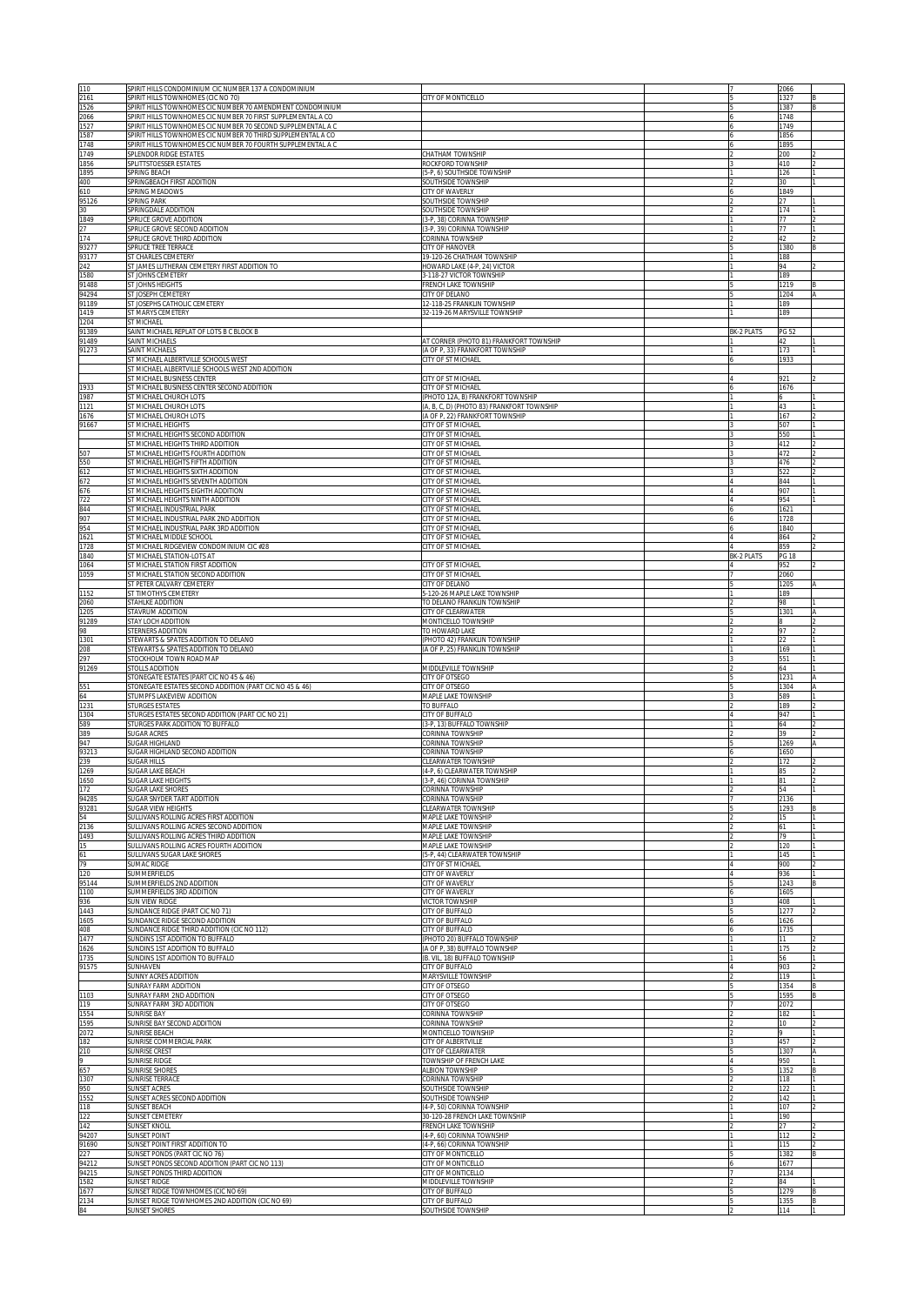| | | | | | | |
|---|---|---|---|---|---|---|
| 110 | SPIRIT HILLS CONDOMINIUM CIC NUMBER 137 A CONDOMINIUM | | | 7 | 2066 | |
| 2161 | SPIRIT HILLS TOWNHOMES (CIC NO 70) | CITY OF MONTICELLO | | 5 | 1327 | B |
| 1526 | SPIRIT HILLS TOWNHOMES CIC NUMBER 70 AMENDMENT CONDOMINIUM | | | 5 | 1387 | B |
| 2066 | SPIRIT HILLS TOWNHOMES CIC NUMBER 70 FIRST SUPPLEMENTAL A CO | | | 6 | 1748 | |
| 1527 | SPIRIT HILLS TOWNHOMES CIC NUMBER 70 SECOND SUPPLEMENTAL A C | | | 6 | 1749 | |
| 1587 | SPIRIT HILLS TOWNHOMES CIC NUMBER 70 THIRD SUPPLEMENTAL A CO | | | 6 | 1856 | |
| 1748 | SPIRIT HILLS TOWNHOMES CIC NUMBER 70 FOURTH SUPPLEMENTAL A C | | | 6 | 1895 | |
| 1749 | SPLENDOR RIDGE ESTATES | CHATHAM TOWNSHIP | | 2 | 200 | 2 |
| 1856 | SPLITTSTOESSER ESTATES | ROCKFORD TOWNSHIP | | 3 | 410 | 2 |
| 1895 | SPRING BEACH | (5-P, 6) SOUTHSIDE TOWNSHIP | | 1 | 126 | 1 |
| 400 | SPRINGBEACH FIRST ADDITION | SOUTHSIDE TOWNSHIP | | 2 | 30 | 1 |
| 610 | SPRING MEADOWS | CITY OF WAVERLY | | 6 | 1849 | |
| 95126 | SPRING PARK | SOUTHSIDE TOWNSHIP | | 2 | 27 | 1 |
| 30 | SPRINGDALE ADDITION | SOUTHSIDE TOWNSHIP | | 2 | 174 | 1 |
| 1849 | SPRUCE GROVE ADDITION | (3-P, 38) CORINNA TOWNSHIP | | 1 | 77 | 2 |
| 27 | SPRUCE GROVE SECOND ADDITION | (3-P, 39) CORINNA TOWNSHIP | | 1 | 77 | 1 |
| 174 | SPRUCE GROVE THIRD ADDITION | CORINNA TOWNSHIP | | 2 | 42 | 2 |
| 93277 | SPRUCE TREE TERRACE | CITY OF HANOVER | | 5 | 1380 | B |
| 93177 | ST CHARLES CEMETERY | 19-120-26 CHATHAM TOWNSHIP | | 1 | 188 | |
| 242 | ST JAMES LUTHERAN CEMETERY FIRST ADDITION TO | HOWARD LAKE (4-P, 24) VICTOR | | 1 | 94 | 2 |
| 1580 | ST JOHNS CEMETERY | 3-118-27 VICTOR TOWNSHIP | | 1 | 189 | |
| 91488 | ST JOHNS HEIGHTS | FRENCH LAKE TOWNSHIP | | 5 | 1219 | B |
| 94294 | ST JOSEPH CEMETERY | CITY OF DELANO | | 5 | 1204 | A |
| 91189 | ST JOSEPHS CATHOLIC CEMETERY | 12-118-25 FRANKLIN TOWNSHIP | | 1 | 189 | |
| 1419 | ST MARYS CEMETERY | 32-119-26 MARYSVILLE TOWNSHIP | | 1 | 189 | |
| 1204 | ST MICHAEL | | | | | |
| 91389 | SAINT MICHAEL REPLAT OF LOTS B C BLOCK B | | | BK-2 PLATS | PG 52 | |
| 91489 | SAINT MICHAELS | AT CORNER (PHOTO 81) FRANKFORT TOWNSHIP | | 1 | 42 | 1 |
| 91273 | SAINT MICHAELS | (A OF P, 33) FRANKFORT TOWNSHIP | | 1 | 173 | 1 |
| | ST MICHAEL ALBERTVILLE SCHOOLS WEST | CITY OF ST MICHAEL | | 6 | 1933 | |
| | ST MICHAEL ALBERTVILLE SCHOOLS WEST 2ND ADDITION | | | | | |
| | ST MICHAEL BUSINESS CENTER | CITY OF ST MICHAEL | | 4 | 921 | 2 |
| 1933 | ST MICHAEL BUSINESS CENTER SECOND ADDITION | CITY OF ST MICHAEL | | 6 | 1676 | |
| 1987 | ST MICHAEL CHURCH LOTS | (PHOTO 12A, B) FRANKFORT TOWNSHIP | | 1 | 6 | 1 |
| 1121 | ST MICHAEL CHURCH LOTS | (A, B, C, D) (PHOTO 83) FRANKFORT TOWNSHIP | | 1 | 43 | 1 |
| 1676 | ST MICHAEL CHURCH LOTS | (A OF P, 22) FRANKFORT TOWNSHIP | | 1 | 167 | 2 |
| 91667 | ST MICHAEL HEIGHTS | CITY OF ST MICHAEL | | 3 | 507 | 1 |
| | ST MICHAEL HEIGHTS SECOND ADDITION | CITY OF ST MICHAEL | | 3 | 550 | 1 |
| | ST MICHAEL HEIGHTS THIRD ADDITION | CITY OF ST MICHAEL | | 3 | 412 | 2 |
| 507 | ST MICHAEL HEIGHTS FOURTH ADDITION | CITY OF ST MICHAEL | | 3 | 472 | 2 |
| 550 | ST MICHAEL HEIGHTS FIFTH ADDITION | CITY OF ST MICHAEL | | 3 | 476 | 2 |
| 612 | ST MICHAEL HEIGHTS SIXTH ADDITION | CITY OF ST MICHAEL | | 3 | 522 | 2 |
| 672 | ST MICHAEL HEIGHTS SEVENTH ADDITION | CITY OF ST MICHAEL | | 4 | 844 | 1 |
| 676 | ST MICHAEL HEIGHTS EIGHTH ADDITION | CITY OF ST MICHAEL | | 4 | 907 | 1 |
| 722 | ST MICHAEL HEIGHTS NINTH ADDITION | CITY OF ST MICHAEL | | 4 | 954 | 1 |
| 844 | ST MICHAEL INDUSTRIAL PARK | CITY OF ST MICHAEL | | 6 | 1621 | |
| 907 | ST MICHAEL INDUSTRIAL PARK 2ND ADDITION | CITY OF ST MICHAEL | | 6 | 1728 | |
| 954 | ST MICHAEL INDUSTRIAL PARK 3RD ADDITION | CITY OF ST MICHAEL | | 6 | 1840 | |
| 1621 | ST MICHAEL MIDDLE SCHOOL | CITY OF ST MICHAEL | | 4 | 864 | 2 |
| 1728 | ST MICHAEL RIDGEVIEW CONDOMINIUM CIC #28 | CITY OF ST MICHAEL | | 4 | 859 | 2 |
| 1840 | ST MICHAEL STATION-LOTS AT | | | BK-2 PLATS | PG 18 | |
| 1064 | ST MICHAEL STATION FIRST ADDITION | CITY OF ST MICHAEL | | 4 | 952 | 2 |
| 1059 | ST MICHAEL STATION SECOND ADDITION | CITY OF ST MICHAEL | | 7 | 2060 | |
| | ST PETER CALVARY CEMETERY | CITY OF DELANO | | 5 | 1205 | A |
| 1152 | ST TIMOTHYS CEMETERY | 5-120-26 MAPLE LAKE TOWNSHIP | | 1 | 189 | |
| 2060 | STAHLKE ADDITION | TO DELANO FRANKLIN TOWNSHIP | | 2 | 98 | 1 |
| 1205 | STAVRUM ADDITION | CITY OF CLEARWATER | | 5 | 1301 | A |
| 91289 | STAY LOCH ADDITION | MONTICELLO TOWNSHIP | | 2 | 8 | 2 |
| 98 | STERNERS ADDITION | TO HOWARD LAKE | | 2 | 97 | 2 |
| 1301 | STEWARTS & SPATES ADDITION TO DELANO | (PHOTO 42) FRANKLIN TOWNSHIP | | 1 | 22 | 1 |
| 208 | STEWARTS & SPATES ADDITION TO DELANO | (A OF P, 25) FRANKLIN TOWNSHIP | | 1 | 169 | 1 |
| 297 | STOCKHOLM TOWN ROAD MAP | | | 3 | 551 | 1 |
| 91269 | STOLLS ADDITION | MIDDLEVILLE TOWNSHIP | | 2 | 64 | 1 |
| | STONEGATE ESTATES (PART CIC NO 45 & 46) | CITY OF OTSEGO | | 5 | 1231 | A |
| 551 | STONEGATE ESTATES SECOND ADDITION (PART CIC NO 45 & 46) | CITY OF OTSEGO | | 5 | 1304 | A |
| 64 | STUMPFS LAKEVIEW ADDITION | MAPLE LAKE TOWNSHIP | | 3 | 589 | 1 |
| 1231 | STURGES ESTATES | TO BUFFALO | | 2 | 189 | 2 |
| 1304 | STURGES ESTATES SECOND ADDITION (PART CIC NO 21) | CITY OF BUFFALO | | 4 | 947 | 1 |
| 589 | STURGES PARK ADDITION TO BUFFALO | (3-P, 13) BUFFALO TOWNSHIP | | 1 | 64 | 2 |
| 389 | SUGAR ACRES | CORINNA TOWNSHIP | | 2 | 39 | 2 |
| 947 | SUGAR HIGHLAND | CORINNA TOWNSHIP | | 5 | 1269 | A |
| 93213 | SUGAR HIGHLAND SECOND ADDITION | CORINNA TOWNSHIP | | 6 | 1650 | |
| 239 | SUGAR HILLS | CLEARWATER TOWNSHIP | | 2 | 172 | 2 |
| 1269 | SUGAR LAKE BEACH | (4-P, 6) CLEARWATER TOWNSHIP | | 1 | 85 | 2 |
| 1650 | SUGAR LAKE HEIGHTS | (3-P, 46) CORINNA TOWNSHIP | | 1 | 81 | 2 |
| 172 | SUGAR LAKE SHORES | CORINNA TOWNSHIP | | 2 | 54 | 1 |
| 94285 | SUGAR SNYDER TART ADDITION | CORINNA TOWNSHIP | | 7 | 2136 | |
| 93281 | SUGAR VIEW HEIGHTS | CLEARWATER TOWNSHIP | | 5 | 1293 | B |
| 54 | SULLIVANS ROLLING ACRES FIRST ADDITION | MAPLE LAKE TOWNSHIP | | 2 | 15 | 1 |
| 2136 | SULLIVANS ROLLING ACRES SECOND ADDITION | MAPLE LAKE TOWNSHIP | | 2 | 61 | 1 |
| 1493 | SULLIVANS ROLLING ACRES THIRD ADDITION | MAPLE LAKE TOWNSHIP | | 2 | 79 | 1 |
| 15 | SULLIVANS ROLLING ACRES FOURTH ADDITION | MAPLE LAKE TOWNSHIP | | 2 | 120 | 1 |
| 61 | SULLIVANS SUGAR LAKE SHORES | (5-P, 44) CLEARWATER TOWNSHIP | | 1 | 145 | 1 |
| 79 | SUMAC RIDGE | CITY OF ST MICHAEL | | 4 | 900 | 2 |
| 120 | SUMMERFIELDS | CITY OF WAVERLY | | 4 | 936 | 1 |
| 95144 | SUMMERFIELDS 2ND ADDITION | CITY OF WAVERLY | | 5 | 1243 | B |
| 1100 | SUMMERFIELDS 3RD ADDITION | CITY OF WAVERLY | | 6 | 1605 | |
| 936 | SUN VIEW RIDGE | VICTOR TOWNSHIP | | 3 | 408 | 1 |
| 1443 | SUNDANCE RIDGE (PART CIC NO 71) | CITY OF BUFFALO | | 5 | 1277 | 2 |
| 1605 | SUNDANCE RIDGE SECOND ADDITION | CITY OF BUFFALO | | 6 | 1626 | |
| 408 | SUNDANCE RIDGE THIRD ADDITION (CIC NO 112) | CITY OF BUFFALO | | 6 | 1735 | |
| 1477 | SUNDINS 1ST ADDITION TO BUFFALO | (PHOTO 20) BUFFALO TOWNSHIP | | 1 | 11 | 2 |
| 1626 | SUNDINS 1ST ADDITION TO BUFFALO | (A OF P, 38) BUFFALO TOWNSHIP | | 1 | 175 | 2 |
| 1735 | SUNDINS 1ST ADDITION TO BUFFALO | (B. VIL, 18) BUFFALO TOWNSHIP | | 1 | 56 | 1 |
| 91575 | SUNHAVEN | CITY OF BUFFALO | | 4 | 903 | 2 |
| | SUNNY ACRES ADDITION | MARYSVILLE TOWNSHIP | | 2 | 119 | 1 |
| | SUNRAY FARM ADDITION | CITY OF OTSEGO | | 5 | 1354 | B |
| 1103 | SUNRAY FARM 2ND ADDITION | CITY OF OTSEGO | | 5 | 1595 | B |
| 119 | SUNRAY FARM 3RD ADDITION | CITY OF OTSEGO | | 7 | 2072 | |
| 1554 | SUNRISE BAY | CORINNA TOWNSHIP | | 2 | 182 | 1 |
| 1595 | SUNRISE BAY SECOND ADDITION | CORINNA TOWNSHIP | | 2 | 10 | 2 |
| 2072 | SUNRISE BEACH | MONTICELLO TOWNSHIP | | 2 | 9 | 1 |
| 182 | SUNRISE COMMERCIAL PARK | CITY OF ALBERTVILLE | | 3 | 457 | 2 |
| 210 | SUNRISE CREST | CITY OF CLEARWATER | | 5 | 1307 | A |
| 9 | SUNRISE RIDGE | TOWNSHIP OF FRENCH LAKE | | 4 | 950 | 1 |
| 657 | SUNRISE SHORES | ALBION TOWNSHIP | | 5 | 1352 | B |
| 1307 | SUNRISE TERRACE | CORINNA TOWNSHIP | | 2 | 118 | 1 |
| 950 | SUNSET ACRES | SOUTHSIDE TOWNSHIP | | 2 | 122 | 1 |
| 1552 | SUNSET ACRES SECOND ADDITION | SOUTHSIDE TOWNSHIP | | 2 | 142 | 1 |
| 118 | SUNSET BEACH | (4-P, 50) CORINNA TOWNSHIP | | 1 | 107 | 2 |
| 122 | SUNSET CEMETERY | 30-120-28 FRENCH LAKE TOWNSHIP | | 1 | 190 | |
| 142 | SUNSET KNOLL | FRENCH LAKE TOWNSHIP | | 2 | 27 | 2 |
| 94207 | SUNSET POINT | (4-P, 60) CORINNA TOWNSHIP | | 1 | 112 | 2 |
| 91690 | SUNSET POINT FIRST ADDITION TO | (4-P, 66) CORINNA TOWNSHIP | | 1 | 115 | 2 |
| 227 | SUNSET PONDS (PART CIC NO 76) | CITY OF MONTICELLO | | 5 | 1382 | B |
| 94212 | SUNSET PONDS SECOND ADDITION (PART CIC NO 113) | CITY OF MONTICELLO | | 6 | 1677 | |
| 94215 | SUNSET PONDS THIRD ADDITION | CITY OF MONTICELLO | | 7 | 2134 | |
| 1582 | SUNSET RIDGE | MIDDLEVILLE TOWNSHIP | | 2 | 84 | 1 |
| 1677 | SUNSET RIDGE TOWNHOMES (CIC NO 69) | CITY OF BUFFALO | | 5 | 1279 | B |
| 2134 | SUNSET RIDGE TOWNHOMES 2ND ADDITION (CIC NO 69) | CITY OF BUFFALO | | 5 | 1355 | B |
| 84 | SUNSET SHORES | SOUTHSIDE TOWNSHIP | | 2 | 114 | 1 |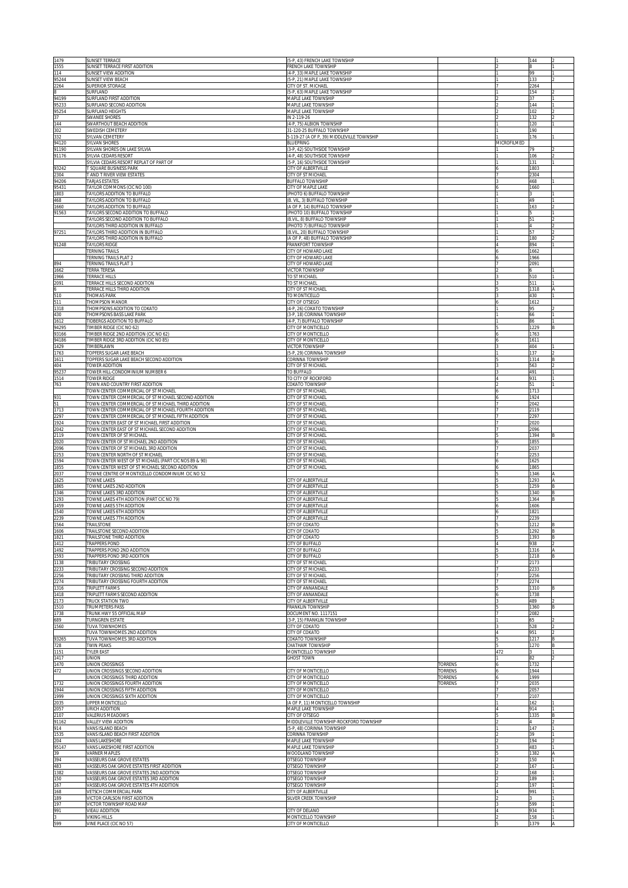| | | | | | | |
|---|---|---|---|---|---|---|
| 1479 | SUNSET TERRACE | (5-P, 43) FRENCH LAKE TOWNSHIP | | 1 | 144 | 2 |
| 1555 | SUNSET TERRACE FIRST ADDITION | FRENCH LAKE TOWNSHIP | | 2 | 8 | 1 |
| 114 | SUNSET VIEW ADDITION | (4-P, 33) MAPLE LAKE TOWNSHIP | | 1 | 99 | 1 |
| 95244 | SUNSET VIEW BEACH | (5-P, 21) MAPLE LAKE TOWNSHIP | | 1 | 133 | 2 |
| 2264 | SUPERIOR STORAGE | CITY OF ST. MICHAEL | | 7 | 2264 | |
| 8 | SURFLAND | (5-P, 63) MAPLE LAKE TOWNSHIP | | 1 | 154 | 2 |
| 94199 | SURFLAND FIRST ADDITION | MAPLE LAKE TOWNSHIP | | 2 | 37 | 1 |
| 95233 | SURFLAND SECOND ADDITION | MAPLE LAKE TOWNSHIP | | 2 | 144 | 1 |
| 95254 | SURFLAND HEIGHTS | MAPLE LAKE TOWNSHIP | | 2 | 102 | 2 |
| 37 | SWANEE SHORES | IN 2-119-26 | | 2 | 132 | 2 |
| 144 | SWARTHOUT BEACH ADDITION | (4-P, 75) ALBION TOWNSHIP | | 1 | 120 | 1 |
| 302 | SWEDISH CEMETERY | 31-120-25 BUFFALO TOWNSHIP | | 1 | 190 | |
| 332 | SYLVAN CEMETERY | 5-119-27 (A OF P, 39) MIDDLEVILLE TOWNSHIP | | 1 | 176 | 1 |
| 94120 | SYLVAN SHORES | BLUEPRING | | MICROFILMED | | |
| 91190 | SYLVAN SHORES ON LAKE SYLVIA | (3-P, 42) SOUTHSIDE TOWNSHIP | | 1 | 79 | 2 |
| 91176 | SYLVIA CEDARS RESORT | (4-P, 48) SOUTHSIDE TOWNSHIP | | 1 | 106 | 2 |
| | SYLVIA CEDARS RESORT REPLAT OF PART OF | (5-P, 16) SOUTHSIDE TOWNSHIP | | 1 | 131 | 1 |
| 93242 | T SQUARE BUSINESS PARK | CITY OF ALBERTVILLE | | 6 | 1803 | |
| 2304 | T AND T RIVER VIEW ESTATES | CITY OF ST MICHAEL | | 7 | 2304 | |
| 94206 | TARJAS ESTATES | BUFFALO TOWNSHIP | | 3 | 468 | 1 |
| 95431 | TAYLOR COMMONS (CIC NO 100) | CITY OF MAPLE LAKE | | 6 | 1660 | |
| 1803 | TAYLORS ADDITION TO BUFFALO | (PHOTO 6) BUFFALO TOWNSHIP | | 1 | 3 | 1 |
| 468 | TAYLORS ADDITION TO BUFFALO | (B. VIL, 3) BUFFALO TOWNSHIP | | 1 | 49 | 1 |
| 1660 | TAYLORS ADDITION TO BUFFALO | (A OF P, 14) BUFFALO TOWNSHIP | | 1 | 163 | 2 |
| 91563 | TAYLORS SECOND ADDITION TO BUFFALO | (PHOTO 10) BUFFALO TOWNSHIP | | 1 | 5 | 1 |
| | TAYLORS SECOND ADDITION TO BUFFALO | (B.VIL, 8) BUFFALO TOWNSHIP | | 1 | 51 | 2 |
| | TAYLORS THIRD ADDITION IN BUFFALO | (PHOTO 7) BUFFALO TOWNSHIP | | 1 | 4 | 2 |
| 97251 | TAYLORS THIRD ADDITION IN BUFFALO | (B.VIL, 20) BUFFALO TOWNSHIP | | 1 | 57 | 2 |
| | TAYLORS THIRD ADDITION IN BUFFALO | (A OF P, 48) BUFFALO TOWNSHIP | | 1 | 180 | 2 |
| 91248 | TAYLORS RIDGE | FRANKFORT TOWNSHIP | | 4 | 894 | 1 |
| | TERNING TRAILS | CITY OF HOWARD LAKE | | 6 | 1662 | |
| | TERNING TRAILS PLAT 2 | CITY OF HOWARD LAKE | | 6 | 1966 | |
| 894 | TERNING TRAILS PLAT 3 | CITY OF HOWARD LAKE | | 7 | 2091 | |
| 1662 | TERRA TERESA | VICTOR TOWNSHIP | | 2 | 6 | 1 |
| 1966 | TERRACE HILLS | TO ST MICHAEL | | 3 | 510 | 1 |
| 2091 | TERRACE HILLS SECOND ADDITION | TO ST MICHAEL | | 3 | 511 | 1 |
| 6 | TERRACE HILLS THIRD ADDITION | CITY OF ST MICHAEL | | 5 | 1318 | A |
| 510 | THOMAS PARK | TO MONTICELLO | | 3 | 430 | 1 |
| 511 | THOMPSON MANOR | CITY OF OTSEGO | | 6 | 1612 | |
| 1318 | THOMPSONS ADDITION TO COKATO | (4-P, 26) COKATO TOWNSHIP | | 1 | 95 | 2 |
| 430 | THOMPSONS BASS LAKE PARK | (3-P, 18) CORINNA TOWNSHIP | | 1 | 66 | 1 |
| 1612 | TIDBERGS ADDITION TO BUFFALO | (4-P, 7) BUFFALO TOWNSHIP | | 1 | 86 | 1 |
| 94295 | TIMBER RIDGE (CIC NO 62) | CITY OF MONTICELLO | | 5 | 1229 | B |
| 93166 | TIMBER RIDGE 2ND ADDITION (CIC NO 62) | CITY OF MONTICELLO | | 6 | 1763 | |
| 94186 | TIMBER RIDGE 3RD ADDITION (CIC NO 85) | CITY OF MONTICELLO | | 6 | 1611 | |
| 1429 | TIMBERLAWN | VICTOR TOWNSHIP | | 3 | 404 | 1 |
| 1763 | TOPFERS SUGAR LAKE BEACH | (5-P, 29) CORINNA TOWNSHIP | | 1 | 137 | 2 |
| 1611 | TOPFERS SUGAR LAKE BEACH SECOND ADDITION | CORINNA TOWNSHIP | | 5 | 1314 | B |
| 404 | TOWER ADDITION | CITY OF ST MICHAEL | | 3 | 563 | 2 |
| 95237 | TOWER HILL-CONDOMINIUM NUMBER 6 | TO BUFFALO | | 3 | 491 | 1 |
| 1514 | TOWER RIDGE | TO CITY OF ROCKFORD | | 4 | 931 | 1 |
| 763 | TOWN AND COUNTRY FIRST ADDITION | COKATO TOWNSHIP | | 2 | 51 | 1 |
| | TOWN CENTER COMMERCIAL OF ST MICHAEL | CITY OF ST MICHAEL | | 6 | 1713 | |
| 931 | TOWN CENTER COMMERCIAL OF ST MICHAEL SECOND ADDITION | CITY OF ST MICHAEL | | 6 | 1924 | |
| 51 | TOWN CENTER COMMERCIAL OF ST MICHAEL THIRD ADDITION | CITY OF ST MICHAEL | | 7 | 2042 | |
| 1713 | TOWN CENTER COMMERCIAL OF ST MICHAEL FOURTH ADDITION | CITY OF ST MICHAEL | | 7 | 2119 | |
| 2297 | TOWN CENTER COMMERCIAL OF ST MICHAEL FIFTH ADDITION | CITY OF ST MICHAEL | | 7 | 2297 | |
| 1924 | TOWN CENTER EAST OF ST MICHAEL FIRST ADDITION | CITY OF ST MICHAEL | | 7 | 2020 | |
| 2042 | TOWN CENTER EAST OF ST MICHAEL SECOND ADDITION | CITY OF ST MICHAEL | | 7 | 2096 | |
| 2119 | TOWN CENTER OF ST MICHAEL | CITY OF ST MICHAEL | | 5 | 1394 | B |
| 2020 | TOWN CENTER OF ST MICHAEL 2ND ADDITION | CITY OF ST MICHAEL | | 6 | 1855 | |
| 2096 | TOWN CENTER OF ST MICHAEL 3RD ADDITION | CITY OF ST MICHAEL | | 7 | 2037 | |
| 2253 | TOWN CENTER NORTH OF ST MICHAEL | CITY OF ST MICHAEL | | 7 | 2253 | |
| 1594 | TOWN CENTER WEST OF ST MICHAEL (PART CIC NOS 89 & 90) | CITY OF ST MICHAEL | | 6 | 1625 | |
| 1855 | TOWN CENTER WEST OF ST MICHAEL SECOND ADDITION | CITY OF ST MICHAEL | | 6 | 1865 | |
| 2037 | TOWNE CENTRE OF MONTICELLO CONDOMINIUM CIC NO 52 | | | 5 | 1346 | A |
| 1625 | TOWNE LAKES | CITY OF ALBERTVILLE | | 5 | 1293 | A |
| 1865 | TOWNE LAKES 2ND ADDITION | CITY OF ALBERTVILLE | | 5 | 1259 | B |
| 1346 | TOWNE LAKES 3RD ADDITION | CITY OF ALBERTVILLE | | 5 | 1340 | B |
| 1293 | TOWNE LAKES 4TH ADDITION (PART CIC NO 79) | CITY OF ALBERTVILLE | | 5 | 1364 | B |
| 1459 | TOWNE LAKES 5TH ADDITION | CITY OF ALBERTVILLE | | 6 | 1606 | |
| 1540 | TOWNE LAKES 6TH ADDITION | CITY OF ALBERTVILLE | | 6 | 1821 | |
| 2239 | TOWNE LAKES 7TH ADDITION | CITY OF ALBERTVILLE | | 7 | 2239 | |
| 1564 | TRAILSTONE | CITY OF COKATO | | 5 | 1212 | B |
| 1606 | TRAILSTONE SECOND ADDITION | CITY OF COKATO | | 5 | 1292 | B |
| 1821 | TRAILSTONE THIRD ADDITION | CITY OF COKATO | | 5 | 1393 | B |
| 1412 | TRAPPERS POND | CITY OF BUFFALO | | 4 | 938 | 2 |
| 1492 | TRAPPERS POND 2ND ADDITION | CITY OF BUFFALO | | 5 | 1316 | A |
| 1593 | TRAPPERS POND 3RD ADDITION | CITY OF BUFFALO | | 5 | 1218 | B |
| 1138 | TRIBUTARY CROSSING | CITY OF ST MICHAEL | | 7 | 2173 | |
| 2233 | TRIBUTARY CROSSING SECOND ADDITION | CITY OF ST MICHAEL | | 7 | 2233 | |
| 2256 | TRIBUTARY CROSSING THIRD ADDITION | CITY OF ST MICHAEL | | 7 | 2256 | |
| 2274 | TRIBUTARY CROSSING FOURTH ADDITION | CITY OF ST MICHAEL | | 7 | 2274 | |
| 1316 | TRIPLETT FARMS | CITY OF ANNANDALE | | 5 | 1310 | B |
| 1418 | TRIPLETT FARMS SECOND ADDITION | CITY OF ANNANDALE | | 6 | 1738 | |
| 2173 | TRUCK STATION TWO | CITY OF ALBERTVILLE | | 3 | 489 | 2 |
| 1510 | TRUMPETERS PASS | FRANKLIN TOWNSHIP | | 5 | 1360 | B |
| 1738 | TRUNK HWY 55 OFFICIAL MAP | DOCUMENT NO. 1117151 | | 7 | 2082 | |
| 689 | TURNGREN ESTATE | (3-P, 15) FRANKLIN TOWNSHIP | | 1 | 65 | 2 |
| 1560 | TUVA TOWNHOMES | CITY OF COKATO | | 3 | 528 | 2 |
| | TUVA TOWNHOMES 2ND ADDITION | CITY OF COKATO | | 4 | 951 | 2 |
| 93265 | TUVA TOWNHOMES 3RD ADDITION | COKATO TOWNSHIP | | 5 | 1217 | B |
| 728 | TWIN PEAKS | CHATHAM TOWNSHIP | | 5 | 1270 | B |
| 1151 | TYLER EAST | MONTICELLO TOWNSHIP | | 472 | 3 | 1 |
| 1417 | UNION | GHOST TOWN | | 1 | 82 | 2 |
| 1470 | UNION CROSSINGS | | TORRENS | 6 | 1732 | |
| 472 | UNION CROSSINGS SECOND ADDITION | CITY OF MONTICELLO | TORRENS | 6 | 1944 | |
| | UNION CROSSINGS THIRD ADDITION | CITY OF MONTICELLO | TORRENS | 6 | 1999 | |
| 1732 | UNION CROSSINGS FOURTH ADDITION | CITY OF MONTICELLO | TORRENS | 7 | 2035 | |
| 1944 | UNION CROSSINGS FIFTH ADDITION | CITY OF MONTICELLO | | 7 | 2057 | |
| 1999 | UNION CROSSINGS SIXTH ADDITION | CITY OF MONTICELLO | | 7 | 2107 | |
| 2035 | UPPER MONTICELLO | (A OF P, 11) MONTICELLO TOWNSHIP | | 1 | 162 | 1 |
| 2057 | URICH ADDITION | MAPLE LAKE TOWNSHIP | | 4 | 914 | 1 |
| 2107 | VALERIUS MEADOWS | CITY OF OTSEGO | | 5 | 1335 | B |
| 91162 | VALLEY VIEW ADDITION | MIDDLEVILLE TOWNSHIP-ROCKFORD TOWNSHIP | | 2 | 4 | 2 |
| 914 | VANS ISLAND BEACH | (5-P, 48) CORINNA TOWNSHIP | | 1 | 147 | 1 |
| 1535 | VANS ISLAND BEACH FIRST ADDITION | CORINNA TOWNSHIP | | 2 | 39 | 1 |
| 204 | VANS LAKESHORE | MAPLE LAKE TOWNSHIP | | 2 | 194 | 2 |
| 95147 | VANS LAKESHORE FIRST ADDITION | MAPLE LAKE TOWNSHIP | | 3 | 483 | 1 |
| 39 | VARNER MAPLES | WOODLAND TOWNSHIP | | 5 | 1382 | A |
| 394 | VASSEURS OAK GROVE ESTATES | OTSEGO TOWNSHIP | | 2 | 150 | 1 |
| 483 | VASSEURS OAK GROVE ESTATES FIRST ADDITION | OTSEGO TOWNSHIP | | 2 | 167 | 1 |
| 1382 | VASSEURS OAK GROVE ESTATES 2ND ADDITION | OTSEGO TOWNSHIP | | 2 | 168 | 1 |
| 150 | VASSEURS OAK GROVE ESTATES 3RD ADDITION | OTSEGO TOWNSHIP | | 2 | 189 | 1 |
| 167 | VASSEURS OAK GROVE ESTATES 4TH ADDITION | OTSEGO TOWNSHIP | | 2 | 197 | 1 |
| 168 | VETSCH COMMERCIAL PARK | CITY OF ALBERTVILLE | | 4 | 991 | 1 |
| 189 | VICTOR CARLSON FIRST ADDITION | SILVER CREEK TOWNSHIP | | 2 | 3 | 1 |
| 197 | VICTOR TOWNSHIP ROAD MAP | | | 3 | 599 | 1 |
| 991 | VIEAU ADDITION | CITY OF DELANO | | 4 | 934 | 1 |
| 3 | VIKING HILLS | MONTICELLO TOWNSHIP | | 2 | 158 | 1 |
| 599 | VINE PLACE (CIC NO 57) | CITY OF MONTICELLO | | 5 | 1379 | A |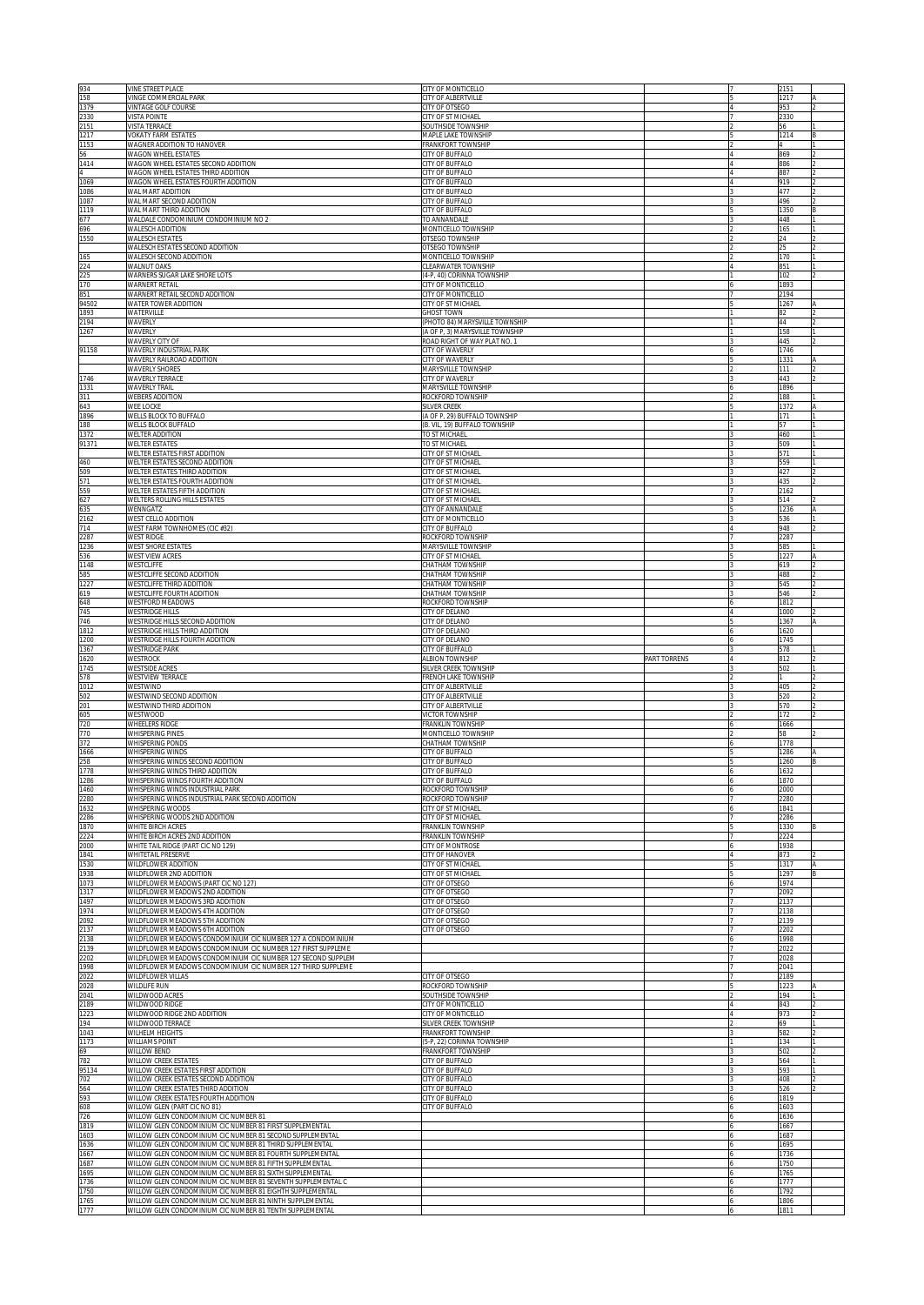| | | | | | | |
|---|---|---|---|---|---|---|
| 934 | VINE STREET PLACE | CITY OF MONTICELLO | | 7 | 2151 | |
| 158 | VINGE COMMERCIAL PARK | CITY OF ALBERTVILLE | | 5 | 1217 | A |
| 1379 | VINTAGE GOLF COURSE | CITY OF OTSEGO | | 4 | 953 | 2 |
| 2330 | VISTA POINTE | CITY OF ST MICHAEL | | 7 | 2330 | |
| 2151 | VISTA TERRACE | SOUTHSIDE TOWNSHIP | | 2 | 56 | 1 |
| 1217 | VOKATY FARM ESTATES | MAPLE LAKE TOWNSHIP | | 5 | 1214 | B |
| 1153 | WAGNER ADDITION TO HANOVER | FRANKFORT TOWNSHIP | | 2 | 4 | 1 |
| 56 | WAGON WHEEL ESTATES | CITY OF BUFFALO | | 4 | 869 | 2 |
| 1414 | WAGON WHEEL ESTATES SECOND ADDITION | CITY OF BUFFALO | | 4 | 886 | 2 |
| 4 | WAGON WHEEL ESTATES THIRD ADDITION | CITY OF BUFFALO | | 4 | 887 | 2 |
| 1069 | WAGON WHEEL ESTATES FOURTH ADDITION | CITY OF BUFFALO | | 4 | 919 | 2 |
| 1086 | WAL MART ADDITION | CITY OF BUFFALO | | 3 | 477 | 2 |
| 1087 | WAL MART SECOND ADDITION | CITY OF BUFFALO | | 3 | 496 | 2 |
| 1119 | WAL MART THIRD ADDITION | CITY OF BUFFALO | | 5 | 1350 | B |
| 677 | WALDALE CONDOMINIUM CONDOMINIUM NO 2 | TO ANNANDALE | | 3 | 448 | 1 |
| 696 | WALESCH ADDITION | MONTICELLO TOWNSHIP | | 2 | 165 | 1 |
| 1550 | WALESCH ESTATES | OTSEGO TOWNSHIP | | 2 | 24 | 2 |
| | WALESCH ESTATES SECOND ADDITION | OTSEGO TOWNSHIP | | 2 | 25 | 2 |
| 165 | WALESCH SECOND ADDITION | MONTICELLO TOWNSHIP | | 2 | 170 | 1 |
| 224 | WALNUT OAKS | CLEARWATER TOWNSHIP | | 4 | 851 | 1 |
| 225 | WARNERS SUGAR LAKE SHORE LOTS | (4-P, 40) CORINNA TOWNSHIP | | 1 | 102 | 2 |
| 170 | WARNERT RETAIL | CITY OF MONTICELLO | | 6 | 1893 | |
| 851 | WARNERT RETAIL SECOND ADDITION | CITY OF MONTICELLO | | 7 | 2194 | |
| 94502 | WATER TOWER ADDITION | CITY OF ST MICHAEL | | 5 | 1267 | A |
| 1893 | WATERVILLE | GHOST TOWN | | 1 | 82 | 2 |
| 2194 | WAVERLY | (PHOTO 84) MARYSVILLE TOWNSHIP | | 1 | 44 | 2 |
| 1267 | WAVERLY | (A OF P, 3) MARYSVILLE TOWNSHIP | | 1 | 158 | 1 |
| | WAVERLY CITY OF | ROAD RIGHT OF WAY PLAT NO. 1 | | 3 | 445 | 2 |
| 91158 | WAVERLY INDUSTRIAL PARK | CITY OF WAVERLY | | 6 | 1746 | |
| | WAVERLY RAILROAD ADDITION | CITY OF WAVERLY | | 5 | 1331 | A |
| | WAVERLY SHORES | MARYSVILLE TOWNSHIP | | 2 | 111 | 2 |
| 1746 | WAVERLY TERRACE | CITY OF WAVERLY | | 3 | 443 | 2 |
| 1331 | WAVERLY TRAIL | MARYSVILLE TOWNSHIP | | 6 | 1896 | |
| 311 | WEBERS ADDITION | ROCKFORD TOWNSHIP | | 2 | 188 | 1 |
| 643 | WEE LOCKE | SILVER CREEK | | 5 | 1372 | A |
| 1896 | WELLS BLOCK TO BUFFALO | (A OF P, 29) BUFFALO TOWNSHIP | | 1 | 171 | 1 |
| 188 | WELLS BLOCK BUFFALO | (B. VIL, 19) BUFFALO TOWNSHIP | | 1 | 57 | 1 |
| 1372 | WELTER ADDITION | TO ST MICHAEL | | 3 | 460 | 1 |
| 91371 | WELTER ESTATES | TO ST MICHAEL | | 3 | 509 | 1 |
| | WELTER ESTATES FIRST ADDITION | CITY OF ST MICHAEL | | 3 | 571 | 1 |
| 460 | WELTER ESTATES SECOND ADDITION | CITY OF ST MICHAEL | | 3 | 559 | 1 |
| 509 | WELTER ESTATES THIRD ADDITION | CITY OF ST MICHAEL | | 3 | 427 | 2 |
| 571 | WELTER ESTATES FOURTH ADDITION | CITY OF ST MICHAEL | | 3 | 435 | 2 |
| 559 | WELTER ESTATES FIFTH ADDITION | CITY OF ST MICHAEL | | 7 | 2162 | |
| 627 | WELTERS ROLLING HILLS ESTATES | CITY OF ST MICHAEL | | 3 | 514 | 2 |
| 635 | WENNGATZ | CITY OF ANNANDALE | | 5 | 1236 | A |
| 2162 | WEST CELLO ADDITION | CITY OF MONTICELLO | | 3 | 536 | 1 |
| 714 | WEST FARM TOWNHOMES (CIC #32) | CITY OF BUFFALO | | 4 | 948 | 2 |
| 2287 | WEST RIDGE | ROCKFORD TOWNSHIP | | 7 | 2287 | |
| 1236 | WEST SHORE ESTATES | MARYSVILLE TOWNSHIP | | 3 | 585 | 1 |
| 536 | WEST VIEW ACRES | CITY OF ST MICHAEL | | 5 | 1227 | A |
| 1148 | WESTCLIFFE | CHATHAM TOWNSHIP | | 3 | 619 | 2 |
| 585 | WESTCLIFFE SECOND ADDITION | CHATHAM TOWNSHIP | | 3 | 488 | 2 |
| 1227 | WESTCLIFFE THIRD ADDITION | CHATHAM TOWNSHIP | | 3 | 545 | 2 |
| 619 | WESTCLIFFE FOURTH ADDITION | CHATHAM TOWNSHIP | | 3 | 546 | 2 |
| 648 | WESTFORD MEADOWS | ROCKFORD TOWNSHIP | | 6 | 1812 | |
| 745 | WESTRIDGE HILLS | CITY OF DELANO | | 4 | 1000 | 2 |
| 746 | WESTRIDGE HILLS SECOND ADDITION | CITY OF DELANO | | 5 | 1367 | A |
| 1812 | WESTRIDGE HILLS THIRD ADDITION | CITY OF DELANO | | 6 | 1620 | |
| 1200 | WESTRIDGE HILLS FOURTH ADDITION | CITY OF DELANO | | 6 | 1745 | |
| 1367 | WESTRIDGE PARK | CITY OF BUFFALO | | 3 | 578 | 1 |
| 1620 | WESTROCK | ALBION TOWNSHIP | PART TORRENS | 4 | 812 | 2 |
| 1745 | WESTSIDE ACRES | SILVER CREEK TOWNSHIP | | 3 | 502 | 1 |
| 578 | WESTVIEW TERRACE | FRENCH LAKE TOWNSHIP | | 2 | 1 | 2 |
| 1012 | WESTWIND | CITY OF ALBERTVILLE | | 3 | 405 | 2 |
| 502 | WESTWIND SECOND ADDITION | CITY OF ALBERTVILLE | | 3 | 520 | 2 |
| 201 | WESTWIND THIRD ADDITION | CITY OF ALBERTVILLE | | 3 | 570 | 2 |
| 605 | WESTWOOD | VICTOR TOWNSHIP | | 2 | 172 | 2 |
| 720 | WHEELERS RIDGE | FRANKLIN TOWNSHIP | | 6 | 1666 | |
| 770 | WHISPERING PINES | MONTICELLO TOWNSHIP | | 2 | 58 | 2 |
| 372 | WHISPERING PONDS | CHATHAM TOWNSHIP | | 6 | 1778 | |
| 1666 | WHISPERING WINDS | CITY OF BUFFALO | | 5 | 1286 | A |
| 258 | WHISPERING WINDS SECOND ADDITION | CITY OF BUFFALO | | 5 | 1260 | B |
| 1778 | WHISPERING WINDS THIRD ADDITION | CITY OF BUFFALO | | 6 | 1632 | |
| 1286 | WHISPERING WINDS FOURTH ADDITION | CITY OF BUFFALO | | 6 | 1870 | |
| 1460 | WHISPERING WINDS INDUSTRIAL PARK | ROCKFORD TOWNSHIP | | 6 | 2000 | |
| 2280 | WHISPERING WINDS INDUSTRIAL PARK SECOND ADDITION | ROCKFORD TOWNSHIP | | 7 | 2280 | |
| 1632 | WHISPERING WOODS | CITY OF ST MICHAEL | | 6 | 1841 | |
| 2286 | WHISPERING WOODS 2ND ADDITION | CITY OF ST MICHAEL | | 7 | 2286 | |
| 1870 | WHITE BIRCH ACRES | FRANKLIN TOWNSHIP | | 5 | 1330 | B |
| 2224 | WHITE BIRCH ACRES 2ND ADDITION | FRANKLIN TOWNSHIP | | 7 | 2224 | |
| 2000 | WHITE TAIL RIDGE (PART CIC NO 129) | CITY OF MONTROSE | | 6 | 1938 | |
| 1841 | WHITETAIL PRESERVE | CITY OF HANOVER | | 4 | 873 | 2 |
| 1530 | WILDFLOWER ADDITION | CITY OF ST MICHAEL | | 5 | 1317 | A |
| 1938 | WILDFLOWER 2ND ADDITION | CITY OF ST MICHAEL | | 5 | 1297 | B |
| 1073 | WILDFLOWER MEADOWS (PART CIC NO 127) | CITY OF OTSEGO | | 6 | 1974 | |
| 1317 | WILDFLOWER MEADOWS 2ND ADDITION | CITY OF OTSEGO | | 7 | 2092 | |
| 1497 | WILDFLOWER MEADOWS 3RD ADDITION | CITY OF OTSEGO | | 7 | 2137 | |
| 1974 | WILDFLOWER MEADOWS 4TH ADDITION | CITY OF OTSEGO | | 7 | 2138 | |
| 2092 | WILDFLOWER MEADOWS 5TH ADDITION | CITY OF OTSEGO | | 7 | 2139 | |
| 2137 | WILDFLOWER MEADOWS 6TH ADDITION | CITY OF OTSEGO | | 7 | 2202 | |
| 2138 | WILDFLOWER MEADOWS CONDOMINIUM CIC NUMBER 127 A CONDOMINIUM | | | 6 | 1998 | |
| 2139 | WILDFLOWER MEADOWS CONDOMINIUM CIC NUMBER 127 FIRST SUPPLEME | | | 7 | 2022 | |
| 2202 | WILDFLOWER MEADOWS CONDOMINIUM CIC NUMBER 127 SECOND SUPPLEM | | | 7 | 2028 | |
| 1998 | WILDFLOWER MEADOWS CONDOMINIUM CIC NUMBER 127 THIRD SUPPLEME | | | 7 | 2041 | |
| 2022 | WILDFLOWER VILLAS | CITY OF OTSEGO | | 7 | 2189 | |
| 2028 | WILDLIFE RUN | ROCKFORD TOWNSHIP | | 5 | 1223 | A |
| 2041 | WILDWOOD ACRES | SOUTHSIDE TOWNSHIP | | 2 | 194 | 1 |
| 2189 | WILDWOOD RIDGE | CITY OF MONTICELLO | | 4 | 843 | 2 |
| 1223 | WILDWOOD RIDGE 2ND ADDITION | CITY OF MONTICELLO | | 4 | 973 | 2 |
| 194 | WILDWOOD TERRACE | SILVER CREEK TOWNSHIP | | 2 | 69 | 1 |
| 1043 | WILHELM HEIGHTS | FRANKFORT TOWNSHIP | | 3 | 582 | 2 |
| 1173 | WILLIAMS POINT | (5-P, 22) CORINNA TOWNSHIP | | 1 | 134 | 1 |
| 69 | WILLOW BEND | FRANKFORT TOWNSHIP | | 3 | 502 | 2 |
| 782 | WILLOW CREEK ESTATES | CITY OF BUFFALO | | 3 | 564 | 1 |
| 95134 | WILLOW CREEK ESTATES FIRST ADDITION | CITY OF BUFFALO | | 3 | 593 | 1 |
| 702 | WILLOW CREEK ESTATES SECOND ADDITION | CITY OF BUFFALO | | 3 | 408 | 2 |
| 564 | WILLOW CREEK ESTATES THIRD ADDITION | CITY OF BUFFALO | | 3 | 526 | 2 |
| 593 | WILLOW CREEK ESTATES FOURTH ADDITION | CITY OF BUFFALO | | 6 | 1819 | |
| 608 | WILLOW GLEN (PART CIC NO 81) | CITY OF BUFFALO | | 6 | 1603 | |
| 726 | WILLOW GLEN CONDOMINIUM CIC NUMBER 81 | | | 6 | 1636 | |
| 1819 | WILLOW GLEN CONDOMINIUM CIC NUMBER 81 FIRST SUPPLEMENTAL | | | 6 | 1667 | |
| 1603 | WILLOW GLEN CONDOMINIUM CIC NUMBER 81 SECOND SUPPLEMENTAL | | | 6 | 1687 | |
| 1636 | WILLOW GLEN CONDOMINIUM CIC NUMBER 81 THIRD SUPPLEMENTAL | | | 6 | 1695 | |
| 1667 | WILLOW GLEN CONDOMINIUM CIC NUMBER 81 FOURTH SUPPLEMENTAL | | | 6 | 1736 | |
| 1687 | WILLOW GLEN CONDOMINIUM CIC NUMBER 81 FIFTH SUPPLEMENTAL | | | 6 | 1750 | |
| 1695 | WILLOW GLEN CONDOMINIUM CIC NUMBER 81 SIXTH SUPPLEMENTAL | | | 6 | 1765 | |
| 1736 | WILLOW GLEN CONDOMINIUM CIC NUMBER 81 SEVENTH SUPPLEMENTAL C | | | 6 | 1777 | |
| 1750 | WILLOW GLEN CONDOMINIUM CIC NUMBER 81 EIGHTH SUPPLEMENTAL | | | 6 | 1792 | |
| 1765 | WILLOW GLEN CONDOMINIUM CIC NUMBER 81 NINTH SUPPLEMENTAL | | | 6 | 1806 | |
| 1777 | WILLOW GLEN CONDOMINIUM CIC NUMBER 81 TENTH SUPPLEMENTAL | | | 6 | 1811 | |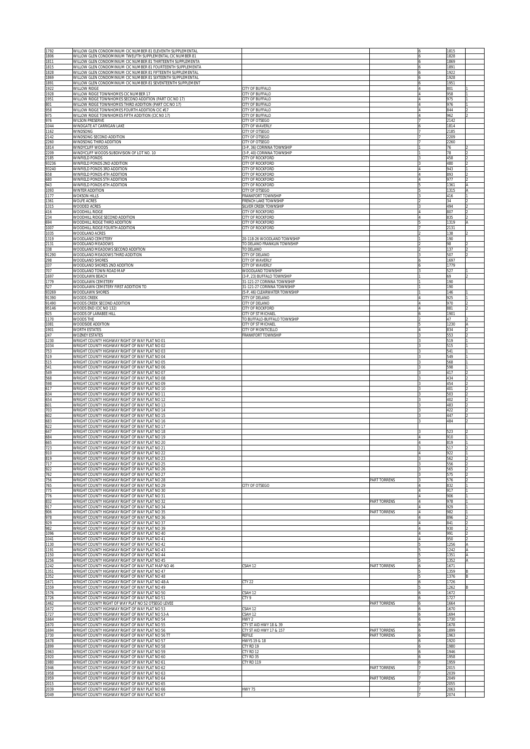| | | | | | | |
|---|---|---|---|---|---|---|
| 1792 | WILLOW GLEN CONDOMINIUM CIC NUMBER 81 ELEVENTH SUPPLEMENTAL | | | 6 | 1815 | |
| 1806 | WILLOW GLEN CONDOMINIUM TWELFTH SUPPLEMENTAL CIC NUMBER 81 | | | 6 | 1828 | |
| 1811 | WILLOW GLEN CONDOMINIUM CIC NUMBER 81 THIRTEENTH SUPPLEMENTA | | | 6 | 1869 | |
| 1815 | WILLOW GLEN CONDOMINIUM CIC NUMBER 81 FOURTEENTH SUPPLEMENTA | | | 6 | 1891 | |
| 1828 | WILLOW GLEN CONDOMINIUM CIC NUMBER 81 FIFTEENTH SUPPLEMENTAL | | | 6 | 1922 | |
| 1869 | WILLOW GLEN CONDOMINIUM CIC NUMBER 81 SIXTEENTH SUPPLEMENTAL | | | 6 | 1928 | |
| 1891 | WILLOW GLEN CONDOMINIUM CIC NUMBER 81 SEVENTEENTH SUPPLEMENT | | | 6 | 1951 | |
| 1922 | WILLOW RIDGE | CITY OF BUFFALO | | 4 | 801 | 1 |
| 1928 | WILLOW RIDGE TOWNHOMES CIC NUMBER 17 | CITY OF BUFFALO | | 4 | 958 | 1 |
| 1951 | WILLOW RIDGE TOWNHOMES SECOND ADDITION (PART CIC NO 17) | CITY OF BUFFALO | | 4 | 975 | 1 |
| 801 | WILLOW RIDGE TOWNHOMES THIRD ADDITION (PART CIC NO 17) | CITY OF BUFFALO | | 4 | 976 | 1 |
| 958 | WILLOW RIDGE TOWNHOMES FOURTH ADDITION CIC #17 | CITY OF BUFFALO | | 4 | 844 | 2 |
| 975 | WILLOW RIDGE TOWNHOMES FIFTH ADDITION (CIC NO 17) | CITY OF BUFFALO | | 4 | 962 | 2 |
| 976 | WILSON PRESERVE | CITY OF OTSEGO | | 7 | 2142 | |
| 1044 | WINDGATE AT CARRIGAN LAKE | CITY OF WAVERLY | | 6 | 1814 | |
| 1162 | WINDSONG | CITY OF OTSEGO | | 7 | 2185 | |
| 2142 | WINDSONG SECOND ADDITION | CITY OF OTSEGO | | 7 | 2209 | |
| 2260 | WINDSONG THIRD ADDITION | CITY OF OTSEGO | | 7 | 2260 | |
| 1814 | WINDYCLIFF WOODS | (3-P, 36) CORINNA TOWNSHIP | | 1 | 76 | 2 |
| 2209 | WINDYCLIFF WOODS-SUBDIVISION OF LOT NO. 10 | (3-P, 40) CORINNA TOWNSHIP | | 1 | 78 | 2 |
| 2185 | WINFIELD PONDS | CITY OF ROCKFORD | | 3 | 458 | 2 |
| 93236 | WINFIELD PONDS 2ND ADDITION | CITY OF ROCKFORD | | 3 | 480 | 2 |
| 93240 | WINFIELD PONDS 3RD ADDITION | CITY OF ROCKFORD | | 4 | 943 | 1 |
| 658 | WINFIELD PONDS 4TH ADDITION | CITY OF ROCKFORD | | 4 | 893 | 2 |
| 680 | WINFIELD PONDS 5TH ADDITION | CITY OF ROCKFORD | | 4 | 977 | 2 |
| 943 | WINFIELD PONDS 6TH ADDITION | CITY OF ROCKFORD | | 5 | 1361 | A |
| 1093 | WINTER ADDITION | CITY OF OTSEGO | | 5 | 1315 | A |
| 1177 | WOKSON HILLS | FRANKFORT TOWNSHIP | | 3 | 416 | 1 |
| 1361 | WOLFE ACRES | FRENCH LAKE TOWNSHIP | | 2 | 34 | 2 |
| 1315 | WOODED ACRES | SILVER CREEK TOWNSHIP | | 3 | 494 | 2 |
| 416 | WOODHILL RIDGE | CITY OF ROCKFORD | | 4 | 807 | 2 |
| 234 | WOODHILL RIDGE SECOND ADDITION | CITY OF ROCKFORD | | 4 | 835 | 2 |
| 694 | WOODHILL RIDGE THIRD ADDITION | CITY OF ROCKFORD | | 5 | 1319 | A |
| 1007 | WOODHILL RIDGE FOURTH ADDITION | CITY OF ROCKFORD | | 7 | 2131 | |
| 1035 | WOODLAND ACRES | | | 2 | 138 | 2 |
| 1319 | WOODLAND CEMETERY | 20-118-26 WOODLAND TOWNSHIP | | 1 | 190 | |
| 2131 | WOODLAND MEADOWS | TO DELANO FRANKLIN TOWNSHIP | | 2 | 98 | 2 |
| 338 | WOODLAND MEADOWS SECOND ADDITION | TO DELANO | | 2 | 137 | 2 |
| 91290 | WOODLAND MEADOWS THIRD ADDITION | CITY OF DELANO | | 3 | 507 | 2 |
| 298 | WOODLAND SHORES | CITY OF WAVERLY | | 6 | 1697 | |
| 337 | WOODLAND SHORES 2ND ADDITION | CITY OF WAVERLY | | 6 | 1779 | |
| 707 | WOODLAND TOWN ROAD MAP | WOODLAND TOWNSHIP | | 3 | 527 | 1 |
| 1697 | WOODLAWN BEACH | (3-P, 23) BUFFALO TOWNSHIP | | 1 | 69 | 2 |
| 1779 | WOODLAWN CEMETERY | 31-121-27 CORINNA TOWNSHIP | | 1 | 190 | |
| 527 | WOODLAWN CEMETERY FIRST ADDITION TO | 31-121-27 CORINNA TOWNSHIP | | 1 | 190 | |
| 93269 | WOODLAWN SHORES | (5-P, 46) CLEARWATER TOWNSHIP | | 1 | 146 | 1 |
| 91390 | WOODS CREEK | CITY OF DELANO | | 4 | 925 | 1 |
| 91490 | WOODS CREEK SECOND ADDITION | CITY OF DELANO | | 4 | 970 | 2 |
| 95146 | WOODS END (CIC NO 132) | CITY OF ROCKFORD | | 4 | 881 | 2 |
| 925 | WOODS OF LARABEE HILL | CITY OF ST MICHAEL | | 6 | 1901 | |
| 1170 | WOODS THE | TO BUFFALO-BUFFALO TOWNSHIP | | 2 | 47 | 2 |
| 1081 | WOODSIDE ADDITION | CITY OF ST MICHAEL | | 5 | 1230 | A |
| 1901 | WORTH ESTATES | CITY OF MONTICELLO | | 4 | 834 | 2 |
| 247 | WOZNEY ESTATES | FRANKFORT TOWNSHIP | | 3 | 553 | 2 |
| 1230 | WRIGHT COUNTY HIGHWAY RIGHT OF WAY PLAT NO 01 | | | 3 | 519 | 1 |
| 1034 | WRIGHT COUNTY HIGHWAY RIGHT OF WAY PLAT NO 02 | | | 3 | 515 | 1 |
| 753 | WRIGHT COUNTY HIGHWAY RIGHT OF WAY PLAT NO 03 | | | 3 | 541 | 1 |
| 519 | WRIGHT COUNTY HIGHWAY RIGHT OF WAY PLAT NO 04 | | | 3 | 549 | 1 |
| 515 | WRIGHT COUNTY HIGHWAY RIGHT OF WAY PLAT NO 05 | | | 3 | 568 | 1 |
| 541 | WRIGHT COUNTY HIGHWAY RIGHT OF WAY PLAT NO 06 | | | 3 | 598 | 1 |
| 549 | WRIGHT COUNTY HIGHWAY RIGHT OF WAY PLAT NO 07 | | | 3 | 417 | 2 |
| 568 | WRIGHT COUNTY HIGHWAY RIGHT OF WAY PLAT NO 08 | | | 3 | 434 | 2 |
| 598 | WRIGHT COUNTY HIGHWAY RIGHT OF WAY PLAT NO 09 | | | 3 | 454 | 2 |
| 617 | WRIGHT COUNTY HIGHWAY RIGHT OF WAY PLAT NO 10 | | | 3 | 401 | 2 |
| 634 | WRIGHT COUNTY HIGHWAY RIGHT OF WAY PLAT NO 11 | | | 3 | 503 | 2 |
| 654 | WRIGHT COUNTY HIGHWAY RIGHT OF WAY PLAT NO 12 | | | 3 | 402 | 2 |
| 601 | WRIGHT COUNTY HIGHWAY RIGHT OF WAY PLAT NO 13 | | | 3 | 483 | 2 |
| 703 | WRIGHT COUNTY HIGHWAY RIGHT OF WAY PLAT NO 14 | | | 3 | 422 | 2 |
| 602 | WRIGHT COUNTY HIGHWAY RIGHT OF WAY PLAT NO 15 | | | 3 | 447 | 2 |
| 683 | WRIGHT COUNTY HIGHWAY RIGHT OF WAY PLAT NO 16 | | | 3 | 484 | 2 |
| 622 | WRIGHT COUNTY HIGHWAY RIGHT OF WAY PLAT NO 17 | | | | | |
| 647 | WRIGHT COUNTY HIGHWAY RIGHT OF WAY PLAT NO 18 | | | 3 | 523 | 2 |
| 684 | WRIGHT COUNTY HIGHWAY RIGHT OF WAY PLAT NO 19 | | | 4 | 910 | 1 |
| 665 | WRIGHT COUNTY HIGHWAY RIGHT OF WAY PLAT NO 20 | | | 4 | 819 | 1 |
| 723 | WRIGHT COUNTY HIGHWAY RIGHT OF WAY PLAT NO 21 | | | 3 | 517 | 2 |
| 910 | WRIGHT COUNTY HIGHWAY RIGHT OF WAY PLAT NO 22 | | | 4 | 922 | 1 |
| 819 | WRIGHT COUNTY HIGHWAY RIGHT OF WAY PLAT NO 23 | | | 3 | 562 | 2 |
| 717 | WRIGHT COUNTY HIGHWAY RIGHT OF WAY PLAT NO 25 | | | 3 | 556 | 2 |
| 922 | WRIGHT COUNTY HIGHWAY RIGHT OF WAY PLAT NO 26 | | | 3 | 565 | 2 |
| 762 | WRIGHT COUNTY HIGHWAY RIGHT OF WAY PLAT NO 27 | | | 3 | 575 | 2 |
| 756 | WRIGHT COUNTY HIGHWAY RIGHT OF WAY PLAT NO 28 | | PART TORRENS | 3 | 576 | 2 |
| 765 | WRIGHT COUNTY HIGHWAY RIGHT OF WAY PLAT NO 29 | CITY OF OTSEGO | | 4 | 832 | 1 |
| 775 | WRIGHT COUNTY HIGHWAY RIGHT OF WAY PLAT NO 30 | | | 4 | 917 | 1 |
| 776 | WRIGHT COUNTY HIGHWAY RIGHT OF WAY PLAT NO 31 | | | 4 | 906 | 1 |
| 832 | WRIGHT COUNTY HIGHWAY RIGHT OF WAY PLAT NO 32 | | PART TORRENS | 4 | 978 | 1 |
| 917 | WRIGHT COUNTY HIGHWAY RIGHT OF WAY PLAT NO 34 | | | 4 | 929 | 1 |
| 906 | WRIGHT COUNTY HIGHWAY RIGHT OF WAY PLAT NO 35 | | PART TORRENS | 4 | 982 | 1 |
| 978 | WRIGHT COUNTY HIGHWAY RIGHT OF WAY PLAT NO 36 | | | 4 | 896 | 2 |
| 929 | WRIGHT COUNTY HIGHWAY RIGHT OF WAY PLAT NO 37 | | | 4 | 841 | 2 |
| 982 | WRIGHT COUNTY HIGHWAY RIGHT OF WAY PLAT NO 39 | | | 4 | 930 | 2 |
| 1096 | WRIGHT COUNTY HIGHWAY RIGHT OF WAY PLAT NO 40 | | | 4 | 991 | 2 |
| 1041 | WRIGHT COUNTY HIGHWAY RIGHT OF WAY PLAT NO 41 | | | 4 | 950 | 2 |
| 1130 | WRIGHT COUNTY HIGHWAY RIGHT OF WAY PLAT NO 42 | | | 5 | 1256 | A |
| 1191 | WRIGHT COUNTY HIGHWAY RIGHT OF WAY PLAT NO 43 | | | 5 | 1242 | A |
| 1150 | WRIGHT COUNTY HIGHWAY RIGHT OF WAY PLAT NO 44 | | | 5 | 1351 | A |
| 1256 | WRIGHT COUNTY HIGHWAY RIGHT OF WAY PLAT NO 45 | | | 5 | 1352 | A |
| 1242 | WRIGHT COUNTY HIGHWAY RIGHT OF WAY PLAT MAP NO 46 | CSAH 12 | PART TORRENS | 6 | 1671 | |
| 1351 | WRIGHT COUNTY HIGHWAY RIGHT OF WAY PLAT NO 47 | | | 5 | 1359 | B |
| 1352 | WRIGHT COUNTY HIGHWAY RIGHT OF WAY PLAT NO 48 | | | 5 | 1376 | B |
| 1671 | WRIGHT COUNTY HIGHWAY RIGHT OF WAY PLAT NO 48-A | CTY 22 | | 6 | 1726 | |
| 1559 | WRIGHT COUNTY HIGHWAY RIGHT OF WAY PLAT NO 49 | | | 5 | 1262 | B |
| 1576 | WRIGHT COUNTY HIGHWAY RIGHT OF WAY PLAT NO 50 | CSAH 12 | | 6 | 1672 | |
| 1726 | WRIGHT COUNTY HIGHWAY RIGHT OF WAY PLAT NO 51 | CTY 9 | | 6 | 1727 | |
| 1462 | WRIGHT COUNTY RIGHT OF WAY PLAT NO 52 OTSEGO LEVEE | | PART TORRENS | 6 | 1664 | |
| 1672 | WRIGHT COUNTY HIGHWAY RIGHT OF WAY PLAT NO 53 | CSAH 12 | | 6 | 1670 | |
| 1727 | WRIGHT COUNTY HIGHWAY RIGHT OF WAY PLAT NO 53-A | CSAH 12 | | 6 | 1694 | |
| 1664 | WRIGHT COUNTY HIGHWAY RIGHT OF WAY PLAT NO 54 | HWY 2 | | 6 | 1730 | |
| 1670 | WRIGHT COUNTY HIGHWAY RIGHT OF WAY PLAT NO 55 | CTY ST AID HWY 18 & 39 | | 6 | 1678 | |
| 1694 | WRIGHT COUNTY HIGHWAY RIGHT OF WAY PLAT NO 56 | CTY ST AID HWY 17 & 157 | PART TORRENS | 6 | 1899 | |
| 1730 | WRIGHT COUNTY HIGHWAY RIGHT OF WAY PLAT NO 56 TT | REFILE | PART TORRENS | 6 | 1963 | |
| 1678 | WRIGHT COUNTY HIGHWAY RIGHT OF WAY PLAT NO 57 | HWYS 19 & 18 | | 6 | 1920 | |
| 1899 | WRIGHT COUNTY HIGHWAY RIGHT OF WAY PLAT NO 58 | CTY RD 19 | | 6 | 1980 | |
| 1963 | WRIGHT COUNTY HIGHWAY RIGHT OF WAY PLAT NO 59 | CTY RD 12 | | 6 | 1946 | |
| 1920 | WRIGHT COUNTY HIGHWAY RIGHT OF WAY PLAT NO 60 | CTY RD 35 | | 6 | 1958 | |
| 1980 | WRIGHT COUNTY HIGHWAY RIGHT OF WAY PLAT NO 61 | CTY RD 119 | | 6 | 1959 | |
| 1946 | WRIGHT COUNTY HIGHWAY RIGHT OF WAY PLAT NO 62 | | PART TORRENS | 7 | 2015 | |
| 1958 | WRIGHT COUNTY HIGHWAY RIGHT OF WAY PLAT NO 63 | | | 7 | 2039 | |
| 1959 | WRIGHT COUNTY HIGHWAY RIGHT OF WAY PLAT NO 64 | | PART TORRENS | 7 | 2049 | |
| 2015 | WRIGHT COUNTY HIGHWAY RIGHT OF WAY PLAT NO 65 | | | 7 | 2055 | |
| 2039 | WRIGHT COUNTY HIGHWAY RIGHT OF WAY PLAT NO 66 | HWY 75 | | 7 | 2063 | |
| 2049 | WRIGHT COUNTY HIGHWAY RIGHT OF WAY PLAT NO 67 | | | 7 | 2074 | |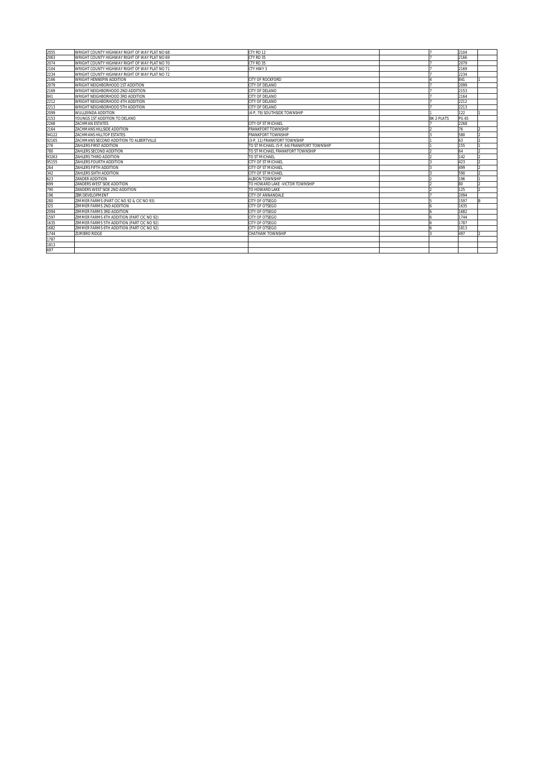| | | | | | | |
|---|---|---|---|---|---|---|
| 2055 | WRIGHT COUNTY HIGHWAY RIGHT OF WAY PLAT NO 68 | CTY RD 12 | | 7 | 2104 | |
| 2063 | WRIGHT COUNTY HIGHWAY RIGHT OF WAY PLAT NO 69 | CTY RD 35 | | 7 | 2166 | |
| 2074 | WRIGHT COUNTY HIGHWAY RIGHT OF WAY PLAT NO 70 | CTY RD 35 | | 7 | 2079 | |
| 2104 | WRIGHT COUNTY HIGHWAY RIGHT OF WAY PLAT NO 71 | CTY HWY 3 | | 7 | 2169 | |
| 2234 | WRIGHT COUNTY HIGHWAY RIGHT OF WAY PLAT NO 72 | | | 7 | 2234 | |
| 2166 | WRIGHT HENNEPIN ADDITION | CITY OF ROCKFORD | | 4 | 841 | 1 |
| 2079 | WRIGHT NEIGHBORHOOD 1ST ADDITION | CITY OF DELANO | | 7 | 2099 | |
| 2169 | WRIGHT NEIGHBORHOOD 2ND ADDITION | CITY OF DELANO | | 7 | 2153 | |
| 841 | WRIGHT NEIGHBORHOOD 3RD ADDITION | CITY OF DELANO | | 7 | 2164 | |
| 2212 | WRIGHT NEIGHBORHOOD 4TH ADDITION | CITY OF DELANO | | 7 | 2212 | |
| 2213 | WRIGHT NEIGHBORHOOD 5TH ADDITION | CITY OF DELANO | | 7 | 2213 | |
| 2099 | WULLEINDA ADDITION | (4-P, 79) SOUTHSIDE TOWNSHIP | | 1 | 122 | 1 |
| 2153 | YOUNGS 1ST ADDITION TO DELANO | | | BK 2-PLATS | PG 65 | |
| 2268 | ZACHMAN ESTATES | CITY OF ST MICHAEL | | 7 | 2268 | |
| 2164 | ZACHMANS HILLSIDE ADDITION | FRANKFORT TOWNSHIP | | 2 | 76 | 2 |
| 94122 | ZACHMANS HILLTOP ESTATES | FRANKFORT TOWNSHIP | | 3 | 580 | 2 |
| 92165 | ZACHMANS SECOND ADDITION TO ALBERTVILLE | (3-P, 11) FRANKFORT TOWNSHIP | | 1 | 63 | 2 |
| 276 | ZAHLERS FIRST ADDITION | TO ST MICHAEL (5-P, 64) FRANKFORT TOWNSHIP | | 1 | 155 | 1 |
| 780 | ZAHLERS SECOND ADDITION | TO ST MICHAEL FRANKFORT TOWNSHIP | | 2 | 64 | 2 |
| 93263 | ZAHLERS THIRD ADDITION | TO ST MICHAEL | | 2 | 142 | 2 |
| 95155 | ZAHLERS FOURTH ADDITION | CITY OF ST MICHAEL | | 3 | 423 | 2 |
| 264 | ZAHLERS FIFTH ADDITION | CITY OF ST MICHAEL | | 3 | 499 | 2 |
| 342 | ZAHLERS SIXTH ADDITION | CITY OF ST MICHAEL | | 3 | 590 | 2 |
| 623 | ZANDER ADDITION | ALBION TOWNSHIP | | 2 | 196 | 1 |
| 699 | ZANDERS WEST SIDE ADDITION | TO HOWARD LAKE -VICTOR TOWNSHIP | | 2 | 80 | 2 |
| 790 | ZANDERS WEST SIDE 2ND ADDITION | TO HOWARD LAKE | | 2 | 125 | 2 |
| 196 | ZBR DEVELOPMENT | CITY OF ANNANDALE | | 7 | 2094 | |
| 280 | ZIMMER FARMS (PART CIC NO 92 & CIC NO 93) | CITY OF OTSEGO | | 5 | 1597 | B |
| 325 | ZIMMER FARMS 2ND ADDITION | CITY OF OTSEGO | | 6 | 1635 | |
| 2094 | ZIMMER FARMS 3RD ADDITION | CITY OF OTSEGO | | 6 | 1682 | |
| 1597 | ZIMMER FARMS 4TH ADDITION (PART CIC NO 92) | CITY OF OTSEGO | | 6 | 1744 | |
| 1635 | ZIMMER FARMS 5TH ADDITION (PART CIC NO 92) | CITY OF OTSEGO | | 6 | 1787 | |
| 1682 | ZIMMER FARMS 6TH ADDITION (PART CIC NO 92) | CITY OF OTSEGO | | 6 | 1813 | |
| 1744 | ZUMBRO RIDGE | CHATHAM TOWNSHIP | | 3 | 497 | 2 |
| 1787 | | | | | | |
| 1813 | | | | | | |
| 697 | | | | | | |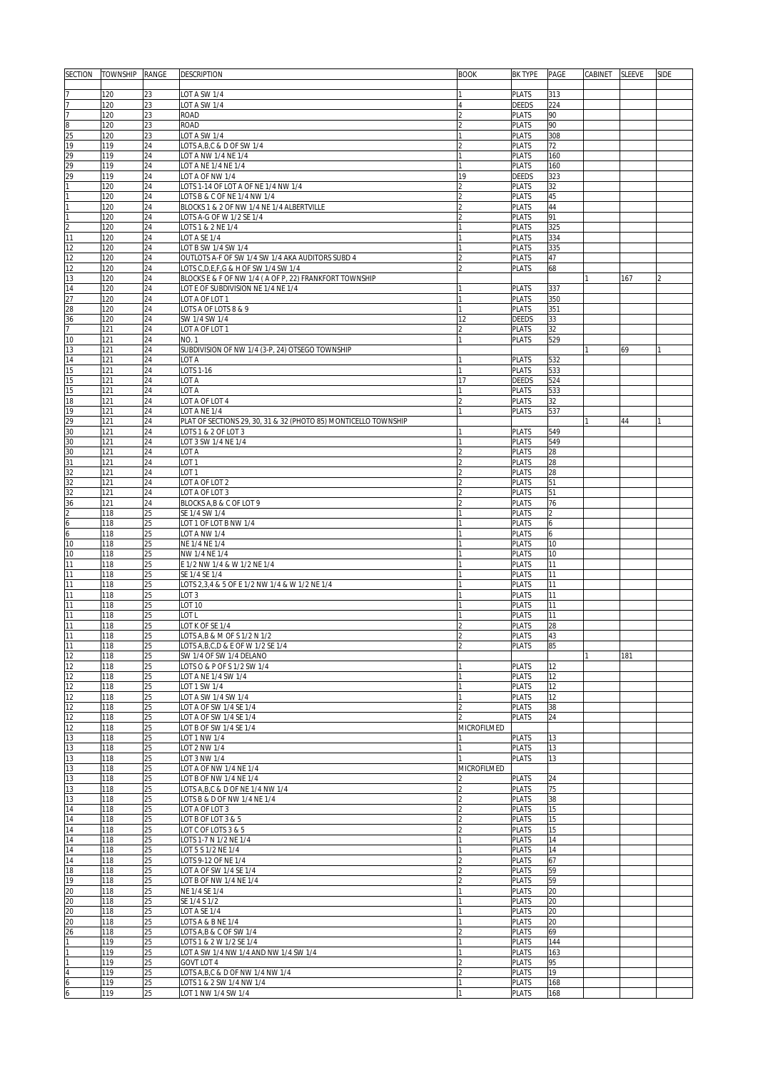| SECTION | TOWNSHIP | RANGE | DESCRIPTION | BOOK | BK TYPE | PAGE | CABINET | SLEEVE | SIDE |
|---|---|---|---|---|---|---|---|---|---|
| | | | | | | | | | |
| 7 | 120 | 23 | LOT A SW 1/4 | 1 | PLATS | 313 | | | |
| 7 | 120 | 23 | LOT A SW 1/4 | 4 | DEEDS | 224 | | | |
| 7 | 120 | 23 | ROAD | 2 | PLATS | 90 | | | |
| 8 | 120 | 23 | ROAD | 2 | PLATS | 90 | | | |
| 25 | 120 | 23 | LOT A SW 1/4 | 1 | PLATS | 308 | | | |
| 19 | 119 | 24 | LOTS A,B,C & D OF SW 1/4 | 2 | PLATS | 72 | | | |
| 29 | 119 | 24 | LOT A NW 1/4 NE 1/4 | 1 | PLATS | 160 | | | |
| 29 | 119 | 24 | LOT A NE 1/4 NE 1/4 | 1 | PLATS | 160 | | | |
| 29 | 119 | 24 | LOT A OF NW 1/4 | 19 | DEEDS | 323 | | | |
| 1 | 120 | 24 | LOTS 1-14 OF LOT A OF NE 1/4 NW 1/4 | 2 | PLATS | 32 | | | |
| 1 | 120 | 24 | LOTS B & C OF NE 1/4 NW 1/4 | 2 | PLATS | 45 | | | |
| 1 | 120 | 24 | BLOCKS 1 & 2 OF NW 1/4 NE 1/4 ALBERTVILLE | 2 | PLATS | 44 | | | |
| 1 | 120 | 24 | LOTS A-G OF W 1/2 SE 1/4 | 2 | PLATS | 91 | | | |
| 2 | 120 | 24 | LOTS 1 & 2 NE 1/4 | 1 | PLATS | 325 | | | |
| 11 | 120 | 24 | LOT A SE 1/4 | 1 | PLATS | 334 | | | |
| 12 | 120 | 24 | LOT B SW 1/4 SW 1/4 | 1 | PLATS | 335 | | | |
| 12 | 120 | 24 | OUTLOTS A-F OF SW 1/4 SW 1/4 AKA AUDITORS SUBD 4 | 2 | PLATS | 47 | | | |
| 12 | 120 | 24 | LOTS C,D,E,F,G & H OF SW 1/4 SW 1/4 | 2 | PLATS | 68 | | | |
| 13 | 120 | 24 | BLOCKS E & F OF NW 1/4 ( A OF P. 22) FRANKFORT TOWNSHIP | | | | 1 | 167 | 2 |
| 14 | 120 | 24 | LOT E OF SUBDIVISION NE 1/4 NE 1/4 | 1 | PLATS | 337 | | | |
| 27 | 120 | 24 | LOT A OF LOT 1 | 1 | PLATS | 350 | | | |
| 28 | 120 | 24 | LOTS A OF LOTS 8 & 9 | 1 | PLATS | 351 | | | |
| 36 | 120 | 24 | SW 1/4 SW 1/4 | 12 | DEEDS | 33 | | | |
| 7 | 121 | 24 | LOT A OF LOT 1 | 2 | PLATS | 32 | | | |
| 10 | 121 | 24 | NO. 1 | 1 | PLATS | 529 | | | |
| 13 | 121 | 24 | SUBDIVISION OF NW 1/4 (3-P, 24) OTSEGO TOWNSHIP | | | | 1 | 69 | 1 |
| 14 | 121 | 24 | LOT A | 1 | PLATS | 532 | | | |
| 15 | 121 | 24 | LOTS 1-16 | 1 | PLATS | 533 | | | |
| 15 | 121 | 24 | LOT A | 17 | DEEDS | 524 | | | |
| 15 | 121 | 24 | LOT A | 1 | PLATS | 533 | | | |
| 18 | 121 | 24 | LOT A OF LOT 4 | 2 | PLATS | 32 | | | |
| 19 | 121 | 24 | LOT A NE 1/4 | 1 | PLATS | 537 | | | |
| 29 | 121 | 24 | PLAT OF SECTIONS 29, 30, 31 & 32 (PHOTO 85) MONTICELLO TOWNSHIP | | | | 1 | 44 | 1 |
| 30 | 121 | 24 | LOTS 1 & 2 OF LOT 3 | 1 | PLATS | 549 | | | |
| 30 | 121 | 24 | LOT 3 SW 1/4 NE 1/4 | 1 | PLATS | 549 | | | |
| 30 | 121 | 24 | LOT A | 2 | PLATS | 28 | | | |
| 31 | 121 | 24 | LOT 1 | 2 | PLATS | 28 | | | |
| 32 | 121 | 24 | LOT 1 | 2 | PLATS | 28 | | | |
| 32 | 121 | 24 | LOT A OF LOT 2 | 2 | PLATS | 51 | | | |
| 32 | 121 | 24 | LOT A OF LOT 3 | 2 | PLATS | 51 | | | |
| 36 | 121 | 24 | BLOCKS A,B & C OF LOT 9 | 2 | PLATS | 76 | | | |
| 2 | 118 | 25 | SE 1/4 SW 1/4 | 1 | PLATS | 2 | | | |
| 6 | 118 | 25 | LOT 1 OF LOT B NW 1/4 | 1 | PLATS | 6 | | | |
| 6 | 118 | 25 | LOT A NW 1/4 | 1 | PLATS | 6 | | | |
| 10 | 118 | 25 | NE 1/4 NE 1/4 | 1 | PLATS | 10 | | | |
| 10 | 118 | 25 | NW 1/4 NE 1/4 | 1 | PLATS | 10 | | | |
| 11 | 118 | 25 | E 1/2 NW 1/4 & W 1/2 NE 1/4 | 1 | PLATS | 11 | | | |
| 11 | 118 | 25 | SE 1/4 SE 1/4 | 1 | PLATS | 11 | | | |
| 11 | 118 | 25 | LOTS 2,3,4 & 5 OF E 1/2 NW 1/4 & W 1/2 NE 1/4 | 1 | PLATS | 11 | | | |
| 11 | 118 | 25 | LOT 3 | 1 | PLATS | 11 | | | |
| 11 | 118 | 25 | LOT 10 | 1 | PLATS | 11 | | | |
| 11 | 118 | 25 | LOT L | 1 | PLATS | 11 | | | |
| 11 | 118 | 25 | LOT K OF SE 1/4 | 2 | PLATS | 28 | | | |
| 11 | 118 | 25 | LOTS A,B & M OF S 1/2 N 1/2 | 2 | PLATS | 43 | | | |
| 11 | 118 | 25 | LOTS A,B,C,D & E OF W 1/2 SE 1/4 | 2 | PLATS | 85 | | | |
| 12 | 118 | 25 | SW 1/4 OF SW 1/4 DELANO | | | | 1 | 181 | |
| 12 | 118 | 25 | LOTS O & P OF S 1/2 SW 1/4 | 1 | PLATS | 12 | | | |
| 12 | 118 | 25 | LOT A NE 1/4 SW 1/4 | 1 | PLATS | 12 | | | |
| 12 | 118 | 25 | LOT 1 SW 1/4 | 1 | PLATS | 12 | | | |
| 12 | 118 | 25 | LOT A SW 1/4 SW 1/4 | 1 | PLATS | 12 | | | |
| 12 | 118 | 25 | LOT A OF SW 1/4 SE 1/4 | 2 | PLATS | 38 | | | |
| 12 | 118 | 25 | LOT A OF SW 1/4 SE 1/4 | 2 | PLATS | 24 | | | |
| 12 | 118 | 25 | LOT B OF SW 1/4 SE 1/4 | MICROFILMED | | | | | |
| 13 | 118 | 25 | LOT 1 NW 1/4 | 1 | PLATS | 13 | | | |
| 13 | 118 | 25 | LOT 2 NW 1/4 | 1 | PLATS | 13 | | | |
| 13 | 118 | 25 | LOT 3 NW 1/4 | 1 | PLATS | 13 | | | |
| 13 | 118 | 25 | LOT A OF NW 1/4 NE 1/4 | MICROFILMED | | | | | |
| 13 | 118 | 25 | LOT B OF NW 1/4 NE 1/4 | 2 | PLATS | 24 | | | |
| 13 | 118 | 25 | LOTS A,B,C & D OF NE 1/4 NW 1/4 | 2 | PLATS | 75 | | | |
| 13 | 118 | 25 | LOTS B & D OF NW 1/4 NE 1/4 | 2 | PLATS | 38 | | | |
| 14 | 118 | 25 | LOT A OF LOT 3 | 2 | PLATS | 15 | | | |
| 14 | 118 | 25 | LOT B OF LOT 3 & 5 | 2 | PLATS | 15 | | | |
| 14 | 118 | 25 | LOT C OF LOTS 3 & 5 | 2 | PLATS | 15 | | | |
| 14 | 118 | 25 | LOTS 1-7 N 1/2 NE 1/4 | 1 | PLATS | 14 | | | |
| 14 | 118 | 25 | LOT 5 S 1/2 NE 1/4 | 1 | PLATS | 14 | | | |
| 14 | 118 | 25 | LOTS 9-12 OF NE 1/4 | 2 | PLATS | 67 | | | |
| 18 | 118 | 25 | LOT A OF SW 1/4 SE 1/4 | 2 | PLATS | 59 | | | |
| 19 | 118 | 25 | LOT B OF NW 1/4 NE 1/4 | 2 | PLATS | 59 | | | |
| 20 | 118 | 25 | NE 1/4 SE 1/4 | 1 | PLATS | 20 | | | |
| 20 | 118 | 25 | SE 1/4 S 1/2 | 1 | PLATS | 20 | | | |
| 20 | 118 | 25 | LOT A SE 1/4 | 1 | PLATS | 20 | | | |
| 20 | 118 | 25 | LOTS A & B NE 1/4 | 1 | PLATS | 20 | | | |
| 26 | 118 | 25 | LOTS A,B & C OF SW 1/4 | 2 | PLATS | 69 | | | |
| 1 | 119 | 25 | LOTS 1 & 2 W 1/2 SE 1/4 | 1 | PLATS | 144 | | | |
| 1 | 119 | 25 | LOT A SW 1/4 NW 1/4 AND NW 1/4 SW 1/4 | 1 | PLATS | 163 | | | |
| 1 | 119 | 25 | GOVT LOT 4 | 2 | PLATS | 95 | | | |
| 4 | 119 | 25 | LOTS A,B,C & D OF NW 1/4 NW 1/4 | 2 | PLATS | 19 | | | |
| 6 | 119 | 25 | LOTS 1 & 2 SW 1/4 NW 1/4 | 1 | PLATS | 168 | | | |
| 6 | 119 | 25 | LOT 1 NW 1/4 SW 1/4 | 1 | PLATS | 168 | | | |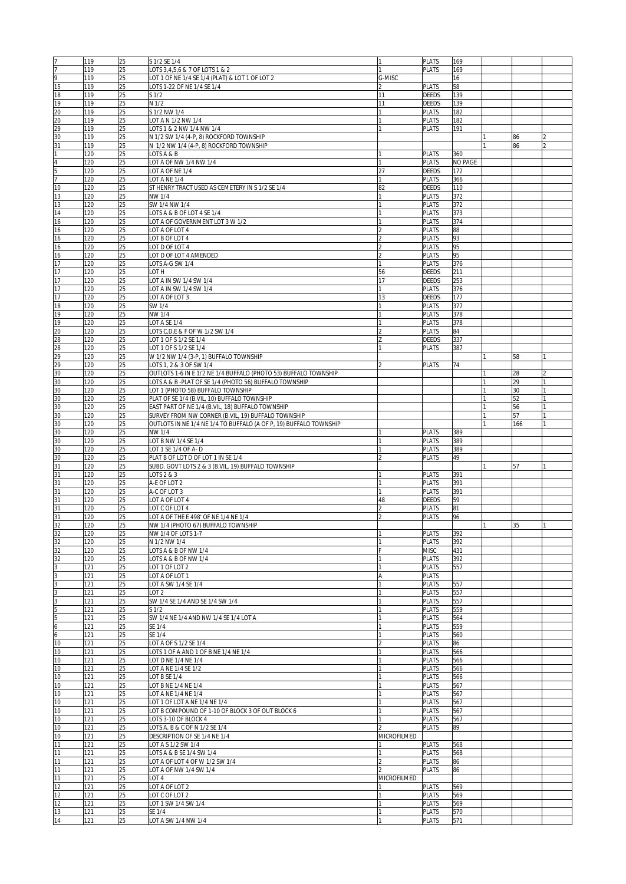| | | | | | | | | | |
|---|---|---|---|---|---|---|---|---|---|
| 7 | 119 | 25 | S 1/2 SE 1/4 | 1 | PLATS | 169 | | | |
| 7 | 119 | 25 | LOTS 3,4,5,6 & 7 OF LOTS 1 & 2 | 1 | PLATS | 169 | | | |
| 9 | 119 | 25 | LOT 1 OF NE 1/4 SE 1/4 (PLAT) & LOT 1 OF LOT 2 | G-MISC | | 16 | | | |
| 15 | 119 | 25 | LOTS 1-22 OF NE 1/4 SE 1/4 | 2 | PLATS | 58 | | | |
| 18 | 119 | 25 | S 1/2 | 11 | DEEDS | 139 | | | |
| 19 | 119 | 25 | N 1/2 | 11 | DEEDS | 139 | | | |
| 20 | 119 | 25 | S 1/2 NW 1/4 | 1 | PLATS | 182 | | | |
| 20 | 119 | 25 | LOT A N 1/2 NW 1/4 | 1 | PLATS | 182 | | | |
| 29 | 119 | 25 | LOTS 1 & 2 NW 1/4 NW 1/4 | 1 | PLATS | 191 | | | |
| 30 | 119 | 25 | N 1/2 SW 1/4 (4-P, 8) ROCKFORD TOWNSHIP | | | | 1 | 86 | 2 |
| 31 | 119 | 25 | N 1/2 NW 1/4 (4-P, 8) ROCKFORD TOWNSHIP | | | | 1 | 86 | 2 |
| 1 | 120 | 25 | LOTS A & B | 1 | PLATS | 360 | | | |
| 4 | 120 | 25 | LOT A OF NW 1/4 NW 1/4 | 1 | PLATS | NO PAGE | | | |
| 5 | 120 | 25 | LOT A OF NE 1/4 | 27 | DEEDS | 172 | | | |
| 7 | 120 | 25 | LOT A NE 1/4 | 1 | PLATS | 366 | | | |
| 10 | 120 | 25 | ST HENRY TRACT USED AS CEMETERY IN S 1/2 SE 1/4 | 82 | DEEDS | 110 | | | |
| 13 | 120 | 25 | NW 1/4 | 1 | PLATS | 372 | | | |
| 13 | 120 | 25 | SW 1/4 NW 1/4 | 1 | PLATS | 372 | | | |
| 14 | 120 | 25 | LOTS A & B OF LOT 4 SE 1/4 | 1 | PLATS | 373 | | | |
| 16 | 120 | 25 | LOT A OF GOVERNMENT LOT 3 W 1/2 | 1 | PLATS | 374 | | | |
| 16 | 120 | 25 | LOT A OF LOT 4 | 2 | PLATS | 88 | | | |
| 16 | 120 | 25 | LOT B OF LOT 4 | 2 | PLATS | 93 | | | |
| 16 | 120 | 25 | LOT D OF LOT 4 | 2 | PLATS | 95 | | | |
| 16 | 120 | 25 | LOT D OF LOT 4 AMENDED | 2 | PLATS | 95 | | | |
| 17 | 120 | 25 | LOTS A-G SW 1/4 | 1 | PLATS | 376 | | | |
| 17 | 120 | 25 | LOT H | 56 | DEEDS | 211 | | | |
| 17 | 120 | 25 | LOT A IN SW 1/4 SW 1/4 | 17 | DEEDS | 253 | | | |
| 17 | 120 | 25 | LOT A IN SW 1/4 SW 1/4 | 1 | PLATS | 376 | | | |
| 17 | 120 | 25 | LOT A OF LOT 3 | 13 | DEEDS | 177 | | | |
| 18 | 120 | 25 | SW 1/4 | 1 | PLATS | 377 | | | |
| 19 | 120 | 25 | NW 1/4 | 1 | PLATS | 378 | | | |
| 19 | 120 | 25 | LOT A SE 1/4 | 1 | PLATS | 378 | | | |
| 20 | 120 | 25 | LOTS C,D,E & F OF W 1/2 SW 1/4 | 2 | PLATS | 84 | | | |
| 28 | 120 | 25 | LOT 1 OF S 1/2 SE 1/4 | Z | DEEDS | 337 | | | |
| 28 | 120 | 25 | LOT 1 OF S 1/2 SE 1/4 | 1 | PLATS | 387 | | | |
| 29 | 120 | 25 | W 1/2 NW 1/4 (3-P, 1) BUFFALO TOWNSHIP | | | | 1 | 58 | 1 |
| 29 | 120 | 25 | LOTS 1, 2 & 3 OF SW 1/4 | 2 | PLATS | 74 | | | |
| 30 | 120 | 25 | OUTLOTS 1-6 IN E 1/2 NE 1/4 BUFFALO (PHOTO 53) BUFFALO TOWNSHIP | | | | 1 | 28 | 2 |
| 30 | 120 | 25 | LOTS A & B -PLAT OF SE 1/4 (PHOTO 56) BUFFALO TOWNSHIP | | | | 1 | 29 | 1 |
| 30 | 120 | 25 | LOT 1 (PHOTO 58) BUFFALO TOWNSHIP | | | | 1 | 30 | 1 |
| 30 | 120 | 25 | PLAT OF SE 1/4 (B.VIL, 10) BUFFALO TOWNSHIP | | | | 1 | 52 | 1 |
| 30 | 120 | 25 | EAST PART OF NE 1/4 (B.VIL, 18) BUFFALO TOWNSHIP | | | | 1 | 56 | 1 |
| 30 | 120 | 25 | SURVEY FROM NW CORNER (B.VIL, 19) BUFFALO TOWNSHIP | | | | 1 | 57 | 1 |
| 30 | 120 | 25 | OUTLOTS IN NE 1/4 NE 1/4 TO BUFFALO (A OF P, 19) BUFFALO TOWNSHIP | | | | 1 | 166 | 1 |
| 30 | 120 | 25 | NW 1/4 | 1 | PLATS | 389 | | | |
| 30 | 120 | 25 | LOT B NW 1/4 SE 1/4 | 1 | PLATS | 389 | | | |
| 30 | 120 | 25 | LOT 1 SE 1/4 OF A- D | 1 | PLATS | 389 | | | |
| 30 | 120 | 25 | PLAT B OF LOT D OF LOT 1 IN SE 1/4 | 2 | PLATS | 49 | | | |
| 31 | 120 | 25 | SUBD. GOVT LOTS 2 & 3 (B.VIL, 19) BUFFALO TOWNSHIP | | | | 1 | 57 | 1 |
| 31 | 120 | 25 | LOTS 2 & 3 | 1 | PLATS | 391 | | | |
| 31 | 120 | 25 | A-E OF LOT 2 | 1 | PLATS | 391 | | | |
| 31 | 120 | 25 | A-C OF LOT 3 | 1 | PLATS | 391 | | | |
| 31 | 120 | 25 | LOT A OF LOT 4 | 48 | DEEDS | 59 | | | |
| 31 | 120 | 25 | LOT C OF LOT 4 | 2 | PLATS | 81 | | | |
| 31 | 120 | 25 | LOT A OF THE E 498' OF NE 1/4 NE 1/4 | 2 | PLATS | 96 | | | |
| 32 | 120 | 25 | NW 1/4 (PHOTO 67) BUFFALO TOWNSHIP | | | | 1 | 35 | 1 |
| 32 | 120 | 25 | NW 1/4 OF LOTS 1-7 | 1 | PLATS | 392 | | | |
| 32 | 120 | 25 | N 1/2 NW 1/4 | 1 | PLATS | 392 | | | |
| 32 | 120 | 25 | LOTS A & B OF NW 1/4 | F | MISC | 431 | | | |
| 32 | 120 | 25 | LOTS A & B OF NW 1/4 | 1 | PLATS | 392 | | | |
| 3 | 121 | 25 | LOT 1 OF LOT 2 | 1 | PLATS | 557 | | | |
| 3 | 121 | 25 | LOT A OF LOT 1 | A | PLATS | | | | |
| 3 | 121 | 25 | LOT A SW 1/4 SE 1/4 | 1 | PLATS | 557 | | | |
| 3 | 121 | 25 | LOT 2 | 1 | PLATS | 557 | | | |
| 3 | 121 | 25 | SW 1/4 SE 1/4 AND SE 1/4 SW 1/4 | 1 | PLATS | 557 | | | |
| 5 | 121 | 25 | S 1/2 | 1 | PLATS | 559 | | | |
| 5 | 121 | 25 | SW 1/4 NE 1/4 AND NW 1/4 SE 1/4 LOT A | 1 | PLATS | 564 | | | |
| 6 | 121 | 25 | SE 1/4 | 1 | PLATS | 559 | | | |
| 6 | 121 | 25 | SE 1/4 | 1 | PLATS | 560 | | | |
| 10 | 121 | 25 | LOT A OF S 1/2 SE 1/4 | 2 | PLATS | 86 | | | |
| 10 | 121 | 25 | LOTS 1 OF A AND 1 OF B NE 1/4 NE 1/4 | 1 | PLATS | 566 | | | |
| 10 | 121 | 25 | LOT D NE 1/4 NE 1/4 | 1 | PLATS | 566 | | | |
| 10 | 121 | 25 | LOT A NE 1/4 SE 1/2 | 1 | PLATS | 566 | | | |
| 10 | 121 | 25 | LOT B SE 1/4 | 1 | PLATS | 566 | | | |
| 10 | 121 | 25 | LOT B NE 1/4 NE 1/4 | 1 | PLATS | 567 | | | |
| 10 | 121 | 25 | LOT A NE 1/4 NE 1/4 | 1 | PLATS | 567 | | | |
| 10 | 121 | 25 | LOT 1 OF LOT A NE 1/4 NE 1/4 | 1 | PLATS | 567 | | | |
| 10 | 121 | 25 | LOT B COMPOUND OF 1-10 OF BLOCK 3 OF OUT BLOCK 6 | 1 | PLATS | 567 | | | |
| 10 | 121 | 25 | LOTS 3-10 OF BLOCK 4 | 1 | PLATS | 567 | | | |
| 10 | 121 | 25 | LOTS A, B & C OF N 1/2 SE 1/4 | 2 | PLATS | 89 | | | |
| 10 | 121 | 25 | DESCRIPTION OF SE 1/4 NE 1/4 | MICROFILMED | | | | | |
| 11 | 121 | 25 | LOT A S 1/2 SW 1/4 | 1 | PLATS | 568 | | | |
| 11 | 121 | 25 | LOTS A & B SE 1/4 SW 1/4 | 1 | PLATS | 568 | | | |
| 11 | 121 | 25 | LOT A OF LOT 4 OF W 1/2 SW 1/4 | 2 | PLATS | 86 | | | |
| 11 | 121 | 25 | LOT A OF NW 1/4 SW 1/4 | 2 | PLATS | 86 | | | |
| 11 | 121 | 25 | LOT 4 | MICROFILMED | | | | | |
| 12 | 121 | 25 | LOT A OF LOT 2 | 1 | PLATS | 569 | | | |
| 12 | 121 | 25 | LOT C OF LOT 2 | 1 | PLATS | 569 | | | |
| 12 | 121 | 25 | LOT 1 SW 1/4 SW 1/4 | 1 | PLATS | 569 | | | |
| 13 | 121 | 25 | SE 1/4 | 1 | PLATS | 570 | | | |
| 14 | 121 | 25 | LOT A SW 1/4 NW 1/4 | 1 | PLATS | 571 | | | |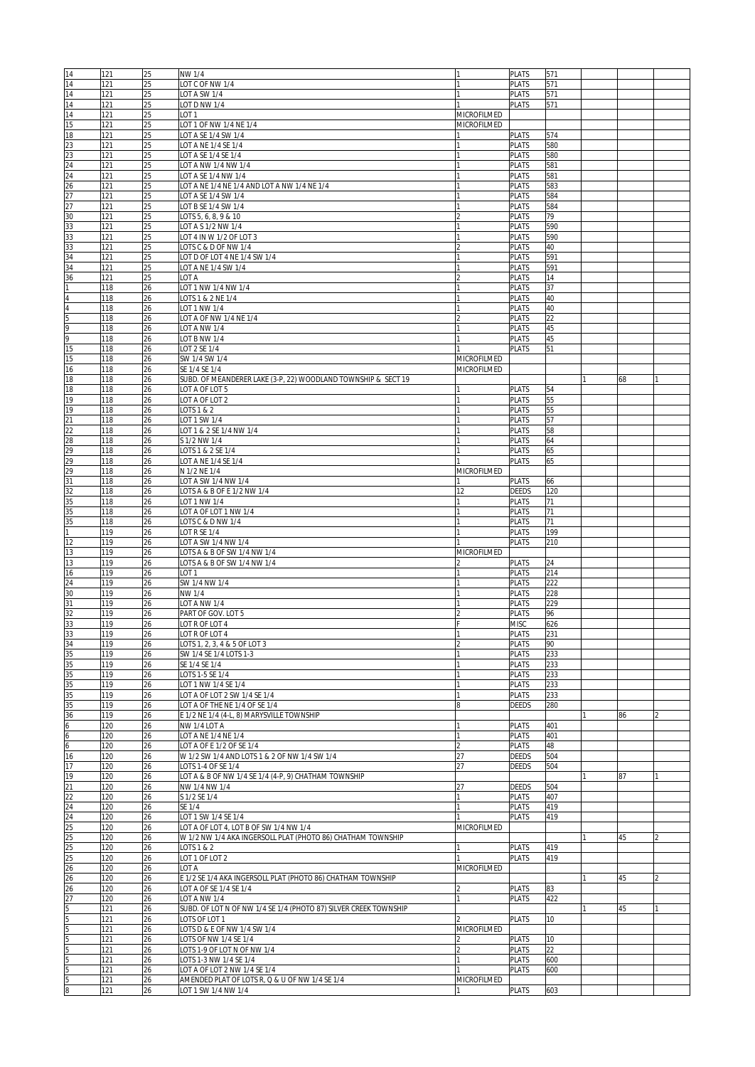| | | | | | | | | | |
|---|---|---|---|---|---|---|---|---|---|
| 14 | 121 | 25 | NW 1/4 | 1 | PLATS | 571 | | | |
| 14 | 121 | 25 | LOT C OF NW 1/4 | 1 | PLATS | 571 | | | |
| 14 | 121 | 25 | LOT A SW 1/4 | 1 | PLATS | 571 | | | |
| 14 | 121 | 25 | LOT D NW 1/4 | 1 | PLATS | 571 | | | |
| 14 | 121 | 25 | LOT 1 | MICROFILMED | | | | | |
| 15 | 121 | 25 | LOT 1 OF NW 1/4 NE 1/4 | MICROFILMED | | | | | |
| 18 | 121 | 25 | LOT A SE 1/4 SW 1/4 | 1 | PLATS | 574 | | | |
| 23 | 121 | 25 | LOT A NE 1/4 SE 1/4 | 1 | PLATS | 580 | | | |
| 23 | 121 | 25 | LOT A SE 1/4 SE 1/4 | 1 | PLATS | 580 | | | |
| 24 | 121 | 25 | LOT A NW 1/4 NW 1/4 | 1 | PLATS | 581 | | | |
| 24 | 121 | 25 | LOT A SE 1/4 NW 1/4 | 1 | PLATS | 581 | | | |
| 26 | 121 | 25 | LOT A NE 1/4 NE 1/4 AND LOT A NW 1/4 NE 1/4 | 1 | PLATS | 583 | | | |
| 27 | 121 | 25 | LOT A SE 1/4 SW 1/4 | 1 | PLATS | 584 | | | |
| 27 | 121 | 25 | LOT B SE 1/4 SW 1/4 | 1 | PLATS | 584 | | | |
| 30 | 121 | 25 | LOTS 5, 6, 8, 9 & 10 | 2 | PLATS | 79 | | | |
| 33 | 121 | 25 | LOT A S 1/2 NW 1/4 | 1 | PLATS | 590 | | | |
| 33 | 121 | 25 | LOT 4 IN W 1/2 OF LOT 3 | 1 | PLATS | 590 | | | |
| 33 | 121 | 25 | LOTS C & D OF NW 1/4 | 2 | PLATS | 40 | | | |
| 34 | 121 | 25 | LOT D OF LOT 4 NE 1/4 SW 1/4 | 1 | PLATS | 591 | | | |
| 34 | 121 | 25 | LOT A NE 1/4 SW 1/4 | 1 | PLATS | 591 | | | |
| 36 | 121 | 25 | LOT A | 2 | PLATS | 14 | | | |
| 1 | 118 | 26 | LOT 1 NW 1/4 NW 1/4 | 1 | PLATS | 37 | | | |
| 4 | 118 | 26 | LOTS 1 & 2 NE 1/4 | 1 | PLATS | 40 | | | |
| 4 | 118 | 26 | LOT 1 NW 1/4 | 1 | PLATS | 40 | | | |
| 5 | 118 | 26 | LOT A OF NW 1/4 NE 1/4 | 2 | PLATS | 22 | | | |
| 9 | 118 | 26 | LOT A NW 1/4 | 1 | PLATS | 45 | | | |
| 9 | 118 | 26 | LOT B NW 1/4 | 1 | PLATS | 45 | | | |
| 15 | 118 | 26 | LOT 2 SE 1/4 | 1 | PLATS | 51 | | | |
| 15 | 118 | 26 | SW 1/4 SW 1/4 | MICROFILMED | | | | | |
| 16 | 118 | 26 | SE 1/4 SE 1/4 | MICROFILMED | | | | | |
| 18 | 118 | 26 | SUBD. OF MEANDERER LAKE (3-P, 22) WOODLAND TOWNSHIP & SECT 19 | | | | 1 | 68 | 1 |
| 18 | 118 | 26 | LOT A OF LOT 5 | 1 | PLATS | 54 | | | |
| 19 | 118 | 26 | LOT A OF LOT 2 | 1 | PLATS | 55 | | | |
| 19 | 118 | 26 | LOTS 1 & 2 | 1 | PLATS | 55 | | | |
| 21 | 118 | 26 | LOT 1 SW 1/4 | 1 | PLATS | 57 | | | |
| 22 | 118 | 26 | LOT 1 & 2 SE 1/4 NW 1/4 | 1 | PLATS | 58 | | | |
| 28 | 118 | 26 | S 1/2 NW 1/4 | 1 | PLATS | 64 | | | |
| 29 | 118 | 26 | LOTS 1 & 2 SE 1/4 | 1 | PLATS | 65 | | | |
| 29 | 118 | 26 | LOT A NE 1/4 SE 1/4 | 1 | PLATS | 65 | | | |
| 29 | 118 | 26 | N 1/2 NE 1/4 | MICROFILMED | | | | | |
| 31 | 118 | 26 | LOT A SW 1/4 NW 1/4 | 1 | PLATS | 66 | | | |
| 32 | 118 | 26 | LOTS A & B OF E 1/2 NW 1/4 | 12 | DEEDS | 120 | | | |
| 35 | 118 | 26 | LOT 1 NW 1/4 | 1 | PLATS | 71 | | | |
| 35 | 118 | 26 | LOT A OF LOT 1 NW 1/4 | 1 | PLATS | 71 | | | |
| 35 | 118 | 26 | LOTS C & D NW 1/4 | 1 | PLATS | 71 | | | |
| 1 | 119 | 26 | LOT R SE 1/4 | 1 | PLATS | 199 | | | |
| 12 | 119 | 26 | LOT A SW 1/4 NW 1/4 | 1 | PLATS | 210 | | | |
| 13 | 119 | 26 | LOTS A & B OF SW 1/4 NW 1/4 | MICROFILMED | | | | | |
| 13 | 119 | 26 | LOTS A & B OF SW 1/4 NW 1/4 | 2 | PLATS | 24 | | | |
| 16 | 119 | 26 | LOT 1 | 1 | PLATS | 214 | | | |
| 24 | 119 | 26 | SW 1/4 NW 1/4 | 1 | PLATS | 222 | | | |
| 30 | 119 | 26 | NW 1/4 | 1 | PLATS | 228 | | | |
| 31 | 119 | 26 | LOT A NW 1/4 | 1 | PLATS | 229 | | | |
| 32 | 119 | 26 | PART OF GOV. LOT 5 | 2 | PLATS | 96 | | | |
| 33 | 119 | 26 | LOT R OF LOT 4 | F | MISC | 626 | | | |
| 33 | 119 | 26 | LOT R OF LOT 4 | 1 | PLATS | 231 | | | |
| 34 | 119 | 26 | LOTS 1, 2, 3, 4 & 5 OF LOT 3 | 2 | PLATS | 90 | | | |
| 35 | 119 | 26 | SW 1/4 SE 1/4 LOTS 1-3 | 1 | PLATS | 233 | | | |
| 35 | 119 | 26 | SE 1/4 SE 1/4 | 1 | PLATS | 233 | | | |
| 35 | 119 | 26 | LOTS 1-5 SE 1/4 | 1 | PLATS | 233 | | | |
| 35 | 119 | 26 | LOT 1 NW 1/4 SE 1/4 | 1 | PLATS | 233 | | | |
| 35 | 119 | 26 | LOT A OF LOT 2 SW 1/4 SE 1/4 | 1 | PLATS | 233 | | | |
| 35 | 119 | 26 | LOT A OF THE NE 1/4 OF SE 1/4 | 8 | DEEDS | 280 | | | |
| 36 | 119 | 26 | E 1/2 NE 1/4 (4-L, 8) MARYSVILLE TOWNSHIP | | | | 1 | 86 | 2 |
| 6 | 120 | 26 | NW 1/4 LOT A | 1 | PLATS | 401 | | | |
| 6 | 120 | 26 | LOT A NE 1/4 NE 1/4 | 1 | PLATS | 401 | | | |
| 6 | 120 | 26 | LOT A OF E 1/2 OF SE 1/4 | 2 | PLATS | 48 | | | |
| 16 | 120 | 26 | W 1/2 SW 1/4 AND LOTS 1 & 2 OF NW 1/4 SW 1/4 | 27 | DEEDS | 504 | | | |
| 17 | 120 | 26 | LOTS 1-4 OF SE 1/4 | 27 | DEEDS | 504 | | | |
| 19 | 120 | 26 | LOT A & B OF NW 1/4 SE 1/4 (4-P, 9) CHATHAM TOWNSHIP | | | | 1 | 87 | 1 |
| 21 | 120 | 26 | NW 1/4 NW 1/4 | 27 | DEEDS | 504 | | | |
| 22 | 120 | 26 | S 1/2 SE 1/4 | 1 | PLATS | 407 | | | |
| 24 | 120 | 26 | SE 1/4 | 1 | PLATS | 419 | | | |
| 24 | 120 | 26 | LOT 1 SW 1/4 SE 1/4 | 1 | PLATS | 419 | | | |
| 25 | 120 | 26 | LOT A OF LOT 4, LOT B OF SW 1/4 NW 1/4 | MICROFILMED | | | | | |
| 25 | 120 | 26 | W 1/2 NW 1/4 AKA INGERSOLL PLAT (PHOTO 86) CHATHAM TOWNSHIP | | | | 1 | 45 | 2 |
| 25 | 120 | 26 | LOTS 1 & 2 | 1 | PLATS | 419 | | | |
| 25 | 120 | 26 | LOT 1 OF LOT 2 | 1 | PLATS | 419 | | | |
| 26 | 120 | 26 | LOT A | MICROFILMED | | | | | |
| 26 | 120 | 26 | E 1/2 SE 1/4 AKA INGERSOLL PLAT (PHOTO 86) CHATHAM TOWNSHIP | | | | 1 | 45 | 2 |
| 26 | 120 | 26 | LOT A OF SE 1/4 SE 1/4 | 2 | PLATS | 83 | | | |
| 27 | 120 | 26 | LOT A NW 1/4 | 1 | PLATS | 422 | | | |
| 5 | 121 | 26 | SUBD. OF LOT N OF NW 1/4 SE 1/4 (PHOTO 87) SILVER CREEK TOWNSHIP | | | | 1 | 45 | 1 |
| 5 | 121 | 26 | LOTS OF LOT 1 | 2 | PLATS | 10 | | | |
| 5 | 121 | 26 | LOTS D & E OF NW 1/4 SW 1/4 | MICROFILMED | | | | | |
| 5 | 121 | 26 | LOTS OF NW 1/4 SE 1/4 | 2 | PLATS | 10 | | | |
| 5 | 121 | 26 | LOTS 1-9 OF LOT N OF NW 1/4 | 2 | PLATS | 22 | | | |
| 5 | 121 | 26 | LOTS 1-3 NW 1/4 SE 1/4 | 1 | PLATS | 600 | | | |
| 5 | 121 | 26 | LOT A OF LOT 2 NW 1/4 SE 1/4 | 1 | PLATS | 600 | | | |
| 5 | 121 | 26 | AMENDED PLAT OF LOTS R, Q & U OF NW 1/4 SE 1/4 | MICROFILMED | | | | | |
| 8 | 121 | 26 | LOT 1 SW 1/4 NW 1/4 | 1 | PLATS | 603 | | | |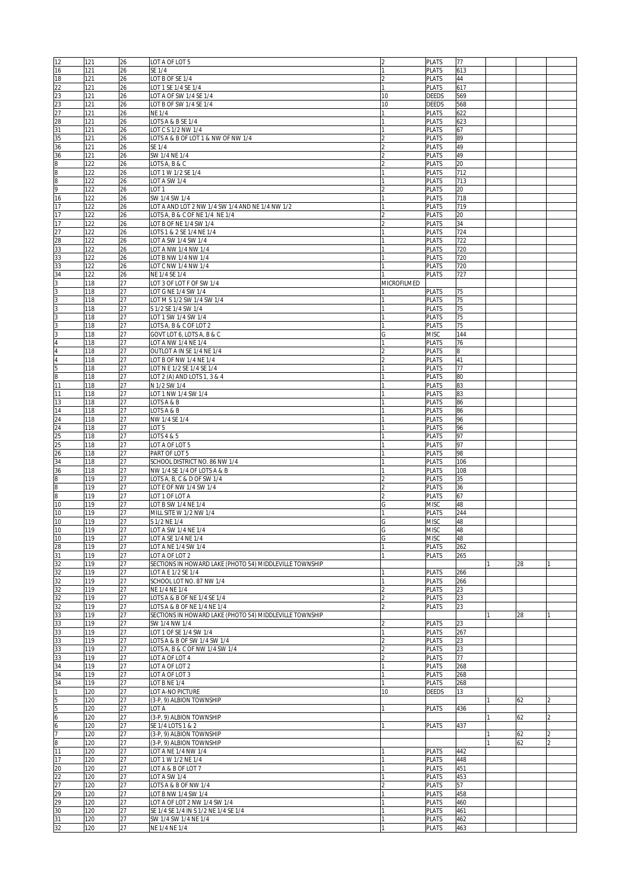| | | | | | | | | | |
|---|---|---|---|---|---|---|---|---|---|
| 12 | 121 | 26 | LOT A OF LOT 5 | 2 | PLATS | 77 | | | |
| 16 | 121 | 26 | SE 1/4 | 1 | PLATS | 613 | | | |
| 18 | 121 | 26 | LOT B OF SE 1/4 | 2 | PLATS | 44 | | | |
| 22 | 121 | 26 | LOT 1 SE 1/4 SE 1/4 | 1 | PLATS | 617 | | | |
| 23 | 121 | 26 | LOT A OF SW 1/4 SE 1/4 | 10 | DEEDS | 569 | | | |
| 23 | 121 | 26 | LOT B OF SW 1/4 SE 1/4 | 10 | DEEDS | 568 | | | |
| 27 | 121 | 26 | NE 1/4 | 1 | PLATS | 622 | | | |
| 28 | 121 | 26 | LOTS A & B SE 1/4 | 1 | PLATS | 623 | | | |
| 31 | 121 | 26 | LOT C S 1/2 NW 1/4 | 1 | PLATS | 67 | | | |
| 35 | 121 | 26 | LOTS A & B OF LOT 1 & NW OF NW 1/4 | 2 | PLATS | 89 | | | |
| 36 | 121 | 26 | SE 1/4 | 2 | PLATS | 49 | | | |
| 36 | 121 | 26 | SW 1/4 NE 1/4 | 2 | PLATS | 49 | | | |
| 8 | 122 | 26 | LOTS A, B & C | 2 | PLATS | 20 | | | |
| 8 | 122 | 26 | LOT 1 W 1/2 SE 1/4 | 1 | PLATS | 712 | | | |
| 8 | 122 | 26 | LOT A SW 1/4 | 1 | PLATS | 713 | | | |
| 9 | 122 | 26 | LOT 1 | 2 | PLATS | 20 | | | |
| 16 | 122 | 26 | SW 1/4 SW 1/4 | 1 | PLATS | 718 | | | |
| 17 | 122 | 26 | LOT A AND LOT 2 NW 1/4 SW 1/4 AND NE 1/4 NW 1/2 | 1 | PLATS | 719 | | | |
| 17 | 122 | 26 | LOTS A, B & C OF NE 1/4 NE 1/4 | 2 | PLATS | 20 | | | |
| 17 | 122 | 26 | LOT B OF NE 1/4 SW 1/4 | 2 | PLATS | 34 | | | |
| 27 | 122 | 26 | LOTS 1 & 2 SE 1/4 NE 1/4 | 1 | PLATS | 724 | | | |
| 28 | 122 | 26 | LOT A SW 1/4 SW 1/4 | 1 | PLATS | 722 | | | |
| 33 | 122 | 26 | LOT A NW 1/4 NW 1/4 | 1 | PLATS | 720 | | | |
| 33 | 122 | 26 | LOT B NW 1/4 NW 1/4 | 1 | PLATS | 720 | | | |
| 33 | 122 | 26 | LOT C NW 1/4 NW 1/4 | 1 | PLATS | 720 | | | |
| 34 | 122 | 26 | NE 1/4 SE 1/4 | 1 | PLATS | 727 | | | |
| 3 | 118 | 27 | LOT 3 OF LOT F OF SW 1/4 | MICROFILMED | | | | | |
| 3 | 118 | 27 | LOT G NE 1/4 SW 1/4 | 1 | PLATS | 75 | | | |
| 3 | 118 | 27 | LOT M S 1/2 SW 1/4 SW 1/4 | 1 | PLATS | 75 | | | |
| 3 | 118 | 27 | S 1/2 SE 1/4 SW 1/4 | 1 | PLATS | 75 | | | |
| 3 | 118 | 27 | LOT 1 SW 1/4 SW 1/4 | 1 | PLATS | 75 | | | |
| 3 | 118 | 27 | LOTS A, B & C OF LOT 2 | 1 | PLATS | 75 | | | |
| 3 | 118 | 27 | GOVT LOT 6, LOTS A, B & C | G | MISC | 144 | | | |
| 4 | 118 | 27 | LOT A NW 1/4 NE 1/4 | 1 | PLATS | 76 | | | |
| 4 | 118 | 27 | OUTLOT A IN SE 1/4 NE 1/4 | 2 | PLATS | 8 | | | |
| 4 | 118 | 27 | LOT B OF NW 1/4 NE 1/4 | 2 | PLATS | 41 | | | |
| 5 | 118 | 27 | LOT N E 1/2 SE 1/4 SE 1/4 | 1 | PLATS | 77 | | | |
| 8 | 118 | 27 | LOT 2 (A) AND LOTS 1, 3 & 4 | 1 | PLATS | 80 | | | |
| 11 | 118 | 27 | N 1/2 SW 1/4 | 1 | PLATS | 83 | | | |
| 11 | 118 | 27 | LOT 1 NW 1/4 SW 1/4 | 1 | PLATS | 83 | | | |
| 13 | 118 | 27 | LOTS A & B | 1 | PLATS | 86 | | | |
| 14 | 118 | 27 | LOTS A & B | 1 | PLATS | 86 | | | |
| 24 | 118 | 27 | NW 1/4 SE 1/4 | 1 | PLATS | 96 | | | |
| 24 | 118 | 27 | LOT 5 | 1 | PLATS | 96 | | | |
| 25 | 118 | 27 | LOTS 4 & 5 | 1 | PLATS | 97 | | | |
| 25 | 118 | 27 | LOT A OF LOT 5 | 1 | PLATS | 97 | | | |
| 26 | 118 | 27 | PART OF LOT 5 | 1 | PLATS | 98 | | | |
| 34 | 118 | 27 | SCHOOL DISTRICT NO. 86 NW 1/4 | 1 | PLATS | 106 | | | |
| 36 | 118 | 27 | NW 1/4 SE 1/4 OF LOTS A & B | 1 | PLATS | 108 | | | |
| 8 | 119 | 27 | LOTS A, B, C & D OF SW 1/4 | 2 | PLATS | 35 | | | |
| 8 | 119 | 27 | LOT E OF NW 1/4 SW 1/4 | 2 | PLATS | 36 | | | |
| 8 | 119 | 27 | LOT 1 OF LOT A | 2 | PLATS | 67 | | | |
| 10 | 119 | 27 | LOT B SW 1/4 NE 1/4 | G | MISC | 48 | | | |
| 10 | 119 | 27 | MILL SITE W 1/2 NW 1/4 | 1 | PLATS | 244 | | | |
| 10 | 119 | 27 | S 1/2 NE 1/4 | G | MISC | 48 | | | |
| 10 | 119 | 27 | LOT A SW 1/4 NE 1/4 | G | MISC | 48 | | | |
| 10 | 119 | 27 | LOT A SE 1/4 NE 1/4 | G | MISC | 48 | | | |
| 28 | 119 | 27 | LOT A NE 1/4 SW 1/4 | 1 | PLATS | 262 | | | |
| 31 | 119 | 27 | LOT A OF LOT 2 | 1 | PLATS | 265 | | | |
| 32 | 119 | 27 | SECTIONS IN HOWARD LAKE (PHOTO 54) MIDDLEVILLE TOWNSHIP | | | | 1 | 28 | 1 |
| 32 | 119 | 27 | LOT A E 1/2 SE 1/4 | 1 | PLATS | 266 | | | |
| 32 | 119 | 27 | SCHOOL LOT NO. 87 NW 1/4 | 1 | PLATS | 266 | | | |
| 32 | 119 | 27 | NE 1/4 NE 1/4 | 2 | PLATS | 23 | | | |
| 32 | 119 | 27 | LOTS A & B OF NE 1/4 SE 1/4 | 2 | PLATS | 23 | | | |
| 32 | 119 | 27 | LOTS A & B OF NE 1/4 NE 1/4 | 2 | PLATS | 23 | | | |
| 33 | 119 | 27 | SECTIONS IN HOWARD LAKE (PHOTO 54) MIDDLEVILLE TOWNSHIP | | | | 1 | 28 | 1 |
| 33 | 119 | 27 | SW 1/4 NW 1/4 | 2 | PLATS | 23 | | | |
| 33 | 119 | 27 | LOT 1 OF SE 1/4 SW 1/4 | 1 | PLATS | 267 | | | |
| 33 | 119 | 27 | LOTS A & B OF SW 1/4 SW 1/4 | 2 | PLATS | 23 | | | |
| 33 | 119 | 27 | LOTS A, B & C OF NW 1/4 SW 1/4 | 2 | PLATS | 23 | | | |
| 33 | 119 | 27 | LOT A OF LOT 4 | 2 | PLATS | 77 | | | |
| 34 | 119 | 27 | LOT A OF LOT 2 | 1 | PLATS | 268 | | | |
| 34 | 119 | 27 | LOT A OF LOT 3 | 1 | PLATS | 268 | | | |
| 34 | 119 | 27 | LOT B NE 1/4 | 1 | PLATS | 268 | | | |
| 1 | 120 | 27 | LOT A-NO PICTURE | 10 | DEEDS | 13 | | | |
| 5 | 120 | 27 | (3-P, 9) ALBION TOWNSHIP | | | | 1 | 62 | 2 |
| 5 | 120 | 27 | LOT A | 1 | PLATS | 436 | | | |
| 6 | 120 | 27 | (3-P, 9) ALBION TOWNSHIP | | | | 1 | 62 | 2 |
| 6 | 120 | 27 | SE 1/4 LOTS 1 & 2 | 1 | PLATS | 437 | | | |
| 7 | 120 | 27 | (3-P, 9) ALBION TOWNSHIP | | | | 1 | 62 | 2 |
| 8 | 120 | 27 | (3-P, 9) ALBION TOWNSHIP | | | | 1 | 62 | 2 |
| 11 | 120 | 27 | LOT A NE 1/4 NW 1/4 | 1 | PLATS | 442 | | | |
| 17 | 120 | 27 | LOT 1 W 1/2 NE 1/4 | 1 | PLATS | 448 | | | |
| 20 | 120 | 27 | LOT A & B OF LOT 7 | 1 | PLATS | 451 | | | |
| 22 | 120 | 27 | LOT A SW 1/4 | 1 | PLATS | 453 | | | |
| 27 | 120 | 27 | LOTS A & B OF NW 1/4 | 2 | PLATS | 57 | | | |
| 29 | 120 | 27 | LOT B NW 1/4 SW 1/4 | 1 | PLATS | 458 | | | |
| 29 | 120 | 27 | LOT A OF LOT 2 NW 1/4 SW 1/4 | 1 | PLATS | 460 | | | |
| 30 | 120 | 27 | SE 1/4 SE 1/4 IN S 1/2 NE 1/4 SE 1/4 | 1 | PLATS | 461 | | | |
| 31 | 120 | 27 | SW 1/4 SW 1/4 NE 1/4 | 1 | PLATS | 462 | | | |
| 32 | 120 | 27 | NE 1/4 NE 1/4 | 1 | PLATS | 463 | | | |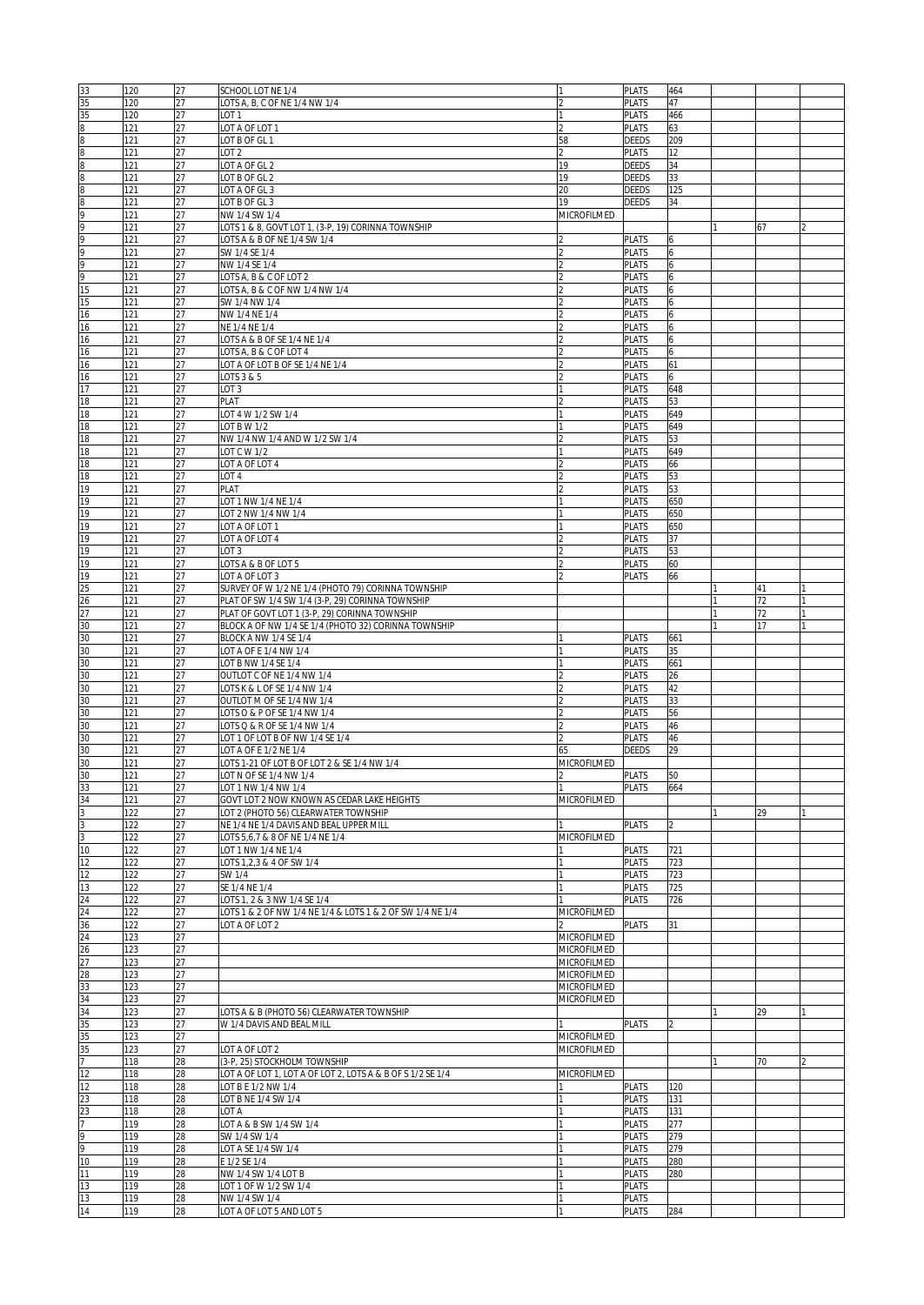| | | | | | | | | | |
|---|---|---|---|---|---|---|---|---|---|
| 33 | 120 | 27 | SCHOOL LOT NE 1/4 | 1 | PLATS | 464 | | | |
| 35 | 120 | 27 | LOTS A, B, C OF NE 1/4 NW 1/4 | 2 | PLATS | 47 | | | |
| 35 | 120 | 27 | LOT 1 | 1 | PLATS | 466 | | | |
| 8 | 121 | 27 | LOT A OF LOT 1 | 2 | PLATS | 63 | | | |
| 8 | 121 | 27 | LOT B OF GL 1 | 58 | DEEDS | 209 | | | |
| 8 | 121 | 27 | LOT 2 | 2 | PLATS | 12 | | | |
| 8 | 121 | 27 | LOT A OF GL 2 | 19 | DEEDS | 34 | | | |
| 8 | 121 | 27 | LOT B OF GL 2 | 19 | DEEDS | 33 | | | |
| 8 | 121 | 27 | LOT A OF GL 3 | 20 | DEEDS | 125 | | | |
| 8 | 121 | 27 | LOT B OF GL 3 | 19 | DEEDS | 34 | | | |
| 9 | 121 | 27 | NW 1/4 SW 1/4 | MICROFILMED | | | | | |
| 9 | 121 | 27 | LOTS 1 & 8, GOVT LOT 1, (3-P, 19) CORINNA TOWNSHIP | | | | 1 | 67 | 2 |
| 9 | 121 | 27 | LOTS A & B OF NE 1/4 SW 1/4 | 2 | PLATS | 6 | | | |
| 9 | 121 | 27 | SW 1/4 SE 1/4 | 2 | PLATS | 6 | | | |
| 9 | 121 | 27 | NW 1/4 SE 1/4 | 2 | PLATS | 6 | | | |
| 9 | 121 | 27 | LOTS A, B & C OF LOT 2 | 2 | PLATS | 6 | | | |
| 15 | 121 | 27 | LOTS A, B & C OF NW 1/4 NW 1/4 | 2 | PLATS | 6 | | | |
| 15 | 121 | 27 | SW 1/4 NW 1/4 | 2 | PLATS | 6 | | | |
| 16 | 121 | 27 | NW 1/4 NE 1/4 | 2 | PLATS | 6 | | | |
| 16 | 121 | 27 | NE 1/4 NE 1/4 | 2 | PLATS | 6 | | | |
| 16 | 121 | 27 | LOTS A & B OF SE 1/4 NE 1/4 | 2 | PLATS | 6 | | | |
| 16 | 121 | 27 | LOTS A, B & C OF LOT 4 | 2 | PLATS | 6 | | | |
| 16 | 121 | 27 | LOT A OF LOT B OF SE 1/4 NE 1/4 | 2 | PLATS | 61 | | | |
| 16 | 121 | 27 | LOTS 3 & 5 | 2 | PLATS | 6 | | | |
| 17 | 121 | 27 | LOT 3 | 1 | PLATS | 648 | | | |
| 18 | 121 | 27 | PLAT | 2 | PLATS | 53 | | | |
| 18 | 121 | 27 | LOT 4 W 1/2 SW 1/4 | 1 | PLATS | 649 | | | |
| 18 | 121 | 27 | LOT B W 1/2 | 1 | PLATS | 649 | | | |
| 18 | 121 | 27 | NW 1/4 NW 1/4 AND W 1/2 SW 1/4 | 2 | PLATS | 53 | | | |
| 18 | 121 | 27 | LOT C W 1/2 | 1 | PLATS | 649 | | | |
| 18 | 121 | 27 | LOT A OF LOT 4 | 2 | PLATS | 66 | | | |
| 18 | 121 | 27 | LOT 4 | 2 | PLATS | 53 | | | |
| 19 | 121 | 27 | PLAT | 2 | PLATS | 53 | | | |
| 19 | 121 | 27 | LOT 1 NW 1/4 NE 1/4 | 1 | PLATS | 650 | | | |
| 19 | 121 | 27 | LOT 2 NW 1/4 NW 1/4 | 1 | PLATS | 650 | | | |
| 19 | 121 | 27 | LOT A OF LOT 1 | 1 | PLATS | 650 | | | |
| 19 | 121 | 27 | LOT A OF LOT 4 | 2 | PLATS | 37 | | | |
| 19 | 121 | 27 | LOT 3 | 2 | PLATS | 53 | | | |
| 19 | 121 | 27 | LOTS A & B OF LOT 5 | 2 | PLATS | 60 | | | |
| 19 | 121 | 27 | LOT A OF LOT 3 | 2 | PLATS | 66 | | | |
| 25 | 121 | 27 | SURVEY OF W 1/2 NE 1/4 (PHOTO 79) CORINNA TOWNSHIP | | | | 1 | 41 | 1 |
| 26 | 121 | 27 | PLAT OF SW 1/4 SW 1/4 (3-P, 29) CORINNA TOWNSHIP | | | | 1 | 72 | 1 |
| 27 | 121 | 27 | PLAT OF GOVT LOT 1 (3-P, 29) CORINNA TOWNSHIP | | | | 1 | 72 | 1 |
| 30 | 121 | 27 | BLOCK A OF NW 1/4 SE 1/4 (PHOTO 32) CORINNA TOWNSHIP | | | | 1 | 17 | 1 |
| 30 | 121 | 27 | BLOCK A NW 1/4 SE 1/4 | 1 | PLATS | 661 | | | |
| 30 | 121 | 27 | LOT A OF E 1/4 NW 1/4 | 1 | PLATS | 35 | | | |
| 30 | 121 | 27 | LOT B NW 1/4 SE 1/4 | 1 | PLATS | 661 | | | |
| 30 | 121 | 27 | OUTLOT C OF NE 1/4 NW 1/4 | 2 | PLATS | 26 | | | |
| 30 | 121 | 27 | LOTS K & L OF SE 1/4 NW 1/4 | 2 | PLATS | 42 | | | |
| 30 | 121 | 27 | OUTLOT M OF SE 1/4 NW 1/4 | 2 | PLATS | 33 | | | |
| 30 | 121 | 27 | LOTS O & P OF SE 1/4 NW 1/4 | 2 | PLATS | 56 | | | |
| 30 | 121 | 27 | LOTS Q & R OF SE 1/4 NW 1/4 | 2 | PLATS | 46 | | | |
| 30 | 121 | 27 | LOT 1 OF LOT B OF NW 1/4 SE 1/4 | 2 | PLATS | 46 | | | |
| 30 | 121 | 27 | LOT A OF E 1/2 NE 1/4 | 65 | DEEDS | 29 | | | |
| 30 | 121 | 27 | LOTS 1-21 OF LOT B OF LOT 2 & SE 1/4 NW 1/4 | MICROFILMED | | | | | |
| 30 | 121 | 27 | LOT N OF SE 1/4 NW 1/4 | 2 | PLATS | 50 | | | |
| 33 | 121 | 27 | LOT 1 NW 1/4 NW 1/4 | 1 | PLATS | 664 | | | |
| 34 | 121 | 27 | GOVT LOT 2 NOW KNOWN AS CEDAR LAKE HEIGHTS | MICROFILMED | | | | | |
| 3 | 122 | 27 | LOT 2 (PHOTO 56) CLEARWATER TOWNSHIP | | | | 1 | 29 | 1 |
| 3 | 122 | 27 | NE 1/4 NE 1/4 DAVIS AND BEAL UPPER MILL | 1 | PLATS | 2 | | | |
| 3 | 122 | 27 | LOTS 5,6,7 & 8 OF NE 1/4 NE 1/4 | MICROFILMED | | | | | |
| 10 | 122 | 27 | LOT 1 NW 1/4 NE 1/4 | 1 | PLATS | 721 | | | |
| 12 | 122 | 27 | LOTS 1,2,3 & 4 OF SW 1/4 | 1 | PLATS | 723 | | | |
| 12 | 122 | 27 | SW 1/4 | 1 | PLATS | 723 | | | |
| 13 | 122 | 27 | SE 1/4 NE 1/4 | 1 | PLATS | 725 | | | |
| 24 | 122 | 27 | LOTS 1, 2 & 3 NW 1/4 SE 1/4 | 1 | PLATS | 726 | | | |
| 24 | 122 | 27 | LOTS 1 & 2 OF NW 1/4 NE 1/4 & LOTS 1 & 2 OF SW 1/4 NE 1/4 | MICROFILMED | | | | | |
| 36 | 122 | 27 | LOT A OF LOT 2 | 2 | PLATS | 31 | | | |
| 24 | 123 | 27 | | MICROFILMED | | | | | |
| 26 | 123 | 27 | | MICROFILMED | | | | | |
| 27 | 123 | 27 | | MICROFILMED | | | | | |
| 28 | 123 | 27 | | MICROFILMED | | | | | |
| 33 | 123 | 27 | | MICROFILMED | | | | | |
| 34 | 123 | 27 | | MICROFILMED | | | | | |
| 34 | 123 | 27 | LOTS A & B (PHOTO 56) CLEARWATER TOWNSHIP | | | | 1 | 29 | 1 |
| 35 | 123 | 27 | W 1/4 DAVIS AND BEAL MILL | 1 | PLATS | 2 | | | |
| 35 | 123 | 27 | | MICROFILMED | | | | | |
| 35 | 123 | 27 | LOT A OF LOT 2 | MICROFILMED | | | | | |
| 7 | 118 | 28 | (3-P, 25) STOCKHOLM TOWNSHIP | | | | 1 | 70 | 2 |
| 12 | 118 | 28 | LOT A OF LOT 1, LOT A OF LOT 2, LOTS A & B OF S 1/2 SE 1/4 | MICROFILMED | | | | | |
| 12 | 118 | 28 | LOT B E 1/2 NW 1/4 | 1 | PLATS | 120 | | | |
| 23 | 118 | 28 | LOT B NE 1/4 SW 1/4 | 1 | PLATS | 131 | | | |
| 23 | 118 | 28 | LOT A | 1 | PLATS | 131 | | | |
| 7 | 119 | 28 | LOT A & B SW 1/4 SW 1/4 | 1 | PLATS | 277 | | | |
| 9 | 119 | 28 | SW 1/4 SW 1/4 | 1 | PLATS | 279 | | | |
| 9 | 119 | 28 | LOT A SE 1/4 SW 1/4 | 1 | PLATS | 279 | | | |
| 10 | 119 | 28 | E 1/2 SE 1/4 | 1 | PLATS | 280 | | | |
| 11 | 119 | 28 | NW 1/4 SW 1/4 LOT B | 1 | PLATS | 280 | | | |
| 13 | 119 | 28 | LOT 1 OF W 1/2 SW 1/4 | 1 | PLATS | | | | |
| 13 | 119 | 28 | NW 1/4 SW 1/4 | 1 | PLATS | | | | |
| 14 | 119 | 28 | LOT A OF LOT 5 AND LOT 5 | 1 | PLATS | 284 | | | |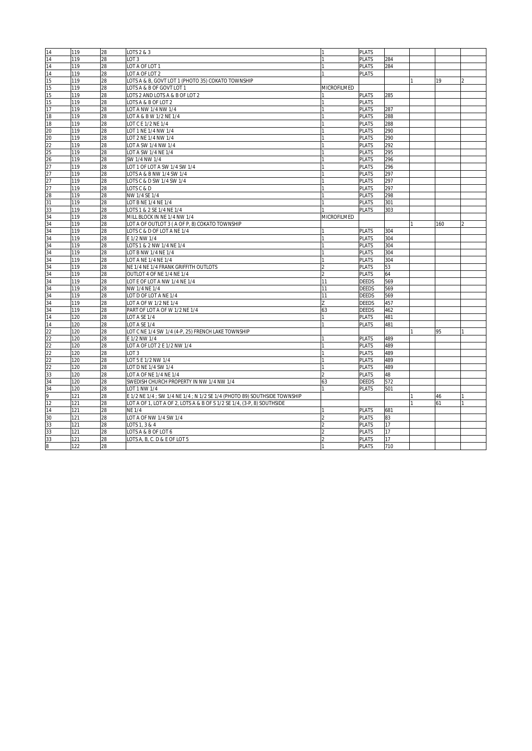| | | | | | | | | | |
|---|---|---|---|---|---|---|---|---|---|
| 14 | 119 | 28 | LOTS 2 & 3 | 1 | PLATS | | | | |
| 14 | 119 | 28 | LOT 3 | 1 | PLATS | 284 | | | |
| 14 | 119 | 28 | LOT A OF LOT 1 | 1 | PLATS | 284 | | | |
| 14 | 119 | 28 | LOT A OF LOT 2 | 1 | PLATS | | | | |
| 15 | 119 | 28 | LOTS A & B, GOVT LOT 1 (PHOTO 35) COKATO TOWNSHIP | | | | 1 | 19 | 2 |
| 15 | 119 | 28 | LOTS A & B OF GOVT LOT 1 | MICROFILMED | | | | | |
| 15 | 119 | 28 | LOTS 2 AND LOTS A & B OF LOT 2 | 1 | PLATS | 285 | | | |
| 15 | 119 | 28 | LOTS A & B OF LOT 2 | 1 | PLATS | | | | |
| 17 | 119 | 28 | LOT A NW 1/4 NW 1/4 | 1 | PLATS | 287 | | | |
| 18 | 119 | 28 | LOT A & B W 1/2 NE 1/4 | 1 | PLATS | 288 | | | |
| 18 | 119 | 28 | LOT C E 1/2 NE 1/4 | 1 | PLATS | 288 | | | |
| 20 | 119 | 28 | LOT 1 NE 1/4 NW 1/4 | 1 | PLATS | 290 | | | |
| 20 | 119 | 28 | LOT 2 NE 1/4 NW 1/4 | 1 | PLATS | 290 | | | |
| 22 | 119 | 28 | LOT A SW 1/4 NW 1/4 | 1 | PLATS | 292 | | | |
| 25 | 119 | 28 | LOT A SW 1/4 NE 1/4 | 1 | PLATS | 295 | | | |
| 26 | 119 | 28 | SW 1/4 NW 1/4 | 1 | PLATS | 296 | | | |
| 27 | 119 | 28 | LOT 1 OF LOT A SW 1/4 SW 1/4 | 1 | PLATS | 296 | | | |
| 27 | 119 | 28 | LOTS A & B NW 1/4 SW 1/4 | 1 | PLATS | 297 | | | |
| 27 | 119 | 28 | LOTS C & D SW 1/4 SW 1/4 | 1 | PLATS | 297 | | | |
| 27 | 119 | 28 | LOTS C & D | 1 | PLATS | 297 | | | |
| 28 | 119 | 28 | NW 1/4 SE 1/4 | 1 | PLATS | 298 | | | |
| 31 | 119 | 28 | LOT B NE 1/4 NE 1/4 | 1 | PLATS | 301 | | | |
| 33 | 119 | 28 | LOTS 1 & 2 SE 1/4 NE 1/4 | 1 | PLATS | 303 | | | |
| 34 | 119 | 28 | MILL BLOCK IN NE 1/4 NW 1/4 | MICROFILMED | | | | | |
| 34 | 119 | 28 | LOT A OF OUTLOT 3 ( A OF P, 8) COKATO TOWNSHIP | | | | 1 | 160 | 2 |
| 34 | 119 | 28 | LOTS C & D OF LOT A NE 1/4 | 1 | PLATS | 304 | | | |
| 34 | 119 | 28 | E 1/2 NW 1/4 | 1 | PLATS | 304 | | | |
| 34 | 119 | 28 | LOTS 1 & 2 NW 1/4 NE 1/4 | 1 | PLATS | 304 | | | |
| 34 | 119 | 28 | LOT B NW 1/4 NE 1/4 | 1 | PLATS | 304 | | | |
| 34 | 119 | 28 | LOT A NE 1/4 NE 1/4 | 1 | PLATS | 304 | | | |
| 34 | 119 | 28 | NE 1/4 NE 1/4 FRANK GRIFFITH OUTLOTS | 2 | PLATS | 53 | | | |
| 34 | 119 | 28 | OUTLOT 4 OF NE 1/4 NE 1/4 | 2 | PLATS | 64 | | | |
| 34 | 119 | 28 | LOT E OF LOT A NW 1/4 NE 1/4 | 11 | DEEDS | 569 | | | |
| 34 | 119 | 28 | NW 1/4 NE 1/4 | 11 | DEEDS | 569 | | | |
| 34 | 119 | 28 | LOT D OF LOT A NE 1/4 | 11 | DEEDS | 569 | | | |
| 34 | 119 | 28 | LOT A OF W 1/2 NE 1/4 | Z | DEEDS | 457 | | | |
| 34 | 119 | 28 | PART OF LOT A OF W 1/2 NE 1/4 | 63 | DEEDS | 462 | | | |
| 14 | 120 | 28 | LOT A SE 1/4 | 1 | PLATS | 481 | | | |
| 14 | 120 | 28 | LOT A SE 1/4 | 1 | PLATS | 481 | | | |
| 22 | 120 | 28 | LOT C NE 1/4 SW 1/4 (4-P, 25) FRENCH LAKE TOWNSHIP | | | | 1 | 95 | 1 |
| 22 | 120 | 28 | E 1/2 NW 1/4 | 1 | PLATS | 489 | | | |
| 22 | 120 | 28 | LOT A OF LOT 2 E 1/2 NW 1/4 | 1 | PLATS | 489 | | | |
| 22 | 120 | 28 | LOT 3 | 1 | PLATS | 489 | | | |
| 22 | 120 | 28 | LOT 5 E 1/2 NW 1/4 | 1 | PLATS | 489 | | | |
| 22 | 120 | 28 | LOT D NE 1/4 SW 1/4 | 1 | PLATS | 489 | | | |
| 33 | 120 | 28 | LOT A OF NE 1/4 NE 1/4 | 2 | PLATS | 48 | | | |
| 34 | 120 | 28 | SWEDISH CHURCH PROPERTY IN NW 1/4 NW 1/4 | 63 | DEEDS | 572 | | | |
| 34 | 120 | 28 | LOT 1 NW 1/4 | 1 | PLATS | 501 | | | |
| 9 | 121 | 28 | E 1/2 NE 1/4 ; SW 1/4 NE 1/4 ; N 1/2 SE 1/4 (PHOTO 89) SOUTHSIDE TOWNSHIP | | | | 1 | 46 | 1 |
| 12 | 121 | 28 | LOT A OF 1, LOT A OF 2, LOTS A & B OF S 1/2 SE 1/4, (3-P, 8) SOUTHSIDE | | | | 1 | 61 | 1 |
| 14 | 121 | 28 | NE 1/4 | 1 | PLATS | 681 | | | |
| 30 | 121 | 28 | LOT A OF NW 1/4 SW 1/4 | 2 | PLATS | 83 | | | |
| 33 | 121 | 28 | LOTS 1, 3 & 4 | 2 | PLATS | 17 | | | |
| 33 | 121 | 28 | LOTS A & B OF LOT 6 | 2 | PLATS | 17 | | | |
| 33 | 121 | 28 | LOTS A, B, C. D & E OF LOT 5 | 2 | PLATS | 17 | | | |
| 8 | 122 | 28 | | 1 | PLATS | 710 | | | |